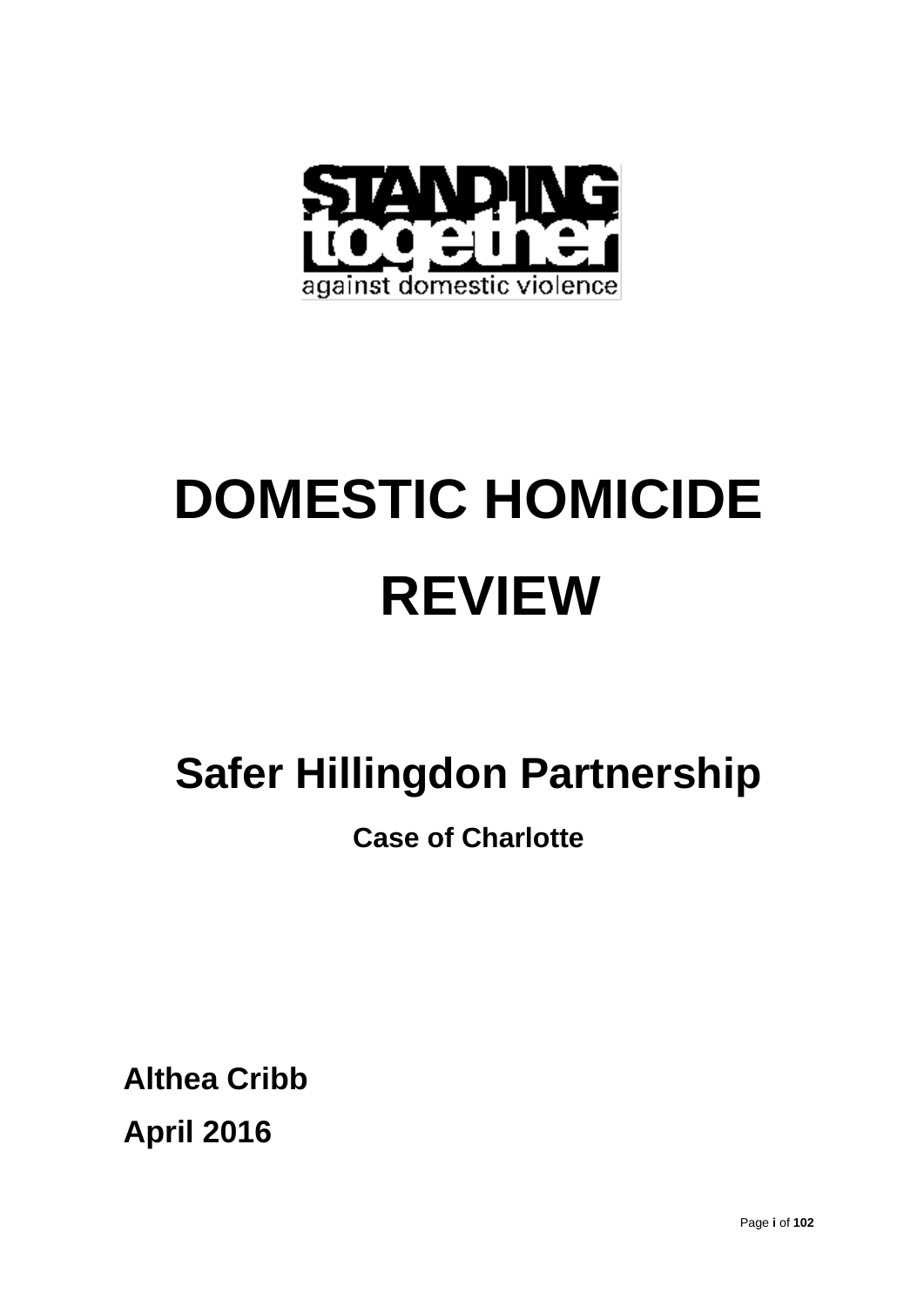STANDING together

against domestic violence

# DOMESTIC HOMICIDE REVIEW

## Safer Hillingdon Partnership

### Case of Charlotte

**Althea Cribb**

**April 2016**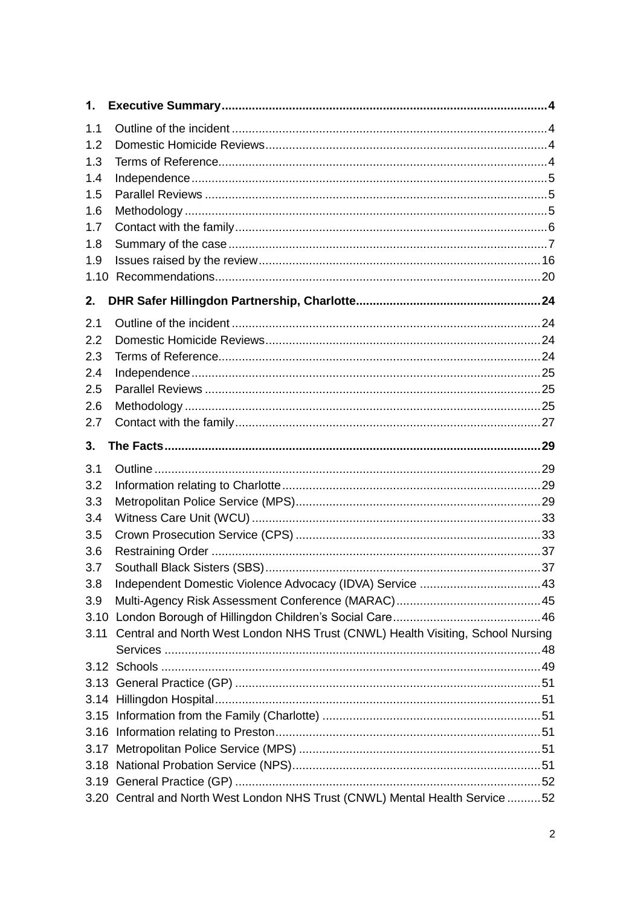**1. Executive Summary** .......... 4

1.1 Outline of the incident .......... 4
1.2 Domestic Homicide Reviews .......... 4
1.3 Terms of Reference .......... 4
1.4 Independence .......... 5
1.5 Parallel Reviews .......... 5
1.6 Methodology .......... 5
1.7 Contact with the family .......... 6
1.8 Summary of the case .......... 7
1.9 Issues raised by the review .......... 16
1.10 Recommendations .......... 20

**2. DHR Safer Hillingdon Partnership, Charlotte** .......... 24

2.1 Outline of the incident .......... 24
2.2 Domestic Homicide Reviews .......... 24
2.3 Terms of Reference .......... 24
2.4 Independence .......... 25
2.5 Parallel Reviews .......... 25
2.6 Methodology .......... 25
2.7 Contact with the family .......... 27

**3. The Facts** .......... 29

3.1 Outline .......... 29
3.2 Information relating to Charlotte .......... 29
3.3 Metropolitan Police Service (MPS) .......... 29
3.4 Witness Care Unit (WCU) .......... 33
3.5 Crown Prosecution Service (CPS) .......... 33
3.6 Restraining Order .......... 37
3.7 Southall Black Sisters (SBS) .......... 37
3.8 Independent Domestic Violence Advocacy (IDVA) Service .......... 43
3.9 Multi-Agency Risk Assessment Conference (MARAC) .......... 45
3.10 London Borough of Hillingdon Children's Social Care .......... 46
3.11 Central and North West London NHS Trust (CNWL) Health Visiting, School Nursing Services .......... 48
3.12 Schools .......... 49
3.13 General Practice (GP) .......... 51
3.14 Hillingdon Hospital .......... 51
3.15 Information from the Family (Charlotte) .......... 51
3.16 Information relating to Preston .......... 51
3.17 Metropolitan Police Service (MPS) .......... 51
3.18 National Probation Service (NPS) .......... 51
3.19 General Practice (GP) .......... 52
3.20 Central and North West London NHS Trust (CNWL) Mental Health Service .......... 52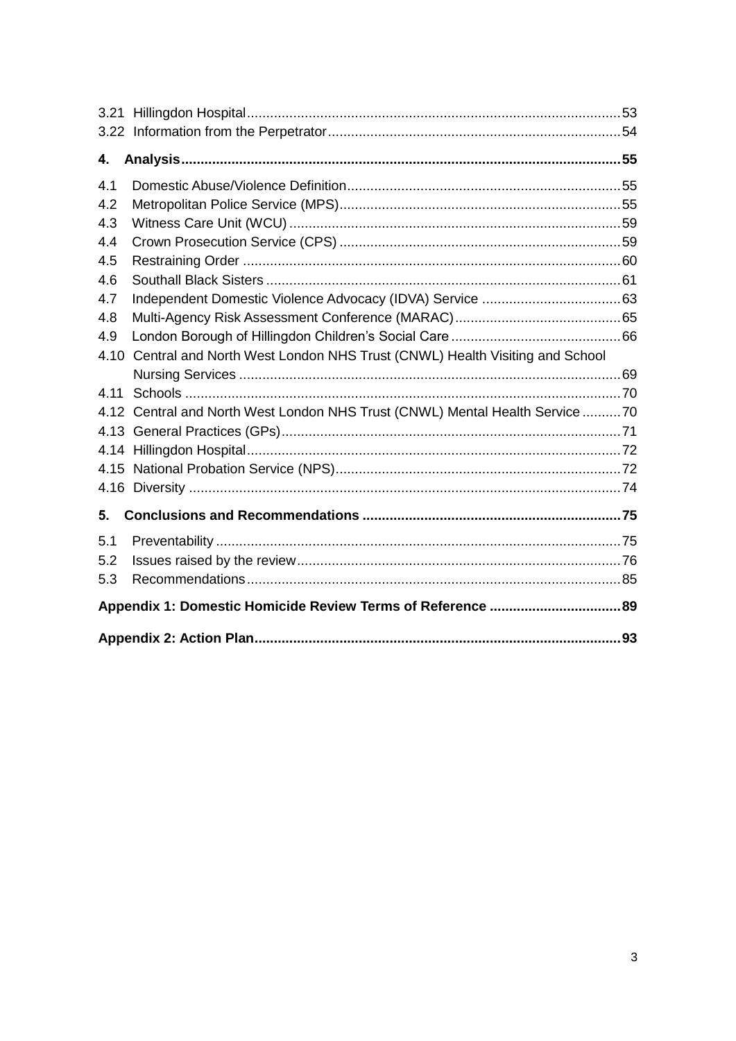3.21 Hillingdon Hospital ..... 53
3.22 Information from the Perpetrator ..... 54

**4. Analysis ..... 55**

4.1 Domestic Abuse/Violence Definition ..... 55
4.2 Metropolitan Police Service (MPS) ..... 55
4.3 Witness Care Unit (WCU) ..... 59
4.4 Crown Prosecution Service (CPS) ..... 59
4.5 Restraining Order ..... 60
4.6 Southall Black Sisters ..... 61
4.7 Independent Domestic Violence Advocacy (IDVA) Service ..... 63
4.8 Multi-Agency Risk Assessment Conference (MARAC) ..... 65
4.9 London Borough of Hillingdon Children's Social Care ..... 66
4.10 Central and North West London NHS Trust (CNWL) Health Visiting and School Nursing Services ..... 69
4.11 Schools ..... 70
4.12 Central and North West London NHS Trust (CNWL) Mental Health Service ..... 70
4.13 General Practices (GPs) ..... 71
4.14 Hillingdon Hospital ..... 72
4.15 National Probation Service (NPS) ..... 72
4.16 Diversity ..... 74

**5. Conclusions and Recommendations ..... 75**

5.1 Preventability ..... 75
5.2 Issues raised by the review ..... 76
5.3 Recommendations ..... 85

**Appendix 1: Domestic Homicide Review Terms of Reference ..... 89**

**Appendix 2: Action Plan ..... 93**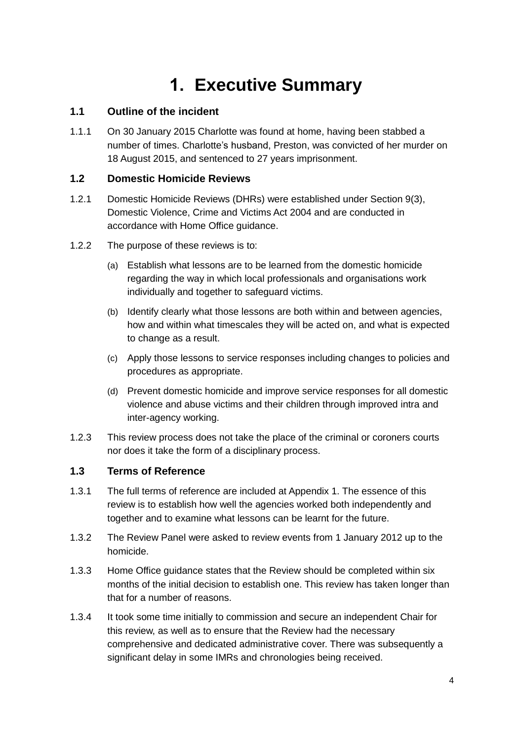# 1. Executive Summary

## 1.1 Outline of the incident

1.1.1 On 30 January 2015 Charlotte was found at home, having been stabbed a number of times. Charlotte's husband, Preston, was convicted of her murder on 18 August 2015, and sentenced to 27 years imprisonment.

## 1.2 Domestic Homicide Reviews

1.2.1 Domestic Homicide Reviews (DHRs) were established under Section 9(3), Domestic Violence, Crime and Victims Act 2004 and are conducted in accordance with Home Office guidance.

1.2.2 The purpose of these reviews is to:

(a) Establish what lessons are to be learned from the domestic homicide regarding the way in which local professionals and organisations work individually and together to safeguard victims.

(b) Identify clearly what those lessons are both within and between agencies, how and within what timescales they will be acted on, and what is expected to change as a result.

(c) Apply those lessons to service responses including changes to policies and procedures as appropriate.

(d) Prevent domestic homicide and improve service responses for all domestic violence and abuse victims and their children through improved intra and inter-agency working.

1.2.3 This review process does not take the place of the criminal or coroners courts nor does it take the form of a disciplinary process.

## 1.3 Terms of Reference

1.3.1 The full terms of reference are included at Appendix 1. The essence of this review is to establish how well the agencies worked both independently and together and to examine what lessons can be learnt for the future.

1.3.2 The Review Panel were asked to review events from 1 January 2012 up to the homicide.

1.3.3 Home Office guidance states that the Review should be completed within six months of the initial decision to establish one. This review has taken longer than that for a number of reasons.

1.3.4 It took some time initially to commission and secure an independent Chair for this review, as well as to ensure that the Review had the necessary comprehensive and dedicated administrative cover. There was subsequently a significant delay in some IMRs and chronologies being received.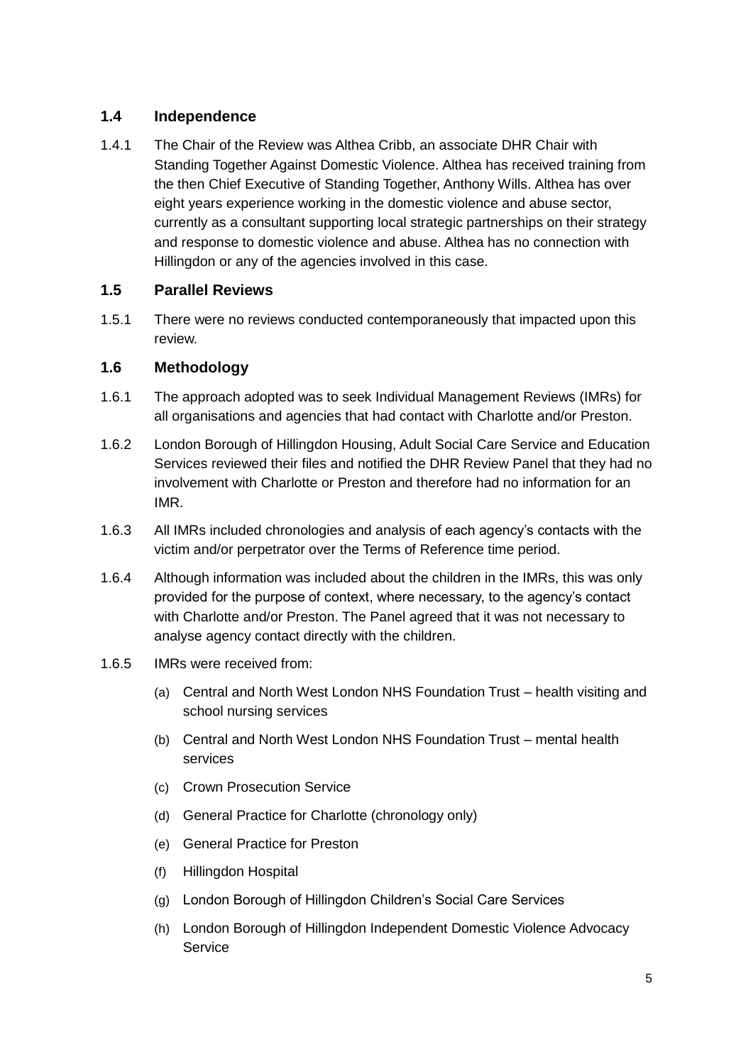## 1.4 Independence

1.4.1 The Chair of the Review was Althea Cribb, an associate DHR Chair with Standing Together Against Domestic Violence. Althea has received training from the then Chief Executive of Standing Together, Anthony Wills. Althea has over eight years experience working in the domestic violence and abuse sector, currently as a consultant supporting local strategic partnerships on their strategy and response to domestic violence and abuse. Althea has no connection with Hillingdon or any of the agencies involved in this case.

## 1.5 Parallel Reviews

1.5.1 There were no reviews conducted contemporaneously that impacted upon this review.

## 1.6 Methodology

1.6.1 The approach adopted was to seek Individual Management Reviews (IMRs) for all organisations and agencies that had contact with Charlotte and/or Preston.

1.6.2 London Borough of Hillingdon Housing, Adult Social Care Service and Education Services reviewed their files and notified the DHR Review Panel that they had no involvement with Charlotte or Preston and therefore had no information for an IMR.

1.6.3 All IMRs included chronologies and analysis of each agency's contacts with the victim and/or perpetrator over the Terms of Reference time period.

1.6.4 Although information was included about the children in the IMRs, this was only provided for the purpose of context, where necessary, to the agency's contact with Charlotte and/or Preston. The Panel agreed that it was not necessary to analyse agency contact directly with the children.

1.6.5 IMRs were received from:

(a) Central and North West London NHS Foundation Trust – health visiting and school nursing services

(b) Central and North West London NHS Foundation Trust – mental health services

(c) Crown Prosecution Service

(d) General Practice for Charlotte (chronology only)

(e) General Practice for Preston

(f) Hillingdon Hospital

(g) London Borough of Hillingdon Children's Social Care Services

(h) London Borough of Hillingdon Independent Domestic Violence Advocacy Service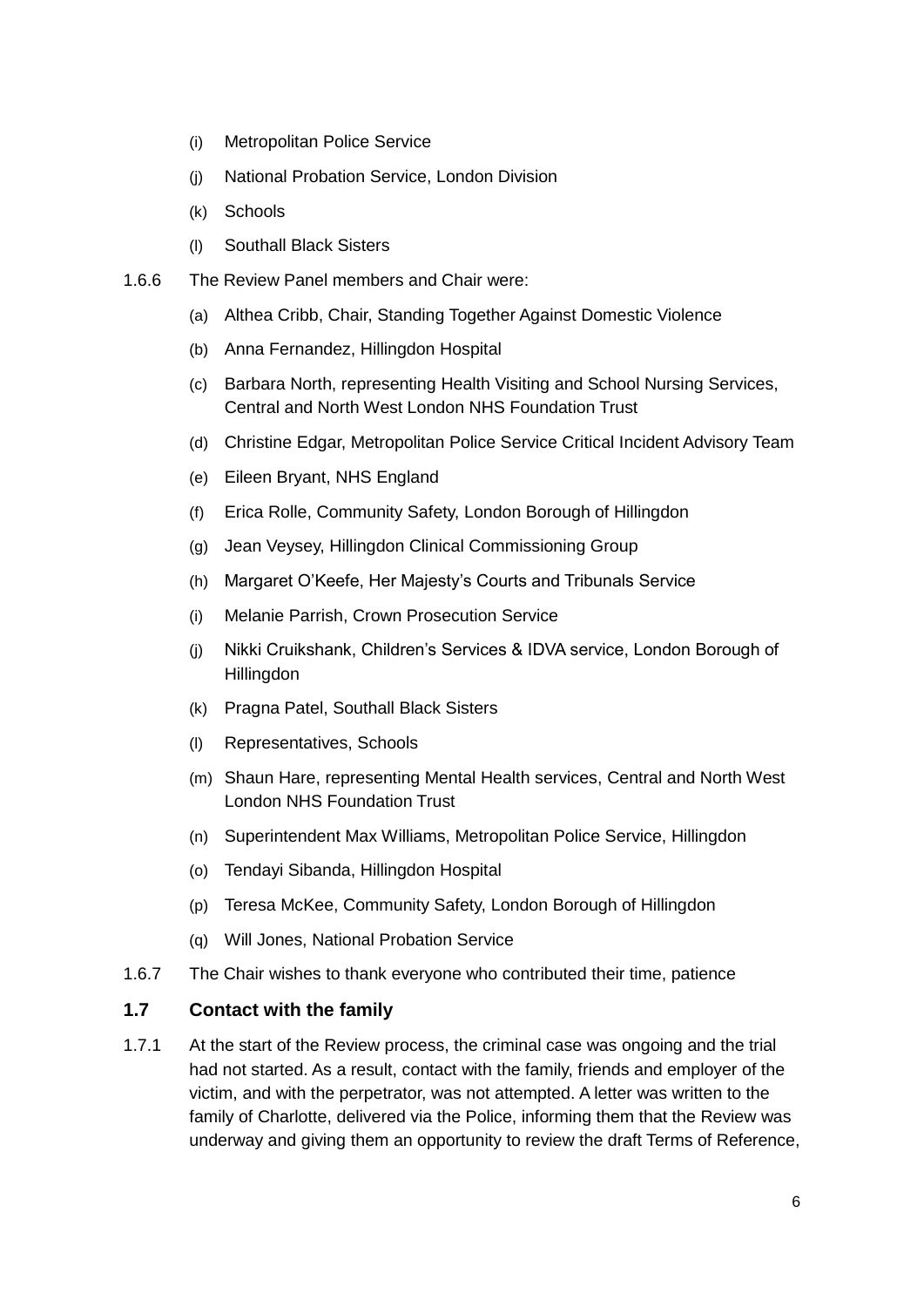(i) Metropolitan Police Service

(j) National Probation Service, London Division

(k) Schools

(l) Southall Black Sisters

1.6.6 The Review Panel members and Chair were:

(a) Althea Cribb, Chair, Standing Together Against Domestic Violence

(b) Anna Fernandez, Hillingdon Hospital

(c) Barbara North, representing Health Visiting and School Nursing Services, Central and North West London NHS Foundation Trust

(d) Christine Edgar, Metropolitan Police Service Critical Incident Advisory Team

(e) Eileen Bryant, NHS England

(f) Erica Rolle, Community Safety, London Borough of Hillingdon

(g) Jean Veysey, Hillingdon Clinical Commissioning Group

(h) Margaret O'Keefe, Her Majesty's Courts and Tribunals Service

(i) Melanie Parrish, Crown Prosecution Service

(j) Nikki Cruikshank, Children's Services & IDVA service, London Borough of Hillingdon

(k) Pragna Patel, Southall Black Sisters

(l) Representatives, Schools

(m) Shaun Hare, representing Mental Health services, Central and North West London NHS Foundation Trust

(n) Superintendent Max Williams, Metropolitan Police Service, Hillingdon

(o) Tendayi Sibanda, Hillingdon Hospital

(p) Teresa McKee, Community Safety, London Borough of Hillingdon

(q) Will Jones, National Probation Service

1.6.7 The Chair wishes to thank everyone who contributed their time, patience

### 1.7 Contact with the family

1.7.1 At the start of the Review process, the criminal case was ongoing and the trial had not started. As a result, contact with the family, friends and employer of the victim, and with the perpetrator, was not attempted. A letter was written to the family of Charlotte, delivered via the Police, informing them that the Review was underway and giving them an opportunity to review the draft Terms of Reference,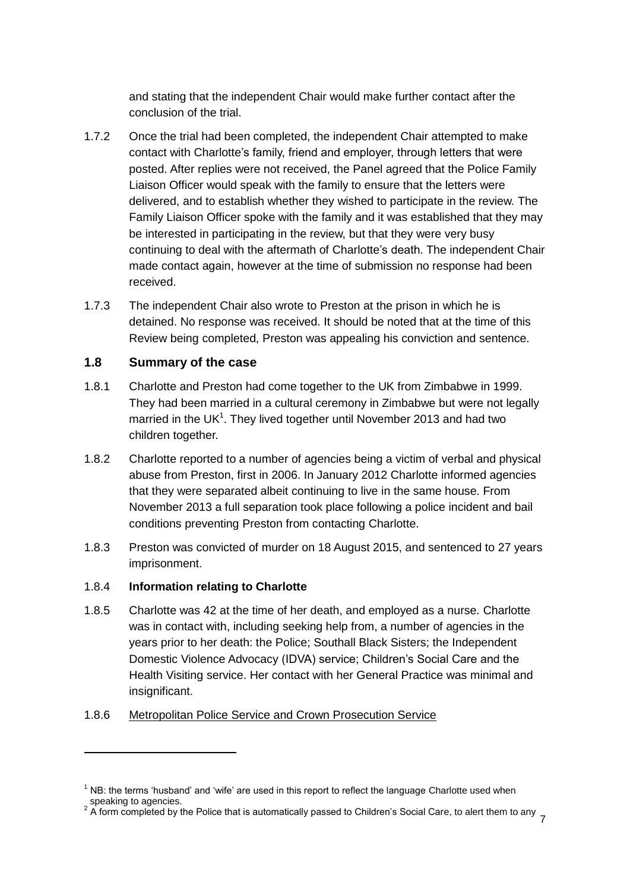and stating that the independent Chair would make further contact after the conclusion of the trial.

1.7.2 Once the trial had been completed, the independent Chair attempted to make contact with Charlotte's family, friend and employer, through letters that were posted. After replies were not received, the Panel agreed that the Police Family Liaison Officer would speak with the family to ensure that the letters were delivered, and to establish whether they wished to participate in the review. The Family Liaison Officer spoke with the family and it was established that they may be interested in participating in the review, but that they were very busy continuing to deal with the aftermath of Charlotte's death. The independent Chair made contact again, however at the time of submission no response had been received.

1.7.3 The independent Chair also wrote to Preston at the prison in which he is detained. No response was received. It should be noted that at the time of this Review being completed, Preston was appealing his conviction and sentence.

## 1.8 Summary of the case

1.8.1 Charlotte and Preston had come together to the UK from Zimbabwe in 1999. They had been married in a cultural ceremony in Zimbabwe but were not legally married in the UK[1]. They lived together until November 2013 and had two children together.

1.8.2 Charlotte reported to a number of agencies being a victim of verbal and physical abuse from Preston, first in 2006. In January 2012 Charlotte informed agencies that they were separated albeit continuing to live in the same house. From November 2013 a full separation took place following a police incident and bail conditions preventing Preston from contacting Charlotte.

1.8.3 Preston was convicted of murder on 18 August 2015, and sentenced to 27 years imprisonment.

1.8.4 **Information relating to Charlotte**

1.8.5 Charlotte was 42 at the time of her death, and employed as a nurse. Charlotte was in contact with, including seeking help from, a number of agencies in the years prior to her death: the Police; Southall Black Sisters; the Independent Domestic Violence Advocacy (IDVA) service; Children's Social Care and the Health Visiting service. Her contact with her General Practice was minimal and insignificant.

1.8.6 Metropolitan Police Service and Crown Prosecution Service

---

[1] NB: the terms 'husband' and 'wife' are used in this report to reflect the language Charlotte used when speaking to agencies.

[2] A form completed by the Police that is automatically passed to Children's Social Care, to alert them to any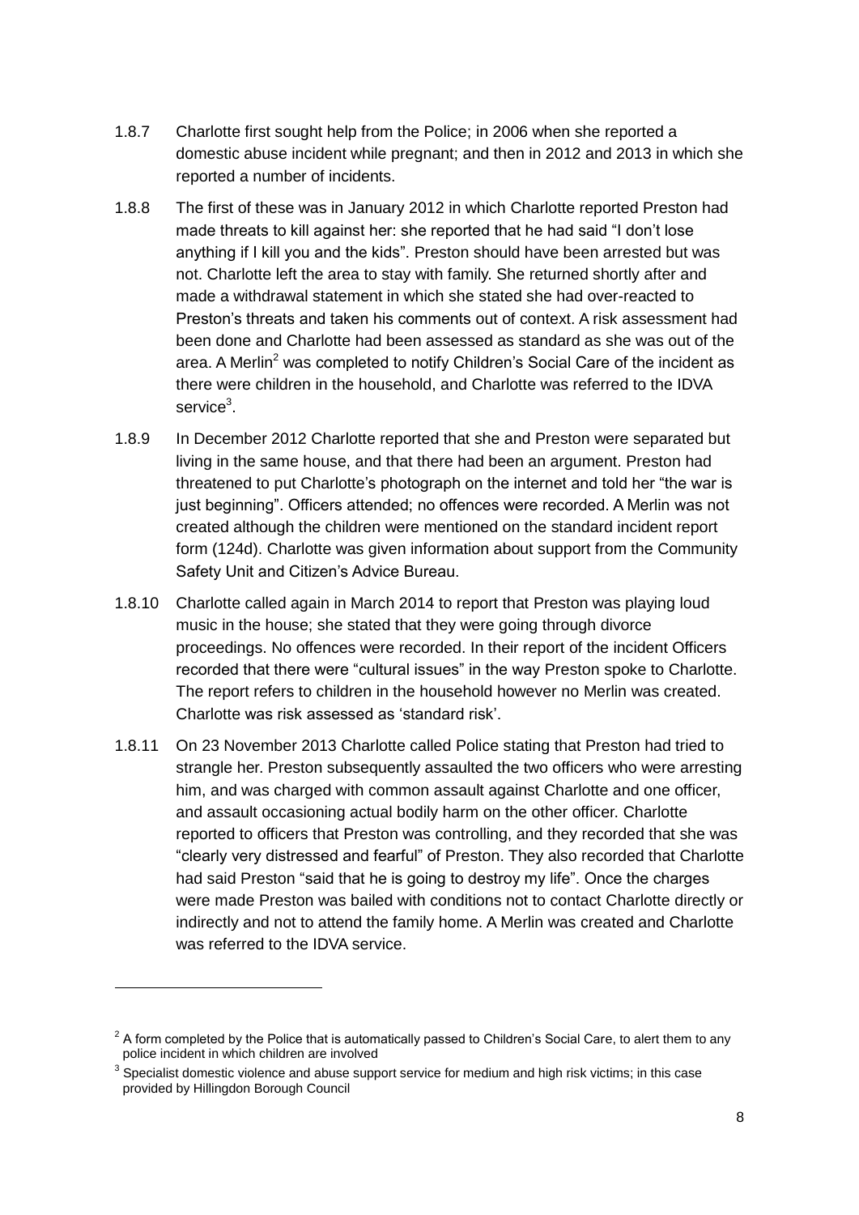1.8.7 Charlotte first sought help from the Police; in 2006 when she reported a domestic abuse incident while pregnant; and then in 2012 and 2013 in which she reported a number of incidents.

1.8.8 The first of these was in January 2012 in which Charlotte reported Preston had made threats to kill against her: she reported that he had said "I don't lose anything if I kill you and the kids". Preston should have been arrested but was not. Charlotte left the area to stay with family. She returned shortly after and made a withdrawal statement in which she stated she had over-reacted to Preston's threats and taken his comments out of context. A risk assessment had been done and Charlotte had been assessed as standard as she was out of the area. A Merlin[2] was completed to notify Children's Social Care of the incident as there were children in the household, and Charlotte was referred to the IDVA service[3].

1.8.9 In December 2012 Charlotte reported that she and Preston were separated but living in the same house, and that there had been an argument. Preston had threatened to put Charlotte's photograph on the internet and told her "the war is just beginning". Officers attended; no offences were recorded. A Merlin was not created although the children were mentioned on the standard incident report form (124d). Charlotte was given information about support from the Community Safety Unit and Citizen's Advice Bureau.

1.8.10 Charlotte called again in March 2014 to report that Preston was playing loud music in the house; she stated that they were going through divorce proceedings. No offences were recorded. In their report of the incident Officers recorded that there were "cultural issues" in the way Preston spoke to Charlotte. The report refers to children in the household however no Merlin was created. Charlotte was risk assessed as 'standard risk'.

1.8.11 On 23 November 2013 Charlotte called Police stating that Preston had tried to strangle her. Preston subsequently assaulted the two officers who were arresting him, and was charged with common assault against Charlotte and one officer, and assault occasioning actual bodily harm on the other officer. Charlotte reported to officers that Preston was controlling, and they recorded that she was "clearly very distressed and fearful" of Preston. They also recorded that Charlotte had said Preston "said that he is going to destroy my life". Once the charges were made Preston was bailed with conditions not to contact Charlotte directly or indirectly and not to attend the family home. A Merlin was created and Charlotte was referred to the IDVA service.

---

[2] A form completed by the Police that is automatically passed to Children's Social Care, to alert them to any police incident in which children are involved

[3] Specialist domestic violence and abuse support service for medium and high risk victims; in this case provided by Hillingdon Borough Council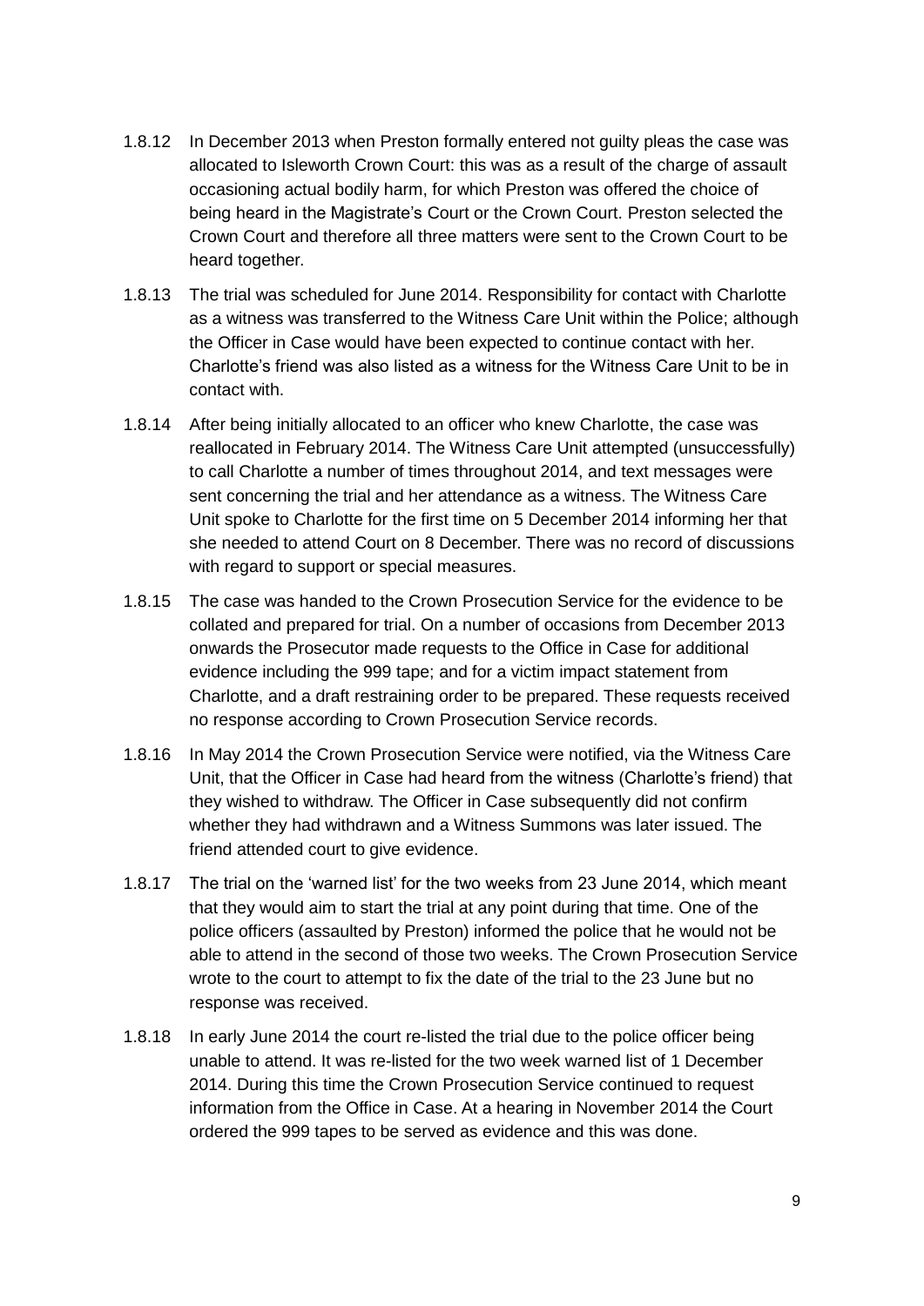1.8.12 In December 2013 when Preston formally entered not guilty pleas the case was allocated to Isleworth Crown Court: this was as a result of the charge of assault occasioning actual bodily harm, for which Preston was offered the choice of being heard in the Magistrate's Court or the Crown Court. Preston selected the Crown Court and therefore all three matters were sent to the Crown Court to be heard together.

1.8.13 The trial was scheduled for June 2014. Responsibility for contact with Charlotte as a witness was transferred to the Witness Care Unit within the Police; although the Officer in Case would have been expected to continue contact with her. Charlotte's friend was also listed as a witness for the Witness Care Unit to be in contact with.

1.8.14 After being initially allocated to an officer who knew Charlotte, the case was reallocated in February 2014. The Witness Care Unit attempted (unsuccessfully) to call Charlotte a number of times throughout 2014, and text messages were sent concerning the trial and her attendance as a witness. The Witness Care Unit spoke to Charlotte for the first time on 5 December 2014 informing her that she needed to attend Court on 8 December. There was no record of discussions with regard to support or special measures.

1.8.15 The case was handed to the Crown Prosecution Service for the evidence to be collated and prepared for trial. On a number of occasions from December 2013 onwards the Prosecutor made requests to the Office in Case for additional evidence including the 999 tape; and for a victim impact statement from Charlotte, and a draft restraining order to be prepared. These requests received no response according to Crown Prosecution Service records.

1.8.16 In May 2014 the Crown Prosecution Service were notified, via the Witness Care Unit, that the Officer in Case had heard from the witness (Charlotte's friend) that they wished to withdraw. The Officer in Case subsequently did not confirm whether they had withdrawn and a Witness Summons was later issued. The friend attended court to give evidence.

1.8.17 The trial on the 'warned list' for the two weeks from 23 June 2014, which meant that they would aim to start the trial at any point during that time. One of the police officers (assaulted by Preston) informed the police that he would not be able to attend in the second of those two weeks. The Crown Prosecution Service wrote to the court to attempt to fix the date of the trial to the 23 June but no response was received.

1.8.18 In early June 2014 the court re-listed the trial due to the police officer being unable to attend. It was re-listed for the two week warned list of 1 December 2014. During this time the Crown Prosecution Service continued to request information from the Office in Case. At a hearing in November 2014 the Court ordered the 999 tapes to be served as evidence and this was done.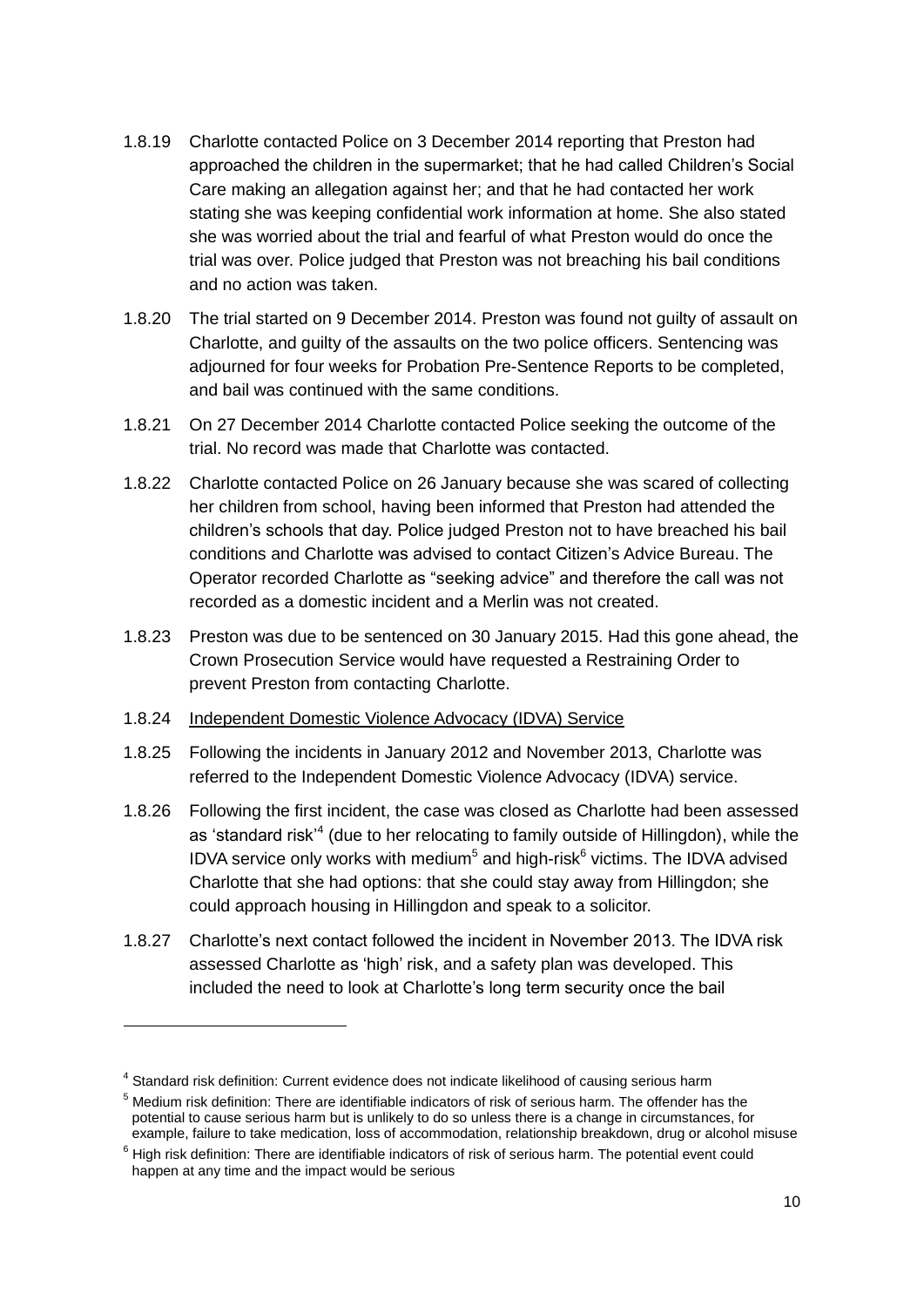1.8.19 Charlotte contacted Police on 3 December 2014 reporting that Preston had approached the children in the supermarket; that he had called Children's Social Care making an allegation against her; and that he had contacted her work stating she was keeping confidential work information at home. She also stated she was worried about the trial and fearful of what Preston would do once the trial was over. Police judged that Preston was not breaching his bail conditions and no action was taken.

1.8.20 The trial started on 9 December 2014. Preston was found not guilty of assault on Charlotte, and guilty of the assaults on the two police officers. Sentencing was adjourned for four weeks for Probation Pre-Sentence Reports to be completed, and bail was continued with the same conditions.

1.8.21 On 27 December 2014 Charlotte contacted Police seeking the outcome of the trial. No record was made that Charlotte was contacted.

1.8.22 Charlotte contacted Police on 26 January because she was scared of collecting her children from school, having been informed that Preston had attended the children's schools that day. Police judged Preston not to have breached his bail conditions and Charlotte was advised to contact Citizen's Advice Bureau. The Operator recorded Charlotte as "seeking advice" and therefore the call was not recorded as a domestic incident and a Merlin was not created.

1.8.23 Preston was due to be sentenced on 30 January 2015. Had this gone ahead, the Crown Prosecution Service would have requested a Restraining Order to prevent Preston from contacting Charlotte.

1.8.24 <u>Independent Domestic Violence Advocacy (IDVA) Service</u>

1.8.25 Following the incidents in January 2012 and November 2013, Charlotte was referred to the Independent Domestic Violence Advocacy (IDVA) service.

1.8.26 Following the first incident, the case was closed as Charlotte had been assessed as 'standard risk'[4] (due to her relocating to family outside of Hillingdon), while the IDVA service only works with medium[5] and high-risk[6] victims. The IDVA advised Charlotte that she had options: that she could stay away from Hillingdon; she could approach housing in Hillingdon and speak to a solicitor.

1.8.27 Charlotte's next contact followed the incident in November 2013. The IDVA risk assessed Charlotte as 'high' risk, and a safety plan was developed. This included the need to look at Charlotte's long term security once the bail

---

[4] Standard risk definition: Current evidence does not indicate likelihood of causing serious harm

[5] Medium risk definition: There are identifiable indicators of risk of serious harm. The offender has the potential to cause serious harm but is unlikely to do so unless there is a change in circumstances, for example, failure to take medication, loss of accommodation, relationship breakdown, drug or alcohol misuse

[6] High risk definition: There are identifiable indicators of risk of serious harm. The potential event could happen at any time and the impact would be serious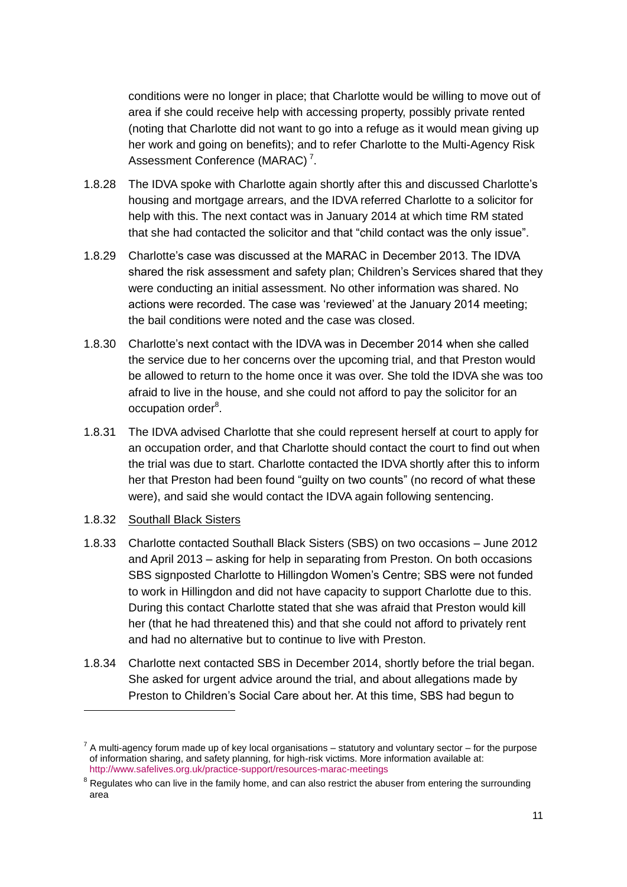conditions were no longer in place; that Charlotte would be willing to move out of area if she could receive help with accessing property, possibly private rented (noting that Charlotte did not want to go into a refuge as it would mean giving up her work and going on benefits); and to refer Charlotte to the Multi-Agency Risk Assessment Conference (MARAC) [7].

1.8.28 The IDVA spoke with Charlotte again shortly after this and discussed Charlotte's housing and mortgage arrears, and the IDVA referred Charlotte to a solicitor for help with this. The next contact was in January 2014 at which time RM stated that she had contacted the solicitor and that "child contact was the only issue".

1.8.29 Charlotte's case was discussed at the MARAC in December 2013. The IDVA shared the risk assessment and safety plan; Children's Services shared that they were conducting an initial assessment. No other information was shared. No actions were recorded. The case was 'reviewed' at the January 2014 meeting; the bail conditions were noted and the case was closed.

1.8.30 Charlotte's next contact with the IDVA was in December 2014 when she called the service due to her concerns over the upcoming trial, and that Preston would be allowed to return to the home once it was over. She told the IDVA she was too afraid to live in the house, and she could not afford to pay the solicitor for an occupation order[8].

1.8.31 The IDVA advised Charlotte that she could represent herself at court to apply for an occupation order, and that Charlotte should contact the court to find out when the trial was due to start. Charlotte contacted the IDVA shortly after this to inform her that Preston had been found "guilty on two counts" (no record of what these were), and said she would contact the IDVA again following sentencing.

1.8.32 Southall Black Sisters

1.8.33 Charlotte contacted Southall Black Sisters (SBS) on two occasions – June 2012 and April 2013 – asking for help in separating from Preston. On both occasions SBS signposted Charlotte to Hillingdon Women's Centre; SBS were not funded to work in Hillingdon and did not have capacity to support Charlotte due to this. During this contact Charlotte stated that she was afraid that Preston would kill her (that he had threatened this) and that she could not afford to privately rent and had no alternative but to continue to live with Preston.

1.8.34 Charlotte next contacted SBS in December 2014, shortly before the trial began. She asked for urgent advice around the trial, and about allegations made by Preston to Children's Social Care about her. At this time, SBS had begun to

---

[7] A multi-agency forum made up of key local organisations – statutory and voluntary sector – for the purpose of information sharing, and safety planning, for high-risk victims. More information available at: http://www.safelives.org.uk/practice-support/resources-marac-meetings

[8] Regulates who can live in the family home, and can also restrict the abuser from entering the surrounding area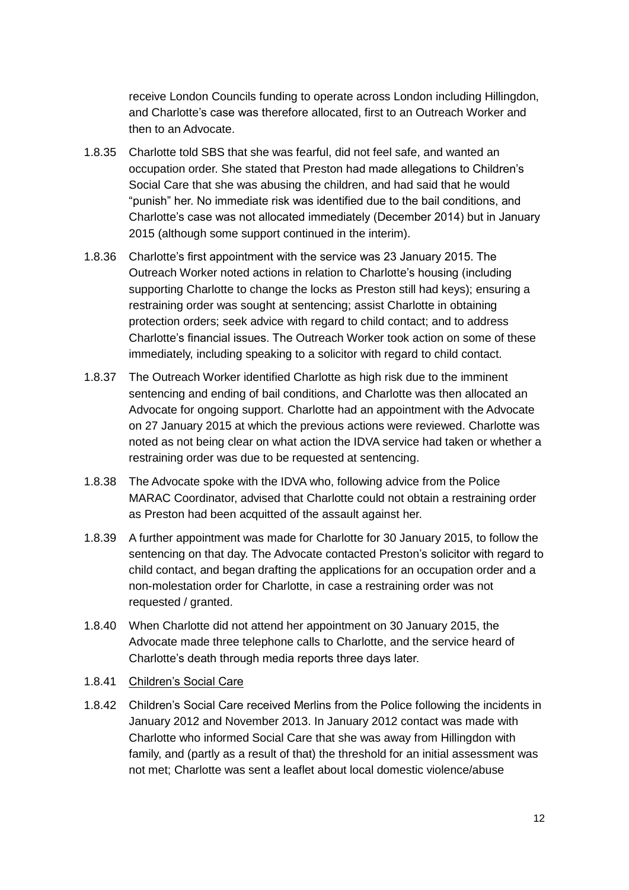receive London Councils funding to operate across London including Hillingdon, and Charlotte's case was therefore allocated, first to an Outreach Worker and then to an Advocate.

1.8.35 Charlotte told SBS that she was fearful, did not feel safe, and wanted an occupation order. She stated that Preston had made allegations to Children's Social Care that she was abusing the children, and had said that he would "punish" her. No immediate risk was identified due to the bail conditions, and Charlotte's case was not allocated immediately (December 2014) but in January 2015 (although some support continued in the interim).

1.8.36 Charlotte's first appointment with the service was 23 January 2015. The Outreach Worker noted actions in relation to Charlotte's housing (including supporting Charlotte to change the locks as Preston still had keys); ensuring a restraining order was sought at sentencing; assist Charlotte in obtaining protection orders; seek advice with regard to child contact; and to address Charlotte's financial issues. The Outreach Worker took action on some of these immediately, including speaking to a solicitor with regard to child contact.

1.8.37 The Outreach Worker identified Charlotte as high risk due to the imminent sentencing and ending of bail conditions, and Charlotte was then allocated an Advocate for ongoing support. Charlotte had an appointment with the Advocate on 27 January 2015 at which the previous actions were reviewed. Charlotte was noted as not being clear on what action the IDVA service had taken or whether a restraining order was due to be requested at sentencing.

1.8.38 The Advocate spoke with the IDVA who, following advice from the Police MARAC Coordinator, advised that Charlotte could not obtain a restraining order as Preston had been acquitted of the assault against her.

1.8.39 A further appointment was made for Charlotte for 30 January 2015, to follow the sentencing on that day. The Advocate contacted Preston's solicitor with regard to child contact, and began drafting the applications for an occupation order and a non-molestation order for Charlotte, in case a restraining order was not requested / granted.

1.8.40 When Charlotte did not attend her appointment on 30 January 2015, the Advocate made three telephone calls to Charlotte, and the service heard of Charlotte's death through media reports three days later.

1.8.41 Children's Social Care

1.8.42 Children's Social Care received Merlins from the Police following the incidents in January 2012 and November 2013. In January 2012 contact was made with Charlotte who informed Social Care that she was away from Hillingdon with family, and (partly as a result of that) the threshold for an initial assessment was not met; Charlotte was sent a leaflet about local domestic violence/abuse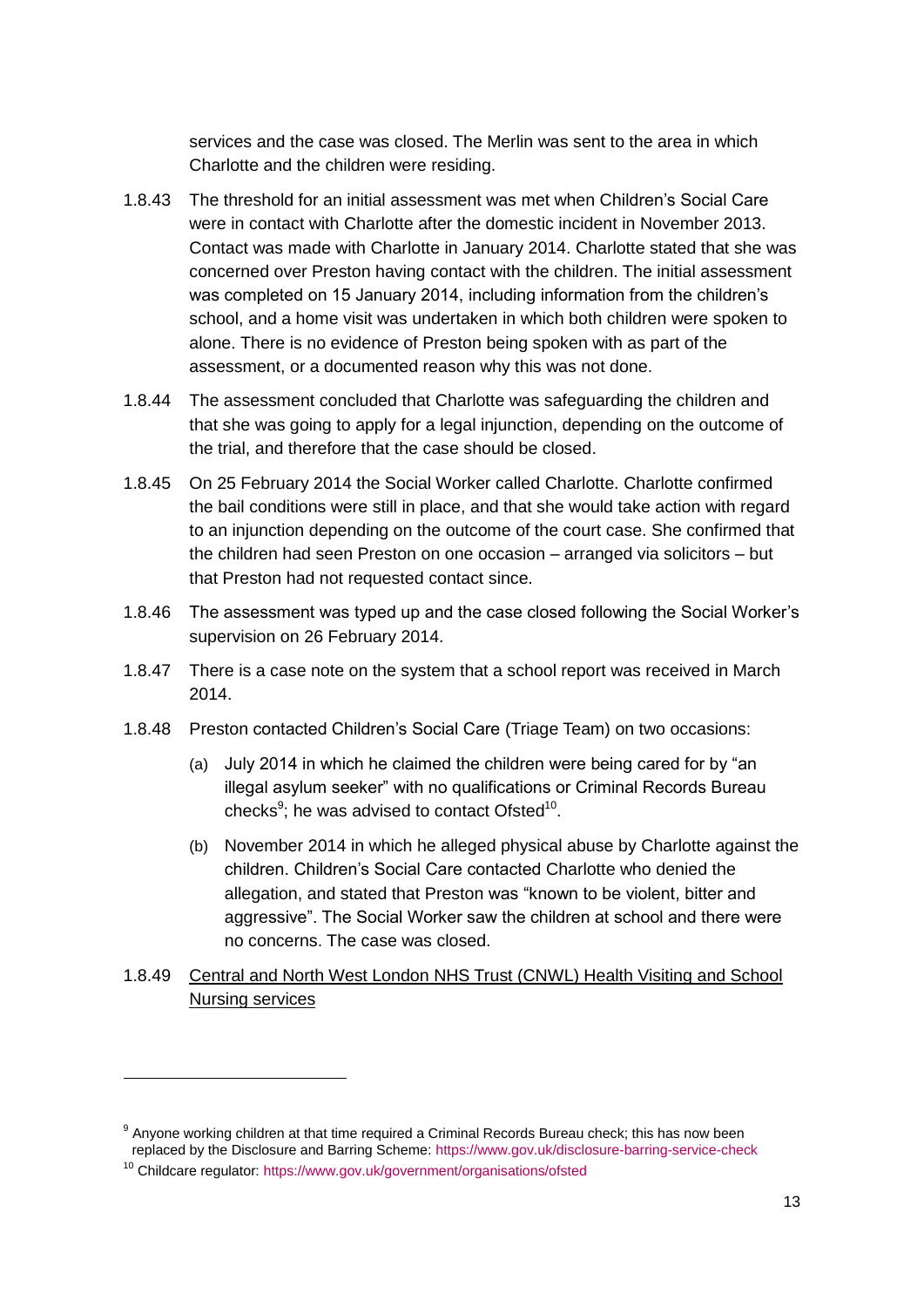services and the case was closed. The Merlin was sent to the area in which Charlotte and the children were residing.

1.8.43 The threshold for an initial assessment was met when Children's Social Care were in contact with Charlotte after the domestic incident in November 2013. Contact was made with Charlotte in January 2014. Charlotte stated that she was concerned over Preston having contact with the children. The initial assessment was completed on 15 January 2014, including information from the children's school, and a home visit was undertaken in which both children were spoken to alone. There is no evidence of Preston being spoken with as part of the assessment, or a documented reason why this was not done.

1.8.44 The assessment concluded that Charlotte was safeguarding the children and that she was going to apply for a legal injunction, depending on the outcome of the trial, and therefore that the case should be closed.

1.8.45 On 25 February 2014 the Social Worker called Charlotte. Charlotte confirmed the bail conditions were still in place, and that she would take action with regard to an injunction depending on the outcome of the court case. She confirmed that the children had seen Preston on one occasion – arranged via solicitors – but that Preston had not requested contact since.

1.8.46 The assessment was typed up and the case closed following the Social Worker's supervision on 26 February 2014.

1.8.47 There is a case note on the system that a school report was received in March 2014.

1.8.48 Preston contacted Children's Social Care (Triage Team) on two occasions:

(a) July 2014 in which he claimed the children were being cared for by "an illegal asylum seeker" with no qualifications or Criminal Records Bureau checks[9]; he was advised to contact Ofsted[10].

(b) November 2014 in which he alleged physical abuse by Charlotte against the children. Children's Social Care contacted Charlotte who denied the allegation, and stated that Preston was "known to be violent, bitter and aggressive". The Social Worker saw the children at school and there were no concerns. The case was closed.

1.8.49 <u>Central and North West London NHS Trust (CNWL) Health Visiting and School Nursing services</u>

---

[9] Anyone working children at that time required a Criminal Records Bureau check; this has now been replaced by the Disclosure and Barring Scheme: https://www.gov.uk/disclosure-barring-service-check

[10] Childcare regulator: https://www.gov.uk/government/organisations/ofsted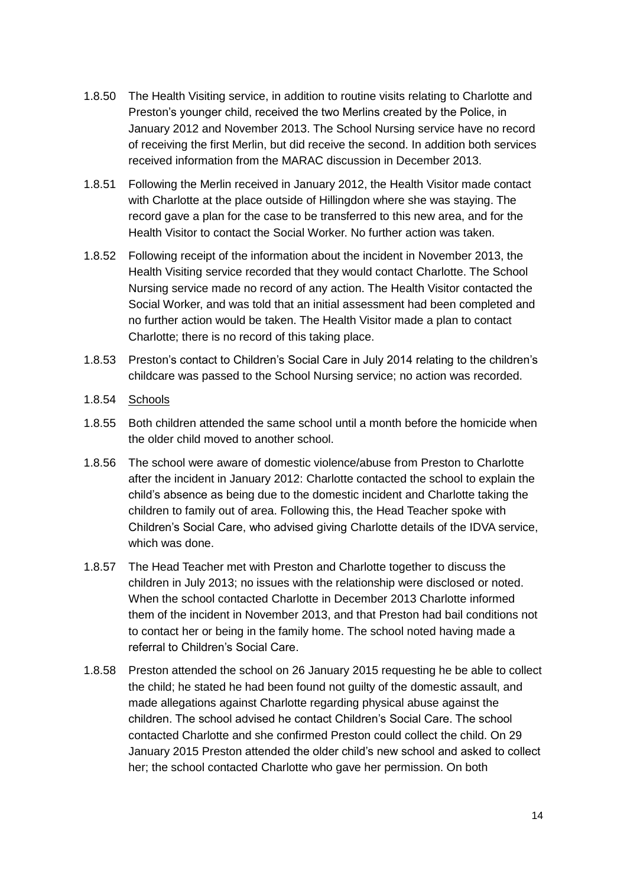1.8.50 The Health Visiting service, in addition to routine visits relating to Charlotte and Preston's younger child, received the two Merlins created by the Police, in January 2012 and November 2013. The School Nursing service have no record of receiving the first Merlin, but did receive the second. In addition both services received information from the MARAC discussion in December 2013.

1.8.51 Following the Merlin received in January 2012, the Health Visitor made contact with Charlotte at the place outside of Hillingdon where she was staying. The record gave a plan for the case to be transferred to this new area, and for the Health Visitor to contact the Social Worker. No further action was taken.

1.8.52 Following receipt of the information about the incident in November 2013, the Health Visiting service recorded that they would contact Charlotte. The School Nursing service made no record of any action. The Health Visitor contacted the Social Worker, and was told that an initial assessment had been completed and no further action would be taken. The Health Visitor made a plan to contact Charlotte; there is no record of this taking place.

1.8.53 Preston's contact to Children's Social Care in July 2014 relating to the children's childcare was passed to the School Nursing service; no action was recorded.

1.8.54 <u>Schools</u>

1.8.55 Both children attended the same school until a month before the homicide when the older child moved to another school.

1.8.56 The school were aware of domestic violence/abuse from Preston to Charlotte after the incident in January 2012: Charlotte contacted the school to explain the child's absence as being due to the domestic incident and Charlotte taking the children to family out of area. Following this, the Head Teacher spoke with Children's Social Care, who advised giving Charlotte details of the IDVA service, which was done.

1.8.57 The Head Teacher met with Preston and Charlotte together to discuss the children in July 2013; no issues with the relationship were disclosed or noted. When the school contacted Charlotte in December 2013 Charlotte informed them of the incident in November 2013, and that Preston had bail conditions not to contact her or being in the family home. The school noted having made a referral to Children's Social Care.

1.8.58 Preston attended the school on 26 January 2015 requesting he be able to collect the child; he stated he had been found not guilty of the domestic assault, and made allegations against Charlotte regarding physical abuse against the children. The school advised he contact Children's Social Care. The school contacted Charlotte and she confirmed Preston could collect the child. On 29 January 2015 Preston attended the older child's new school and asked to collect her; the school contacted Charlotte who gave her permission. On both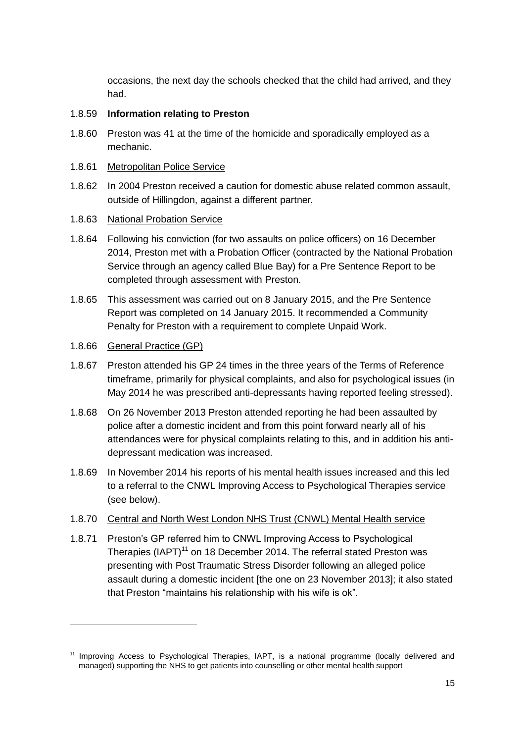occasions, the next day the schools checked that the child had arrived, and they had.

1.8.59 **Information relating to Preston**

1.8.60 Preston was 41 at the time of the homicide and sporadically employed as a mechanic.

1.8.61 Metropolitan Police Service

1.8.62 In 2004 Preston received a caution for domestic abuse related common assault, outside of Hillingdon, against a different partner.

1.8.63 National Probation Service

1.8.64 Following his conviction (for two assaults on police officers) on 16 December 2014, Preston met with a Probation Officer (contracted by the National Probation Service through an agency called Blue Bay) for a Pre Sentence Report to be completed through assessment with Preston.

1.8.65 This assessment was carried out on 8 January 2015, and the Pre Sentence Report was completed on 14 January 2015. It recommended a Community Penalty for Preston with a requirement to complete Unpaid Work.

1.8.66 General Practice (GP)

1.8.67 Preston attended his GP 24 times in the three years of the Terms of Reference timeframe, primarily for physical complaints, and also for psychological issues (in May 2014 he was prescribed anti-depressants having reported feeling stressed).

1.8.68 On 26 November 2013 Preston attended reporting he had been assaulted by police after a domestic incident and from this point forward nearly all of his attendances were for physical complaints relating to this, and in addition his anti-depressant medication was increased.

1.8.69 In November 2014 his reports of his mental health issues increased and this led to a referral to the CNWL Improving Access to Psychological Therapies service (see below).

1.8.70 Central and North West London NHS Trust (CNWL) Mental Health service

1.8.71 Preston's GP referred him to CNWL Improving Access to Psychological Therapies (IAPT)[11] on 18 December 2014. The referral stated Preston was presenting with Post Traumatic Stress Disorder following an alleged police assault during a domestic incident [the one on 23 November 2013]; it also stated that Preston "maintains his relationship with his wife is ok".

---

[11] Improving Access to Psychological Therapies, IAPT, is a national programme (locally delivered and managed) supporting the NHS to get patients into counselling or other mental health support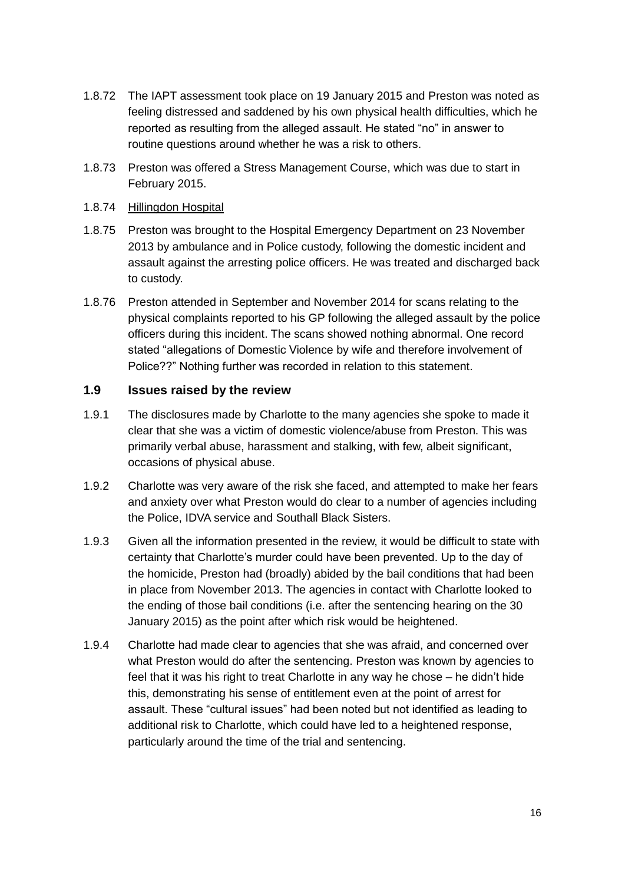1.8.72 The IAPT assessment took place on 19 January 2015 and Preston was noted as feeling distressed and saddened by his own physical health difficulties, which he reported as resulting from the alleged assault. He stated “no” in answer to routine questions around whether he was a risk to others.

1.8.73 Preston was offered a Stress Management Course, which was due to start in February 2015.

1.8.74 Hillingdon Hospital

1.8.75 Preston was brought to the Hospital Emergency Department on 23 November 2013 by ambulance and in Police custody, following the domestic incident and assault against the arresting police officers. He was treated and discharged back to custody.

1.8.76 Preston attended in September and November 2014 for scans relating to the physical complaints reported to his GP following the alleged assault by the police officers during this incident. The scans showed nothing abnormal. One record stated “allegations of Domestic Violence by wife and therefore involvement of Police??” Nothing further was recorded in relation to this statement.

## 1.9 Issues raised by the review

1.9.1 The disclosures made by Charlotte to the many agencies she spoke to made it clear that she was a victim of domestic violence/abuse from Preston. This was primarily verbal abuse, harassment and stalking, with few, albeit significant, occasions of physical abuse.

1.9.2 Charlotte was very aware of the risk she faced, and attempted to make her fears and anxiety over what Preston would do clear to a number of agencies including the Police, IDVA service and Southall Black Sisters.

1.9.3 Given all the information presented in the review, it would be difficult to state with certainty that Charlotte’s murder could have been prevented. Up to the day of the homicide, Preston had (broadly) abided by the bail conditions that had been in place from November 2013. The agencies in contact with Charlotte looked to the ending of those bail conditions (i.e. after the sentencing hearing on the 30 January 2015) as the point after which risk would be heightened.

1.9.4 Charlotte had made clear to agencies that she was afraid, and concerned over what Preston would do after the sentencing. Preston was known by agencies to feel that it was his right to treat Charlotte in any way he chose – he didn’t hide this, demonstrating his sense of entitlement even at the point of arrest for assault. These “cultural issues” had been noted but not identified as leading to additional risk to Charlotte, which could have led to a heightened response, particularly around the time of the trial and sentencing.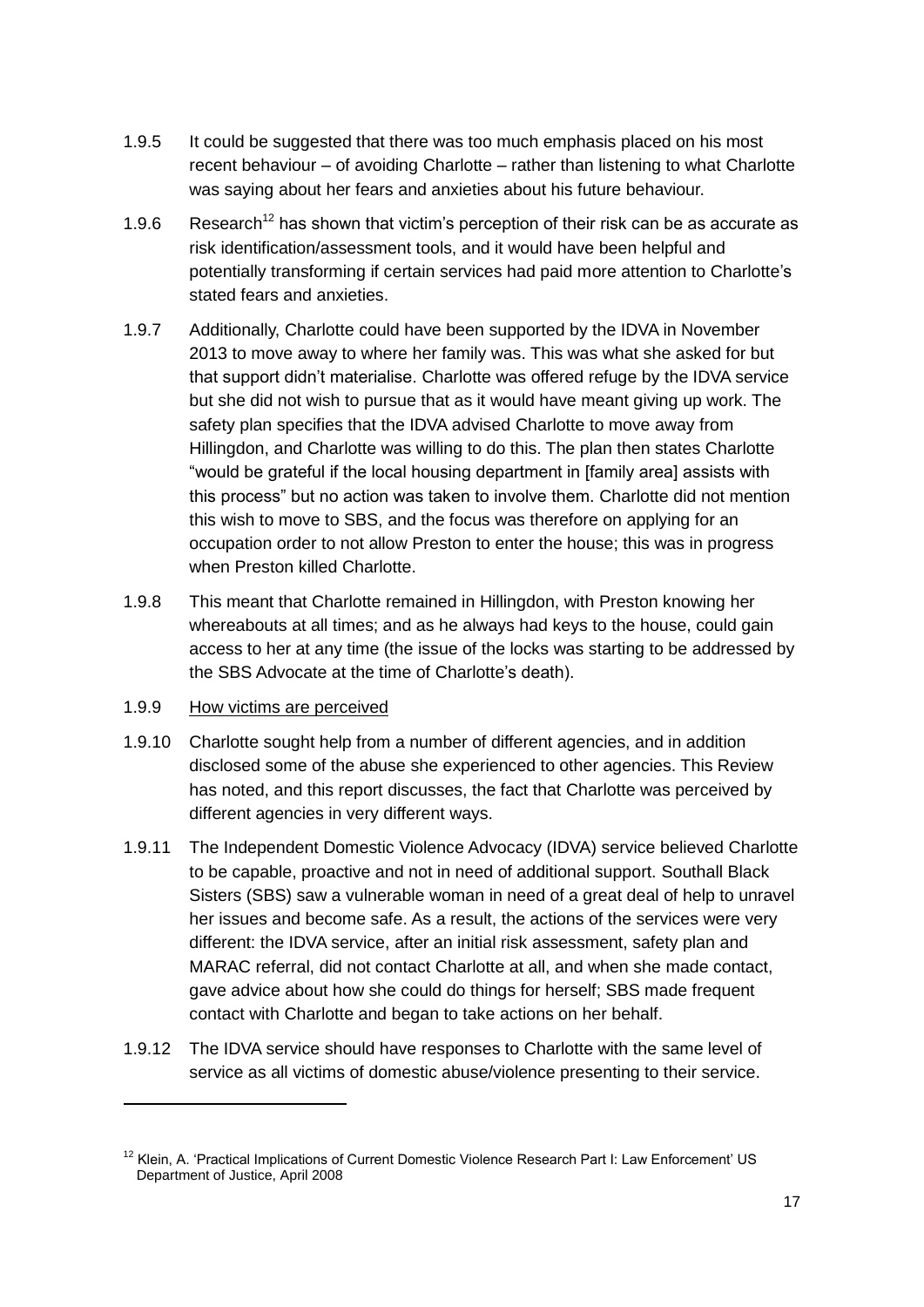1.9.5 It could be suggested that there was too much emphasis placed on his most recent behaviour – of avoiding Charlotte – rather than listening to what Charlotte was saying about her fears and anxieties about his future behaviour.

1.9.6 Research[12] has shown that victim's perception of their risk can be as accurate as risk identification/assessment tools, and it would have been helpful and potentially transforming if certain services had paid more attention to Charlotte's stated fears and anxieties.

1.9.7 Additionally, Charlotte could have been supported by the IDVA in November 2013 to move away to where her family was. This was what she asked for but that support didn't materialise. Charlotte was offered refuge by the IDVA service but she did not wish to pursue that as it would have meant giving up work. The safety plan specifies that the IDVA advised Charlotte to move away from Hillingdon, and Charlotte was willing to do this. The plan then states Charlotte "would be grateful if the local housing department in [family area] assists with this process" but no action was taken to involve them. Charlotte did not mention this wish to move to SBS, and the focus was therefore on applying for an occupation order to not allow Preston to enter the house; this was in progress when Preston killed Charlotte.

1.9.8 This meant that Charlotte remained in Hillingdon, with Preston knowing her whereabouts at all times; and as he always had keys to the house, could gain access to her at any time (the issue of the locks was starting to be addressed by the SBS Advocate at the time of Charlotte's death).

1.9.9 <u>How victims are perceived</u>

1.9.10 Charlotte sought help from a number of different agencies, and in addition disclosed some of the abuse she experienced to other agencies. This Review has noted, and this report discusses, the fact that Charlotte was perceived by different agencies in very different ways.

1.9.11 The Independent Domestic Violence Advocacy (IDVA) service believed Charlotte to be capable, proactive and not in need of additional support. Southall Black Sisters (SBS) saw a vulnerable woman in need of a great deal of help to unravel her issues and become safe. As a result, the actions of the services were very different: the IDVA service, after an initial risk assessment, safety plan and MARAC referral, did not contact Charlotte at all, and when she made contact, gave advice about how she could do things for herself; SBS made frequent contact with Charlotte and began to take actions on her behalf.

1.9.12 The IDVA service should have responses to Charlotte with the same level of service as all victims of domestic abuse/violence presenting to their service.

---

[12] Klein, A. 'Practical Implications of Current Domestic Violence Research Part I: Law Enforcement' US Department of Justice, April 2008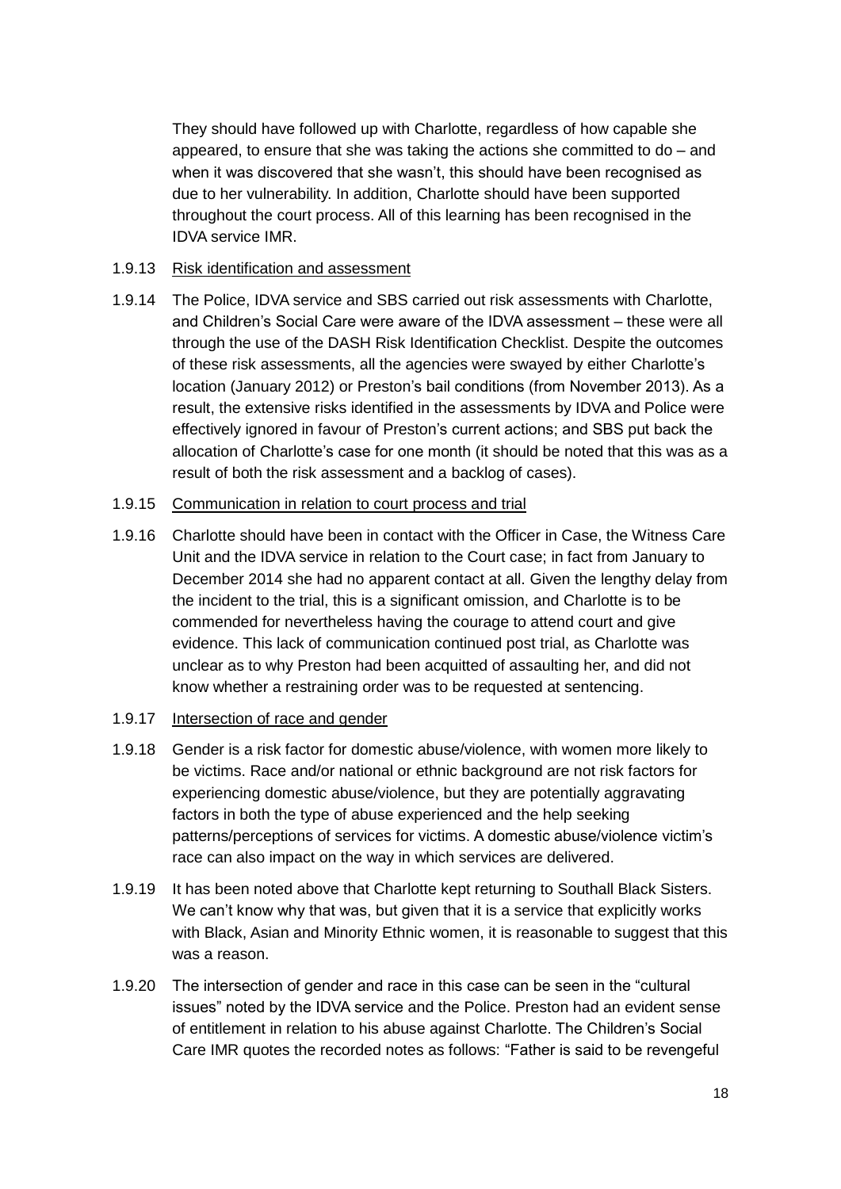They should have followed up with Charlotte, regardless of how capable she appeared, to ensure that she was taking the actions she committed to do – and when it was discovered that she wasn't, this should have been recognised as due to her vulnerability. In addition, Charlotte should have been supported throughout the court process. All of this learning has been recognised in the IDVA service IMR.

1.9.13 Risk identification and assessment

1.9.14 The Police, IDVA service and SBS carried out risk assessments with Charlotte, and Children's Social Care were aware of the IDVA assessment – these were all through the use of the DASH Risk Identification Checklist. Despite the outcomes of these risk assessments, all the agencies were swayed by either Charlotte's location (January 2012) or Preston's bail conditions (from November 2013). As a result, the extensive risks identified in the assessments by IDVA and Police were effectively ignored in favour of Preston's current actions; and SBS put back the allocation of Charlotte's case for one month (it should be noted that this was as a result of both the risk assessment and a backlog of cases).

1.9.15 Communication in relation to court process and trial

1.9.16 Charlotte should have been in contact with the Officer in Case, the Witness Care Unit and the IDVA service in relation to the Court case; in fact from January to December 2014 she had no apparent contact at all. Given the lengthy delay from the incident to the trial, this is a significant omission, and Charlotte is to be commended for nevertheless having the courage to attend court and give evidence. This lack of communication continued post trial, as Charlotte was unclear as to why Preston had been acquitted of assaulting her, and did not know whether a restraining order was to be requested at sentencing.

1.9.17 Intersection of race and gender

1.9.18 Gender is a risk factor for domestic abuse/violence, with women more likely to be victims. Race and/or national or ethnic background are not risk factors for experiencing domestic abuse/violence, but they are potentially aggravating factors in both the type of abuse experienced and the help seeking patterns/perceptions of services for victims. A domestic abuse/violence victim's race can also impact on the way in which services are delivered.

1.9.19 It has been noted above that Charlotte kept returning to Southall Black Sisters. We can't know why that was, but given that it is a service that explicitly works with Black, Asian and Minority Ethnic women, it is reasonable to suggest that this was a reason.

1.9.20 The intersection of gender and race in this case can be seen in the "cultural issues" noted by the IDVA service and the Police. Preston had an evident sense of entitlement in relation to his abuse against Charlotte. The Children's Social Care IMR quotes the recorded notes as follows: "Father is said to be revengeful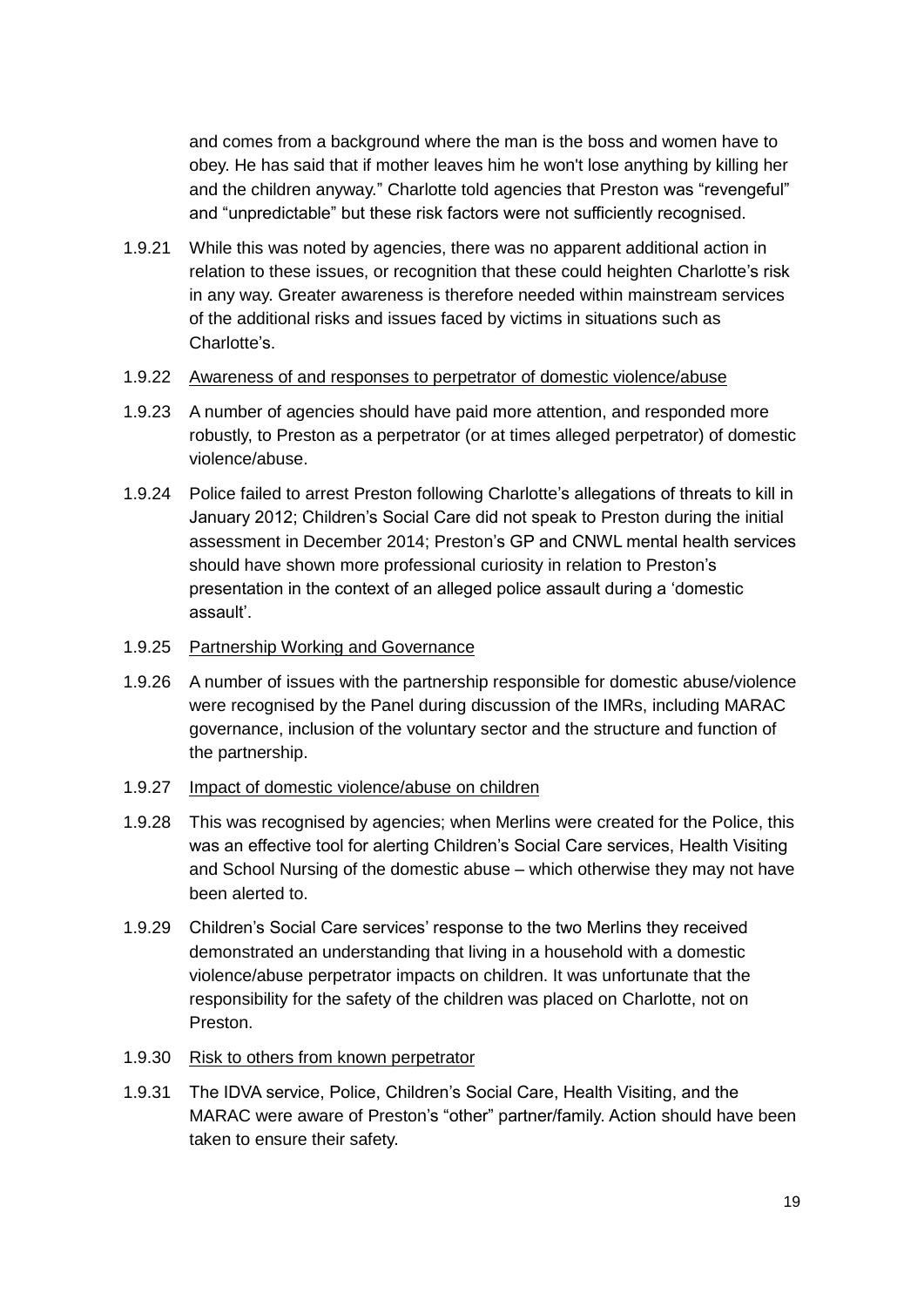and comes from a background where the man is the boss and women have to obey. He has said that if mother leaves him he won't lose anything by killing her and the children anyway." Charlotte told agencies that Preston was "revengeful" and "unpredictable" but these risk factors were not sufficiently recognised.

1.9.21 While this was noted by agencies, there was no apparent additional action in relation to these issues, or recognition that these could heighten Charlotte's risk in any way. Greater awareness is therefore needed within mainstream services of the additional risks and issues faced by victims in situations such as Charlotte's.

1.9.22 <u>Awareness of and responses to perpetrator of domestic violence/abuse</u>

1.9.23 A number of agencies should have paid more attention, and responded more robustly, to Preston as a perpetrator (or at times alleged perpetrator) of domestic violence/abuse.

1.9.24 Police failed to arrest Preston following Charlotte's allegations of threats to kill in January 2012; Children's Social Care did not speak to Preston during the initial assessment in December 2014; Preston's GP and CNWL mental health services should have shown more professional curiosity in relation to Preston's presentation in the context of an alleged police assault during a 'domestic assault'.

1.9.25 <u>Partnership Working and Governance</u>

1.9.26 A number of issues with the partnership responsible for domestic abuse/violence were recognised by the Panel during discussion of the IMRs, including MARAC governance, inclusion of the voluntary sector and the structure and function of the partnership.

1.9.27 <u>Impact of domestic violence/abuse on children</u>

1.9.28 This was recognised by agencies; when Merlins were created for the Police, this was an effective tool for alerting Children's Social Care services, Health Visiting and School Nursing of the domestic abuse – which otherwise they may not have been alerted to.

1.9.29 Children's Social Care services' response to the two Merlins they received demonstrated an understanding that living in a household with a domestic violence/abuse perpetrator impacts on children. It was unfortunate that the responsibility for the safety of the children was placed on Charlotte, not on Preston.

1.9.30 <u>Risk to others from known perpetrator</u>

1.9.31 The IDVA service, Police, Children's Social Care, Health Visiting, and the MARAC were aware of Preston's "other" partner/family. Action should have been taken to ensure their safety.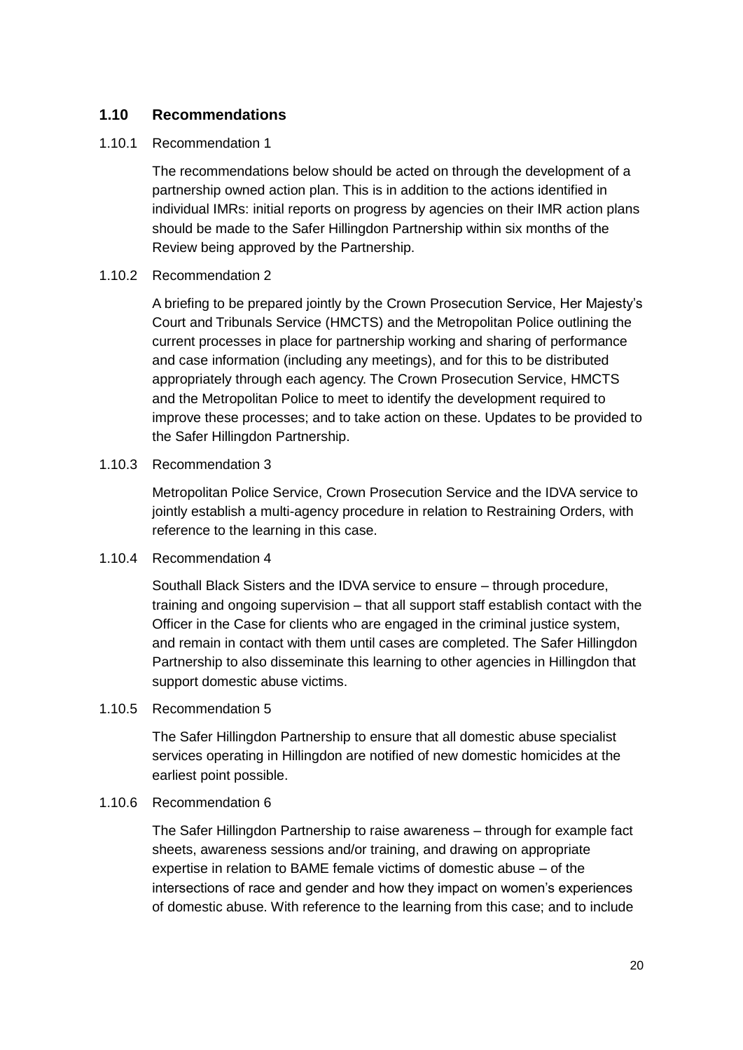## 1.10 Recommendations

1.10.1 Recommendation 1

The recommendations below should be acted on through the development of a partnership owned action plan. This is in addition to the actions identified in individual IMRs: initial reports on progress by agencies on their IMR action plans should be made to the Safer Hillingdon Partnership within six months of the Review being approved by the Partnership.

1.10.2 Recommendation 2

A briefing to be prepared jointly by the Crown Prosecution Service, Her Majesty's Court and Tribunals Service (HMCTS) and the Metropolitan Police outlining the current processes in place for partnership working and sharing of performance and case information (including any meetings), and for this to be distributed appropriately through each agency. The Crown Prosecution Service, HMCTS and the Metropolitan Police to meet to identify the development required to improve these processes; and to take action on these. Updates to be provided to the Safer Hillingdon Partnership.

1.10.3 Recommendation 3

Metropolitan Police Service, Crown Prosecution Service and the IDVA service to jointly establish a multi-agency procedure in relation to Restraining Orders, with reference to the learning in this case.

1.10.4 Recommendation 4

Southall Black Sisters and the IDVA service to ensure – through procedure, training and ongoing supervision – that all support staff establish contact with the Officer in the Case for clients who are engaged in the criminal justice system, and remain in contact with them until cases are completed. The Safer Hillingdon Partnership to also disseminate this learning to other agencies in Hillingdon that support domestic abuse victims.

1.10.5 Recommendation 5

The Safer Hillingdon Partnership to ensure that all domestic abuse specialist services operating in Hillingdon are notified of new domestic homicides at the earliest point possible.

1.10.6 Recommendation 6

The Safer Hillingdon Partnership to raise awareness – through for example fact sheets, awareness sessions and/or training, and drawing on appropriate expertise in relation to BAME female victims of domestic abuse – of the intersections of race and gender and how they impact on women's experiences of domestic abuse. With reference to the learning from this case; and to include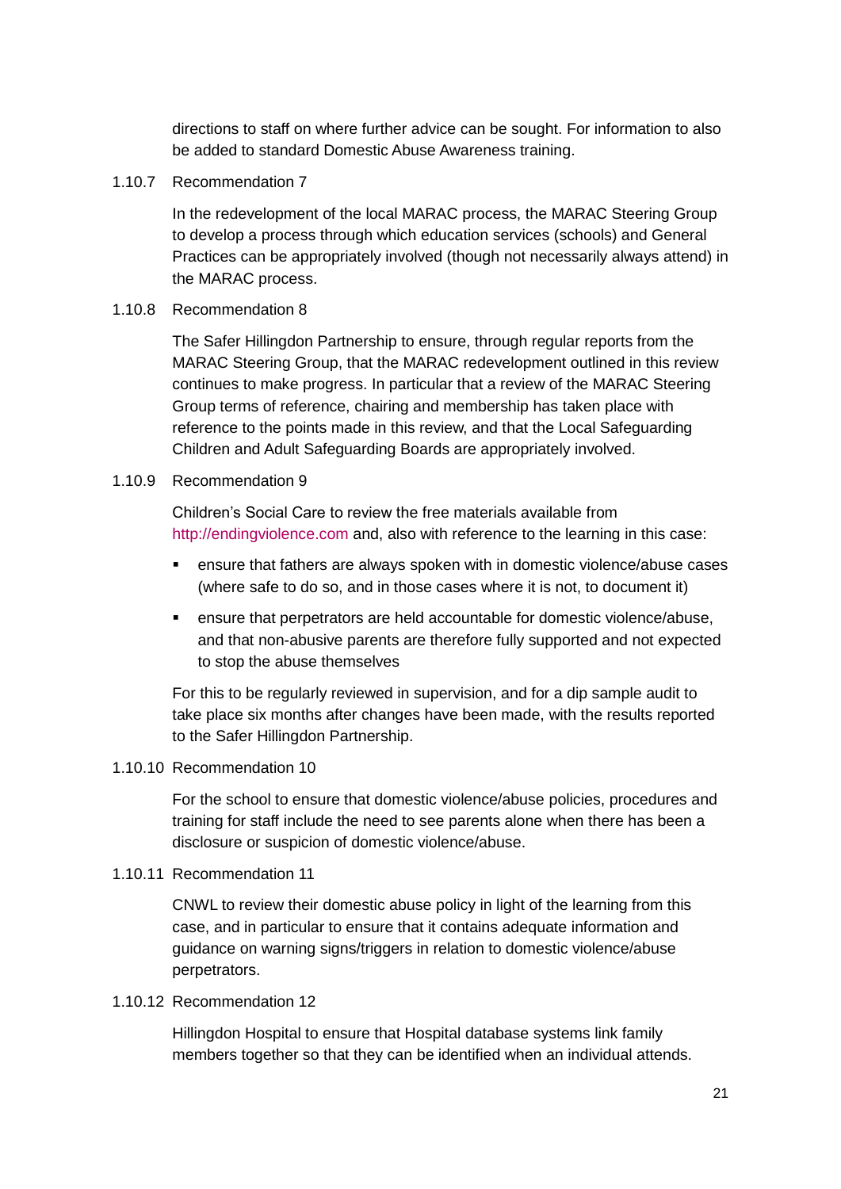directions to staff on where further advice can be sought. For information to also be added to standard Domestic Abuse Awareness training.

1.10.7 Recommendation 7

In the redevelopment of the local MARAC process, the MARAC Steering Group to develop a process through which education services (schools) and General Practices can be appropriately involved (though not necessarily always attend) in the MARAC process.

1.10.8 Recommendation 8

The Safer Hillingdon Partnership to ensure, through regular reports from the MARAC Steering Group, that the MARAC redevelopment outlined in this review continues to make progress. In particular that a review of the MARAC Steering Group terms of reference, chairing and membership has taken place with reference to the points made in this review, and that the Local Safeguarding Children and Adult Safeguarding Boards are appropriately involved.

1.10.9 Recommendation 9

Children's Social Care to review the free materials available from http://endingviolence.com and, also with reference to the learning in this case:

- ensure that fathers are always spoken with in domestic violence/abuse cases (where safe to do so, and in those cases where it is not, to document it)
- ensure that perpetrators are held accountable for domestic violence/abuse, and that non-abusive parents are therefore fully supported and not expected to stop the abuse themselves

For this to be regularly reviewed in supervision, and for a dip sample audit to take place six months after changes have been made, with the results reported to the Safer Hillingdon Partnership.

1.10.10 Recommendation 10

For the school to ensure that domestic violence/abuse policies, procedures and training for staff include the need to see parents alone when there has been a disclosure or suspicion of domestic violence/abuse.

1.10.11 Recommendation 11

CNWL to review their domestic abuse policy in light of the learning from this case, and in particular to ensure that it contains adequate information and guidance on warning signs/triggers in relation to domestic violence/abuse perpetrators.

1.10.12 Recommendation 12

Hillingdon Hospital to ensure that Hospital database systems link family members together so that they can be identified when an individual attends.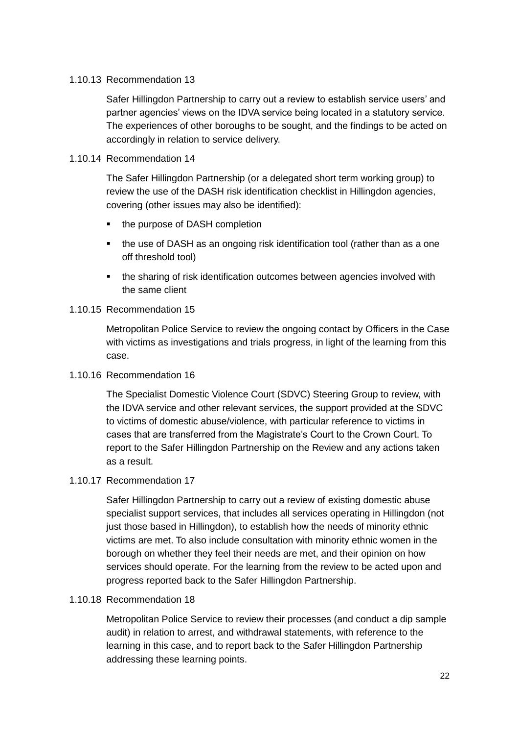1.10.13 Recommendation 13

Safer Hillingdon Partnership to carry out a review to establish service users' and partner agencies' views on the IDVA service being located in a statutory service. The experiences of other boroughs to be sought, and the findings to be acted on accordingly in relation to service delivery.

1.10.14 Recommendation 14

The Safer Hillingdon Partnership (or a delegated short term working group) to review the use of the DASH risk identification checklist in Hillingdon agencies, covering (other issues may also be identified):

- the purpose of DASH completion
- the use of DASH as an ongoing risk identification tool (rather than as a one off threshold tool)
- the sharing of risk identification outcomes between agencies involved with the same client

1.10.15 Recommendation 15

Metropolitan Police Service to review the ongoing contact by Officers in the Case with victims as investigations and trials progress, in light of the learning from this case.

1.10.16 Recommendation 16

The Specialist Domestic Violence Court (SDVC) Steering Group to review, with the IDVA service and other relevant services, the support provided at the SDVC to victims of domestic abuse/violence, with particular reference to victims in cases that are transferred from the Magistrate's Court to the Crown Court. To report to the Safer Hillingdon Partnership on the Review and any actions taken as a result.

1.10.17 Recommendation 17

Safer Hillingdon Partnership to carry out a review of existing domestic abuse specialist support services, that includes all services operating in Hillingdon (not just those based in Hillingdon), to establish how the needs of minority ethnic victims are met. To also include consultation with minority ethnic women in the borough on whether they feel their needs are met, and their opinion on how services should operate. For the learning from the review to be acted upon and progress reported back to the Safer Hillingdon Partnership.

1.10.18 Recommendation 18

Metropolitan Police Service to review their processes (and conduct a dip sample audit) in relation to arrest, and withdrawal statements, with reference to the learning in this case, and to report back to the Safer Hillingdon Partnership addressing these learning points.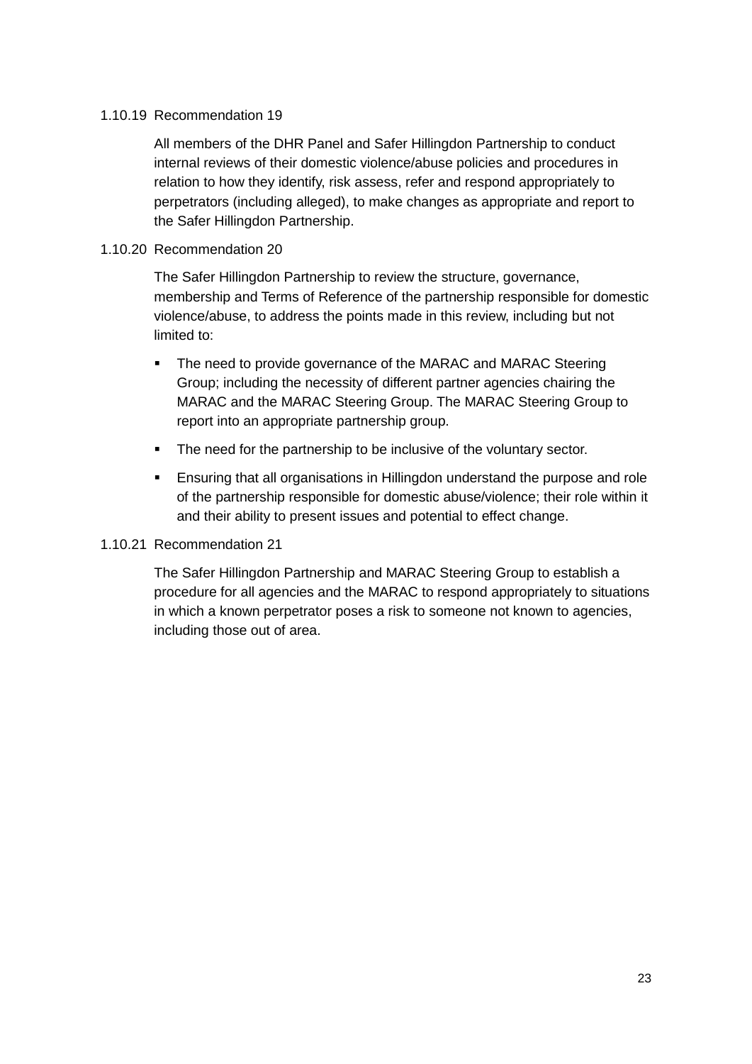1.10.19 Recommendation 19

All members of the DHR Panel and Safer Hillingdon Partnership to conduct internal reviews of their domestic violence/abuse policies and procedures in relation to how they identify, risk assess, refer and respond appropriately to perpetrators (including alleged), to make changes as appropriate and report to the Safer Hillingdon Partnership.

1.10.20 Recommendation 20

The Safer Hillingdon Partnership to review the structure, governance, membership and Terms of Reference of the partnership responsible for domestic violence/abuse, to address the points made in this review, including but not limited to:

- The need to provide governance of the MARAC and MARAC Steering Group; including the necessity of different partner agencies chairing the MARAC and the MARAC Steering Group. The MARAC Steering Group to report into an appropriate partnership group.
- The need for the partnership to be inclusive of the voluntary sector.
- Ensuring that all organisations in Hillingdon understand the purpose and role of the partnership responsible for domestic abuse/violence; their role within it and their ability to present issues and potential to effect change.

1.10.21 Recommendation 21

The Safer Hillingdon Partnership and MARAC Steering Group to establish a procedure for all agencies and the MARAC to respond appropriately to situations in which a known perpetrator poses a risk to someone not known to agencies, including those out of area.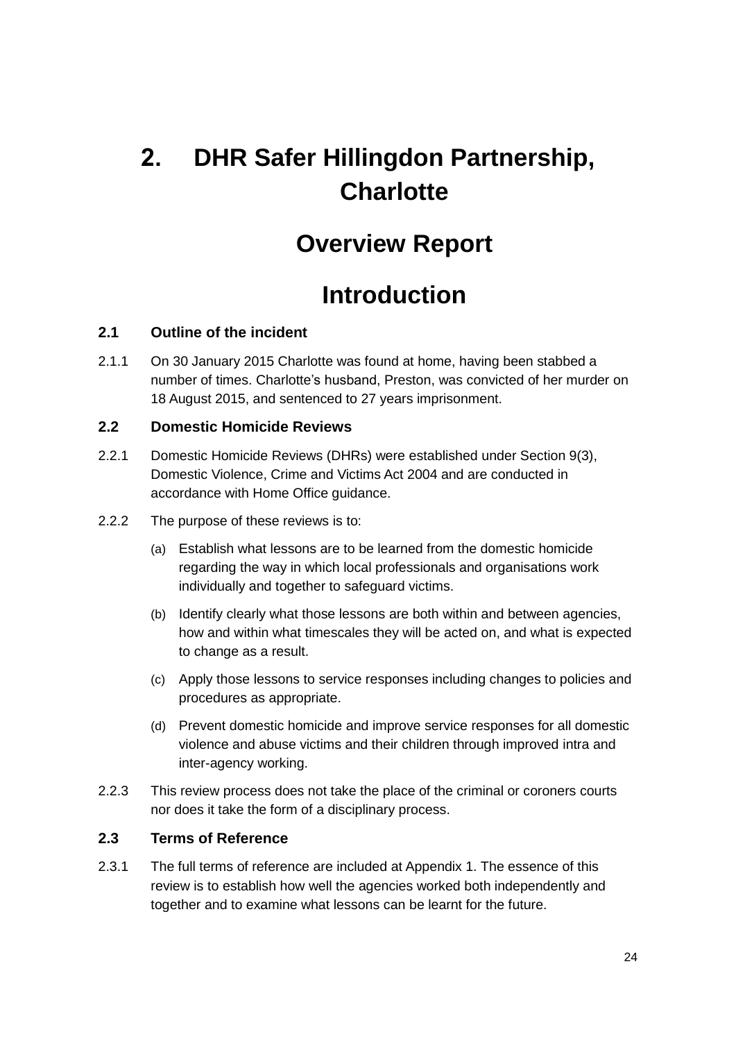# 2. DHR Safer Hillingdon Partnership, Charlotte

# Overview Report

# Introduction

### 2.1 Outline of the incident

2.1.1 On 30 January 2015 Charlotte was found at home, having been stabbed a number of times. Charlotte's husband, Preston, was convicted of her murder on 18 August 2015, and sentenced to 27 years imprisonment.

### 2.2 Domestic Homicide Reviews

2.2.1 Domestic Homicide Reviews (DHRs) were established under Section 9(3), Domestic Violence, Crime and Victims Act 2004 and are conducted in accordance with Home Office guidance.

2.2.2 The purpose of these reviews is to:

(a) Establish what lessons are to be learned from the domestic homicide regarding the way in which local professionals and organisations work individually and together to safeguard victims.

(b) Identify clearly what those lessons are both within and between agencies, how and within what timescales they will be acted on, and what is expected to change as a result.

(c) Apply those lessons to service responses including changes to policies and procedures as appropriate.

(d) Prevent domestic homicide and improve service responses for all domestic violence and abuse victims and their children through improved intra and inter-agency working.

2.2.3 This review process does not take the place of the criminal or coroners courts nor does it take the form of a disciplinary process.

### 2.3 Terms of Reference

2.3.1 The full terms of reference are included at Appendix 1. The essence of this review is to establish how well the agencies worked both independently and together and to examine what lessons can be learnt for the future.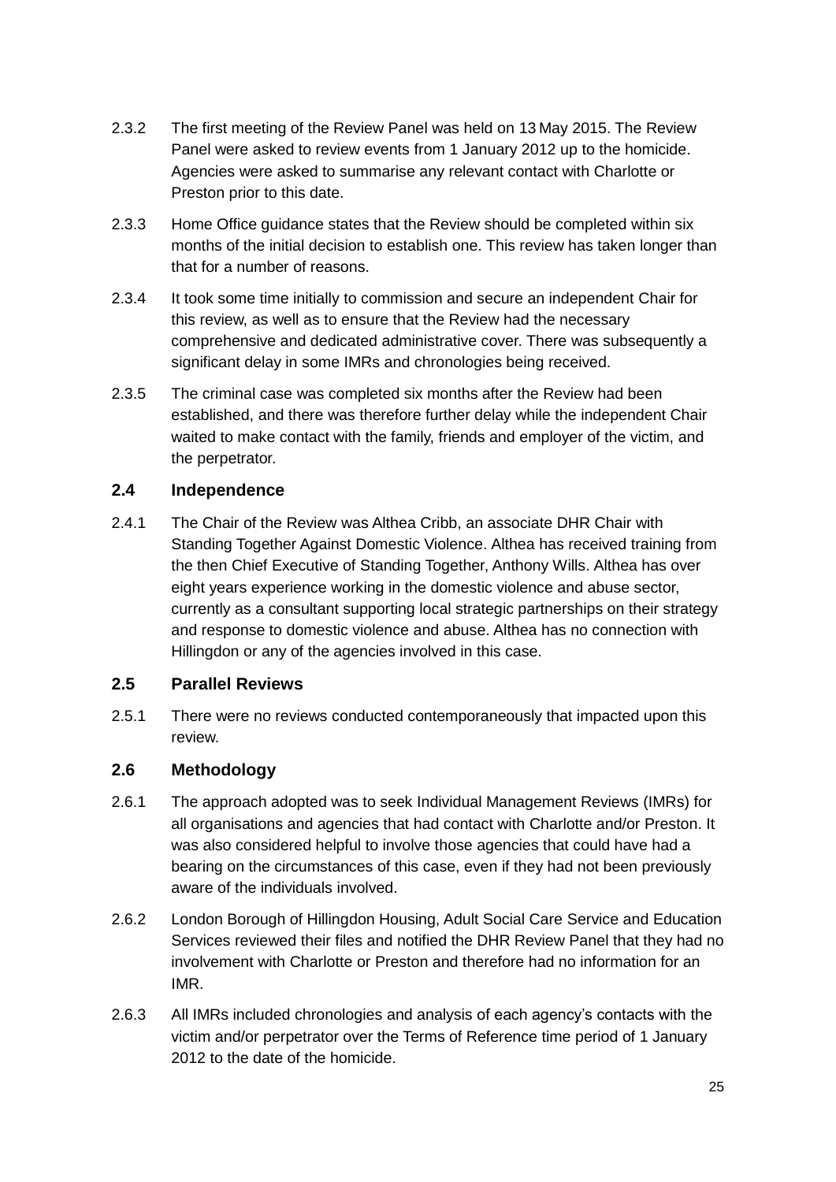2.3.2 The first meeting of the Review Panel was held on 13 May 2015. The Review Panel were asked to review events from 1 January 2012 up to the homicide. Agencies were asked to summarise any relevant contact with Charlotte or Preston prior to this date.

2.3.3 Home Office guidance states that the Review should be completed within six months of the initial decision to establish one. This review has taken longer than that for a number of reasons.

2.3.4 It took some time initially to commission and secure an independent Chair for this review, as well as to ensure that the Review had the necessary comprehensive and dedicated administrative cover. There was subsequently a significant delay in some IMRs and chronologies being received.

2.3.5 The criminal case was completed six months after the Review had been established, and there was therefore further delay while the independent Chair waited to make contact with the family, friends and employer of the victim, and the perpetrator.

### 2.4 Independence

2.4.1 The Chair of the Review was Althea Cribb, an associate DHR Chair with Standing Together Against Domestic Violence. Althea has received training from the then Chief Executive of Standing Together, Anthony Wills. Althea has over eight years experience working in the domestic violence and abuse sector, currently as a consultant supporting local strategic partnerships on their strategy and response to domestic violence and abuse. Althea has no connection with Hillingdon or any of the agencies involved in this case.

### 2.5 Parallel Reviews

2.5.1 There were no reviews conducted contemporaneously that impacted upon this review.

### 2.6 Methodology

2.6.1 The approach adopted was to seek Individual Management Reviews (IMRs) for all organisations and agencies that had contact with Charlotte and/or Preston. It was also considered helpful to involve those agencies that could have had a bearing on the circumstances of this case, even if they had not been previously aware of the individuals involved.

2.6.2 London Borough of Hillingdon Housing, Adult Social Care Service and Education Services reviewed their files and notified the DHR Review Panel that they had no involvement with Charlotte or Preston and therefore had no information for an IMR.

2.6.3 All IMRs included chronologies and analysis of each agency's contacts with the victim and/or perpetrator over the Terms of Reference time period of 1 January 2012 to the date of the homicide.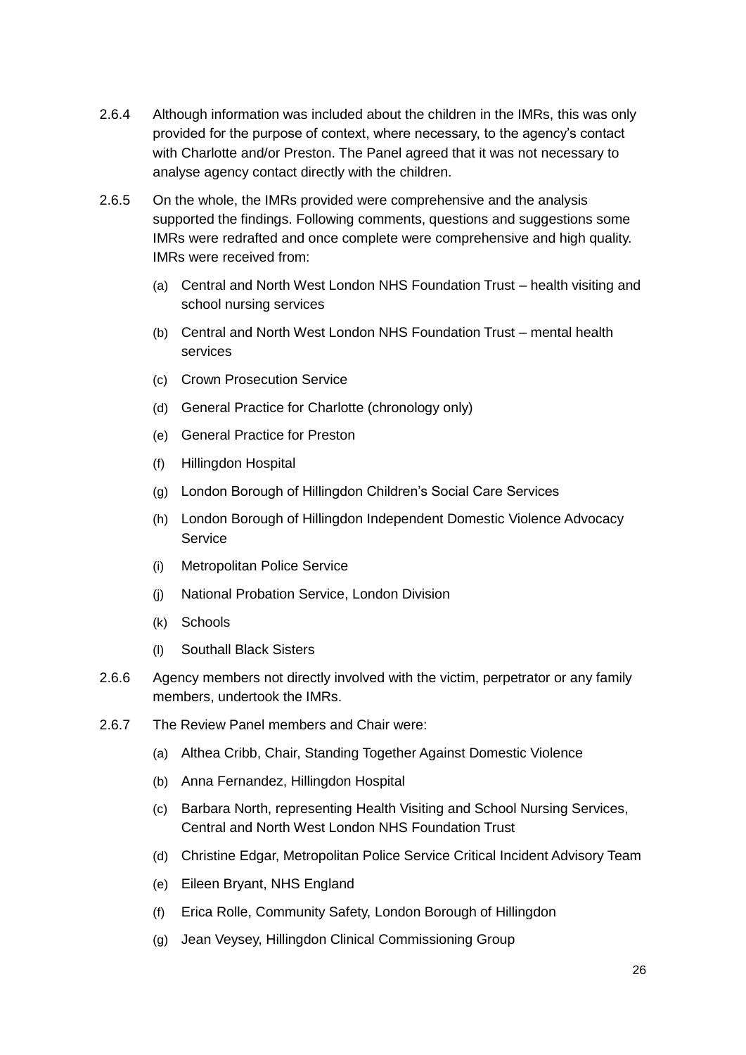2.6.4 Although information was included about the children in the IMRs, this was only provided for the purpose of context, where necessary, to the agency's contact with Charlotte and/or Preston. The Panel agreed that it was not necessary to analyse agency contact directly with the children.

2.6.5 On the whole, the IMRs provided were comprehensive and the analysis supported the findings. Following comments, questions and suggestions some IMRs were redrafted and once complete were comprehensive and high quality. IMRs were received from:

(a) Central and North West London NHS Foundation Trust – health visiting and school nursing services

(b) Central and North West London NHS Foundation Trust – mental health services

(c) Crown Prosecution Service

(d) General Practice for Charlotte (chronology only)

(e) General Practice for Preston

(f) Hillingdon Hospital

(g) London Borough of Hillingdon Children's Social Care Services

(h) London Borough of Hillingdon Independent Domestic Violence Advocacy Service

(i) Metropolitan Police Service

(j) National Probation Service, London Division

(k) Schools

(l) Southall Black Sisters

2.6.6 Agency members not directly involved with the victim, perpetrator or any family members, undertook the IMRs.

2.6.7 The Review Panel members and Chair were:

(a) Althea Cribb, Chair, Standing Together Against Domestic Violence

(b) Anna Fernandez, Hillingdon Hospital

(c) Barbara North, representing Health Visiting and School Nursing Services, Central and North West London NHS Foundation Trust

(d) Christine Edgar, Metropolitan Police Service Critical Incident Advisory Team

(e) Eileen Bryant, NHS England

(f) Erica Rolle, Community Safety, London Borough of Hillingdon

(g) Jean Veysey, Hillingdon Clinical Commissioning Group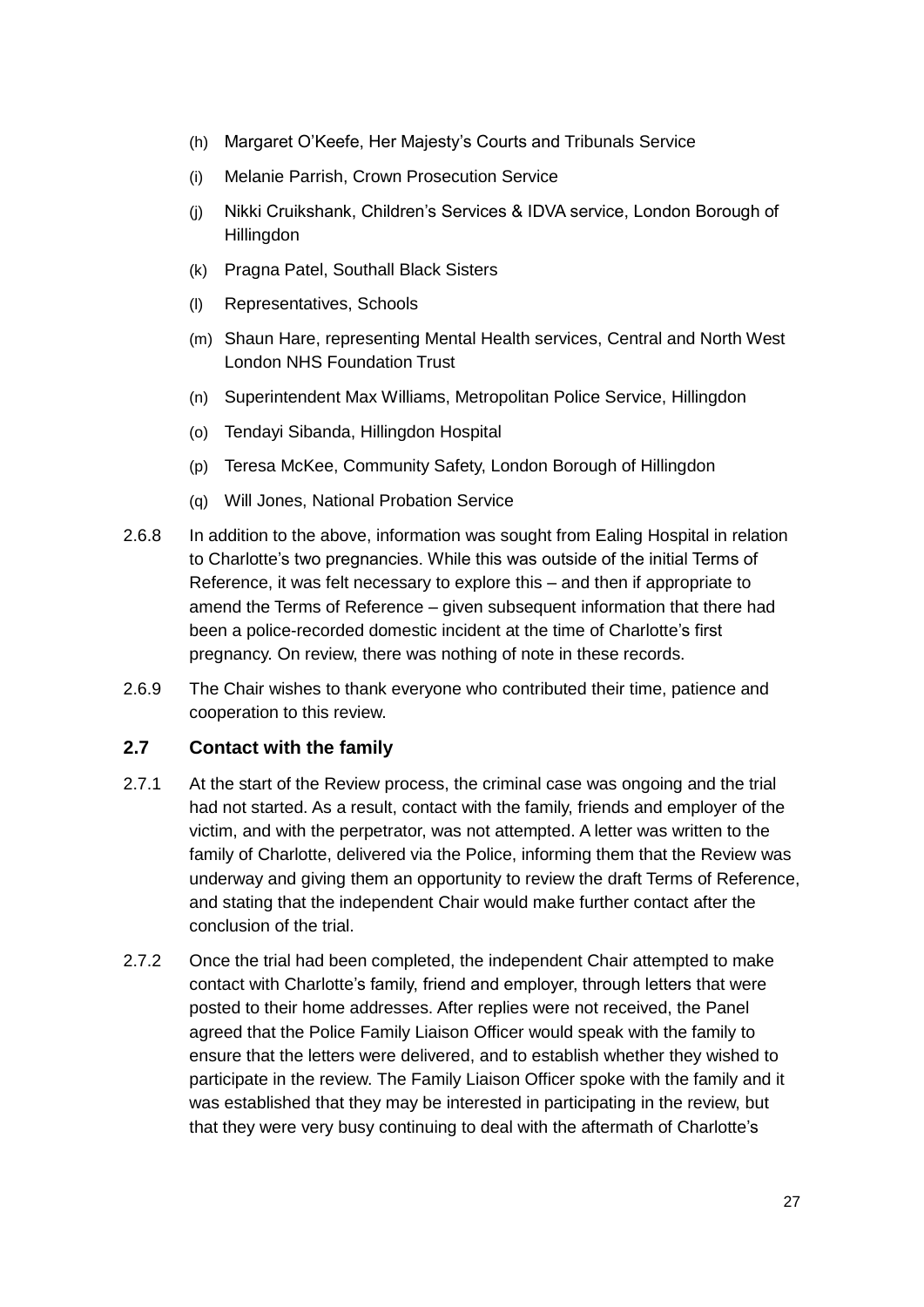(h) Margaret O'Keefe, Her Majesty's Courts and Tribunals Service

(i) Melanie Parrish, Crown Prosecution Service

(j) Nikki Cruikshank, Children's Services & IDVA service, London Borough of Hillingdon

(k) Pragna Patel, Southall Black Sisters

(l) Representatives, Schools

(m) Shaun Hare, representing Mental Health services, Central and North West London NHS Foundation Trust

(n) Superintendent Max Williams, Metropolitan Police Service, Hillingdon

(o) Tendayi Sibanda, Hillingdon Hospital

(p) Teresa McKee, Community Safety, London Borough of Hillingdon

(q) Will Jones, National Probation Service

2.6.8 In addition to the above, information was sought from Ealing Hospital in relation to Charlotte's two pregnancies. While this was outside of the initial Terms of Reference, it was felt necessary to explore this – and then if appropriate to amend the Terms of Reference – given subsequent information that there had been a police-recorded domestic incident at the time of Charlotte's first pregnancy. On review, there was nothing of note in these records.

2.6.9 The Chair wishes to thank everyone who contributed their time, patience and cooperation to this review.

### 2.7 Contact with the family

2.7.1 At the start of the Review process, the criminal case was ongoing and the trial had not started. As a result, contact with the family, friends and employer of the victim, and with the perpetrator, was not attempted. A letter was written to the family of Charlotte, delivered via the Police, informing them that the Review was underway and giving them an opportunity to review the draft Terms of Reference, and stating that the independent Chair would make further contact after the conclusion of the trial.

2.7.2 Once the trial had been completed, the independent Chair attempted to make contact with Charlotte's family, friend and employer, through letters that were posted to their home addresses. After replies were not received, the Panel agreed that the Police Family Liaison Officer would speak with the family to ensure that the letters were delivered, and to establish whether they wished to participate in the review. The Family Liaison Officer spoke with the family and it was established that they may be interested in participating in the review, but that they were very busy continuing to deal with the aftermath of Charlotte's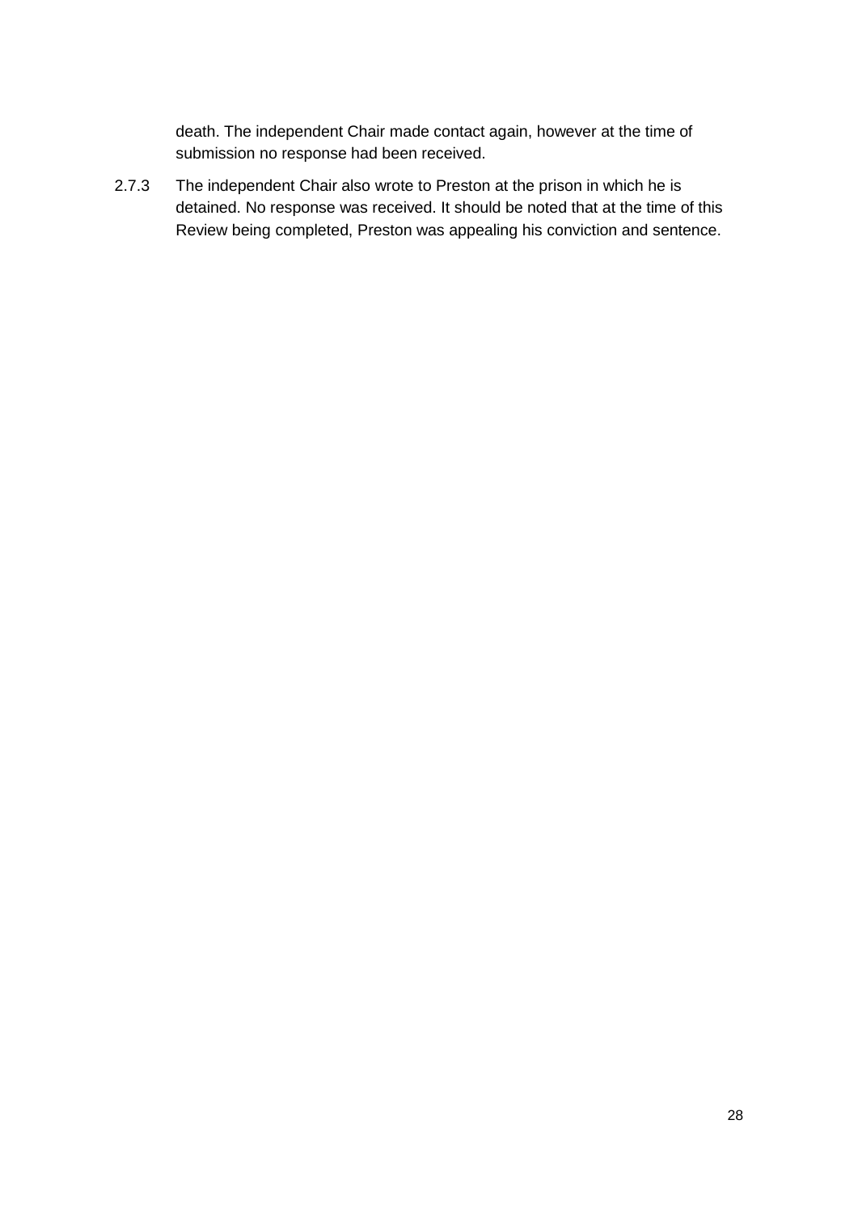death. The independent Chair made contact again, however at the time of submission no response had been received.

2.7.3 The independent Chair also wrote to Preston at the prison in which he is detained. No response was received. It should be noted that at the time of this Review being completed, Preston was appealing his conviction and sentence.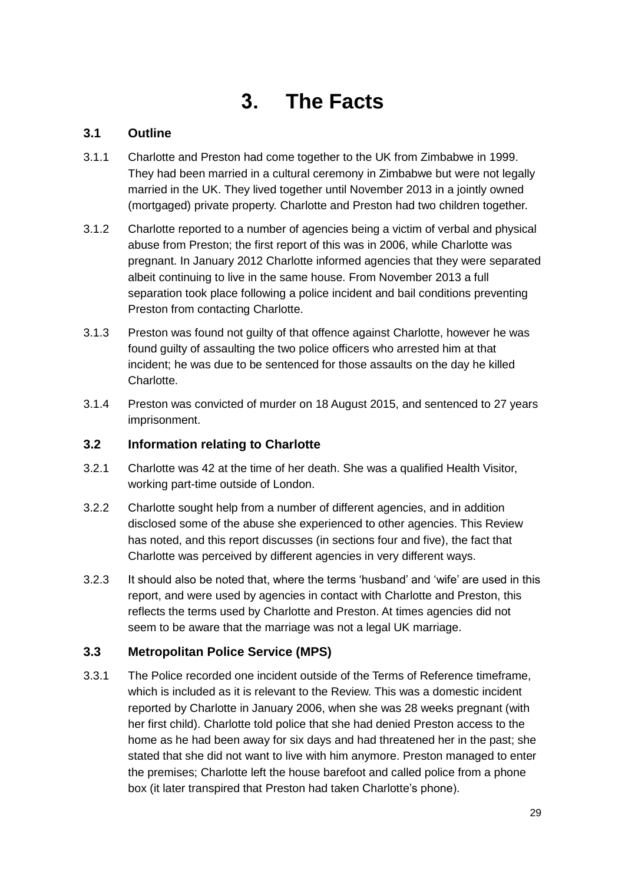# 3. The Facts

## 3.1 Outline

3.1.1 Charlotte and Preston had come together to the UK from Zimbabwe in 1999. They had been married in a cultural ceremony in Zimbabwe but were not legally married in the UK. They lived together until November 2013 in a jointly owned (mortgaged) private property. Charlotte and Preston had two children together.

3.1.2 Charlotte reported to a number of agencies being a victim of verbal and physical abuse from Preston; the first report of this was in 2006, while Charlotte was pregnant. In January 2012 Charlotte informed agencies that they were separated albeit continuing to live in the same house. From November 2013 a full separation took place following a police incident and bail conditions preventing Preston from contacting Charlotte.

3.1.3 Preston was found not guilty of that offence against Charlotte, however he was found guilty of assaulting the two police officers who arrested him at that incident; he was due to be sentenced for those assaults on the day he killed Charlotte.

3.1.4 Preston was convicted of murder on 18 August 2015, and sentenced to 27 years imprisonment.

## 3.2 Information relating to Charlotte

3.2.1 Charlotte was 42 at the time of her death. She was a qualified Health Visitor, working part-time outside of London.

3.2.2 Charlotte sought help from a number of different agencies, and in addition disclosed some of the abuse she experienced to other agencies. This Review has noted, and this report discusses (in sections four and five), the fact that Charlotte was perceived by different agencies in very different ways.

3.2.3 It should also be noted that, where the terms 'husband' and 'wife' are used in this report, and were used by agencies in contact with Charlotte and Preston, this reflects the terms used by Charlotte and Preston. At times agencies did not seem to be aware that the marriage was not a legal UK marriage.

## 3.3 Metropolitan Police Service (MPS)

3.3.1 The Police recorded one incident outside of the Terms of Reference timeframe, which is included as it is relevant to the Review. This was a domestic incident reported by Charlotte in January 2006, when she was 28 weeks pregnant (with her first child). Charlotte told police that she had denied Preston access to the home as he had been away for six days and had threatened her in the past; she stated that she did not want to live with him anymore. Preston managed to enter the premises; Charlotte left the house barefoot and called police from a phone box (it later transpired that Preston had taken Charlotte's phone).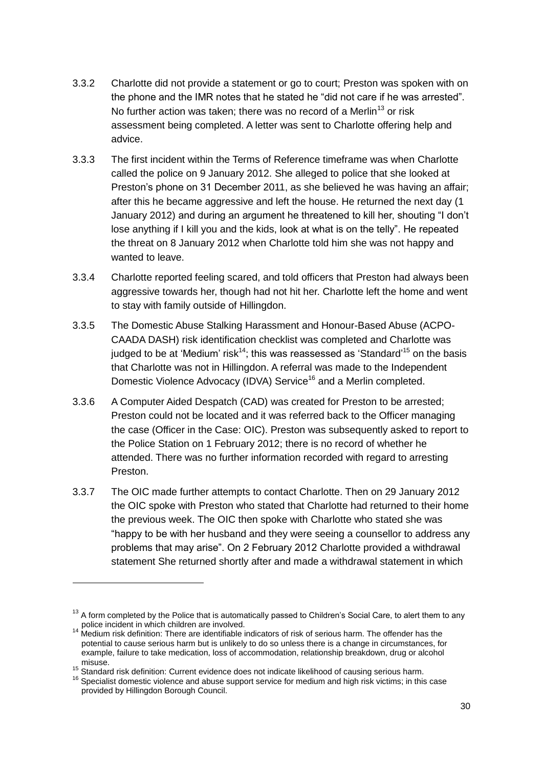3.3.2 Charlotte did not provide a statement or go to court; Preston was spoken with on the phone and the IMR notes that he stated he "did not care if he was arrested". No further action was taken; there was no record of a Merlin[13] or risk assessment being completed. A letter was sent to Charlotte offering help and advice.

3.3.3 The first incident within the Terms of Reference timeframe was when Charlotte called the police on 9 January 2012. She alleged to police that she looked at Preston's phone on 31 December 2011, as she believed he was having an affair; after this he became aggressive and left the house. He returned the next day (1 January 2012) and during an argument he threatened to kill her, shouting "I don't lose anything if I kill you and the kids, look at what is on the telly". He repeated the threat on 8 January 2012 when Charlotte told him she was not happy and wanted to leave.

3.3.4 Charlotte reported feeling scared, and told officers that Preston had always been aggressive towards her, though had not hit her. Charlotte left the home and went to stay with family outside of Hillingdon.

3.3.5 The Domestic Abuse Stalking Harassment and Honour-Based Abuse (ACPO-CAADA DASH) risk identification checklist was completed and Charlotte was judged to be at 'Medium' risk[14]; this was reassessed as 'Standard'[15] on the basis that Charlotte was not in Hillingdon. A referral was made to the Independent Domestic Violence Advocacy (IDVA) Service[16] and a Merlin completed.

3.3.6 A Computer Aided Despatch (CAD) was created for Preston to be arrested; Preston could not be located and it was referred back to the Officer managing the case (Officer in the Case: OIC). Preston was subsequently asked to report to the Police Station on 1 February 2012; there is no record of whether he attended. There was no further information recorded with regard to arresting Preston.

3.3.7 The OIC made further attempts to contact Charlotte. Then on 29 January 2012 the OIC spoke with Preston who stated that Charlotte had returned to their home the previous week. The OIC then spoke with Charlotte who stated she was "happy to be with her husband and they were seeing a counsellor to address any problems that may arise". On 2 February 2012 Charlotte provided a withdrawal statement She returned shortly after and made a withdrawal statement in which

---

[13] A form completed by the Police that is automatically passed to Children's Social Care, to alert them to any police incident in which children are involved.

[14] Medium risk definition: There are identifiable indicators of risk of serious harm. The offender has the potential to cause serious harm but is unlikely to do so unless there is a change in circumstances, for example, failure to take medication, loss of accommodation, relationship breakdown, drug or alcohol misuse.

[15] Standard risk definition: Current evidence does not indicate likelihood of causing serious harm.

[16] Specialist domestic violence and abuse support service for medium and high risk victims; in this case provided by Hillingdon Borough Council.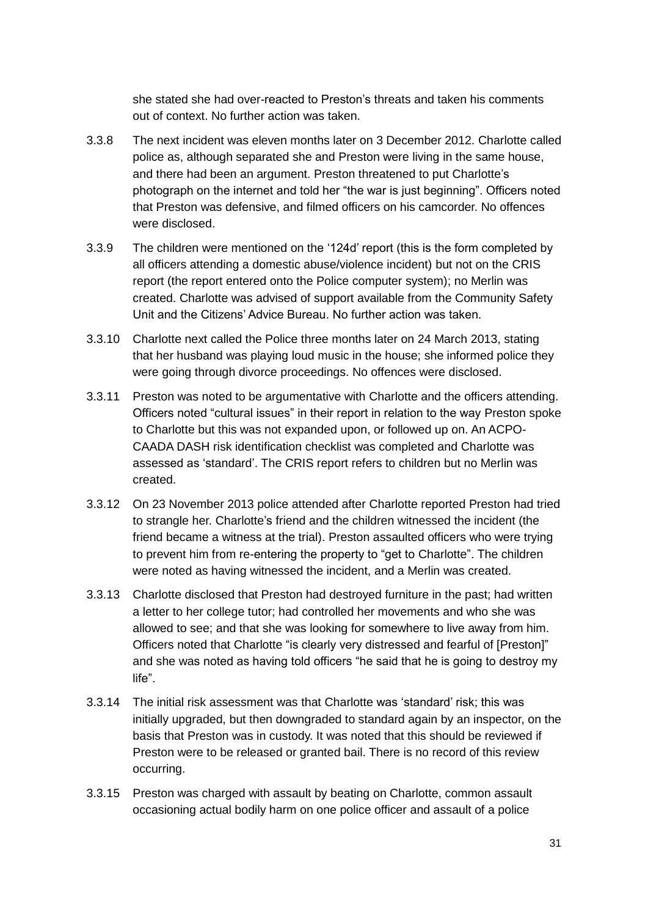she stated she had over-reacted to Preston's threats and taken his comments out of context. No further action was taken.

3.3.8 The next incident was eleven months later on 3 December 2012. Charlotte called police as, although separated she and Preston were living in the same house, and there had been an argument. Preston threatened to put Charlotte's photograph on the internet and told her "the war is just beginning". Officers noted that Preston was defensive, and filmed officers on his camcorder. No offences were disclosed.

3.3.9 The children were mentioned on the '124d' report (this is the form completed by all officers attending a domestic abuse/violence incident) but not on the CRIS report (the report entered onto the Police computer system); no Merlin was created. Charlotte was advised of support available from the Community Safety Unit and the Citizens' Advice Bureau. No further action was taken.

3.3.10 Charlotte next called the Police three months later on 24 March 2013, stating that her husband was playing loud music in the house; she informed police they were going through divorce proceedings. No offences were disclosed.

3.3.11 Preston was noted to be argumentative with Charlotte and the officers attending. Officers noted "cultural issues" in their report in relation to the way Preston spoke to Charlotte but this was not expanded upon, or followed up on. An ACPO-CAADA DASH risk identification checklist was completed and Charlotte was assessed as 'standard'. The CRIS report refers to children but no Merlin was created.

3.3.12 On 23 November 2013 police attended after Charlotte reported Preston had tried to strangle her. Charlotte's friend and the children witnessed the incident (the friend became a witness at the trial). Preston assaulted officers who were trying to prevent him from re-entering the property to "get to Charlotte". The children were noted as having witnessed the incident, and a Merlin was created.

3.3.13 Charlotte disclosed that Preston had destroyed furniture in the past; had written a letter to her college tutor; had controlled her movements and who she was allowed to see; and that she was looking for somewhere to live away from him. Officers noted that Charlotte "is clearly very distressed and fearful of [Preston]" and she was noted as having told officers "he said that he is going to destroy my life".

3.3.14 The initial risk assessment was that Charlotte was 'standard' risk; this was initially upgraded, but then downgraded to standard again by an inspector, on the basis that Preston was in custody. It was noted that this should be reviewed if Preston were to be released or granted bail. There is no record of this review occurring.

3.3.15 Preston was charged with assault by beating on Charlotte, common assault occasioning actual bodily harm on one police officer and assault of a police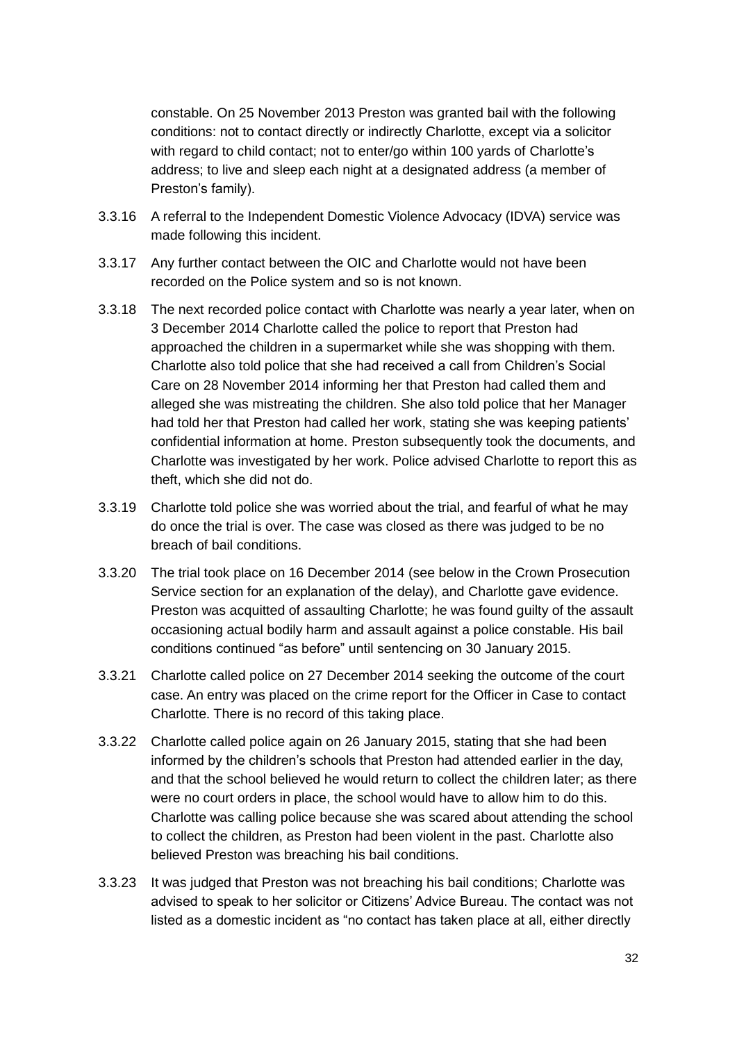constable. On 25 November 2013 Preston was granted bail with the following conditions: not to contact directly or indirectly Charlotte, except via a solicitor with regard to child contact; not to enter/go within 100 yards of Charlotte's address; to live and sleep each night at a designated address (a member of Preston's family).

3.3.16 A referral to the Independent Domestic Violence Advocacy (IDVA) service was made following this incident.

3.3.17 Any further contact between the OIC and Charlotte would not have been recorded on the Police system and so is not known.

3.3.18 The next recorded police contact with Charlotte was nearly a year later, when on 3 December 2014 Charlotte called the police to report that Preston had approached the children in a supermarket while she was shopping with them. Charlotte also told police that she had received a call from Children's Social Care on 28 November 2014 informing her that Preston had called them and alleged she was mistreating the children. She also told police that her Manager had told her that Preston had called her work, stating she was keeping patients' confidential information at home. Preston subsequently took the documents, and Charlotte was investigated by her work. Police advised Charlotte to report this as theft, which she did not do.

3.3.19 Charlotte told police she was worried about the trial, and fearful of what he may do once the trial is over. The case was closed as there was judged to be no breach of bail conditions.

3.3.20 The trial took place on 16 December 2014 (see below in the Crown Prosecution Service section for an explanation of the delay), and Charlotte gave evidence. Preston was acquitted of assaulting Charlotte; he was found guilty of the assault occasioning actual bodily harm and assault against a police constable. His bail conditions continued "as before" until sentencing on 30 January 2015.

3.3.21 Charlotte called police on 27 December 2014 seeking the outcome of the court case. An entry was placed on the crime report for the Officer in Case to contact Charlotte. There is no record of this taking place.

3.3.22 Charlotte called police again on 26 January 2015, stating that she had been informed by the children's schools that Preston had attended earlier in the day, and that the school believed he would return to collect the children later; as there were no court orders in place, the school would have to allow him to do this. Charlotte was calling police because she was scared about attending the school to collect the children, as Preston had been violent in the past. Charlotte also believed Preston was breaching his bail conditions.

3.3.23 It was judged that Preston was not breaching his bail conditions; Charlotte was advised to speak to her solicitor or Citizens' Advice Bureau. The contact was not listed as a domestic incident as "no contact has taken place at all, either directly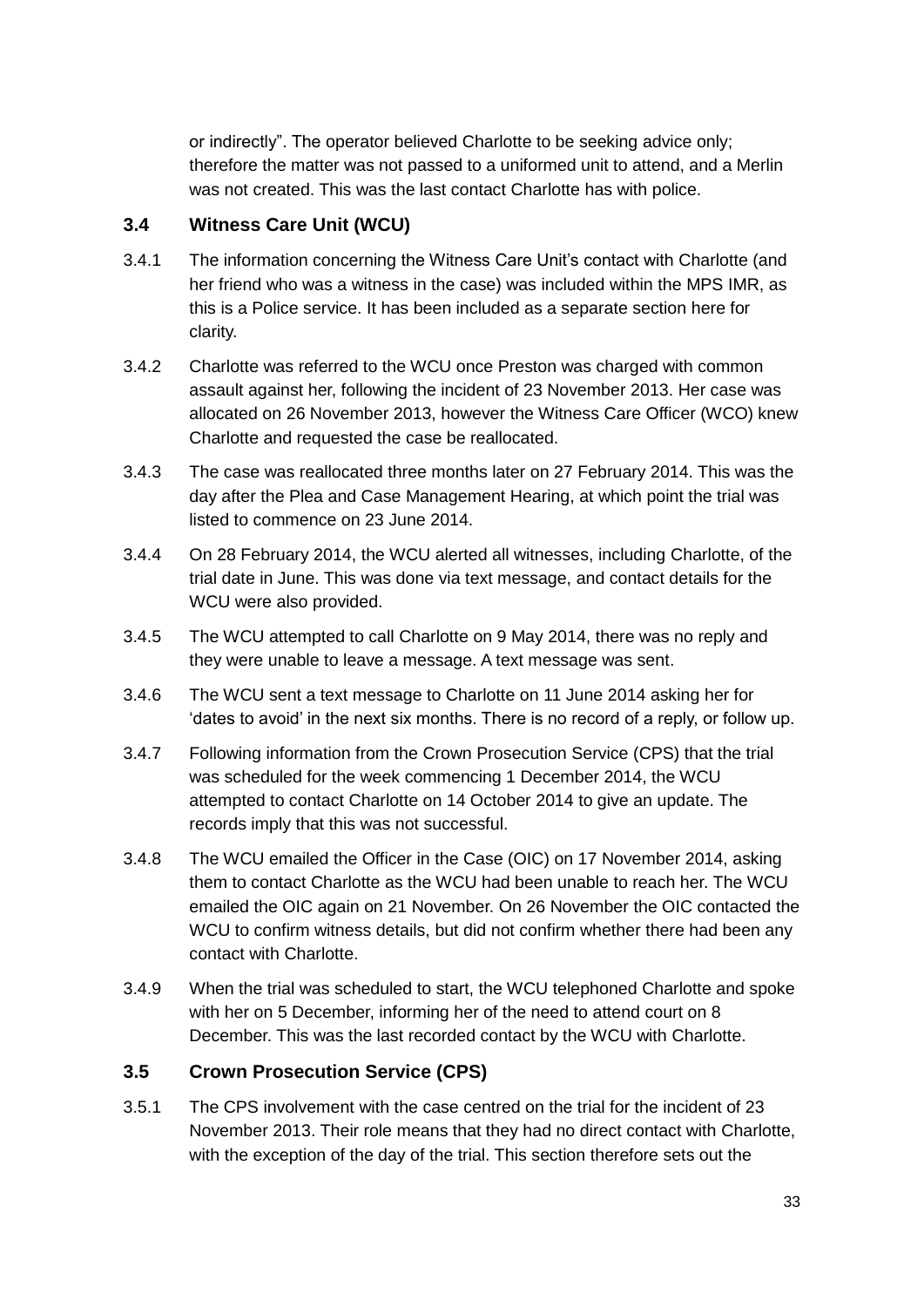or indirectly". The operator believed Charlotte to be seeking advice only; therefore the matter was not passed to a uniformed unit to attend, and a Merlin was not created. This was the last contact Charlotte has with police.

### 3.4 Witness Care Unit (WCU)

3.4.1 The information concerning the Witness Care Unit's contact with Charlotte (and her friend who was a witness in the case) was included within the MPS IMR, as this is a Police service. It has been included as a separate section here for clarity.

3.4.2 Charlotte was referred to the WCU once Preston was charged with common assault against her, following the incident of 23 November 2013. Her case was allocated on 26 November 2013, however the Witness Care Officer (WCO) knew Charlotte and requested the case be reallocated.

3.4.3 The case was reallocated three months later on 27 February 2014. This was the day after the Plea and Case Management Hearing, at which point the trial was listed to commence on 23 June 2014.

3.4.4 On 28 February 2014, the WCU alerted all witnesses, including Charlotte, of the trial date in June. This was done via text message, and contact details for the WCU were also provided.

3.4.5 The WCU attempted to call Charlotte on 9 May 2014, there was no reply and they were unable to leave a message. A text message was sent.

3.4.6 The WCU sent a text message to Charlotte on 11 June 2014 asking her for 'dates to avoid' in the next six months. There is no record of a reply, or follow up.

3.4.7 Following information from the Crown Prosecution Service (CPS) that the trial was scheduled for the week commencing 1 December 2014, the WCU attempted to contact Charlotte on 14 October 2014 to give an update. The records imply that this was not successful.

3.4.8 The WCU emailed the Officer in the Case (OIC) on 17 November 2014, asking them to contact Charlotte as the WCU had been unable to reach her. The WCU emailed the OIC again on 21 November. On 26 November the OIC contacted the WCU to confirm witness details, but did not confirm whether there had been any contact with Charlotte.

3.4.9 When the trial was scheduled to start, the WCU telephoned Charlotte and spoke with her on 5 December, informing her of the need to attend court on 8 December. This was the last recorded contact by the WCU with Charlotte.

### 3.5 Crown Prosecution Service (CPS)

3.5.1 The CPS involvement with the case centred on the trial for the incident of 23 November 2013. Their role means that they had no direct contact with Charlotte, with the exception of the day of the trial. This section therefore sets out the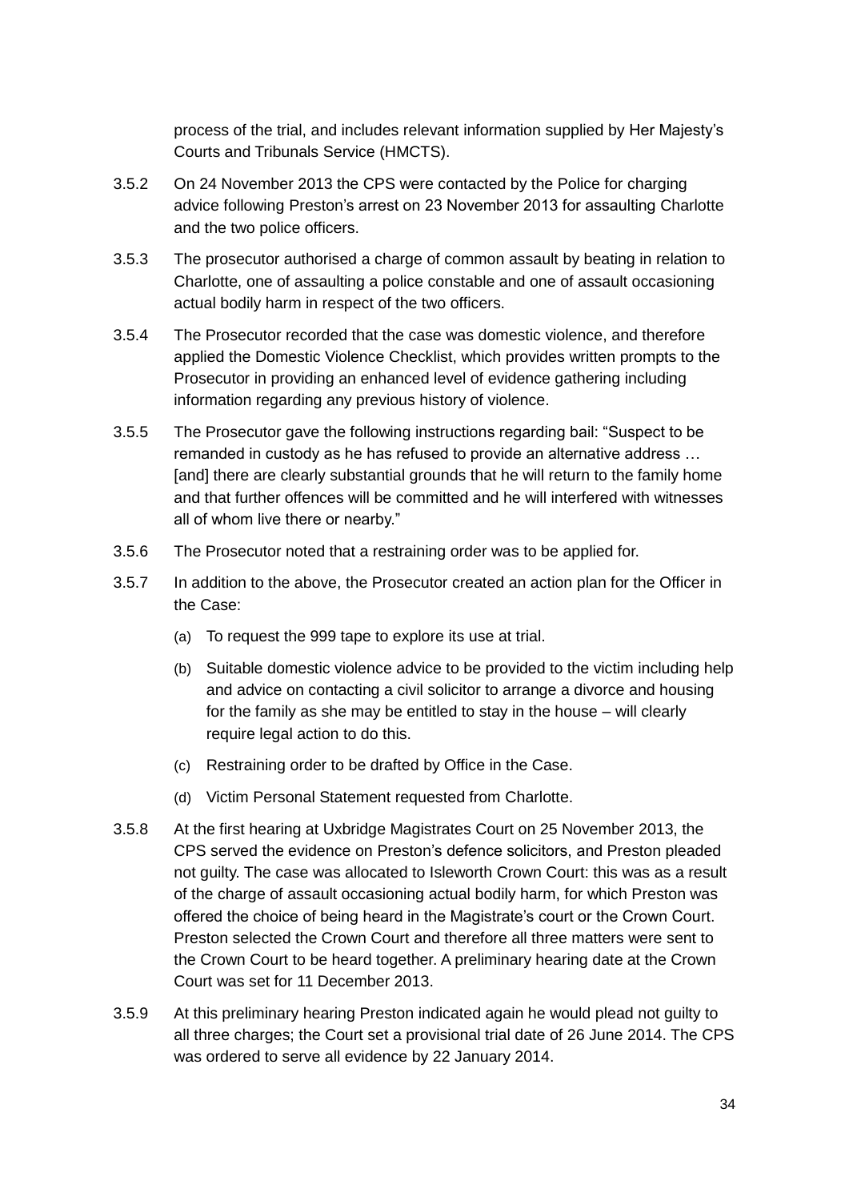process of the trial, and includes relevant information supplied by Her Majesty's Courts and Tribunals Service (HMCTS).

3.5.2 On 24 November 2013 the CPS were contacted by the Police for charging advice following Preston's arrest on 23 November 2013 for assaulting Charlotte and the two police officers.

3.5.3 The prosecutor authorised a charge of common assault by beating in relation to Charlotte, one of assaulting a police constable and one of assault occasioning actual bodily harm in respect of the two officers.

3.5.4 The Prosecutor recorded that the case was domestic violence, and therefore applied the Domestic Violence Checklist, which provides written prompts to the Prosecutor in providing an enhanced level of evidence gathering including information regarding any previous history of violence.

3.5.5 The Prosecutor gave the following instructions regarding bail: "Suspect to be remanded in custody as he has refused to provide an alternative address … [and] there are clearly substantial grounds that he will return to the family home and that further offences will be committed and he will interfered with witnesses all of whom live there or nearby."

3.5.6 The Prosecutor noted that a restraining order was to be applied for.

3.5.7 In addition to the above, the Prosecutor created an action plan for the Officer in the Case:

(a) To request the 999 tape to explore its use at trial.

(b) Suitable domestic violence advice to be provided to the victim including help and advice on contacting a civil solicitor to arrange a divorce and housing for the family as she may be entitled to stay in the house – will clearly require legal action to do this.

(c) Restraining order to be drafted by Office in the Case.

(d) Victim Personal Statement requested from Charlotte.

3.5.8 At the first hearing at Uxbridge Magistrates Court on 25 November 2013, the CPS served the evidence on Preston's defence solicitors, and Preston pleaded not guilty. The case was allocated to Isleworth Crown Court: this was as a result of the charge of assault occasioning actual bodily harm, for which Preston was offered the choice of being heard in the Magistrate's court or the Crown Court. Preston selected the Crown Court and therefore all three matters were sent to the Crown Court to be heard together. A preliminary hearing date at the Crown Court was set for 11 December 2013.

3.5.9 At this preliminary hearing Preston indicated again he would plead not guilty to all three charges; the Court set a provisional trial date of 26 June 2014. The CPS was ordered to serve all evidence by 22 January 2014.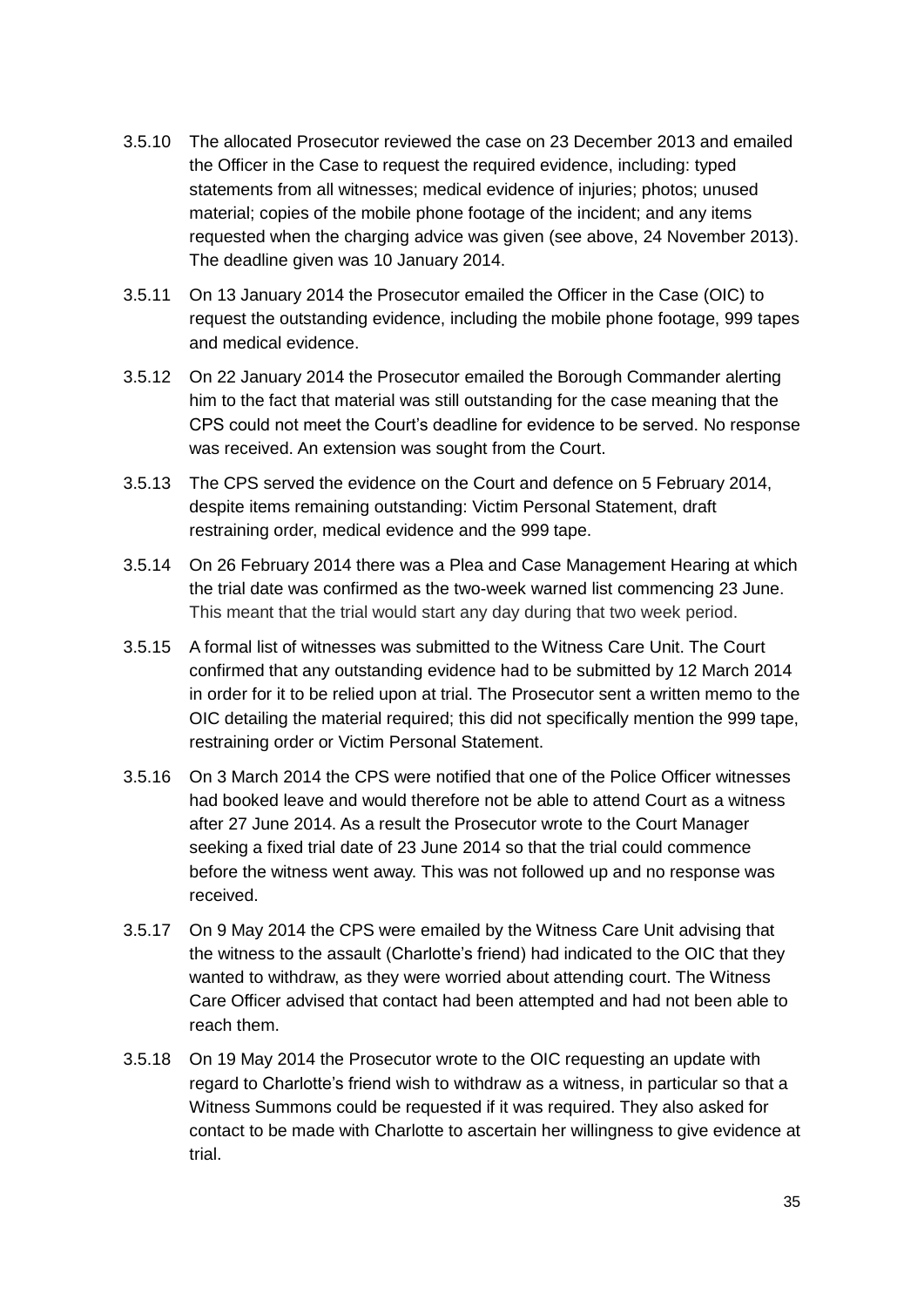3.5.10 The allocated Prosecutor reviewed the case on 23 December 2013 and emailed the Officer in the Case to request the required evidence, including: typed statements from all witnesses; medical evidence of injuries; photos; unused material; copies of the mobile phone footage of the incident; and any items requested when the charging advice was given (see above, 24 November 2013). The deadline given was 10 January 2014.

3.5.11 On 13 January 2014 the Prosecutor emailed the Officer in the Case (OIC) to request the outstanding evidence, including the mobile phone footage, 999 tapes and medical evidence.

3.5.12 On 22 January 2014 the Prosecutor emailed the Borough Commander alerting him to the fact that material was still outstanding for the case meaning that the CPS could not meet the Court's deadline for evidence to be served. No response was received. An extension was sought from the Court.

3.5.13 The CPS served the evidence on the Court and defence on 5 February 2014, despite items remaining outstanding: Victim Personal Statement, draft restraining order, medical evidence and the 999 tape.

3.5.14 On 26 February 2014 there was a Plea and Case Management Hearing at which the trial date was confirmed as the two-week warned list commencing 23 June. This meant that the trial would start any day during that two week period.

3.5.15 A formal list of witnesses was submitted to the Witness Care Unit. The Court confirmed that any outstanding evidence had to be submitted by 12 March 2014 in order for it to be relied upon at trial. The Prosecutor sent a written memo to the OIC detailing the material required; this did not specifically mention the 999 tape, restraining order or Victim Personal Statement.

3.5.16 On 3 March 2014 the CPS were notified that one of the Police Officer witnesses had booked leave and would therefore not be able to attend Court as a witness after 27 June 2014. As a result the Prosecutor wrote to the Court Manager seeking a fixed trial date of 23 June 2014 so that the trial could commence before the witness went away. This was not followed up and no response was received.

3.5.17 On 9 May 2014 the CPS were emailed by the Witness Care Unit advising that the witness to the assault (Charlotte's friend) had indicated to the OIC that they wanted to withdraw, as they were worried about attending court. The Witness Care Officer advised that contact had been attempted and had not been able to reach them.

3.5.18 On 19 May 2014 the Prosecutor wrote to the OIC requesting an update with regard to Charlotte's friend wish to withdraw as a witness, in particular so that a Witness Summons could be requested if it was required. They also asked for contact to be made with Charlotte to ascertain her willingness to give evidence at trial.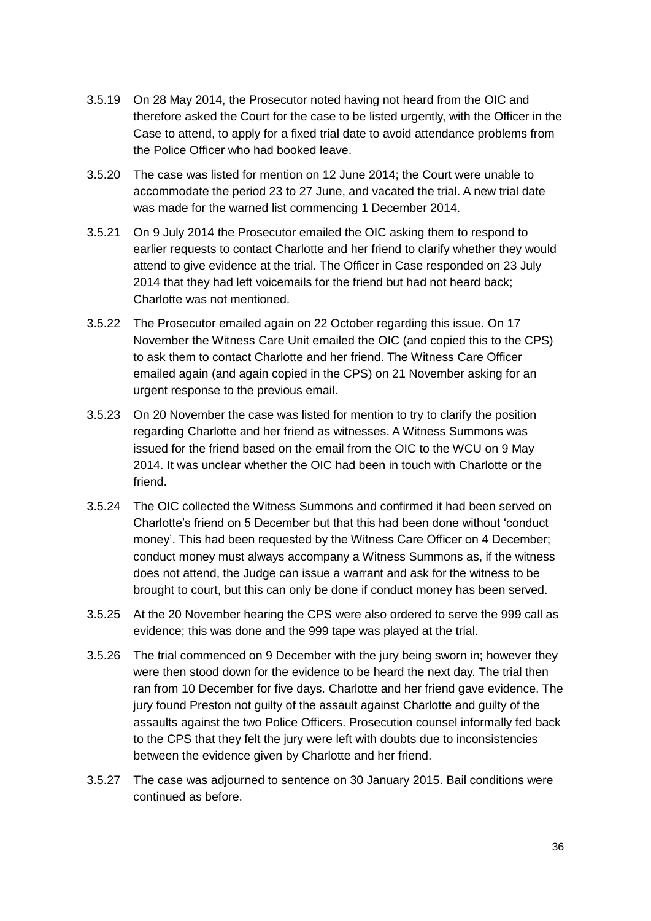3.5.19 On 28 May 2014, the Prosecutor noted having not heard from the OIC and therefore asked the Court for the case to be listed urgently, with the Officer in the Case to attend, to apply for a fixed trial date to avoid attendance problems from the Police Officer who had booked leave.

3.5.20 The case was listed for mention on 12 June 2014; the Court were unable to accommodate the period 23 to 27 June, and vacated the trial. A new trial date was made for the warned list commencing 1 December 2014.

3.5.21 On 9 July 2014 the Prosecutor emailed the OIC asking them to respond to earlier requests to contact Charlotte and her friend to clarify whether they would attend to give evidence at the trial. The Officer in Case responded on 23 July 2014 that they had left voicemails for the friend but had not heard back; Charlotte was not mentioned.

3.5.22 The Prosecutor emailed again on 22 October regarding this issue. On 17 November the Witness Care Unit emailed the OIC (and copied this to the CPS) to ask them to contact Charlotte and her friend. The Witness Care Officer emailed again (and again copied in the CPS) on 21 November asking for an urgent response to the previous email.

3.5.23 On 20 November the case was listed for mention to try to clarify the position regarding Charlotte and her friend as witnesses. A Witness Summons was issued for the friend based on the email from the OIC to the WCU on 9 May 2014. It was unclear whether the OIC had been in touch with Charlotte or the friend.

3.5.24 The OIC collected the Witness Summons and confirmed it had been served on Charlotte's friend on 5 December but that this had been done without 'conduct money'. This had been requested by the Witness Care Officer on 4 December; conduct money must always accompany a Witness Summons as, if the witness does not attend, the Judge can issue a warrant and ask for the witness to be brought to court, but this can only be done if conduct money has been served.

3.5.25 At the 20 November hearing the CPS were also ordered to serve the 999 call as evidence; this was done and the 999 tape was played at the trial.

3.5.26 The trial commenced on 9 December with the jury being sworn in; however they were then stood down for the evidence to be heard the next day. The trial then ran from 10 December for five days. Charlotte and her friend gave evidence. The jury found Preston not guilty of the assault against Charlotte and guilty of the assaults against the two Police Officers. Prosecution counsel informally fed back to the CPS that they felt the jury were left with doubts due to inconsistencies between the evidence given by Charlotte and her friend.

3.5.27 The case was adjourned to sentence on 30 January 2015. Bail conditions were continued as before.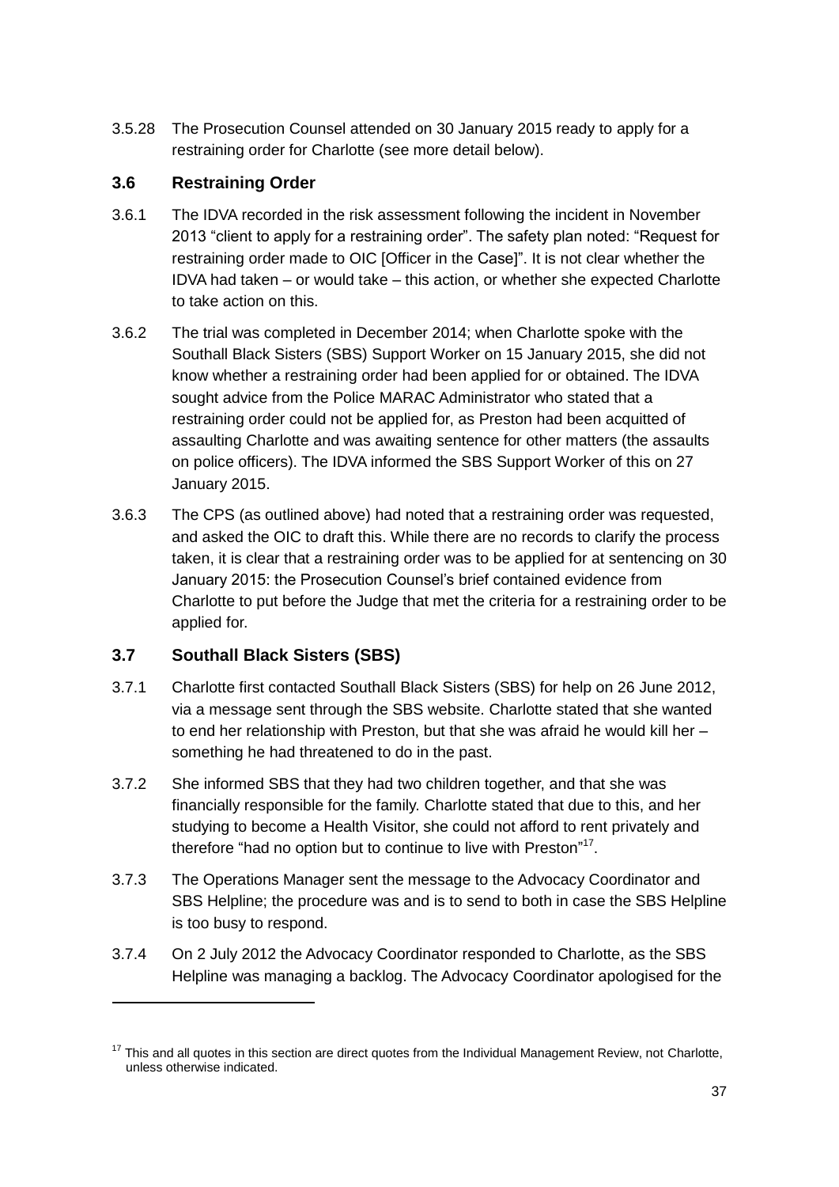3.5.28 The Prosecution Counsel attended on 30 January 2015 ready to apply for a restraining order for Charlotte (see more detail below).

### 3.6 Restraining Order

3.6.1 The IDVA recorded in the risk assessment following the incident in November 2013 "client to apply for a restraining order". The safety plan noted: "Request for restraining order made to OIC [Officer in the Case]". It is not clear whether the IDVA had taken – or would take – this action, or whether she expected Charlotte to take action on this.

3.6.2 The trial was completed in December 2014; when Charlotte spoke with the Southall Black Sisters (SBS) Support Worker on 15 January 2015, she did not know whether a restraining order had been applied for or obtained. The IDVA sought advice from the Police MARAC Administrator who stated that a restraining order could not be applied for, as Preston had been acquitted of assaulting Charlotte and was awaiting sentence for other matters (the assaults on police officers). The IDVA informed the SBS Support Worker of this on 27 January 2015.

3.6.3 The CPS (as outlined above) had noted that a restraining order was requested, and asked the OIC to draft this. While there are no records to clarify the process taken, it is clear that a restraining order was to be applied for at sentencing on 30 January 2015: the Prosecution Counsel's brief contained evidence from Charlotte to put before the Judge that met the criteria for a restraining order to be applied for.

### 3.7 Southall Black Sisters (SBS)

3.7.1 Charlotte first contacted Southall Black Sisters (SBS) for help on 26 June 2012, via a message sent through the SBS website. Charlotte stated that she wanted to end her relationship with Preston, but that she was afraid he would kill her – something he had threatened to do in the past.

3.7.2 She informed SBS that they had two children together, and that she was financially responsible for the family. Charlotte stated that due to this, and her studying to become a Health Visitor, she could not afford to rent privately and therefore "had no option but to continue to live with Preston"[17].

3.7.3 The Operations Manager sent the message to the Advocacy Coordinator and SBS Helpline; the procedure was and is to send to both in case the SBS Helpline is too busy to respond.

3.7.4 On 2 July 2012 the Advocacy Coordinator responded to Charlotte, as the SBS Helpline was managing a backlog. The Advocacy Coordinator apologised for the

---

[17] This and all quotes in this section are direct quotes from the Individual Management Review, not Charlotte, unless otherwise indicated.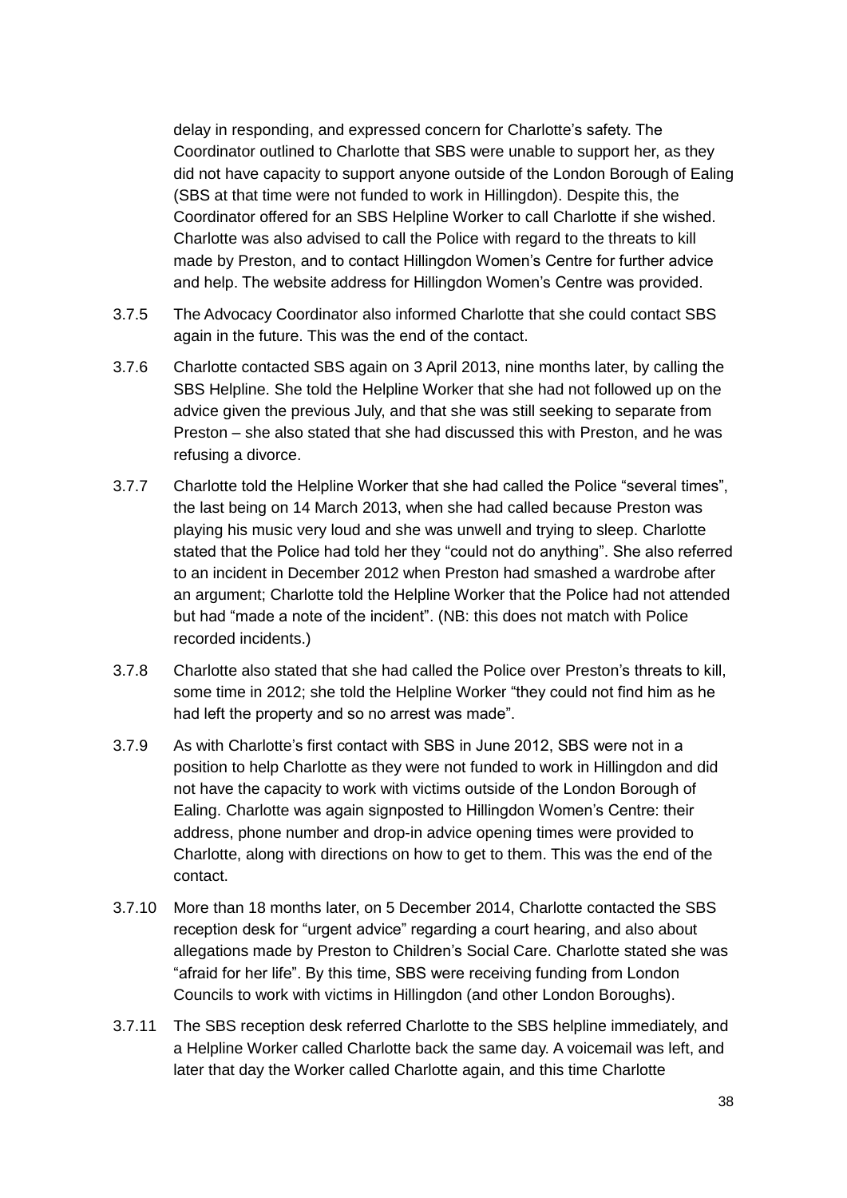delay in responding, and expressed concern for Charlotte's safety. The Coordinator outlined to Charlotte that SBS were unable to support her, as they did not have capacity to support anyone outside of the London Borough of Ealing (SBS at that time were not funded to work in Hillingdon). Despite this, the Coordinator offered for an SBS Helpline Worker to call Charlotte if she wished. Charlotte was also advised to call the Police with regard to the threats to kill made by Preston, and to contact Hillingdon Women's Centre for further advice and help. The website address for Hillingdon Women's Centre was provided.

3.7.5 The Advocacy Coordinator also informed Charlotte that she could contact SBS again in the future. This was the end of the contact.

3.7.6 Charlotte contacted SBS again on 3 April 2013, nine months later, by calling the SBS Helpline. She told the Helpline Worker that she had not followed up on the advice given the previous July, and that she was still seeking to separate from Preston – she also stated that she had discussed this with Preston, and he was refusing a divorce.

3.7.7 Charlotte told the Helpline Worker that she had called the Police "several times", the last being on 14 March 2013, when she had called because Preston was playing his music very loud and she was unwell and trying to sleep. Charlotte stated that the Police had told her they "could not do anything". She also referred to an incident in December 2012 when Preston had smashed a wardrobe after an argument; Charlotte told the Helpline Worker that the Police had not attended but had "made a note of the incident". (NB: this does not match with Police recorded incidents.)

3.7.8 Charlotte also stated that she had called the Police over Preston's threats to kill, some time in 2012; she told the Helpline Worker "they could not find him as he had left the property and so no arrest was made".

3.7.9 As with Charlotte's first contact with SBS in June 2012, SBS were not in a position to help Charlotte as they were not funded to work in Hillingdon and did not have the capacity to work with victims outside of the London Borough of Ealing. Charlotte was again signposted to Hillingdon Women's Centre: their address, phone number and drop-in advice opening times were provided to Charlotte, along with directions on how to get to them. This was the end of the contact.

3.7.10 More than 18 months later, on 5 December 2014, Charlotte contacted the SBS reception desk for "urgent advice" regarding a court hearing, and also about allegations made by Preston to Children's Social Care. Charlotte stated she was "afraid for her life". By this time, SBS were receiving funding from London Councils to work with victims in Hillingdon (and other London Boroughs).

3.7.11 The SBS reception desk referred Charlotte to the SBS helpline immediately, and a Helpline Worker called Charlotte back the same day. A voicemail was left, and later that day the Worker called Charlotte again, and this time Charlotte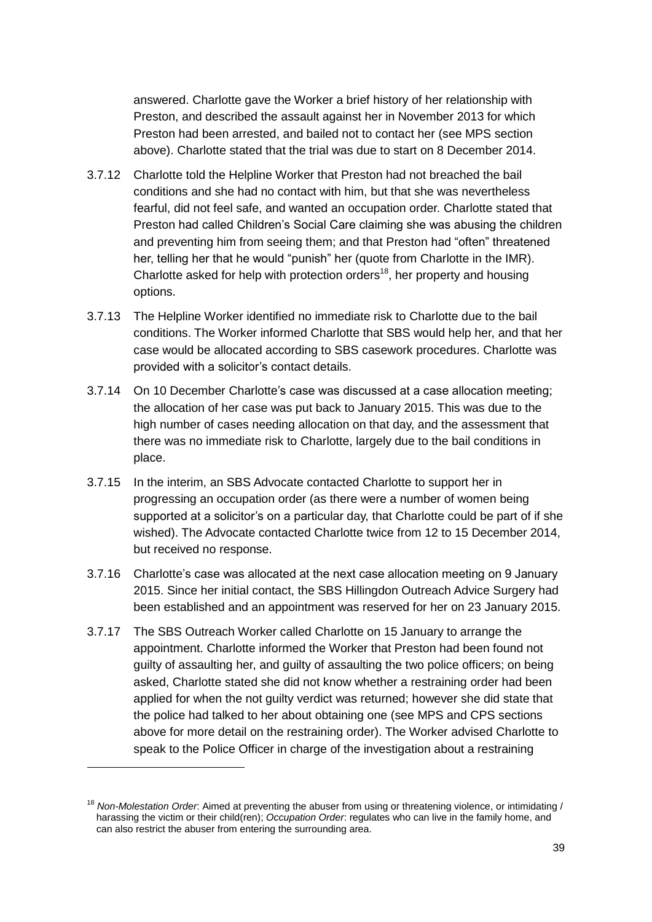answered. Charlotte gave the Worker a brief history of her relationship with Preston, and described the assault against her in November 2013 for which Preston had been arrested, and bailed not to contact her (see MPS section above). Charlotte stated that the trial was due to start on 8 December 2014.

3.7.12 Charlotte told the Helpline Worker that Preston had not breached the bail conditions and she had no contact with him, but that she was nevertheless fearful, did not feel safe, and wanted an occupation order. Charlotte stated that Preston had called Children's Social Care claiming she was abusing the children and preventing him from seeing them; and that Preston had "often" threatened her, telling her that he would "punish" her (quote from Charlotte in the IMR). Charlotte asked for help with protection orders[18], her property and housing options.

3.7.13 The Helpline Worker identified no immediate risk to Charlotte due to the bail conditions. The Worker informed Charlotte that SBS would help her, and that her case would be allocated according to SBS casework procedures. Charlotte was provided with a solicitor's contact details.

3.7.14 On 10 December Charlotte's case was discussed at a case allocation meeting; the allocation of her case was put back to January 2015. This was due to the high number of cases needing allocation on that day, and the assessment that there was no immediate risk to Charlotte, largely due to the bail conditions in place.

3.7.15 In the interim, an SBS Advocate contacted Charlotte to support her in progressing an occupation order (as there were a number of women being supported at a solicitor's on a particular day, that Charlotte could be part of if she wished). The Advocate contacted Charlotte twice from 12 to 15 December 2014, but received no response.

3.7.16 Charlotte's case was allocated at the next case allocation meeting on 9 January 2015. Since her initial contact, the SBS Hillingdon Outreach Advice Surgery had been established and an appointment was reserved for her on 23 January 2015.

3.7.17 The SBS Outreach Worker called Charlotte on 15 January to arrange the appointment. Charlotte informed the Worker that Preston had been found not guilty of assaulting her, and guilty of assaulting the two police officers; on being asked, Charlotte stated she did not know whether a restraining order had been applied for when the not guilty verdict was returned; however she did state that the police had talked to her about obtaining one (see MPS and CPS sections above for more detail on the restraining order). The Worker advised Charlotte to speak to the Police Officer in charge of the investigation about a restraining

[18] *Non-Molestation Order*: Aimed at preventing the abuser from using or threatening violence, or intimidating / harassing the victim or their child(ren); *Occupation Order*: regulates who can live in the family home, and can also restrict the abuser from entering the surrounding area.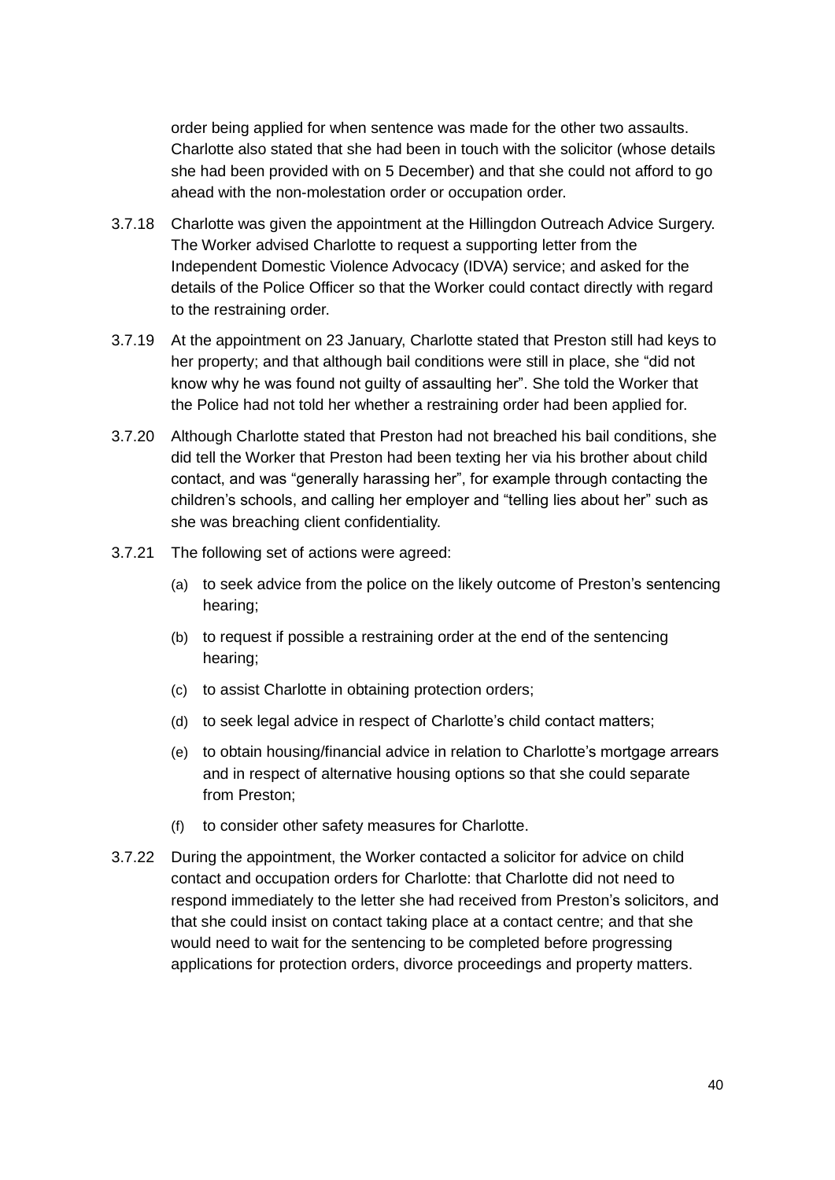order being applied for when sentence was made for the other two assaults. Charlotte also stated that she had been in touch with the solicitor (whose details she had been provided with on 5 December) and that she could not afford to go ahead with the non-molestation order or occupation order.

3.7.18 Charlotte was given the appointment at the Hillingdon Outreach Advice Surgery. The Worker advised Charlotte to request a supporting letter from the Independent Domestic Violence Advocacy (IDVA) service; and asked for the details of the Police Officer so that the Worker could contact directly with regard to the restraining order.

3.7.19 At the appointment on 23 January, Charlotte stated that Preston still had keys to her property; and that although bail conditions were still in place, she "did not know why he was found not guilty of assaulting her". She told the Worker that the Police had not told her whether a restraining order had been applied for.

3.7.20 Although Charlotte stated that Preston had not breached his bail conditions, she did tell the Worker that Preston had been texting her via his brother about child contact, and was "generally harassing her", for example through contacting the children's schools, and calling her employer and "telling lies about her" such as she was breaching client confidentiality.

3.7.21 The following set of actions were agreed:

(a) to seek advice from the police on the likely outcome of Preston's sentencing hearing;

(b) to request if possible a restraining order at the end of the sentencing hearing;

(c) to assist Charlotte in obtaining protection orders;

(d) to seek legal advice in respect of Charlotte's child contact matters;

(e) to obtain housing/financial advice in relation to Charlotte's mortgage arrears and in respect of alternative housing options so that she could separate from Preston;

(f) to consider other safety measures for Charlotte.

3.7.22 During the appointment, the Worker contacted a solicitor for advice on child contact and occupation orders for Charlotte: that Charlotte did not need to respond immediately to the letter she had received from Preston's solicitors, and that she could insist on contact taking place at a contact centre; and that she would need to wait for the sentencing to be completed before progressing applications for protection orders, divorce proceedings and property matters.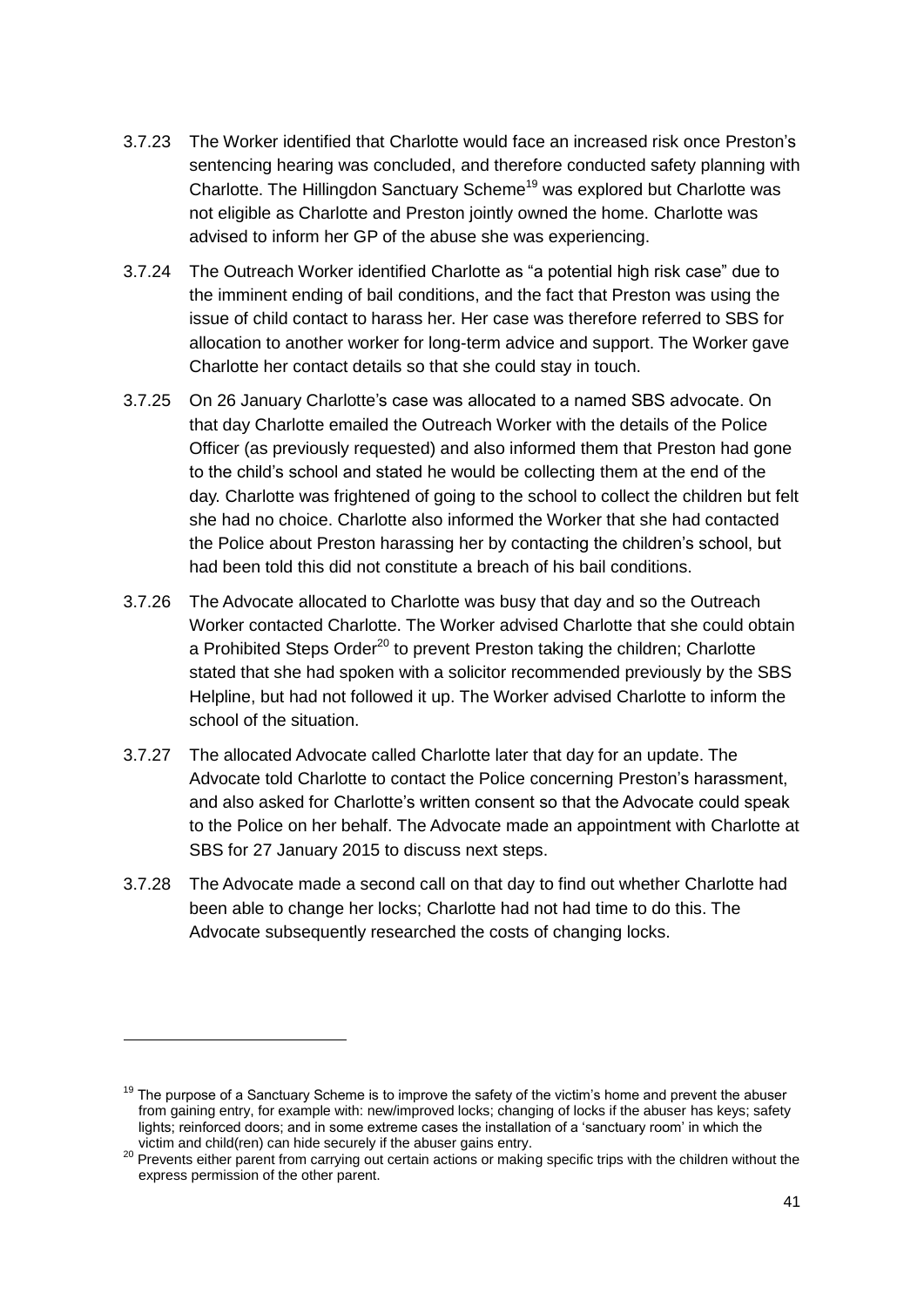3.7.23 The Worker identified that Charlotte would face an increased risk once Preston's sentencing hearing was concluded, and therefore conducted safety planning with Charlotte. The Hillingdon Sanctuary Scheme[19] was explored but Charlotte was not eligible as Charlotte and Preston jointly owned the home. Charlotte was advised to inform her GP of the abuse she was experiencing.

3.7.24 The Outreach Worker identified Charlotte as "a potential high risk case" due to the imminent ending of bail conditions, and the fact that Preston was using the issue of child contact to harass her. Her case was therefore referred to SBS for allocation to another worker for long-term advice and support. The Worker gave Charlotte her contact details so that she could stay in touch.

3.7.25 On 26 January Charlotte's case was allocated to a named SBS advocate. On that day Charlotte emailed the Outreach Worker with the details of the Police Officer (as previously requested) and also informed them that Preston had gone to the child's school and stated he would be collecting them at the end of the day. Charlotte was frightened of going to the school to collect the children but felt she had no choice. Charlotte also informed the Worker that she had contacted the Police about Preston harassing her by contacting the children's school, but had been told this did not constitute a breach of his bail conditions.

3.7.26 The Advocate allocated to Charlotte was busy that day and so the Outreach Worker contacted Charlotte. The Worker advised Charlotte that she could obtain a Prohibited Steps Order[20] to prevent Preston taking the children; Charlotte stated that she had spoken with a solicitor recommended previously by the SBS Helpline, but had not followed it up. The Worker advised Charlotte to inform the school of the situation.

3.7.27 The allocated Advocate called Charlotte later that day for an update. The Advocate told Charlotte to contact the Police concerning Preston's harassment, and also asked for Charlotte's written consent so that the Advocate could speak to the Police on her behalf. The Advocate made an appointment with Charlotte at SBS for 27 January 2015 to discuss next steps.

3.7.28 The Advocate made a second call on that day to find out whether Charlotte had been able to change her locks; Charlotte had not had time to do this. The Advocate subsequently researched the costs of changing locks.

---

[19] The purpose of a Sanctuary Scheme is to improve the safety of the victim's home and prevent the abuser from gaining entry, for example with: new/improved locks; changing of locks if the abuser has keys; safety lights; reinforced doors; and in some extreme cases the installation of a 'sanctuary room' in which the victim and child(ren) can hide securely if the abuser gains entry.

[20] Prevents either parent from carrying out certain actions or making specific trips with the children without the express permission of the other parent.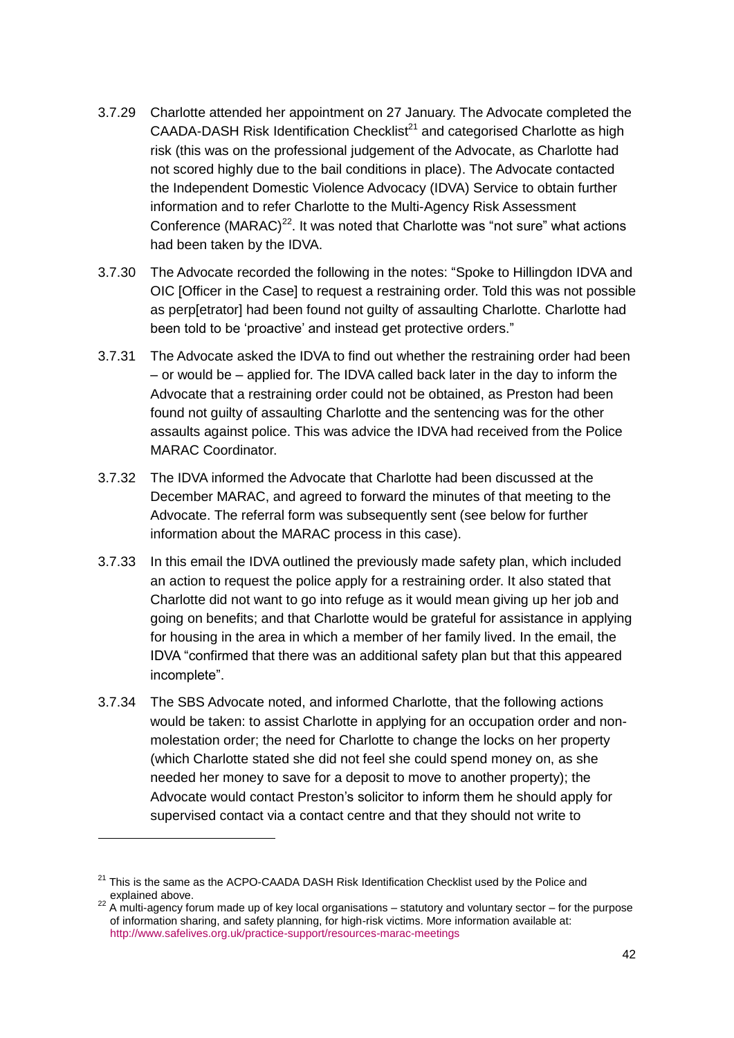3.7.29 Charlotte attended her appointment on 27 January. The Advocate completed the CAADA-DASH Risk Identification Checklist[21] and categorised Charlotte as high risk (this was on the professional judgement of the Advocate, as Charlotte had not scored highly due to the bail conditions in place). The Advocate contacted the Independent Domestic Violence Advocacy (IDVA) Service to obtain further information and to refer Charlotte to the Multi-Agency Risk Assessment Conference (MARAC)[22]. It was noted that Charlotte was "not sure" what actions had been taken by the IDVA.

3.7.30 The Advocate recorded the following in the notes: "Spoke to Hillingdon IDVA and OIC [Officer in the Case] to request a restraining order. Told this was not possible as perp[etrator] had been found not guilty of assaulting Charlotte. Charlotte had been told to be 'proactive' and instead get protective orders."

3.7.31 The Advocate asked the IDVA to find out whether the restraining order had been – or would be – applied for. The IDVA called back later in the day to inform the Advocate that a restraining order could not be obtained, as Preston had been found not guilty of assaulting Charlotte and the sentencing was for the other assaults against police. This was advice the IDVA had received from the Police MARAC Coordinator.

3.7.32 The IDVA informed the Advocate that Charlotte had been discussed at the December MARAC, and agreed to forward the minutes of that meeting to the Advocate. The referral form was subsequently sent (see below for further information about the MARAC process in this case).

3.7.33 In this email the IDVA outlined the previously made safety plan, which included an action to request the police apply for a restraining order. It also stated that Charlotte did not want to go into refuge as it would mean giving up her job and going on benefits; and that Charlotte would be grateful for assistance in applying for housing in the area in which a member of her family lived. In the email, the IDVA "confirmed that there was an additional safety plan but that this appeared incomplete".

3.7.34 The SBS Advocate noted, and informed Charlotte, that the following actions would be taken: to assist Charlotte in applying for an occupation order and non-molestation order; the need for Charlotte to change the locks on her property (which Charlotte stated she did not feel she could spend money on, as she needed her money to save for a deposit to move to another property); the Advocate would contact Preston's solicitor to inform them he should apply for supervised contact via a contact centre and that they should not write to

---

[21] This is the same as the ACPO-CAADA DASH Risk Identification Checklist used by the Police and explained above.

[22] A multi-agency forum made up of key local organisations – statutory and voluntary sector – for the purpose of information sharing, and safety planning, for high-risk victims. More information available at: http://www.safelives.org.uk/practice-support/resources-marac-meetings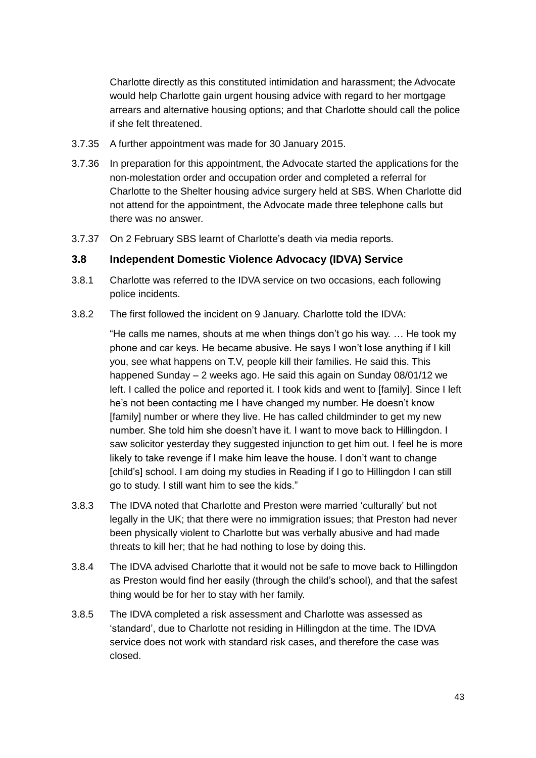Charlotte directly as this constituted intimidation and harassment; the Advocate would help Charlotte gain urgent housing advice with regard to her mortgage arrears and alternative housing options; and that Charlotte should call the police if she felt threatened.

3.7.35 A further appointment was made for 30 January 2015.

3.7.36 In preparation for this appointment, the Advocate started the applications for the non-molestation order and occupation order and completed a referral for Charlotte to the Shelter housing advice surgery held at SBS. When Charlotte did not attend for the appointment, the Advocate made three telephone calls but there was no answer.

3.7.37 On 2 February SBS learnt of Charlotte's death via media reports.

### 3.8 Independent Domestic Violence Advocacy (IDVA) Service

3.8.1 Charlotte was referred to the IDVA service on two occasions, each following police incidents.

3.8.2 The first followed the incident on 9 January. Charlotte told the IDVA:

"He calls me names, shouts at me when things don't go his way. … He took my phone and car keys. He became abusive. He says I won't lose anything if I kill you, see what happens on T.V, people kill their families. He said this. This happened Sunday – 2 weeks ago. He said this again on Sunday 08/01/12 we left. I called the police and reported it. I took kids and went to [family]. Since I left he's not been contacting me I have changed my number. He doesn't know [family] number or where they live. He has called childminder to get my new number. She told him she doesn't have it. I want to move back to Hillingdon. I saw solicitor yesterday they suggested injunction to get him out. I feel he is more likely to take revenge if I make him leave the house. I don't want to change [child's] school. I am doing my studies in Reading if I go to Hillingdon I can still go to study. I still want him to see the kids."

3.8.3 The IDVA noted that Charlotte and Preston were married 'culturally' but not legally in the UK; that there were no immigration issues; that Preston had never been physically violent to Charlotte but was verbally abusive and had made threats to kill her; that he had nothing to lose by doing this.

3.8.4 The IDVA advised Charlotte that it would not be safe to move back to Hillingdon as Preston would find her easily (through the child's school), and that the safest thing would be for her to stay with her family.

3.8.5 The IDVA completed a risk assessment and Charlotte was assessed as 'standard', due to Charlotte not residing in Hillingdon at the time. The IDVA service does not work with standard risk cases, and therefore the case was closed.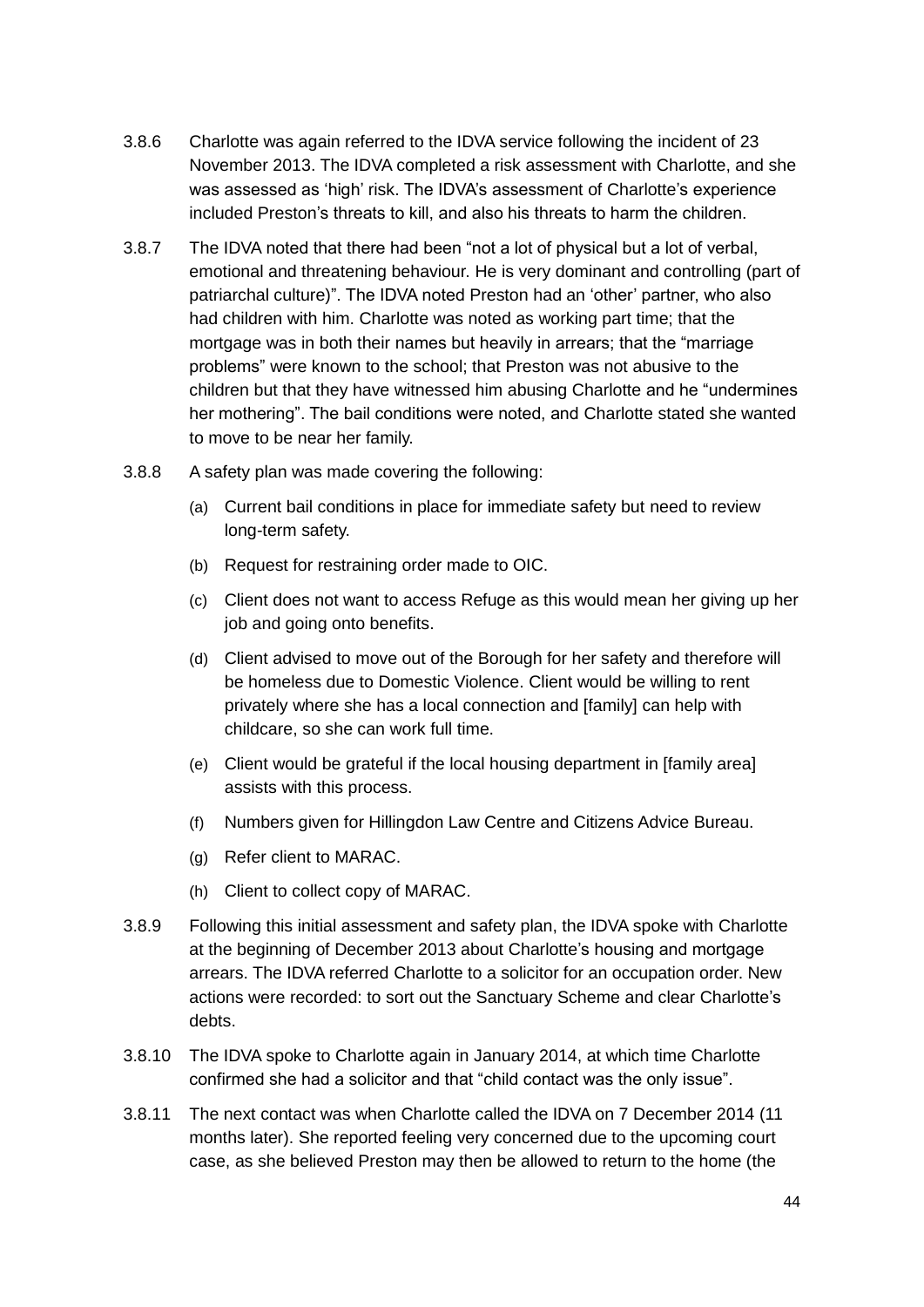3.8.6 Charlotte was again referred to the IDVA service following the incident of 23 November 2013. The IDVA completed a risk assessment with Charlotte, and she was assessed as 'high' risk. The IDVA's assessment of Charlotte's experience included Preston's threats to kill, and also his threats to harm the children.

3.8.7 The IDVA noted that there had been "not a lot of physical but a lot of verbal, emotional and threatening behaviour. He is very dominant and controlling (part of patriarchal culture)". The IDVA noted Preston had an 'other' partner, who also had children with him. Charlotte was noted as working part time; that the mortgage was in both their names but heavily in arrears; that the "marriage problems" were known to the school; that Preston was not abusive to the children but that they have witnessed him abusing Charlotte and he "undermines her mothering". The bail conditions were noted, and Charlotte stated she wanted to move to be near her family.

3.8.8 A safety plan was made covering the following:

(a) Current bail conditions in place for immediate safety but need to review long-term safety.

(b) Request for restraining order made to OIC.

(c) Client does not want to access Refuge as this would mean her giving up her job and going onto benefits.

(d) Client advised to move out of the Borough for her safety and therefore will be homeless due to Domestic Violence. Client would be willing to rent privately where she has a local connection and [family] can help with childcare, so she can work full time.

(e) Client would be grateful if the local housing department in [family area] assists with this process.

(f) Numbers given for Hillingdon Law Centre and Citizens Advice Bureau.

(g) Refer client to MARAC.

(h) Client to collect copy of MARAC.

3.8.9 Following this initial assessment and safety plan, the IDVA spoke with Charlotte at the beginning of December 2013 about Charlotte's housing and mortgage arrears. The IDVA referred Charlotte to a solicitor for an occupation order. New actions were recorded: to sort out the Sanctuary Scheme and clear Charlotte's debts.

3.8.10 The IDVA spoke to Charlotte again in January 2014, at which time Charlotte confirmed she had a solicitor and that "child contact was the only issue".

3.8.11 The next contact was when Charlotte called the IDVA on 7 December 2014 (11 months later). She reported feeling very concerned due to the upcoming court case, as she believed Preston may then be allowed to return to the home (the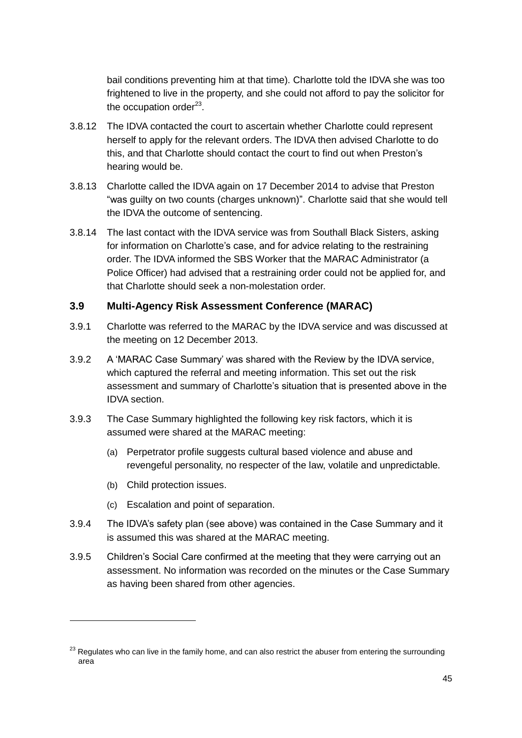bail conditions preventing him at that time). Charlotte told the IDVA she was too frightened to live in the property, and she could not afford to pay the solicitor for the occupation order[23].

3.8.12 The IDVA contacted the court to ascertain whether Charlotte could represent herself to apply for the relevant orders. The IDVA then advised Charlotte to do this, and that Charlotte should contact the court to find out when Preston's hearing would be.

3.8.13 Charlotte called the IDVA again on 17 December 2014 to advise that Preston "was guilty on two counts (charges unknown)". Charlotte said that she would tell the IDVA the outcome of sentencing.

3.8.14 The last contact with the IDVA service was from Southall Black Sisters, asking for information on Charlotte's case, and for advice relating to the restraining order. The IDVA informed the SBS Worker that the MARAC Administrator (a Police Officer) had advised that a restraining order could not be applied for, and that Charlotte should seek a non-molestation order.

### 3.9 Multi-Agency Risk Assessment Conference (MARAC)

3.9.1 Charlotte was referred to the MARAC by the IDVA service and was discussed at the meeting on 12 December 2013.

3.9.2 A 'MARAC Case Summary' was shared with the Review by the IDVA service, which captured the referral and meeting information. This set out the risk assessment and summary of Charlotte's situation that is presented above in the IDVA section.

3.9.3 The Case Summary highlighted the following key risk factors, which it is assumed were shared at the MARAC meeting:

(a) Perpetrator profile suggests cultural based violence and abuse and revengeful personality, no respecter of the law, volatile and unpredictable.

(b) Child protection issues.

(c) Escalation and point of separation.

3.9.4 The IDVA's safety plan (see above) was contained in the Case Summary and it is assumed this was shared at the MARAC meeting.

3.9.5 Children's Social Care confirmed at the meeting that they were carrying out an assessment. No information was recorded on the minutes or the Case Summary as having been shared from other agencies.

[23] Regulates who can live in the family home, and can also restrict the abuser from entering the surrounding area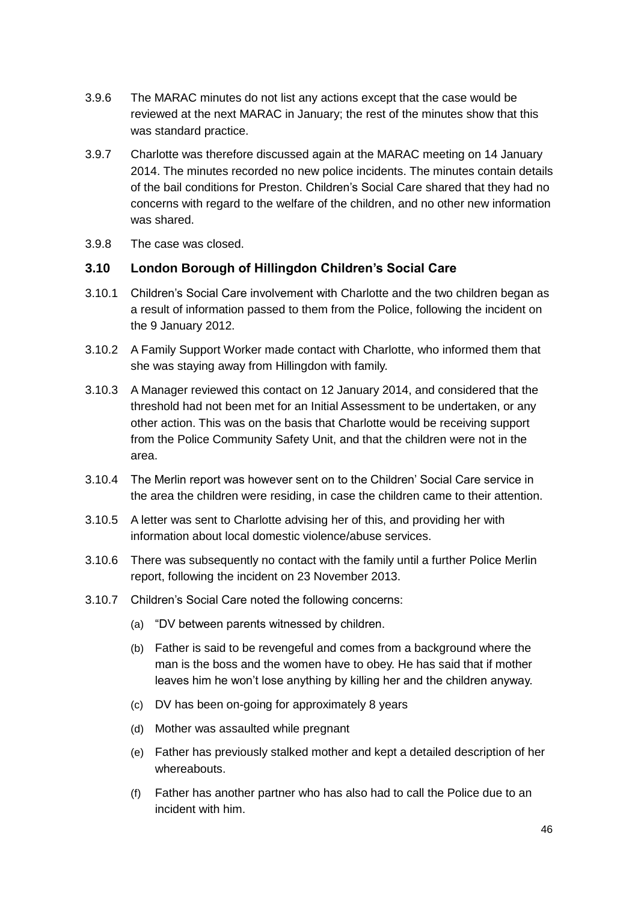3.9.6 The MARAC minutes do not list any actions except that the case would be reviewed at the next MARAC in January; the rest of the minutes show that this was standard practice.

3.9.7 Charlotte was therefore discussed again at the MARAC meeting on 14 January 2014. The minutes recorded no new police incidents. The minutes contain details of the bail conditions for Preston. Children's Social Care shared that they had no concerns with regard to the welfare of the children, and no other new information was shared.

3.9.8 The case was closed.

### 3.10 London Borough of Hillingdon Children's Social Care

3.10.1 Children's Social Care involvement with Charlotte and the two children began as a result of information passed to them from the Police, following the incident on the 9 January 2012.

3.10.2 A Family Support Worker made contact with Charlotte, who informed them that she was staying away from Hillingdon with family.

3.10.3 A Manager reviewed this contact on 12 January 2014, and considered that the threshold had not been met for an Initial Assessment to be undertaken, or any other action. This was on the basis that Charlotte would be receiving support from the Police Community Safety Unit, and that the children were not in the area.

3.10.4 The Merlin report was however sent on to the Children' Social Care service in the area the children were residing, in case the children came to their attention.

3.10.5 A letter was sent to Charlotte advising her of this, and providing her with information about local domestic violence/abuse services.

3.10.6 There was subsequently no contact with the family until a further Police Merlin report, following the incident on 23 November 2013.

3.10.7 Children's Social Care noted the following concerns:

(a) "DV between parents witnessed by children.

(b) Father is said to be revengeful and comes from a background where the man is the boss and the women have to obey. He has said that if mother leaves him he won't lose anything by killing her and the children anyway.

(c) DV has been on-going for approximately 8 years

(d) Mother was assaulted while pregnant

(e) Father has previously stalked mother and kept a detailed description of her whereabouts.

(f) Father has another partner who has also had to call the Police due to an incident with him.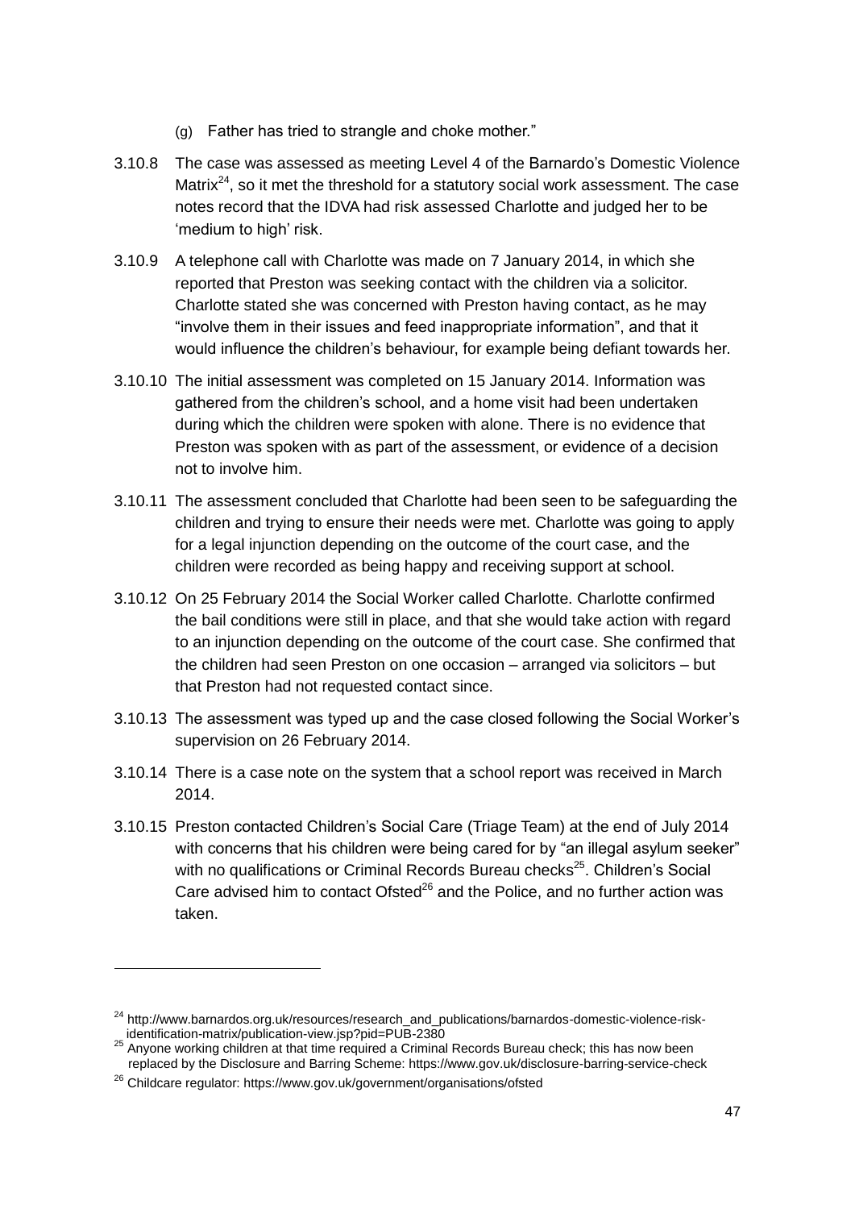(g) Father has tried to strangle and choke mother."

3.10.8 The case was assessed as meeting Level 4 of the Barnardo's Domestic Violence Matrix[24], so it met the threshold for a statutory social work assessment. The case notes record that the IDVA had risk assessed Charlotte and judged her to be 'medium to high' risk.

3.10.9 A telephone call with Charlotte was made on 7 January 2014, in which she reported that Preston was seeking contact with the children via a solicitor. Charlotte stated she was concerned with Preston having contact, as he may "involve them in their issues and feed inappropriate information", and that it would influence the children's behaviour, for example being defiant towards her.

3.10.10 The initial assessment was completed on 15 January 2014. Information was gathered from the children's school, and a home visit had been undertaken during which the children were spoken with alone. There is no evidence that Preston was spoken with as part of the assessment, or evidence of a decision not to involve him.

3.10.11 The assessment concluded that Charlotte had been seen to be safeguarding the children and trying to ensure their needs were met. Charlotte was going to apply for a legal injunction depending on the outcome of the court case, and the children were recorded as being happy and receiving support at school.

3.10.12 On 25 February 2014 the Social Worker called Charlotte. Charlotte confirmed the bail conditions were still in place, and that she would take action with regard to an injunction depending on the outcome of the court case. She confirmed that the children had seen Preston on one occasion – arranged via solicitors – but that Preston had not requested contact since.

3.10.13 The assessment was typed up and the case closed following the Social Worker's supervision on 26 February 2014.

3.10.14 There is a case note on the system that a school report was received in March 2014.

3.10.15 Preston contacted Children's Social Care (Triage Team) at the end of July 2014 with concerns that his children were being cared for by "an illegal asylum seeker" with no qualifications or Criminal Records Bureau checks[25]. Children's Social Care advised him to contact Ofsted[26] and the Police, and no further action was taken.

---

[24] http://www.barnardos.org.uk/resources/research_and_publications/barnardos-domestic-violence-risk-identification-matrix/publication-view.jsp?pid=PUB-2380

[25] Anyone working children at that time required a Criminal Records Bureau check; this has now been replaced by the Disclosure and Barring Scheme: https://www.gov.uk/disclosure-barring-service-check

[26] Childcare regulator: https://www.gov.uk/government/organisations/ofsted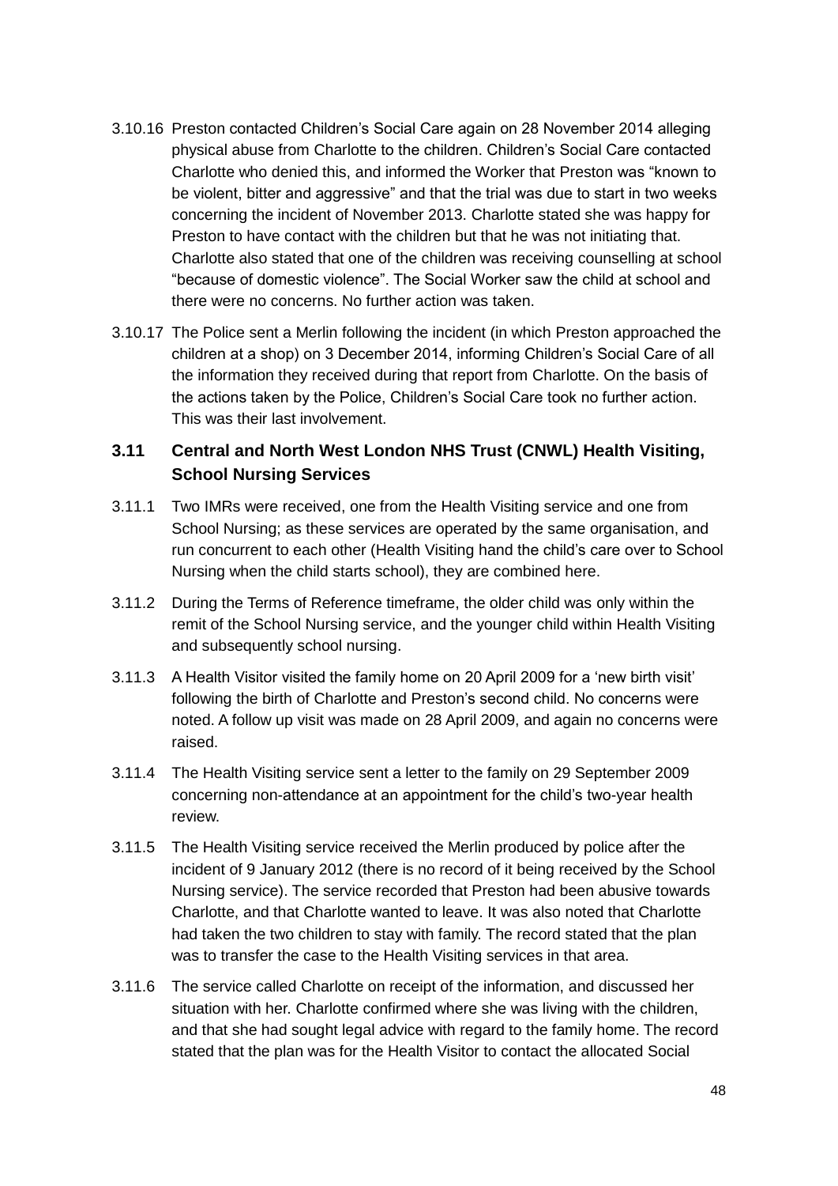3.10.16 Preston contacted Children's Social Care again on 28 November 2014 alleging physical abuse from Charlotte to the children. Children's Social Care contacted Charlotte who denied this, and informed the Worker that Preston was "known to be violent, bitter and aggressive" and that the trial was due to start in two weeks concerning the incident of November 2013. Charlotte stated she was happy for Preston to have contact with the children but that he was not initiating that. Charlotte also stated that one of the children was receiving counselling at school "because of domestic violence". The Social Worker saw the child at school and there were no concerns. No further action was taken.

3.10.17 The Police sent a Merlin following the incident (in which Preston approached the children at a shop) on 3 December 2014, informing Children's Social Care of all the information they received during that report from Charlotte. On the basis of the actions taken by the Police, Children's Social Care took no further action. This was their last involvement.

### 3.11 Central and North West London NHS Trust (CNWL) Health Visiting, School Nursing Services

3.11.1 Two IMRs were received, one from the Health Visiting service and one from School Nursing; as these services are operated by the same organisation, and run concurrent to each other (Health Visiting hand the child's care over to School Nursing when the child starts school), they are combined here.

3.11.2 During the Terms of Reference timeframe, the older child was only within the remit of the School Nursing service, and the younger child within Health Visiting and subsequently school nursing.

3.11.3 A Health Visitor visited the family home on 20 April 2009 for a 'new birth visit' following the birth of Charlotte and Preston's second child. No concerns were noted. A follow up visit was made on 28 April 2009, and again no concerns were raised.

3.11.4 The Health Visiting service sent a letter to the family on 29 September 2009 concerning non-attendance at an appointment for the child's two-year health review.

3.11.5 The Health Visiting service received the Merlin produced by police after the incident of 9 January 2012 (there is no record of it being received by the School Nursing service). The service recorded that Preston had been abusive towards Charlotte, and that Charlotte wanted to leave. It was also noted that Charlotte had taken the two children to stay with family. The record stated that the plan was to transfer the case to the Health Visiting services in that area.

3.11.6 The service called Charlotte on receipt of the information, and discussed her situation with her. Charlotte confirmed where she was living with the children, and that she had sought legal advice with regard to the family home. The record stated that the plan was for the Health Visitor to contact the allocated Social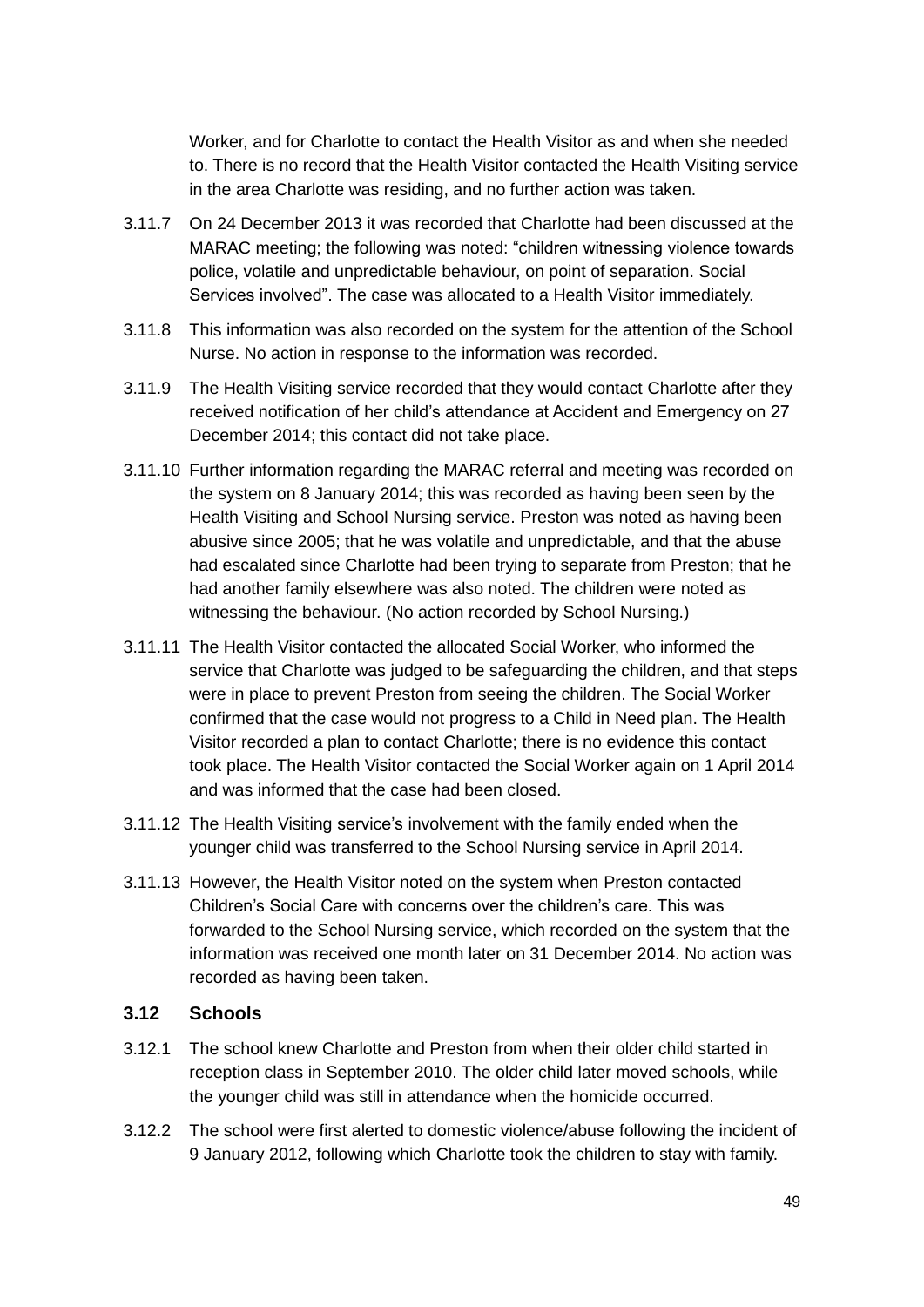Worker, and for Charlotte to contact the Health Visitor as and when she needed to. There is no record that the Health Visitor contacted the Health Visiting service in the area Charlotte was residing, and no further action was taken.

3.11.7 On 24 December 2013 it was recorded that Charlotte had been discussed at the MARAC meeting; the following was noted: "children witnessing violence towards police, volatile and unpredictable behaviour, on point of separation. Social Services involved". The case was allocated to a Health Visitor immediately.

3.11.8 This information was also recorded on the system for the attention of the School Nurse. No action in response to the information was recorded.

3.11.9 The Health Visiting service recorded that they would contact Charlotte after they received notification of her child's attendance at Accident and Emergency on 27 December 2014; this contact did not take place.

3.11.10 Further information regarding the MARAC referral and meeting was recorded on the system on 8 January 2014; this was recorded as having been seen by the Health Visiting and School Nursing service. Preston was noted as having been abusive since 2005; that he was volatile and unpredictable, and that the abuse had escalated since Charlotte had been trying to separate from Preston; that he had another family elsewhere was also noted. The children were noted as witnessing the behaviour. (No action recorded by School Nursing.)

3.11.11 The Health Visitor contacted the allocated Social Worker, who informed the service that Charlotte was judged to be safeguarding the children, and that steps were in place to prevent Preston from seeing the children. The Social Worker confirmed that the case would not progress to a Child in Need plan. The Health Visitor recorded a plan to contact Charlotte; there is no evidence this contact took place. The Health Visitor contacted the Social Worker again on 1 April 2014 and was informed that the case had been closed.

3.11.12 The Health Visiting service's involvement with the family ended when the younger child was transferred to the School Nursing service in April 2014.

3.11.13 However, the Health Visitor noted on the system when Preston contacted Children's Social Care with concerns over the children's care. This was forwarded to the School Nursing service, which recorded on the system that the information was received one month later on 31 December 2014. No action was recorded as having been taken.

### 3.12 Schools

3.12.1 The school knew Charlotte and Preston from when their older child started in reception class in September 2010. The older child later moved schools, while the younger child was still in attendance when the homicide occurred.

3.12.2 The school were first alerted to domestic violence/abuse following the incident of 9 January 2012, following which Charlotte took the children to stay with family.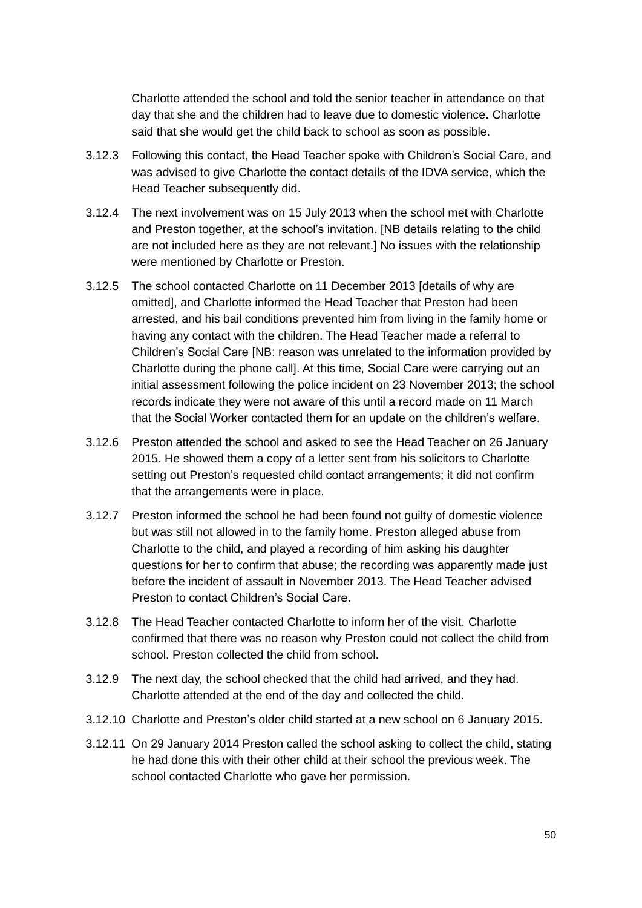Charlotte attended the school and told the senior teacher in attendance on that day that she and the children had to leave due to domestic violence. Charlotte said that she would get the child back to school as soon as possible.

3.12.3 Following this contact, the Head Teacher spoke with Children's Social Care, and was advised to give Charlotte the contact details of the IDVA service, which the Head Teacher subsequently did.

3.12.4 The next involvement was on 15 July 2013 when the school met with Charlotte and Preston together, at the school's invitation. [NB details relating to the child are not included here as they are not relevant.] No issues with the relationship were mentioned by Charlotte or Preston.

3.12.5 The school contacted Charlotte on 11 December 2013 [details of why are omitted], and Charlotte informed the Head Teacher that Preston had been arrested, and his bail conditions prevented him from living in the family home or having any contact with the children. The Head Teacher made a referral to Children's Social Care [NB: reason was unrelated to the information provided by Charlotte during the phone call]. At this time, Social Care were carrying out an initial assessment following the police incident on 23 November 2013; the school records indicate they were not aware of this until a record made on 11 March that the Social Worker contacted them for an update on the children's welfare.

3.12.6 Preston attended the school and asked to see the Head Teacher on 26 January 2015. He showed them a copy of a letter sent from his solicitors to Charlotte setting out Preston's requested child contact arrangements; it did not confirm that the arrangements were in place.

3.12.7 Preston informed the school he had been found not guilty of domestic violence but was still not allowed in to the family home. Preston alleged abuse from Charlotte to the child, and played a recording of him asking his daughter questions for her to confirm that abuse; the recording was apparently made just before the incident of assault in November 2013. The Head Teacher advised Preston to contact Children's Social Care.

3.12.8 The Head Teacher contacted Charlotte to inform her of the visit. Charlotte confirmed that there was no reason why Preston could not collect the child from school. Preston collected the child from school.

3.12.9 The next day, the school checked that the child had arrived, and they had. Charlotte attended at the end of the day and collected the child.

3.12.10 Charlotte and Preston's older child started at a new school on 6 January 2015.

3.12.11 On 29 January 2014 Preston called the school asking to collect the child, stating he had done this with their other child at their school the previous week. The school contacted Charlotte who gave her permission.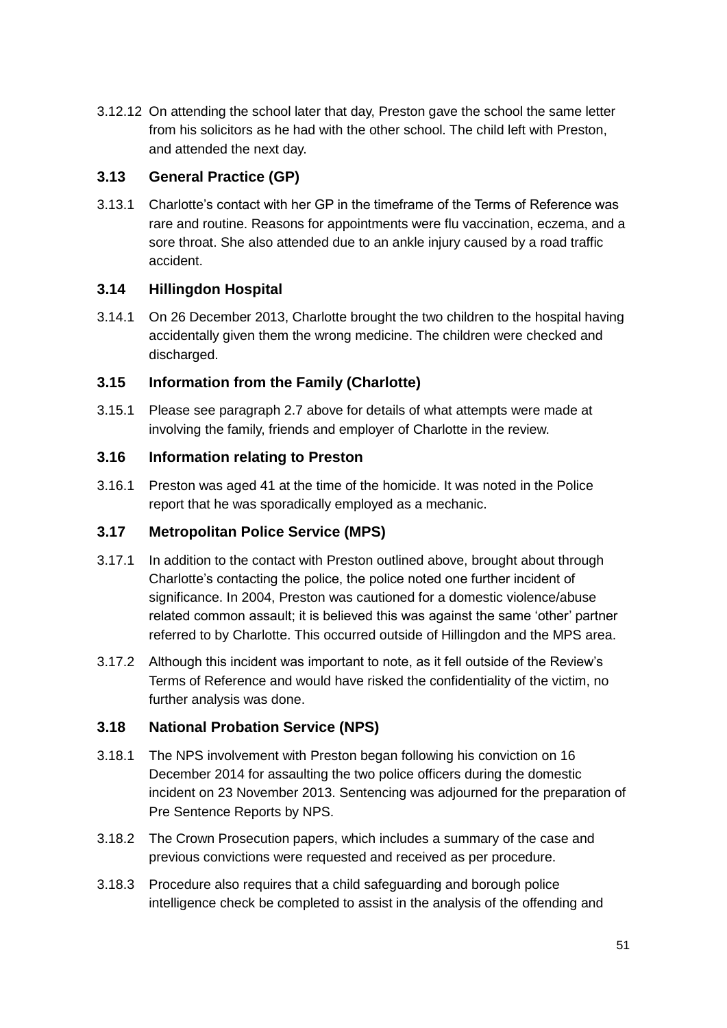3.12.12 On attending the school later that day, Preston gave the school the same letter from his solicitors as he had with the other school. The child left with Preston, and attended the next day.

### 3.13 General Practice (GP)

3.13.1 Charlotte's contact with her GP in the timeframe of the Terms of Reference was rare and routine. Reasons for appointments were flu vaccination, eczema, and a sore throat. She also attended due to an ankle injury caused by a road traffic accident.

### 3.14 Hillingdon Hospital

3.14.1 On 26 December 2013, Charlotte brought the two children to the hospital having accidentally given them the wrong medicine. The children were checked and discharged.

### 3.15 Information from the Family (Charlotte)

3.15.1 Please see paragraph 2.7 above for details of what attempts were made at involving the family, friends and employer of Charlotte in the review.

### 3.16 Information relating to Preston

3.16.1 Preston was aged 41 at the time of the homicide. It was noted in the Police report that he was sporadically employed as a mechanic.

### 3.17 Metropolitan Police Service (MPS)

3.17.1 In addition to the contact with Preston outlined above, brought about through Charlotte's contacting the police, the police noted one further incident of significance. In 2004, Preston was cautioned for a domestic violence/abuse related common assault; it is believed this was against the same 'other' partner referred to by Charlotte. This occurred outside of Hillingdon and the MPS area.

3.17.2 Although this incident was important to note, as it fell outside of the Review's Terms of Reference and would have risked the confidentiality of the victim, no further analysis was done.

### 3.18 National Probation Service (NPS)

3.18.1 The NPS involvement with Preston began following his conviction on 16 December 2014 for assaulting the two police officers during the domestic incident on 23 November 2013. Sentencing was adjourned for the preparation of Pre Sentence Reports by NPS.

3.18.2 The Crown Prosecution papers, which includes a summary of the case and previous convictions were requested and received as per procedure.

3.18.3 Procedure also requires that a child safeguarding and borough police intelligence check be completed to assist in the analysis of the offending and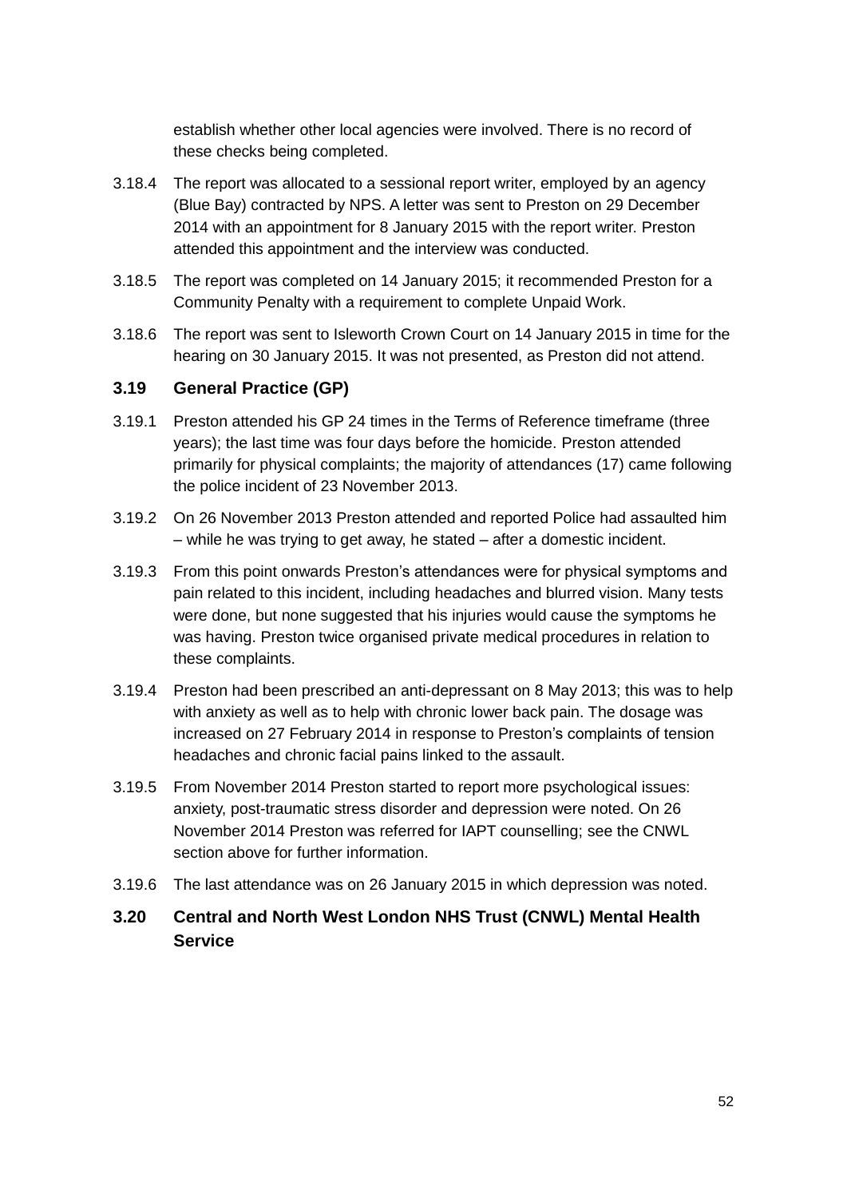establish whether other local agencies were involved. There is no record of these checks being completed.

3.18.4 The report was allocated to a sessional report writer, employed by an agency (Blue Bay) contracted by NPS. A letter was sent to Preston on 29 December 2014 with an appointment for 8 January 2015 with the report writer. Preston attended this appointment and the interview was conducted.

3.18.5 The report was completed on 14 January 2015; it recommended Preston for a Community Penalty with a requirement to complete Unpaid Work.

3.18.6 The report was sent to Isleworth Crown Court on 14 January 2015 in time for the hearing on 30 January 2015. It was not presented, as Preston did not attend.

## 3.19 General Practice (GP)

3.19.1 Preston attended his GP 24 times in the Terms of Reference timeframe (three years); the last time was four days before the homicide. Preston attended primarily for physical complaints; the majority of attendances (17) came following the police incident of 23 November 2013.

3.19.2 On 26 November 2013 Preston attended and reported Police had assaulted him – while he was trying to get away, he stated – after a domestic incident.

3.19.3 From this point onwards Preston's attendances were for physical symptoms and pain related to this incident, including headaches and blurred vision. Many tests were done, but none suggested that his injuries would cause the symptoms he was having. Preston twice organised private medical procedures in relation to these complaints.

3.19.4 Preston had been prescribed an anti-depressant on 8 May 2013; this was to help with anxiety as well as to help with chronic lower back pain. The dosage was increased on 27 February 2014 in response to Preston's complaints of tension headaches and chronic facial pains linked to the assault.

3.19.5 From November 2014 Preston started to report more psychological issues: anxiety, post-traumatic stress disorder and depression were noted. On 26 November 2014 Preston was referred for IAPT counselling; see the CNWL section above for further information.

3.19.6 The last attendance was on 26 January 2015 in which depression was noted.

## 3.20 Central and North West London NHS Trust (CNWL) Mental Health Service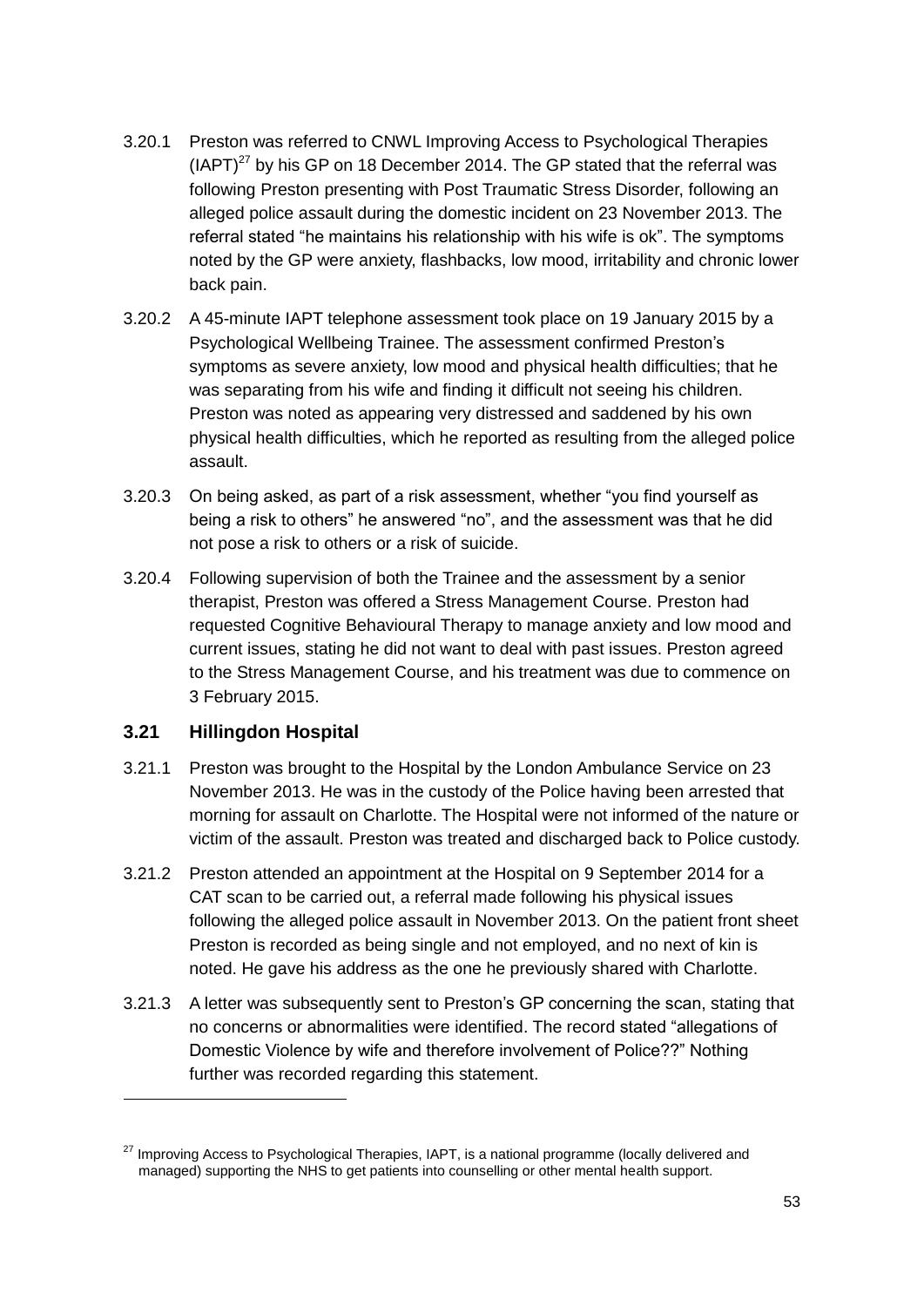3.20.1 Preston was referred to CNWL Improving Access to Psychological Therapies (IAPT)[27] by his GP on 18 December 2014. The GP stated that the referral was following Preston presenting with Post Traumatic Stress Disorder, following an alleged police assault during the domestic incident on 23 November 2013. The referral stated "he maintains his relationship with his wife is ok". The symptoms noted by the GP were anxiety, flashbacks, low mood, irritability and chronic lower back pain.

3.20.2 A 45-minute IAPT telephone assessment took place on 19 January 2015 by a Psychological Wellbeing Trainee. The assessment confirmed Preston's symptoms as severe anxiety, low mood and physical health difficulties; that he was separating from his wife and finding it difficult not seeing his children. Preston was noted as appearing very distressed and saddened by his own physical health difficulties, which he reported as resulting from the alleged police assault.

3.20.3 On being asked, as part of a risk assessment, whether "you find yourself as being a risk to others" he answered "no", and the assessment was that he did not pose a risk to others or a risk of suicide.

3.20.4 Following supervision of both the Trainee and the assessment by a senior therapist, Preston was offered a Stress Management Course. Preston had requested Cognitive Behavioural Therapy to manage anxiety and low mood and current issues, stating he did not want to deal with past issues. Preston agreed to the Stress Management Course, and his treatment was due to commence on 3 February 2015.

### 3.21 Hillingdon Hospital

3.21.1 Preston was brought to the Hospital by the London Ambulance Service on 23 November 2013. He was in the custody of the Police having been arrested that morning for assault on Charlotte. The Hospital were not informed of the nature or victim of the assault. Preston was treated and discharged back to Police custody.

3.21.2 Preston attended an appointment at the Hospital on 9 September 2014 for a CAT scan to be carried out, a referral made following his physical issues following the alleged police assault in November 2013. On the patient front sheet Preston is recorded as being single and not employed, and no next of kin is noted. He gave his address as the one he previously shared with Charlotte.

3.21.3 A letter was subsequently sent to Preston's GP concerning the scan, stating that no concerns or abnormalities were identified. The record stated "allegations of Domestic Violence by wife and therefore involvement of Police??" Nothing further was recorded regarding this statement.

---

[27] Improving Access to Psychological Therapies, IAPT, is a national programme (locally delivered and managed) supporting the NHS to get patients into counselling or other mental health support.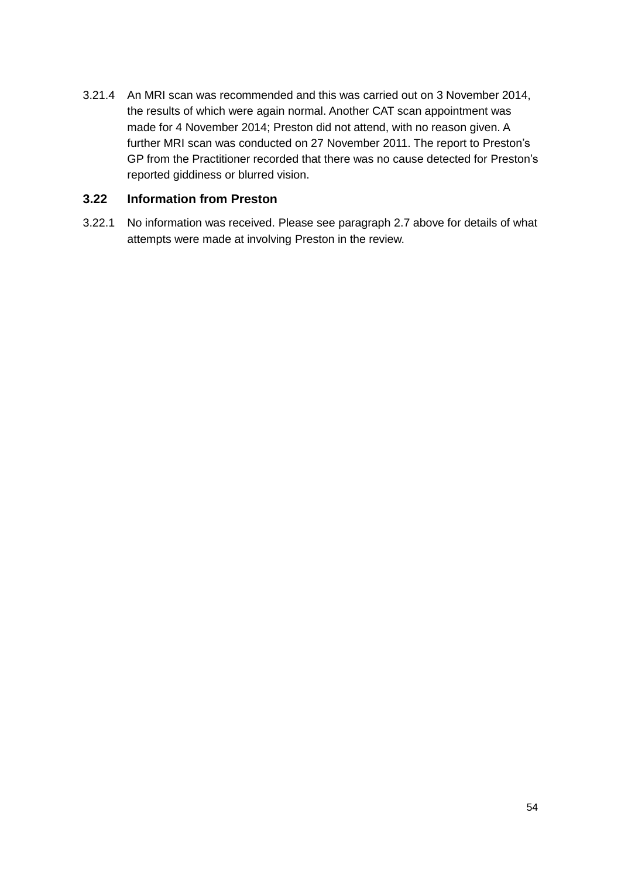3.21.4 An MRI scan was recommended and this was carried out on 3 November 2014, the results of which were again normal. Another CAT scan appointment was made for 4 November 2014; Preston did not attend, with no reason given. A further MRI scan was conducted on 27 November 2011. The report to Preston's GP from the Practitioner recorded that there was no cause detected for Preston's reported giddiness or blurred vision.

### 3.22 Information from Preston

3.22.1 No information was received. Please see paragraph 2.7 above for details of what attempts were made at involving Preston in the review.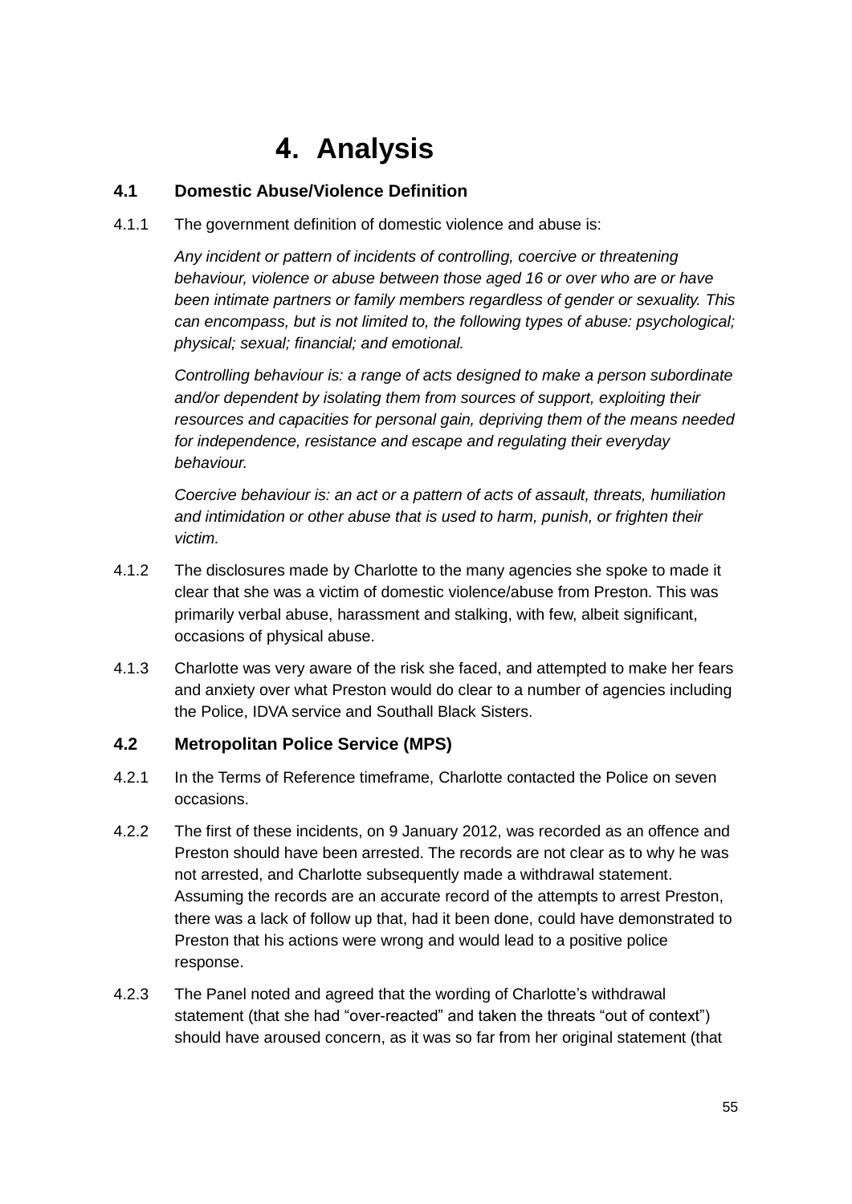# 4. Analysis

## 4.1 Domestic Abuse/Violence Definition

4.1.1 The government definition of domestic violence and abuse is:

*Any incident or pattern of incidents of controlling, coercive or threatening behaviour, violence or abuse between those aged 16 or over who are or have been intimate partners or family members regardless of gender or sexuality. This can encompass, but is not limited to, the following types of abuse: psychological; physical; sexual; financial; and emotional.*

*Controlling behaviour is: a range of acts designed to make a person subordinate and/or dependent by isolating them from sources of support, exploiting their resources and capacities for personal gain, depriving them of the means needed for independence, resistance and escape and regulating their everyday behaviour.*

*Coercive behaviour is: an act or a pattern of acts of assault, threats, humiliation and intimidation or other abuse that is used to harm, punish, or frighten their victim.*

4.1.2 The disclosures made by Charlotte to the many agencies she spoke to made it clear that she was a victim of domestic violence/abuse from Preston. This was primarily verbal abuse, harassment and stalking, with few, albeit significant, occasions of physical abuse.

4.1.3 Charlotte was very aware of the risk she faced, and attempted to make her fears and anxiety over what Preston would do clear to a number of agencies including the Police, IDVA service and Southall Black Sisters.

## 4.2 Metropolitan Police Service (MPS)

4.2.1 In the Terms of Reference timeframe, Charlotte contacted the Police on seven occasions.

4.2.2 The first of these incidents, on 9 January 2012, was recorded as an offence and Preston should have been arrested. The records are not clear as to why he was not arrested, and Charlotte subsequently made a withdrawal statement. Assuming the records are an accurate record of the attempts to arrest Preston, there was a lack of follow up that, had it been done, could have demonstrated to Preston that his actions were wrong and would lead to a positive police response.

4.2.3 The Panel noted and agreed that the wording of Charlotte's withdrawal statement (that she had "over-reacted" and taken the threats "out of context") should have aroused concern, as it was so far from her original statement (that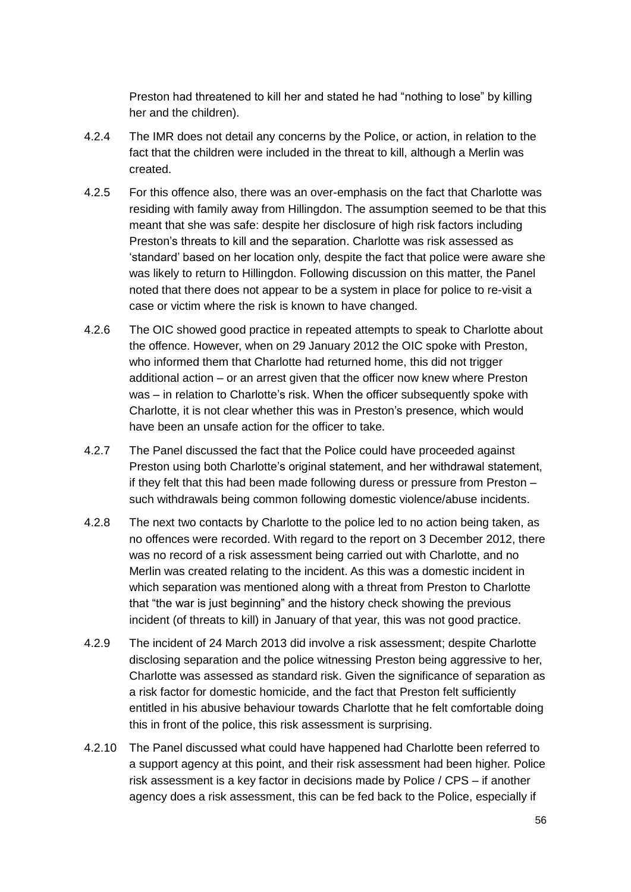Preston had threatened to kill her and stated he had "nothing to lose" by killing her and the children).

4.2.4 The IMR does not detail any concerns by the Police, or action, in relation to the fact that the children were included in the threat to kill, although a Merlin was created.

4.2.5 For this offence also, there was an over-emphasis on the fact that Charlotte was residing with family away from Hillingdon. The assumption seemed to be that this meant that she was safe: despite her disclosure of high risk factors including Preston's threats to kill and the separation. Charlotte was risk assessed as 'standard' based on her location only, despite the fact that police were aware she was likely to return to Hillingdon. Following discussion on this matter, the Panel noted that there does not appear to be a system in place for police to re-visit a case or victim where the risk is known to have changed.

4.2.6 The OIC showed good practice in repeated attempts to speak to Charlotte about the offence. However, when on 29 January 2012 the OIC spoke with Preston, who informed them that Charlotte had returned home, this did not trigger additional action – or an arrest given that the officer now knew where Preston was – in relation to Charlotte's risk. When the officer subsequently spoke with Charlotte, it is not clear whether this was in Preston's presence, which would have been an unsafe action for the officer to take.

4.2.7 The Panel discussed the fact that the Police could have proceeded against Preston using both Charlotte's original statement, and her withdrawal statement, if they felt that this had been made following duress or pressure from Preston – such withdrawals being common following domestic violence/abuse incidents.

4.2.8 The next two contacts by Charlotte to the police led to no action being taken, as no offences were recorded. With regard to the report on 3 December 2012, there was no record of a risk assessment being carried out with Charlotte, and no Merlin was created relating to the incident. As this was a domestic incident in which separation was mentioned along with a threat from Preston to Charlotte that "the war is just beginning" and the history check showing the previous incident (of threats to kill) in January of that year, this was not good practice.

4.2.9 The incident of 24 March 2013 did involve a risk assessment; despite Charlotte disclosing separation and the police witnessing Preston being aggressive to her, Charlotte was assessed as standard risk. Given the significance of separation as a risk factor for domestic homicide, and the fact that Preston felt sufficiently entitled in his abusive behaviour towards Charlotte that he felt comfortable doing this in front of the police, this risk assessment is surprising.

4.2.10 The Panel discussed what could have happened had Charlotte been referred to a support agency at this point, and their risk assessment had been higher. Police risk assessment is a key factor in decisions made by Police / CPS – if another agency does a risk assessment, this can be fed back to the Police, especially if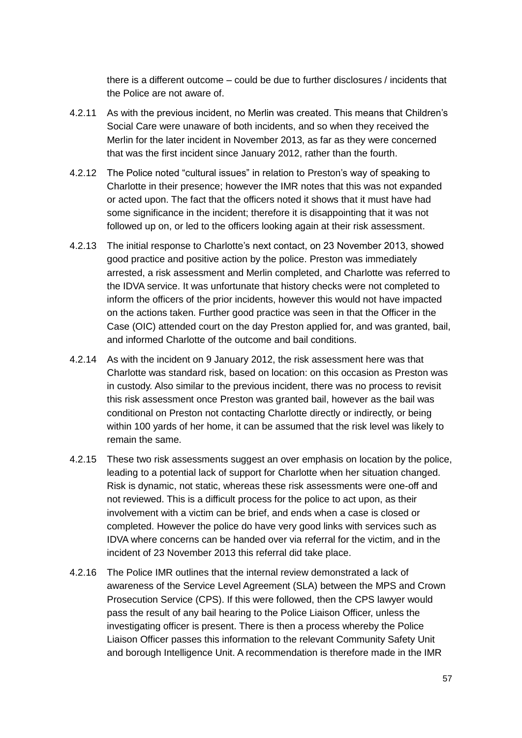there is a different outcome – could be due to further disclosures / incidents that the Police are not aware of.

4.2.11 As with the previous incident, no Merlin was created. This means that Children's Social Care were unaware of both incidents, and so when they received the Merlin for the later incident in November 2013, as far as they were concerned that was the first incident since January 2012, rather than the fourth.

4.2.12 The Police noted "cultural issues" in relation to Preston's way of speaking to Charlotte in their presence; however the IMR notes that this was not expanded or acted upon. The fact that the officers noted it shows that it must have had some significance in the incident; therefore it is disappointing that it was not followed up on, or led to the officers looking again at their risk assessment.

4.2.13 The initial response to Charlotte's next contact, on 23 November 2013, showed good practice and positive action by the police. Preston was immediately arrested, a risk assessment and Merlin completed, and Charlotte was referred to the IDVA service. It was unfortunate that history checks were not completed to inform the officers of the prior incidents, however this would not have impacted on the actions taken. Further good practice was seen in that the Officer in the Case (OIC) attended court on the day Preston applied for, and was granted, bail, and informed Charlotte of the outcome and bail conditions.

4.2.14 As with the incident on 9 January 2012, the risk assessment here was that Charlotte was standard risk, based on location: on this occasion as Preston was in custody. Also similar to the previous incident, there was no process to revisit this risk assessment once Preston was granted bail, however as the bail was conditional on Preston not contacting Charlotte directly or indirectly, or being within 100 yards of her home, it can be assumed that the risk level was likely to remain the same.

4.2.15 These two risk assessments suggest an over emphasis on location by the police, leading to a potential lack of support for Charlotte when her situation changed. Risk is dynamic, not static, whereas these risk assessments were one-off and not reviewed. This is a difficult process for the police to act upon, as their involvement with a victim can be brief, and ends when a case is closed or completed. However the police do have very good links with services such as IDVA where concerns can be handed over via referral for the victim, and in the incident of 23 November 2013 this referral did take place.

4.2.16 The Police IMR outlines that the internal review demonstrated a lack of awareness of the Service Level Agreement (SLA) between the MPS and Crown Prosecution Service (CPS). If this were followed, then the CPS lawyer would pass the result of any bail hearing to the Police Liaison Officer, unless the investigating officer is present. There is then a process whereby the Police Liaison Officer passes this information to the relevant Community Safety Unit and borough Intelligence Unit. A recommendation is therefore made in the IMR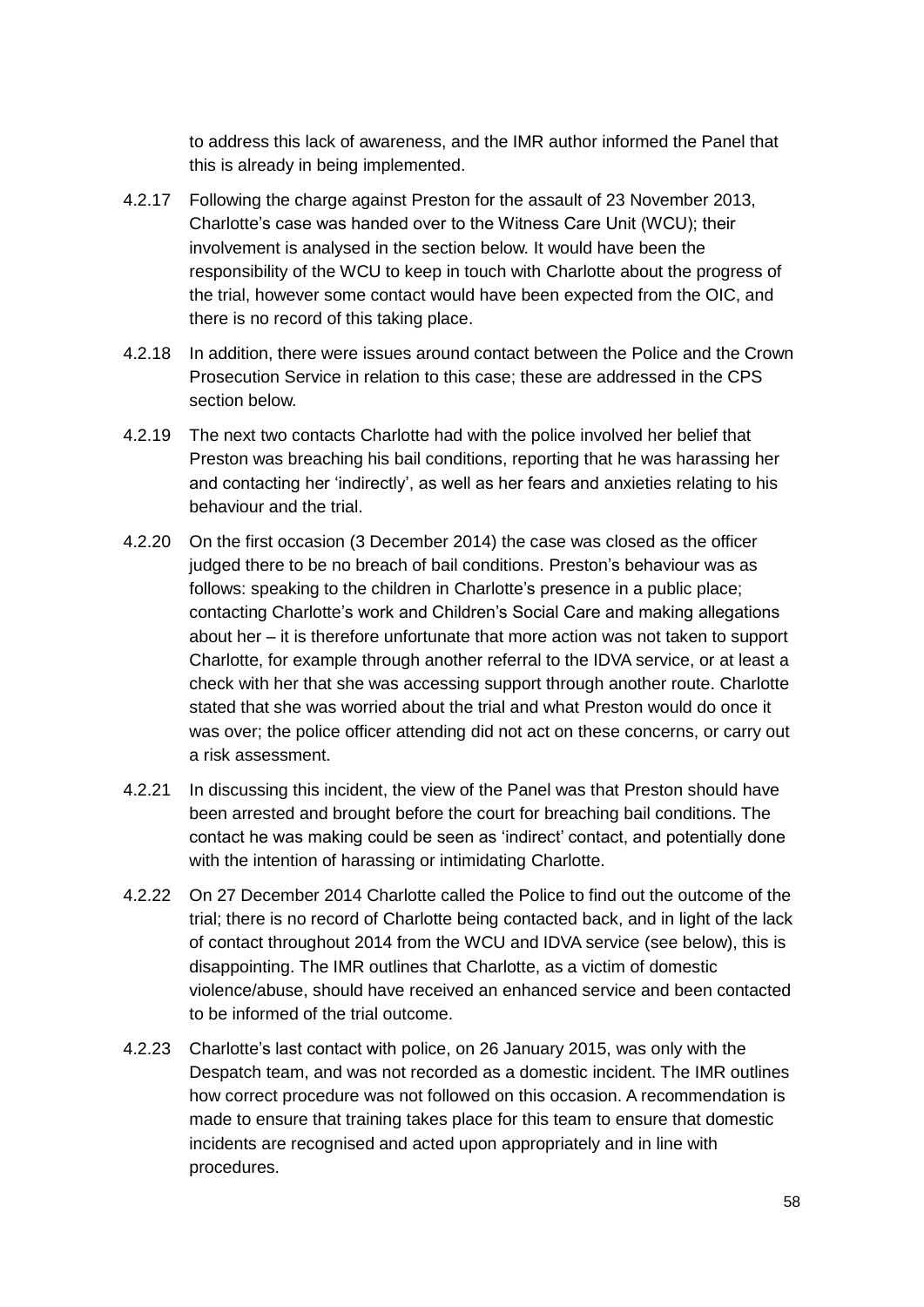to address this lack of awareness, and the IMR author informed the Panel that this is already in being implemented.

4.2.17 Following the charge against Preston for the assault of 23 November 2013, Charlotte's case was handed over to the Witness Care Unit (WCU); their involvement is analysed in the section below. It would have been the responsibility of the WCU to keep in touch with Charlotte about the progress of the trial, however some contact would have been expected from the OIC, and there is no record of this taking place.

4.2.18 In addition, there were issues around contact between the Police and the Crown Prosecution Service in relation to this case; these are addressed in the CPS section below.

4.2.19 The next two contacts Charlotte had with the police involved her belief that Preston was breaching his bail conditions, reporting that he was harassing her and contacting her 'indirectly', as well as her fears and anxieties relating to his behaviour and the trial.

4.2.20 On the first occasion (3 December 2014) the case was closed as the officer judged there to be no breach of bail conditions. Preston's behaviour was as follows: speaking to the children in Charlotte's presence in a public place; contacting Charlotte's work and Children's Social Care and making allegations about her – it is therefore unfortunate that more action was not taken to support Charlotte, for example through another referral to the IDVA service, or at least a check with her that she was accessing support through another route. Charlotte stated that she was worried about the trial and what Preston would do once it was over; the police officer attending did not act on these concerns, or carry out a risk assessment.

4.2.21 In discussing this incident, the view of the Panel was that Preston should have been arrested and brought before the court for breaching bail conditions. The contact he was making could be seen as 'indirect' contact, and potentially done with the intention of harassing or intimidating Charlotte.

4.2.22 On 27 December 2014 Charlotte called the Police to find out the outcome of the trial; there is no record of Charlotte being contacted back, and in light of the lack of contact throughout 2014 from the WCU and IDVA service (see below), this is disappointing. The IMR outlines that Charlotte, as a victim of domestic violence/abuse, should have received an enhanced service and been contacted to be informed of the trial outcome.

4.2.23 Charlotte's last contact with police, on 26 January 2015, was only with the Despatch team, and was not recorded as a domestic incident. The IMR outlines how correct procedure was not followed on this occasion. A recommendation is made to ensure that training takes place for this team to ensure that domestic incidents are recognised and acted upon appropriately and in line with procedures.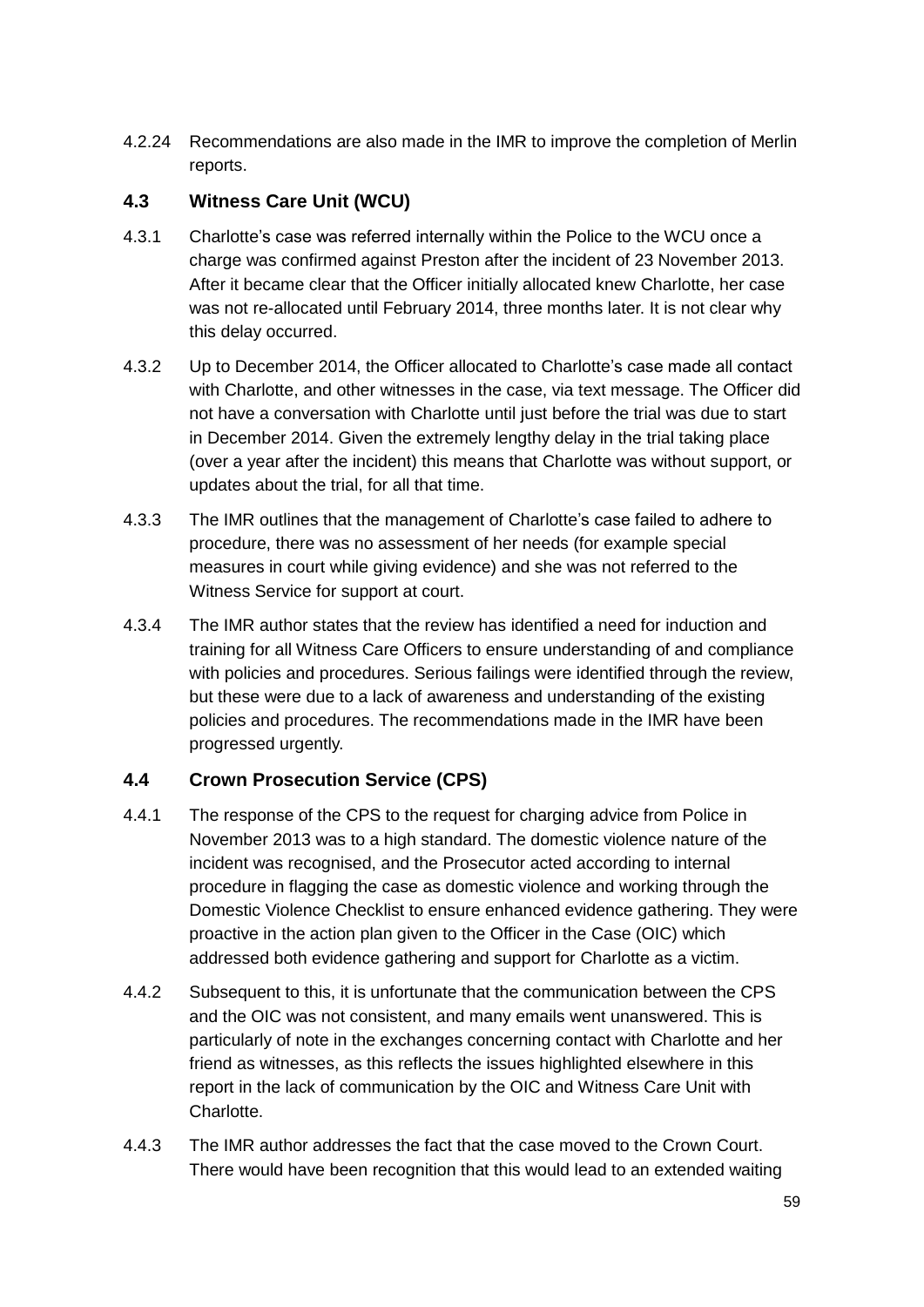4.2.24 Recommendations are also made in the IMR to improve the completion of Merlin reports.

### 4.3 Witness Care Unit (WCU)

4.3.1 Charlotte's case was referred internally within the Police to the WCU once a charge was confirmed against Preston after the incident of 23 November 2013. After it became clear that the Officer initially allocated knew Charlotte, her case was not re-allocated until February 2014, three months later. It is not clear why this delay occurred.

4.3.2 Up to December 2014, the Officer allocated to Charlotte's case made all contact with Charlotte, and other witnesses in the case, via text message. The Officer did not have a conversation with Charlotte until just before the trial was due to start in December 2014. Given the extremely lengthy delay in the trial taking place (over a year after the incident) this means that Charlotte was without support, or updates about the trial, for all that time.

4.3.3 The IMR outlines that the management of Charlotte's case failed to adhere to procedure, there was no assessment of her needs (for example special measures in court while giving evidence) and she was not referred to the Witness Service for support at court.

4.3.4 The IMR author states that the review has identified a need for induction and training for all Witness Care Officers to ensure understanding of and compliance with policies and procedures. Serious failings were identified through the review, but these were due to a lack of awareness and understanding of the existing policies and procedures. The recommendations made in the IMR have been progressed urgently.

### 4.4 Crown Prosecution Service (CPS)

4.4.1 The response of the CPS to the request for charging advice from Police in November 2013 was to a high standard. The domestic violence nature of the incident was recognised, and the Prosecutor acted according to internal procedure in flagging the case as domestic violence and working through the Domestic Violence Checklist to ensure enhanced evidence gathering. They were proactive in the action plan given to the Officer in the Case (OIC) which addressed both evidence gathering and support for Charlotte as a victim.

4.4.2 Subsequent to this, it is unfortunate that the communication between the CPS and the OIC was not consistent, and many emails went unanswered. This is particularly of note in the exchanges concerning contact with Charlotte and her friend as witnesses, as this reflects the issues highlighted elsewhere in this report in the lack of communication by the OIC and Witness Care Unit with Charlotte.

4.4.3 The IMR author addresses the fact that the case moved to the Crown Court. There would have been recognition that this would lead to an extended waiting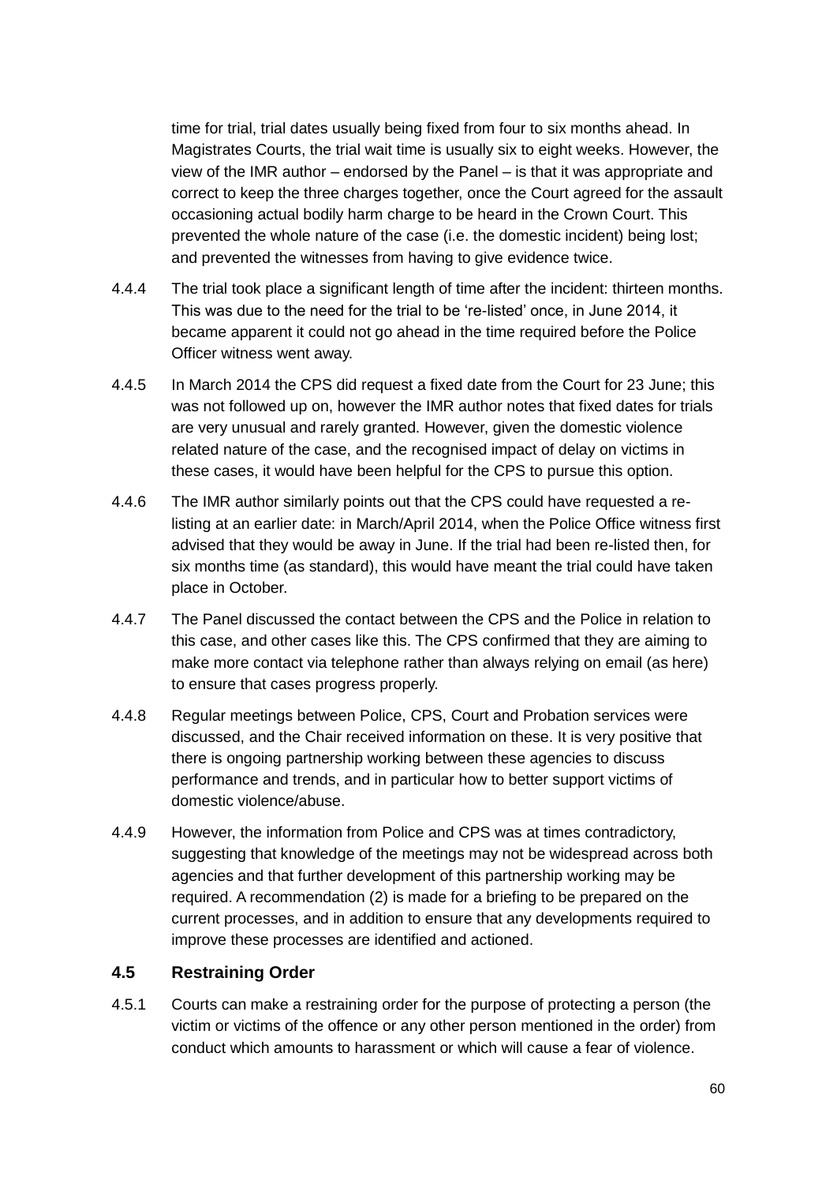time for trial, trial dates usually being fixed from four to six months ahead. In Magistrates Courts, the trial wait time is usually six to eight weeks. However, the view of the IMR author – endorsed by the Panel – is that it was appropriate and correct to keep the three charges together, once the Court agreed for the assault occasioning actual bodily harm charge to be heard in the Crown Court. This prevented the whole nature of the case (i.e. the domestic incident) being lost; and prevented the witnesses from having to give evidence twice.

4.4.4 The trial took place a significant length of time after the incident: thirteen months. This was due to the need for the trial to be 're-listed' once, in June 2014, it became apparent it could not go ahead in the time required before the Police Officer witness went away.

4.4.5 In March 2014 the CPS did request a fixed date from the Court for 23 June; this was not followed up on, however the IMR author notes that fixed dates for trials are very unusual and rarely granted. However, given the domestic violence related nature of the case, and the recognised impact of delay on victims in these cases, it would have been helpful for the CPS to pursue this option.

4.4.6 The IMR author similarly points out that the CPS could have requested a re-listing at an earlier date: in March/April 2014, when the Police Office witness first advised that they would be away in June. If the trial had been re-listed then, for six months time (as standard), this would have meant the trial could have taken place in October.

4.4.7 The Panel discussed the contact between the CPS and the Police in relation to this case, and other cases like this. The CPS confirmed that they are aiming to make more contact via telephone rather than always relying on email (as here) to ensure that cases progress properly.

4.4.8 Regular meetings between Police, CPS, Court and Probation services were discussed, and the Chair received information on these. It is very positive that there is ongoing partnership working between these agencies to discuss performance and trends, and in particular how to better support victims of domestic violence/abuse.

4.4.9 However, the information from Police and CPS was at times contradictory, suggesting that knowledge of the meetings may not be widespread across both agencies and that further development of this partnership working may be required. A recommendation (2) is made for a briefing to be prepared on the current processes, and in addition to ensure that any developments required to improve these processes are identified and actioned.

### 4.5 Restraining Order

4.5.1 Courts can make a restraining order for the purpose of protecting a person (the victim or victims of the offence or any other person mentioned in the order) from conduct which amounts to harassment or which will cause a fear of violence.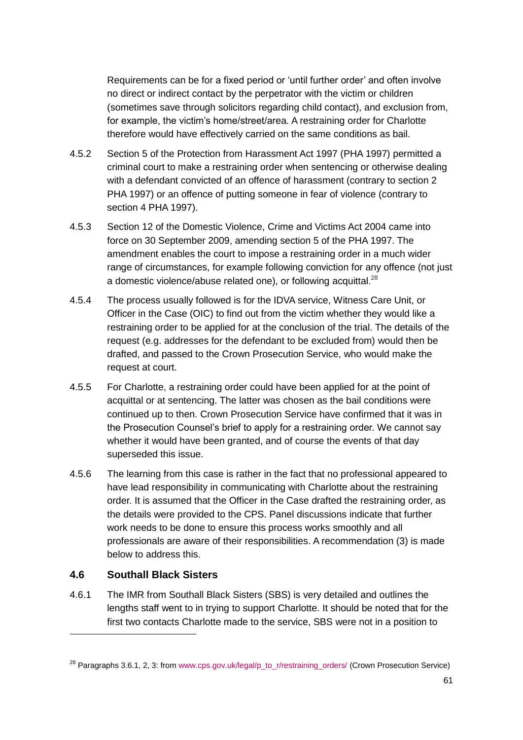Requirements can be for a fixed period or 'until further order' and often involve no direct or indirect contact by the perpetrator with the victim or children (sometimes save through solicitors regarding child contact), and exclusion from, for example, the victim's home/street/area. A restraining order for Charlotte therefore would have effectively carried on the same conditions as bail.

4.5.2 Section 5 of the Protection from Harassment Act 1997 (PHA 1997) permitted a criminal court to make a restraining order when sentencing or otherwise dealing with a defendant convicted of an offence of harassment (contrary to section 2 PHA 1997) or an offence of putting someone in fear of violence (contrary to section 4 PHA 1997).

4.5.3 Section 12 of the Domestic Violence, Crime and Victims Act 2004 came into force on 30 September 2009, amending section 5 of the PHA 1997. The amendment enables the court to impose a restraining order in a much wider range of circumstances, for example following conviction for any offence (not just a domestic violence/abuse related one), or following acquittal.[28]

4.5.4 The process usually followed is for the IDVA service, Witness Care Unit, or Officer in the Case (OIC) to find out from the victim whether they would like a restraining order to be applied for at the conclusion of the trial. The details of the request (e.g. addresses for the defendant to be excluded from) would then be drafted, and passed to the Crown Prosecution Service, who would make the request at court.

4.5.5 For Charlotte, a restraining order could have been applied for at the point of acquittal or at sentencing. The latter was chosen as the bail conditions were continued up to then. Crown Prosecution Service have confirmed that it was in the Prosecution Counsel's brief to apply for a restraining order. We cannot say whether it would have been granted, and of course the events of that day superseded this issue.

4.5.6 The learning from this case is rather in the fact that no professional appeared to have lead responsibility in communicating with Charlotte about the restraining order. It is assumed that the Officer in the Case drafted the restraining order, as the details were provided to the CPS. Panel discussions indicate that further work needs to be done to ensure this process works smoothly and all professionals are aware of their responsibilities. A recommendation (3) is made below to address this.

### 4.6 Southall Black Sisters

4.6.1 The IMR from Southall Black Sisters (SBS) is very detailed and outlines the lengths staff went to in trying to support Charlotte. It should be noted that for the first two contacts Charlotte made to the service, SBS were not in a position to

---

[28] Paragraphs 3.6.1, 2, 3: from www.cps.gov.uk/legal/p_to_r/restraining_orders/ (Crown Prosecution Service)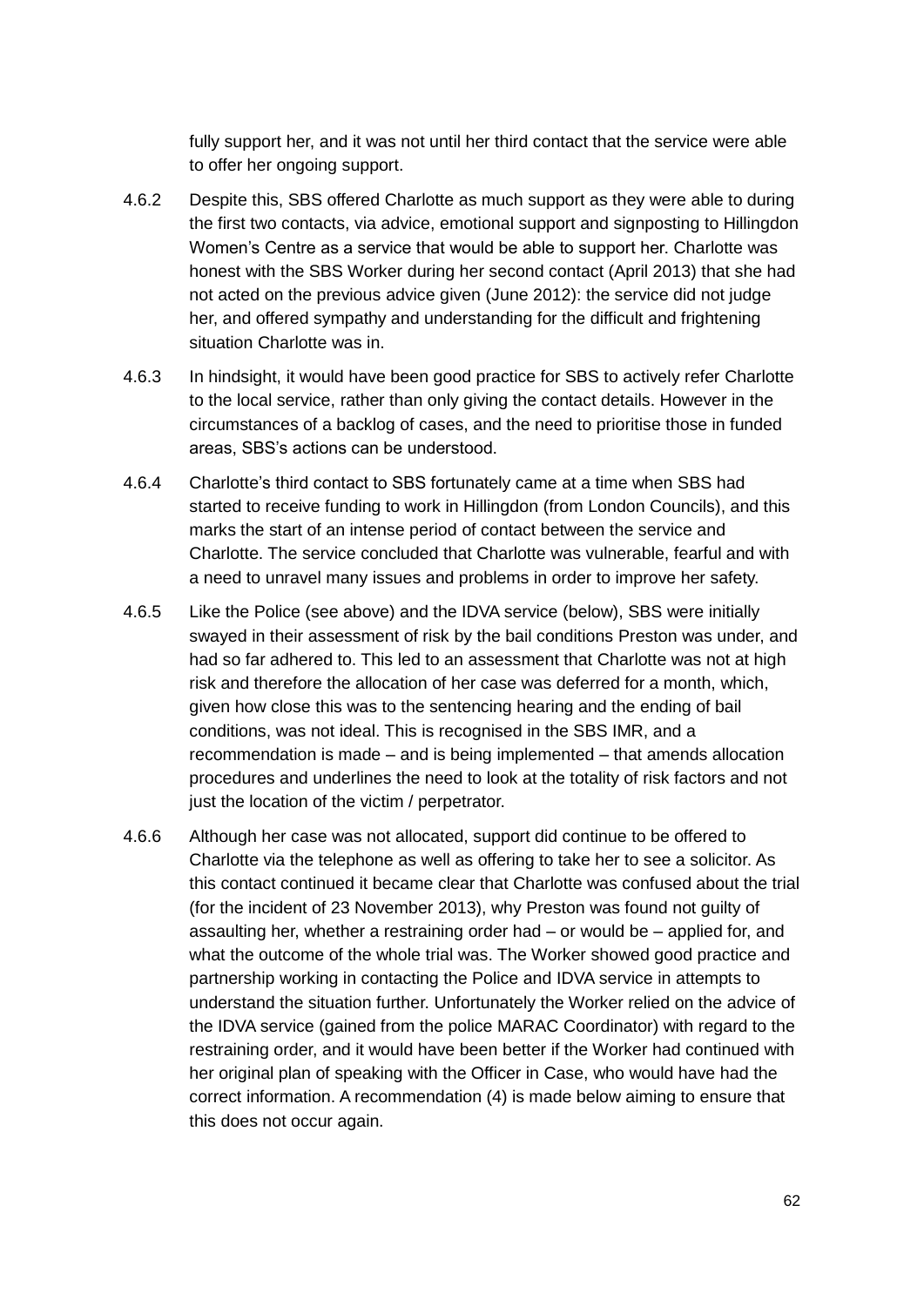fully support her, and it was not until her third contact that the service were able to offer her ongoing support.

4.6.2 Despite this, SBS offered Charlotte as much support as they were able to during the first two contacts, via advice, emotional support and signposting to Hillingdon Women's Centre as a service that would be able to support her. Charlotte was honest with the SBS Worker during her second contact (April 2013) that she had not acted on the previous advice given (June 2012): the service did not judge her, and offered sympathy and understanding for the difficult and frightening situation Charlotte was in.

4.6.3 In hindsight, it would have been good practice for SBS to actively refer Charlotte to the local service, rather than only giving the contact details. However in the circumstances of a backlog of cases, and the need to prioritise those in funded areas, SBS's actions can be understood.

4.6.4 Charlotte's third contact to SBS fortunately came at a time when SBS had started to receive funding to work in Hillingdon (from London Councils), and this marks the start of an intense period of contact between the service and Charlotte. The service concluded that Charlotte was vulnerable, fearful and with a need to unravel many issues and problems in order to improve her safety.

4.6.5 Like the Police (see above) and the IDVA service (below), SBS were initially swayed in their assessment of risk by the bail conditions Preston was under, and had so far adhered to. This led to an assessment that Charlotte was not at high risk and therefore the allocation of her case was deferred for a month, which, given how close this was to the sentencing hearing and the ending of bail conditions, was not ideal. This is recognised in the SBS IMR, and a recommendation is made – and is being implemented – that amends allocation procedures and underlines the need to look at the totality of risk factors and not just the location of the victim / perpetrator.

4.6.6 Although her case was not allocated, support did continue to be offered to Charlotte via the telephone as well as offering to take her to see a solicitor. As this contact continued it became clear that Charlotte was confused about the trial (for the incident of 23 November 2013), why Preston was found not guilty of assaulting her, whether a restraining order had – or would be – applied for, and what the outcome of the whole trial was. The Worker showed good practice and partnership working in contacting the Police and IDVA service in attempts to understand the situation further. Unfortunately the Worker relied on the advice of the IDVA service (gained from the police MARAC Coordinator) with regard to the restraining order, and it would have been better if the Worker had continued with her original plan of speaking with the Officer in Case, who would have had the correct information. A recommendation (4) is made below aiming to ensure that this does not occur again.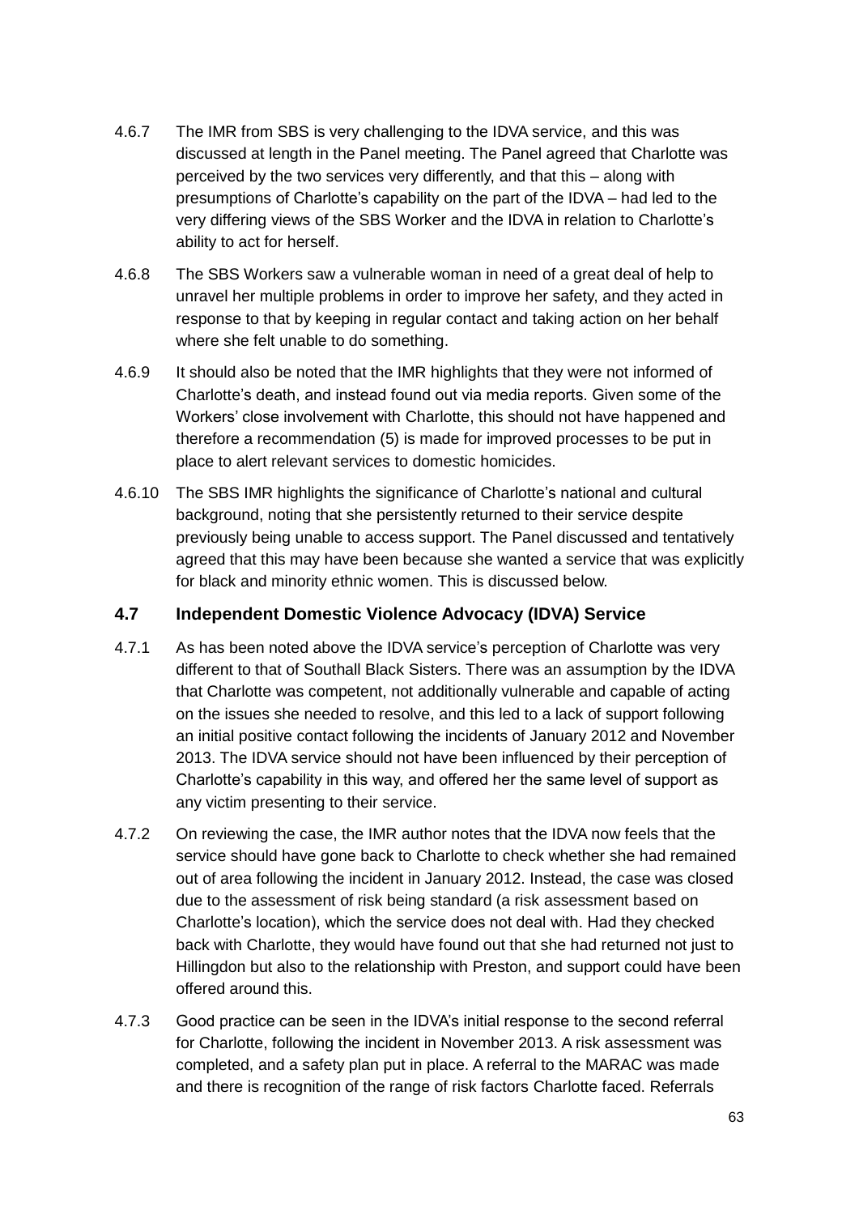4.6.7 The IMR from SBS is very challenging to the IDVA service, and this was discussed at length in the Panel meeting. The Panel agreed that Charlotte was perceived by the two services very differently, and that this – along with presumptions of Charlotte's capability on the part of the IDVA – had led to the very differing views of the SBS Worker and the IDVA in relation to Charlotte's ability to act for herself.

4.6.8 The SBS Workers saw a vulnerable woman in need of a great deal of help to unravel her multiple problems in order to improve her safety, and they acted in response to that by keeping in regular contact and taking action on her behalf where she felt unable to do something.

4.6.9 It should also be noted that the IMR highlights that they were not informed of Charlotte's death, and instead found out via media reports. Given some of the Workers' close involvement with Charlotte, this should not have happened and therefore a recommendation (5) is made for improved processes to be put in place to alert relevant services to domestic homicides.

4.6.10 The SBS IMR highlights the significance of Charlotte's national and cultural background, noting that she persistently returned to their service despite previously being unable to access support. The Panel discussed and tentatively agreed that this may have been because she wanted a service that was explicitly for black and minority ethnic women. This is discussed below.

## 4.7 Independent Domestic Violence Advocacy (IDVA) Service

4.7.1 As has been noted above the IDVA service's perception of Charlotte was very different to that of Southall Black Sisters. There was an assumption by the IDVA that Charlotte was competent, not additionally vulnerable and capable of acting on the issues she needed to resolve, and this led to a lack of support following an initial positive contact following the incidents of January 2012 and November 2013. The IDVA service should not have been influenced by their perception of Charlotte's capability in this way, and offered her the same level of support as any victim presenting to their service.

4.7.2 On reviewing the case, the IMR author notes that the IDVA now feels that the service should have gone back to Charlotte to check whether she had remained out of area following the incident in January 2012. Instead, the case was closed due to the assessment of risk being standard (a risk assessment based on Charlotte's location), which the service does not deal with. Had they checked back with Charlotte, they would have found out that she had returned not just to Hillingdon but also to the relationship with Preston, and support could have been offered around this.

4.7.3 Good practice can be seen in the IDVA's initial response to the second referral for Charlotte, following the incident in November 2013. A risk assessment was completed, and a safety plan put in place. A referral to the MARAC was made and there is recognition of the range of risk factors Charlotte faced. Referrals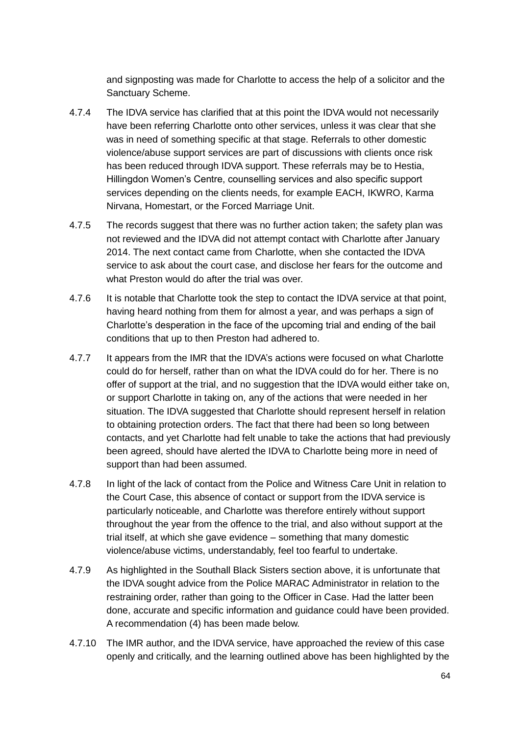and signposting was made for Charlotte to access the help of a solicitor and the Sanctuary Scheme.

4.7.4 The IDVA service has clarified that at this point the IDVA would not necessarily have been referring Charlotte onto other services, unless it was clear that she was in need of something specific at that stage. Referrals to other domestic violence/abuse support services are part of discussions with clients once risk has been reduced through IDVA support. These referrals may be to Hestia, Hillingdon Women's Centre, counselling services and also specific support services depending on the clients needs, for example EACH, IKWRO, Karma Nirvana, Homestart, or the Forced Marriage Unit.

4.7.5 The records suggest that there was no further action taken; the safety plan was not reviewed and the IDVA did not attempt contact with Charlotte after January 2014. The next contact came from Charlotte, when she contacted the IDVA service to ask about the court case, and disclose her fears for the outcome and what Preston would do after the trial was over.

4.7.6 It is notable that Charlotte took the step to contact the IDVA service at that point, having heard nothing from them for almost a year, and was perhaps a sign of Charlotte's desperation in the face of the upcoming trial and ending of the bail conditions that up to then Preston had adhered to.

4.7.7 It appears from the IMR that the IDVA's actions were focused on what Charlotte could do for herself, rather than on what the IDVA could do for her. There is no offer of support at the trial, and no suggestion that the IDVA would either take on, or support Charlotte in taking on, any of the actions that were needed in her situation. The IDVA suggested that Charlotte should represent herself in relation to obtaining protection orders. The fact that there had been so long between contacts, and yet Charlotte had felt unable to take the actions that had previously been agreed, should have alerted the IDVA to Charlotte being more in need of support than had been assumed.

4.7.8 In light of the lack of contact from the Police and Witness Care Unit in relation to the Court Case, this absence of contact or support from the IDVA service is particularly noticeable, and Charlotte was therefore entirely without support throughout the year from the offence to the trial, and also without support at the trial itself, at which she gave evidence – something that many domestic violence/abuse victims, understandably, feel too fearful to undertake.

4.7.9 As highlighted in the Southall Black Sisters section above, it is unfortunate that the IDVA sought advice from the Police MARAC Administrator in relation to the restraining order, rather than going to the Officer in Case. Had the latter been done, accurate and specific information and guidance could have been provided. A recommendation (4) has been made below.

4.7.10 The IMR author, and the IDVA service, have approached the review of this case openly and critically, and the learning outlined above has been highlighted by the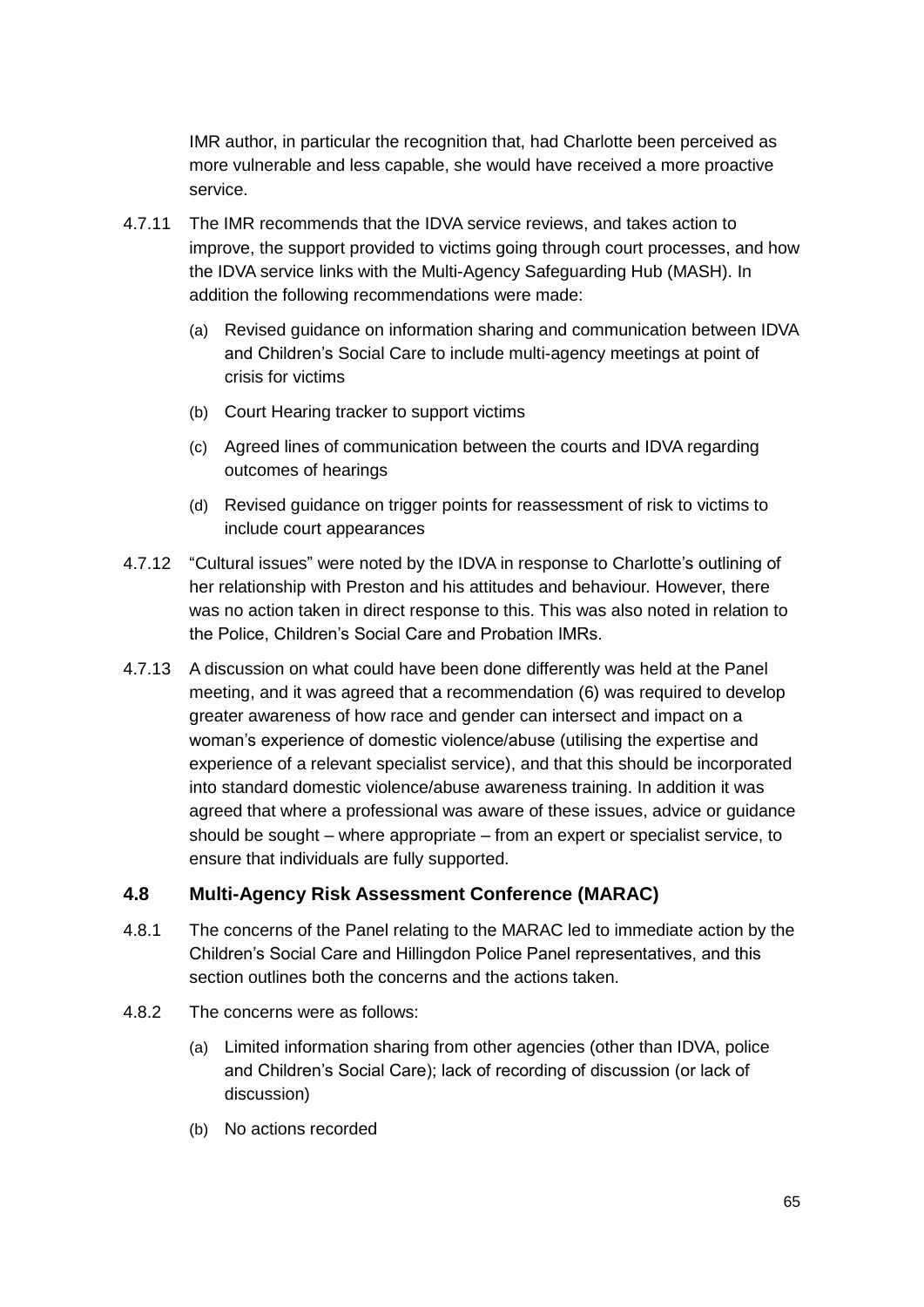IMR author, in particular the recognition that, had Charlotte been perceived as more vulnerable and less capable, she would have received a more proactive service.

4.7.11 The IMR recommends that the IDVA service reviews, and takes action to improve, the support provided to victims going through court processes, and how the IDVA service links with the Multi-Agency Safeguarding Hub (MASH). In addition the following recommendations were made:

(a) Revised guidance on information sharing and communication between IDVA and Children's Social Care to include multi-agency meetings at point of crisis for victims

(b) Court Hearing tracker to support victims

(c) Agreed lines of communication between the courts and IDVA regarding outcomes of hearings

(d) Revised guidance on trigger points for reassessment of risk to victims to include court appearances

4.7.12 "Cultural issues" were noted by the IDVA in response to Charlotte's outlining of her relationship with Preston and his attitudes and behaviour. However, there was no action taken in direct response to this. This was also noted in relation to the Police, Children's Social Care and Probation IMRs.

4.7.13 A discussion on what could have been done differently was held at the Panel meeting, and it was agreed that a recommendation (6) was required to develop greater awareness of how race and gender can intersect and impact on a woman's experience of domestic violence/abuse (utilising the expertise and experience of a relevant specialist service), and that this should be incorporated into standard domestic violence/abuse awareness training. In addition it was agreed that where a professional was aware of these issues, advice or guidance should be sought – where appropriate – from an expert or specialist service, to ensure that individuals are fully supported.

### 4.8 Multi-Agency Risk Assessment Conference (MARAC)

4.8.1 The concerns of the Panel relating to the MARAC led to immediate action by the Children's Social Care and Hillingdon Police Panel representatives, and this section outlines both the concerns and the actions taken.

4.8.2 The concerns were as follows:

(a) Limited information sharing from other agencies (other than IDVA, police and Children's Social Care); lack of recording of discussion (or lack of discussion)

(b) No actions recorded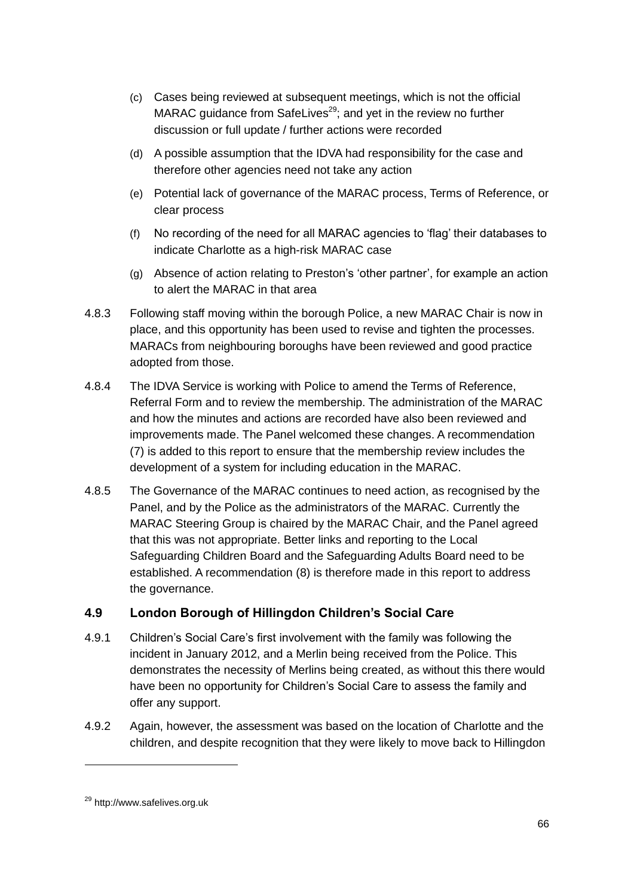(c) Cases being reviewed at subsequent meetings, which is not the official MARAC guidance from SafeLives[29]; and yet in the review no further discussion or full update / further actions were recorded

(d) A possible assumption that the IDVA had responsibility for the case and therefore other agencies need not take any action

(e) Potential lack of governance of the MARAC process, Terms of Reference, or clear process

(f) No recording of the need for all MARAC agencies to 'flag' their databases to indicate Charlotte as a high-risk MARAC case

(g) Absence of action relating to Preston's 'other partner', for example an action to alert the MARAC in that area

4.8.3 Following staff moving within the borough Police, a new MARAC Chair is now in place, and this opportunity has been used to revise and tighten the processes. MARACs from neighbouring boroughs have been reviewed and good practice adopted from those.

4.8.4 The IDVA Service is working with Police to amend the Terms of Reference, Referral Form and to review the membership. The administration of the MARAC and how the minutes and actions are recorded have also been reviewed and improvements made. The Panel welcomed these changes. A recommendation (7) is added to this report to ensure that the membership review includes the development of a system for including education in the MARAC.

4.8.5 The Governance of the MARAC continues to need action, as recognised by the Panel, and by the Police as the administrators of the MARAC. Currently the MARAC Steering Group is chaired by the MARAC Chair, and the Panel agreed that this was not appropriate. Better links and reporting to the Local Safeguarding Children Board and the Safeguarding Adults Board need to be established. A recommendation (8) is therefore made in this report to address the governance.

### 4.9 London Borough of Hillingdon Children's Social Care

4.9.1 Children's Social Care's first involvement with the family was following the incident in January 2012, and a Merlin being received from the Police. This demonstrates the necessity of Merlins being created, as without this there would have been no opportunity for Children's Social Care to assess the family and offer any support.

4.9.2 Again, however, the assessment was based on the location of Charlotte and the children, and despite recognition that they were likely to move back to Hillingdon

[29] http://www.safelives.org.uk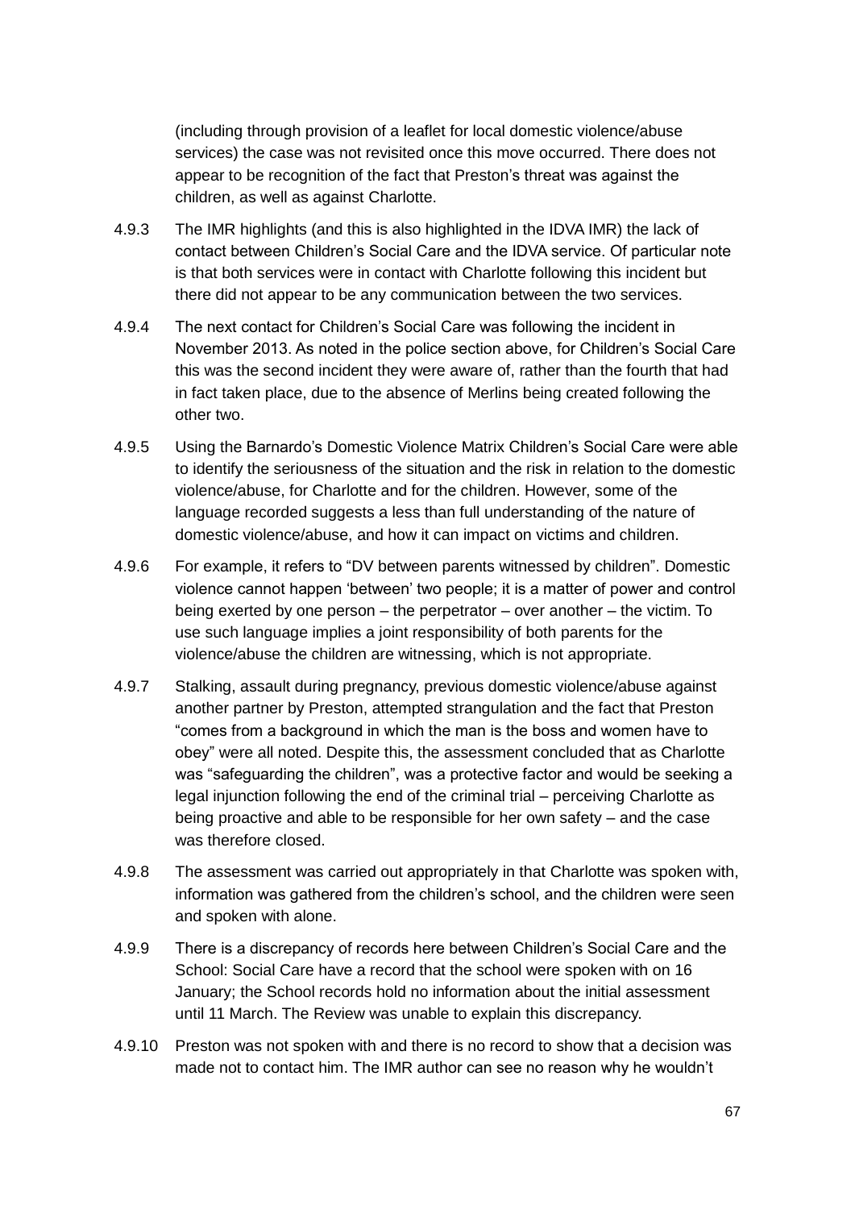(including through provision of a leaflet for local domestic violence/abuse services) the case was not revisited once this move occurred. There does not appear to be recognition of the fact that Preston's threat was against the children, as well as against Charlotte.

4.9.3 The IMR highlights (and this is also highlighted in the IDVA IMR) the lack of contact between Children's Social Care and the IDVA service. Of particular note is that both services were in contact with Charlotte following this incident but there did not appear to be any communication between the two services.

4.9.4 The next contact for Children's Social Care was following the incident in November 2013. As noted in the police section above, for Children's Social Care this was the second incident they were aware of, rather than the fourth that had in fact taken place, due to the absence of Merlins being created following the other two.

4.9.5 Using the Barnardo's Domestic Violence Matrix Children's Social Care were able to identify the seriousness of the situation and the risk in relation to the domestic violence/abuse, for Charlotte and for the children. However, some of the language recorded suggests a less than full understanding of the nature of domestic violence/abuse, and how it can impact on victims and children.

4.9.6 For example, it refers to "DV between parents witnessed by children". Domestic violence cannot happen 'between' two people; it is a matter of power and control being exerted by one person – the perpetrator – over another – the victim. To use such language implies a joint responsibility of both parents for the violence/abuse the children are witnessing, which is not appropriate.

4.9.7 Stalking, assault during pregnancy, previous domestic violence/abuse against another partner by Preston, attempted strangulation and the fact that Preston "comes from a background in which the man is the boss and women have to obey" were all noted. Despite this, the assessment concluded that as Charlotte was "safeguarding the children", was a protective factor and would be seeking a legal injunction following the end of the criminal trial – perceiving Charlotte as being proactive and able to be responsible for her own safety – and the case was therefore closed.

4.9.8 The assessment was carried out appropriately in that Charlotte was spoken with, information was gathered from the children's school, and the children were seen and spoken with alone.

4.9.9 There is a discrepancy of records here between Children's Social Care and the School: Social Care have a record that the school were spoken with on 16 January; the School records hold no information about the initial assessment until 11 March. The Review was unable to explain this discrepancy.

4.9.10 Preston was not spoken with and there is no record to show that a decision was made not to contact him. The IMR author can see no reason why he wouldn't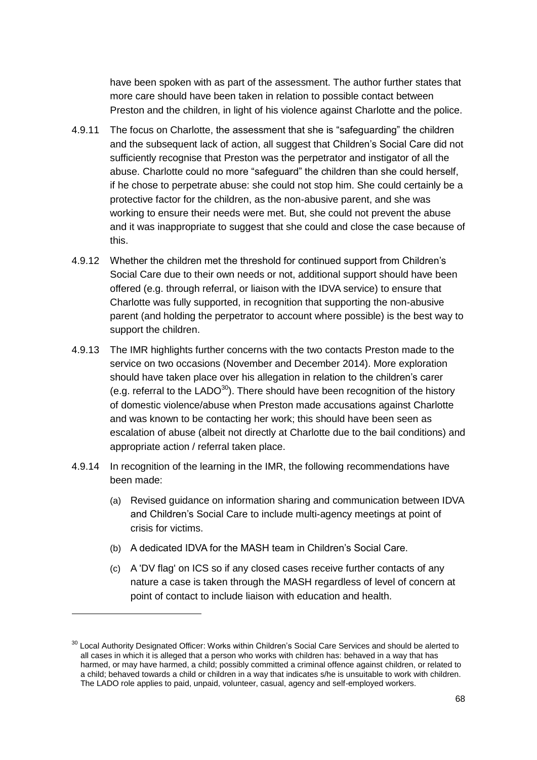have been spoken with as part of the assessment. The author further states that more care should have been taken in relation to possible contact between Preston and the children, in light of his violence against Charlotte and the police.

4.9.11 The focus on Charlotte, the assessment that she is "safeguarding" the children and the subsequent lack of action, all suggest that Children's Social Care did not sufficiently recognise that Preston was the perpetrator and instigator of all the abuse. Charlotte could no more "safeguard" the children than she could herself, if he chose to perpetrate abuse: she could not stop him. She could certainly be a protective factor for the children, as the non-abusive parent, and she was working to ensure their needs were met. But, she could not prevent the abuse and it was inappropriate to suggest that she could and close the case because of this.

4.9.12 Whether the children met the threshold for continued support from Children's Social Care due to their own needs or not, additional support should have been offered (e.g. through referral, or liaison with the IDVA service) to ensure that Charlotte was fully supported, in recognition that supporting the non-abusive parent (and holding the perpetrator to account where possible) is the best way to support the children.

4.9.13 The IMR highlights further concerns with the two contacts Preston made to the service on two occasions (November and December 2014). More exploration should have taken place over his allegation in relation to the children's carer (e.g. referral to the LADO[30]). There should have been recognition of the history of domestic violence/abuse when Preston made accusations against Charlotte and was known to be contacting her work; this should have been seen as escalation of abuse (albeit not directly at Charlotte due to the bail conditions) and appropriate action / referral taken place.

4.9.14 In recognition of the learning in the IMR, the following recommendations have been made:

(a) Revised guidance on information sharing and communication between IDVA and Children's Social Care to include multi-agency meetings at point of crisis for victims.

(b) A dedicated IDVA for the MASH team in Children's Social Care.

(c) A 'DV flag' on ICS so if any closed cases receive further contacts of any nature a case is taken through the MASH regardless of level of concern at point of contact to include liaison with education and health.

---

[30] Local Authority Designated Officer: Works within Children's Social Care Services and should be alerted to all cases in which it is alleged that a person who works with children has: behaved in a way that has harmed, or may have harmed, a child; possibly committed a criminal offence against children, or related to a child; behaved towards a child or children in a way that indicates s/he is unsuitable to work with children. The LADO role applies to paid, unpaid, volunteer, casual, agency and self-employed workers.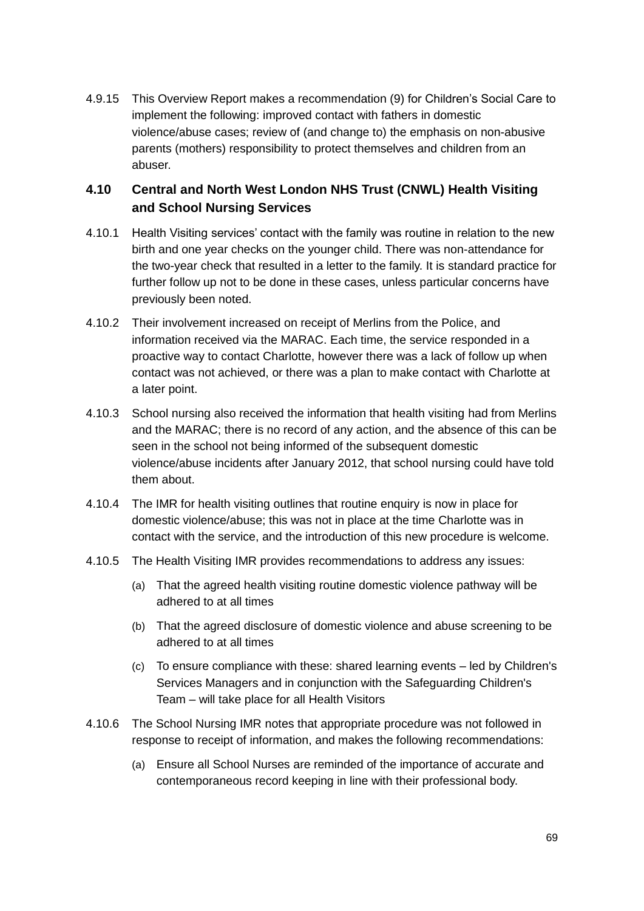4.9.15 This Overview Report makes a recommendation (9) for Children's Social Care to implement the following: improved contact with fathers in domestic violence/abuse cases; review of (and change to) the emphasis on non-abusive parents (mothers) responsibility to protect themselves and children from an abuser.

## 4.10 Central and North West London NHS Trust (CNWL) Health Visiting and School Nursing Services

4.10.1 Health Visiting services' contact with the family was routine in relation to the new birth and one year checks on the younger child. There was non-attendance for the two-year check that resulted in a letter to the family. It is standard practice for further follow up not to be done in these cases, unless particular concerns have previously been noted.

4.10.2 Their involvement increased on receipt of Merlins from the Police, and information received via the MARAC. Each time, the service responded in a proactive way to contact Charlotte, however there was a lack of follow up when contact was not achieved, or there was a plan to make contact with Charlotte at a later point.

4.10.3 School nursing also received the information that health visiting had from Merlins and the MARAC; there is no record of any action, and the absence of this can be seen in the school not being informed of the subsequent domestic violence/abuse incidents after January 2012, that school nursing could have told them about.

4.10.4 The IMR for health visiting outlines that routine enquiry is now in place for domestic violence/abuse; this was not in place at the time Charlotte was in contact with the service, and the introduction of this new procedure is welcome.

4.10.5 The Health Visiting IMR provides recommendations to address any issues:

(a) That the agreed health visiting routine domestic violence pathway will be adhered to at all times

(b) That the agreed disclosure of domestic violence and abuse screening to be adhered to at all times

(c) To ensure compliance with these: shared learning events – led by Children's Services Managers and in conjunction with the Safeguarding Children's Team – will take place for all Health Visitors

4.10.6 The School Nursing IMR notes that appropriate procedure was not followed in response to receipt of information, and makes the following recommendations:

(a) Ensure all School Nurses are reminded of the importance of accurate and contemporaneous record keeping in line with their professional body.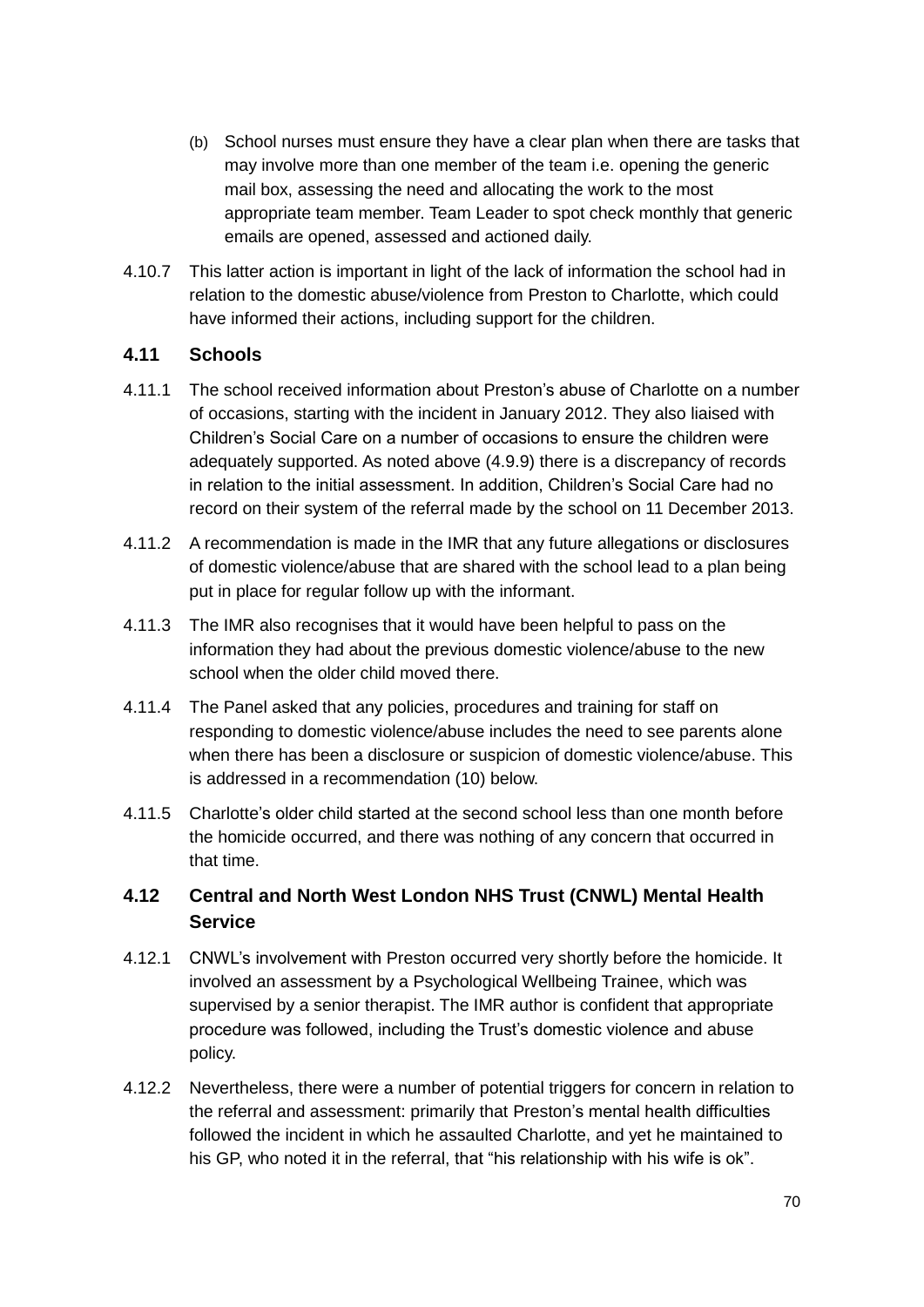(b) School nurses must ensure they have a clear plan when there are tasks that may involve more than one member of the team i.e. opening the generic mail box, assessing the need and allocating the work to the most appropriate team member. Team Leader to spot check monthly that generic emails are opened, assessed and actioned daily.

4.10.7 This latter action is important in light of the lack of information the school had in relation to the domestic abuse/violence from Preston to Charlotte, which could have informed their actions, including support for the children.

### 4.11 Schools

4.11.1 The school received information about Preston's abuse of Charlotte on a number of occasions, starting with the incident in January 2012. They also liaised with Children's Social Care on a number of occasions to ensure the children were adequately supported. As noted above (4.9.9) there is a discrepancy of records in relation to the initial assessment. In addition, Children's Social Care had no record on their system of the referral made by the school on 11 December 2013.

4.11.2 A recommendation is made in the IMR that any future allegations or disclosures of domestic violence/abuse that are shared with the school lead to a plan being put in place for regular follow up with the informant.

4.11.3 The IMR also recognises that it would have been helpful to pass on the information they had about the previous domestic violence/abuse to the new school when the older child moved there.

4.11.4 The Panel asked that any policies, procedures and training for staff on responding to domestic violence/abuse includes the need to see parents alone when there has been a disclosure or suspicion of domestic violence/abuse. This is addressed in a recommendation (10) below.

4.11.5 Charlotte's older child started at the second school less than one month before the homicide occurred, and there was nothing of any concern that occurred in that time.

### 4.12 Central and North West London NHS Trust (CNWL) Mental Health Service

4.12.1 CNWL's involvement with Preston occurred very shortly before the homicide. It involved an assessment by a Psychological Wellbeing Trainee, which was supervised by a senior therapist. The IMR author is confident that appropriate procedure was followed, including the Trust's domestic violence and abuse policy.

4.12.2 Nevertheless, there were a number of potential triggers for concern in relation to the referral and assessment: primarily that Preston's mental health difficulties followed the incident in which he assaulted Charlotte, and yet he maintained to his GP, who noted it in the referral, that "his relationship with his wife is ok".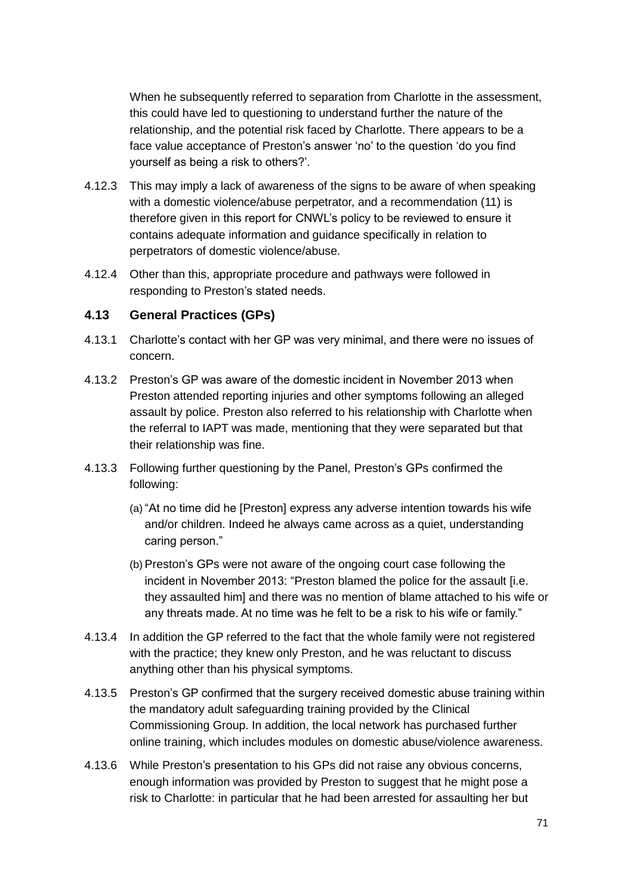When he subsequently referred to separation from Charlotte in the assessment, this could have led to questioning to understand further the nature of the relationship, and the potential risk faced by Charlotte. There appears to be a face value acceptance of Preston's answer 'no' to the question 'do you find yourself as being a risk to others?'.

4.12.3 This may imply a lack of awareness of the signs to be aware of when speaking with a domestic violence/abuse perpetrator, and a recommendation (11) is therefore given in this report for CNWL's policy to be reviewed to ensure it contains adequate information and guidance specifically in relation to perpetrators of domestic violence/abuse.

4.12.4 Other than this, appropriate procedure and pathways were followed in responding to Preston's stated needs.

### 4.13 General Practices (GPs)

4.13.1 Charlotte's contact with her GP was very minimal, and there were no issues of concern.

4.13.2 Preston's GP was aware of the domestic incident in November 2013 when Preston attended reporting injuries and other symptoms following an alleged assault by police. Preston also referred to his relationship with Charlotte when the referral to IAPT was made, mentioning that they were separated but that their relationship was fine.

4.13.3 Following further questioning by the Panel, Preston's GPs confirmed the following:

(a) "At no time did he [Preston] express any adverse intention towards his wife and/or children. Indeed he always came across as a quiet, understanding caring person."

(b) Preston's GPs were not aware of the ongoing court case following the incident in November 2013: "Preston blamed the police for the assault [i.e. they assaulted him] and there was no mention of blame attached to his wife or any threats made. At no time was he felt to be a risk to his wife or family."

4.13.4 In addition the GP referred to the fact that the whole family were not registered with the practice; they knew only Preston, and he was reluctant to discuss anything other than his physical symptoms.

4.13.5 Preston's GP confirmed that the surgery received domestic abuse training within the mandatory adult safeguarding training provided by the Clinical Commissioning Group. In addition, the local network has purchased further online training, which includes modules on domestic abuse/violence awareness.

4.13.6 While Preston's presentation to his GPs did not raise any obvious concerns, enough information was provided by Preston to suggest that he might pose a risk to Charlotte: in particular that he had been arrested for assaulting her but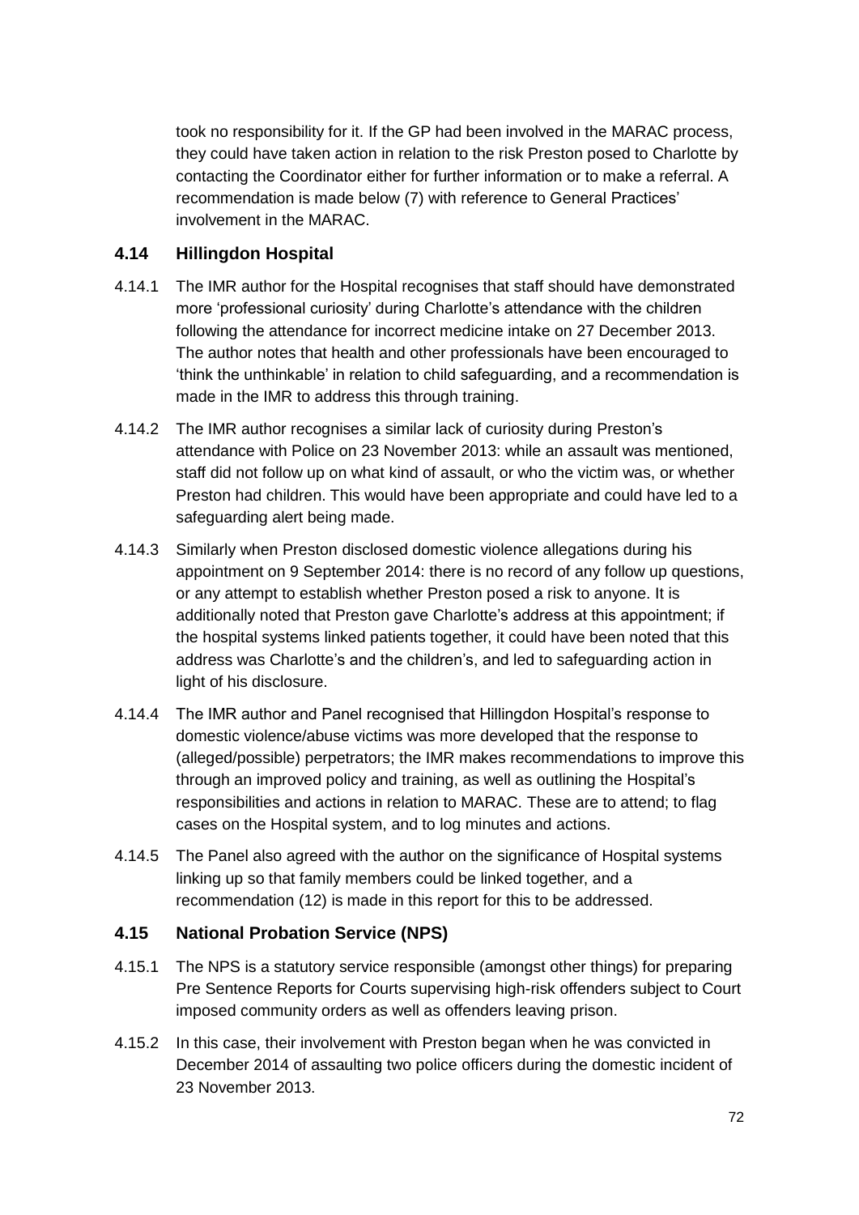took no responsibility for it. If the GP had been involved in the MARAC process, they could have taken action in relation to the risk Preston posed to Charlotte by contacting the Coordinator either for further information or to make a referral. A recommendation is made below (7) with reference to General Practices' involvement in the MARAC.

### 4.14 Hillingdon Hospital

4.14.1 The IMR author for the Hospital recognises that staff should have demonstrated more 'professional curiosity' during Charlotte's attendance with the children following the attendance for incorrect medicine intake on 27 December 2013. The author notes that health and other professionals have been encouraged to 'think the unthinkable' in relation to child safeguarding, and a recommendation is made in the IMR to address this through training.

4.14.2 The IMR author recognises a similar lack of curiosity during Preston's attendance with Police on 23 November 2013: while an assault was mentioned, staff did not follow up on what kind of assault, or who the victim was, or whether Preston had children. This would have been appropriate and could have led to a safeguarding alert being made.

4.14.3 Similarly when Preston disclosed domestic violence allegations during his appointment on 9 September 2014: there is no record of any follow up questions, or any attempt to establish whether Preston posed a risk to anyone. It is additionally noted that Preston gave Charlotte's address at this appointment; if the hospital systems linked patients together, it could have been noted that this address was Charlotte's and the children's, and led to safeguarding action in light of his disclosure.

4.14.4 The IMR author and Panel recognised that Hillingdon Hospital's response to domestic violence/abuse victims was more developed that the response to (alleged/possible) perpetrators; the IMR makes recommendations to improve this through an improved policy and training, as well as outlining the Hospital's responsibilities and actions in relation to MARAC. These are to attend; to flag cases on the Hospital system, and to log minutes and actions.

4.14.5 The Panel also agreed with the author on the significance of Hospital systems linking up so that family members could be linked together, and a recommendation (12) is made in this report for this to be addressed.

### 4.15 National Probation Service (NPS)

4.15.1 The NPS is a statutory service responsible (amongst other things) for preparing Pre Sentence Reports for Courts supervising high-risk offenders subject to Court imposed community orders as well as offenders leaving prison.

4.15.2 In this case, their involvement with Preston began when he was convicted in December 2014 of assaulting two police officers during the domestic incident of 23 November 2013.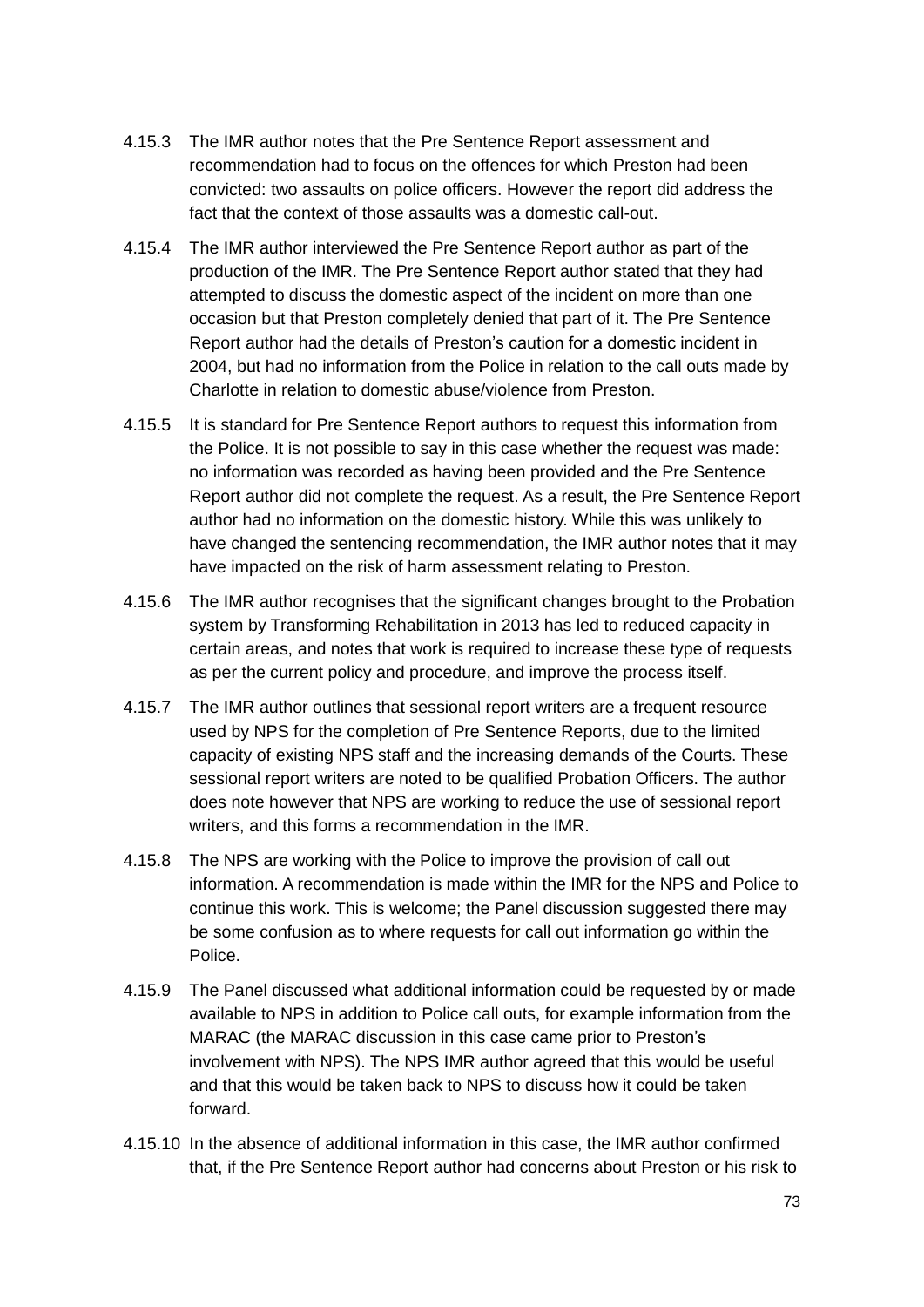4.15.3 The IMR author notes that the Pre Sentence Report assessment and recommendation had to focus on the offences for which Preston had been convicted: two assaults on police officers. However the report did address the fact that the context of those assaults was a domestic call-out.

4.15.4 The IMR author interviewed the Pre Sentence Report author as part of the production of the IMR. The Pre Sentence Report author stated that they had attempted to discuss the domestic aspect of the incident on more than one occasion but that Preston completely denied that part of it. The Pre Sentence Report author had the details of Preston's caution for a domestic incident in 2004, but had no information from the Police in relation to the call outs made by Charlotte in relation to domestic abuse/violence from Preston.

4.15.5 It is standard for Pre Sentence Report authors to request this information from the Police. It is not possible to say in this case whether the request was made: no information was recorded as having been provided and the Pre Sentence Report author did not complete the request. As a result, the Pre Sentence Report author had no information on the domestic history. While this was unlikely to have changed the sentencing recommendation, the IMR author notes that it may have impacted on the risk of harm assessment relating to Preston.

4.15.6 The IMR author recognises that the significant changes brought to the Probation system by Transforming Rehabilitation in 2013 has led to reduced capacity in certain areas, and notes that work is required to increase these type of requests as per the current policy and procedure, and improve the process itself.

4.15.7 The IMR author outlines that sessional report writers are a frequent resource used by NPS for the completion of Pre Sentence Reports, due to the limited capacity of existing NPS staff and the increasing demands of the Courts. These sessional report writers are noted to be qualified Probation Officers. The author does note however that NPS are working to reduce the use of sessional report writers, and this forms a recommendation in the IMR.

4.15.8 The NPS are working with the Police to improve the provision of call out information. A recommendation is made within the IMR for the NPS and Police to continue this work. This is welcome; the Panel discussion suggested there may be some confusion as to where requests for call out information go within the Police.

4.15.9 The Panel discussed what additional information could be requested by or made available to NPS in addition to Police call outs, for example information from the MARAC (the MARAC discussion in this case came prior to Preston's involvement with NPS). The NPS IMR author agreed that this would be useful and that this would be taken back to NPS to discuss how it could be taken forward.

4.15.10 In the absence of additional information in this case, the IMR author confirmed that, if the Pre Sentence Report author had concerns about Preston or his risk to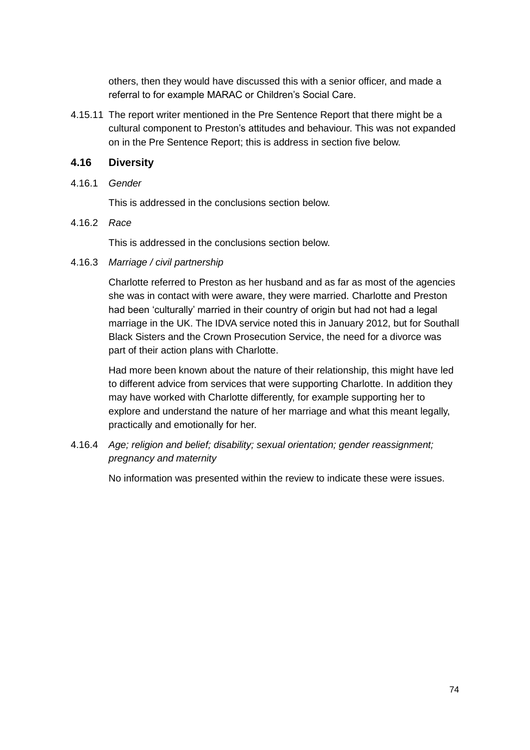others, then they would have discussed this with a senior officer, and made a referral to for example MARAC or Children's Social Care.

4.15.11 The report writer mentioned in the Pre Sentence Report that there might be a cultural component to Preston's attitudes and behaviour. This was not expanded on in the Pre Sentence Report; this is address in section five below.

## 4.16 Diversity

4.16.1 *Gender*

This is addressed in the conclusions section below.

4.16.2 *Race*

This is addressed in the conclusions section below.

4.16.3 *Marriage / civil partnership*

Charlotte referred to Preston as her husband and as far as most of the agencies she was in contact with were aware, they were married. Charlotte and Preston had been 'culturally' married in their country of origin but had not had a legal marriage in the UK. The IDVA service noted this in January 2012, but for Southall Black Sisters and the Crown Prosecution Service, the need for a divorce was part of their action plans with Charlotte.

Had more been known about the nature of their relationship, this might have led to different advice from services that were supporting Charlotte. In addition they may have worked with Charlotte differently, for example supporting her to explore and understand the nature of her marriage and what this meant legally, practically and emotionally for her.

4.16.4 *Age; religion and belief; disability; sexual orientation; gender reassignment; pregnancy and maternity*

No information was presented within the review to indicate these were issues.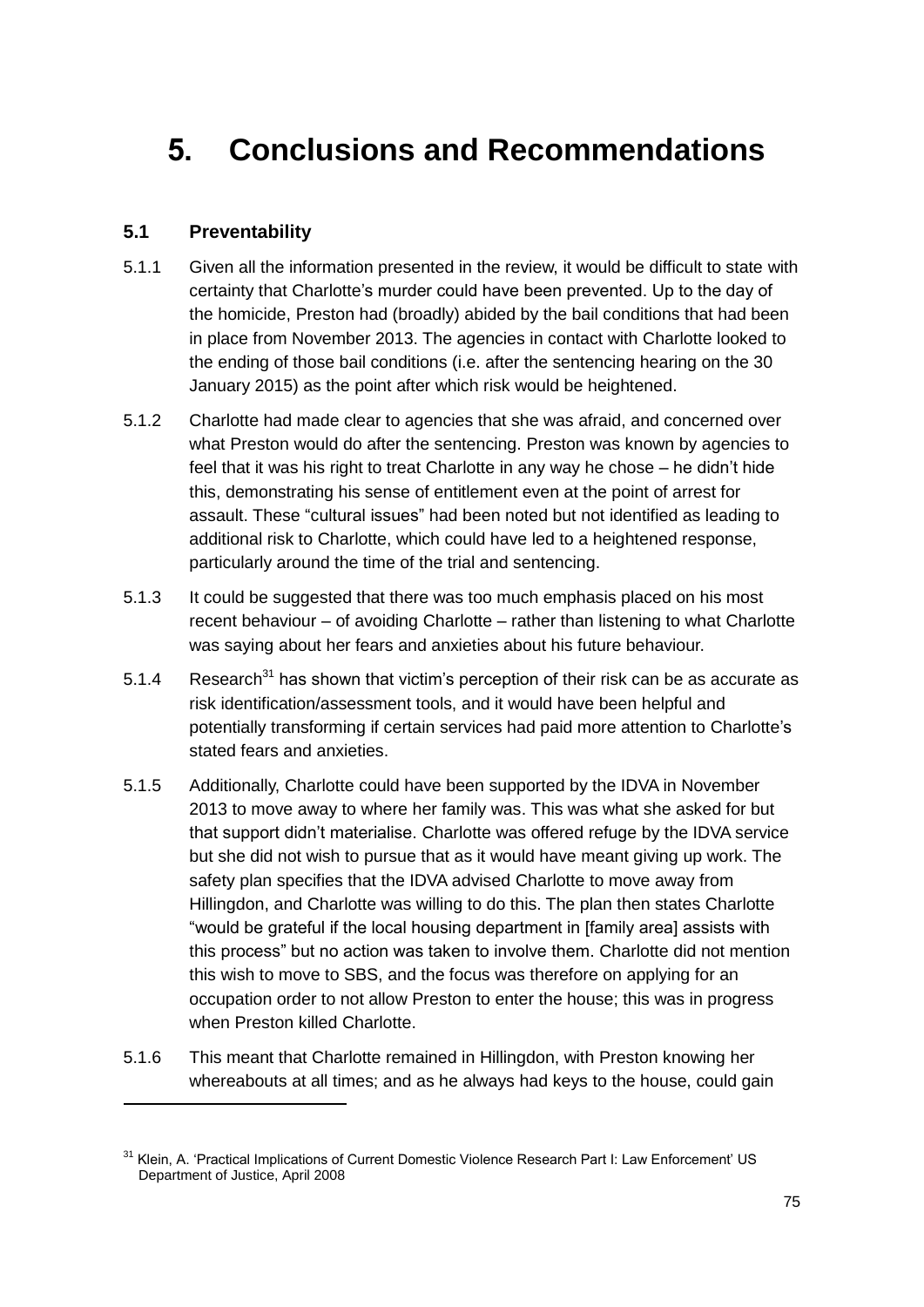# 5. Conclusions and Recommendations

## 5.1 Preventability

5.1.1 Given all the information presented in the review, it would be difficult to state with certainty that Charlotte's murder could have been prevented. Up to the day of the homicide, Preston had (broadly) abided by the bail conditions that had been in place from November 2013. The agencies in contact with Charlotte looked to the ending of those bail conditions (i.e. after the sentencing hearing on the 30 January 2015) as the point after which risk would be heightened.

5.1.2 Charlotte had made clear to agencies that she was afraid, and concerned over what Preston would do after the sentencing. Preston was known by agencies to feel that it was his right to treat Charlotte in any way he chose – he didn't hide this, demonstrating his sense of entitlement even at the point of arrest for assault. These "cultural issues" had been noted but not identified as leading to additional risk to Charlotte, which could have led to a heightened response, particularly around the time of the trial and sentencing.

5.1.3 It could be suggested that there was too much emphasis placed on his most recent behaviour – of avoiding Charlotte – rather than listening to what Charlotte was saying about her fears and anxieties about his future behaviour.

5.1.4 Research[31] has shown that victim's perception of their risk can be as accurate as risk identification/assessment tools, and it would have been helpful and potentially transforming if certain services had paid more attention to Charlotte's stated fears and anxieties.

5.1.5 Additionally, Charlotte could have been supported by the IDVA in November 2013 to move away to where her family was. This was what she asked for but that support didn't materialise. Charlotte was offered refuge by the IDVA service but she did not wish to pursue that as it would have meant giving up work. The safety plan specifies that the IDVA advised Charlotte to move away from Hillingdon, and Charlotte was willing to do this. The plan then states Charlotte "would be grateful if the local housing department in [family area] assists with this process" but no action was taken to involve them. Charlotte did not mention this wish to move to SBS, and the focus was therefore on applying for an occupation order to not allow Preston to enter the house; this was in progress when Preston killed Charlotte.

5.1.6 This meant that Charlotte remained in Hillingdon, with Preston knowing her whereabouts at all times; and as he always had keys to the house, could gain

---

[31] Klein, A. 'Practical Implications of Current Domestic Violence Research Part I: Law Enforcement' US Department of Justice, April 2008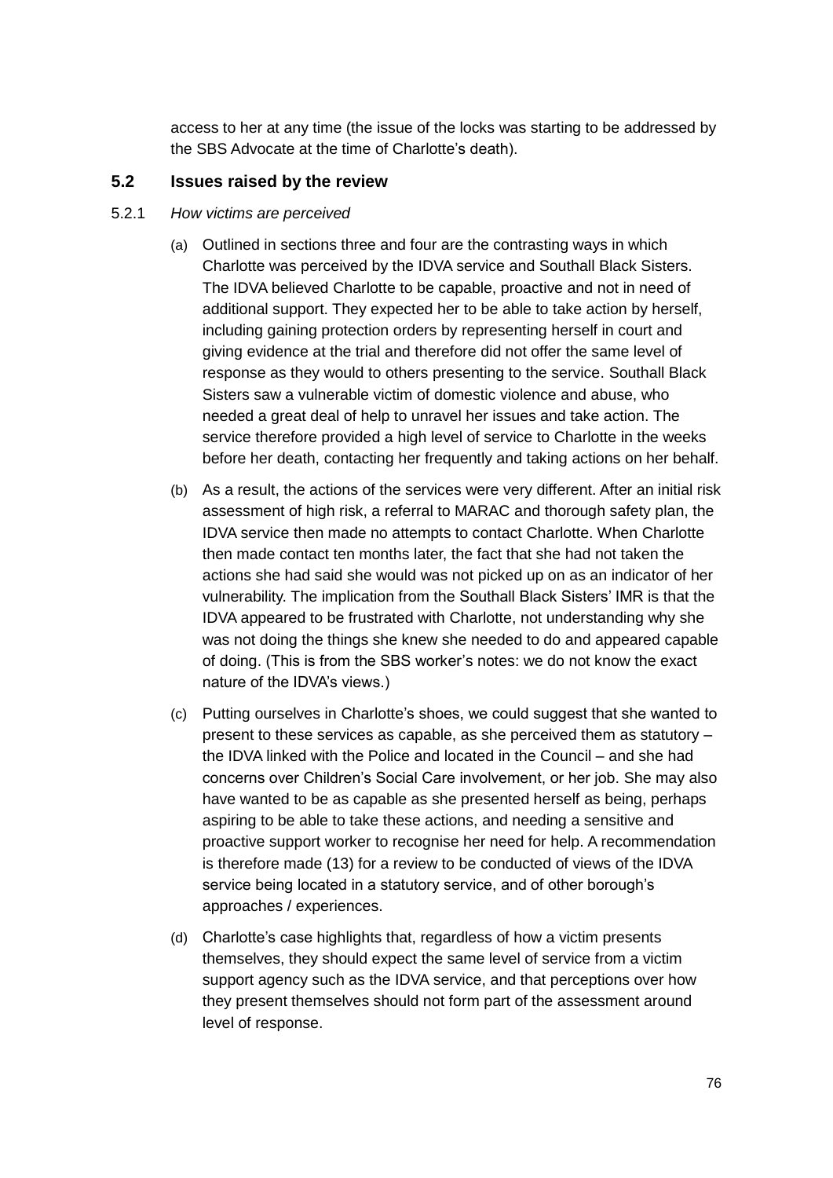access to her at any time (the issue of the locks was starting to be addressed by the SBS Advocate at the time of Charlotte's death).

### 5.2 Issues raised by the review

5.2.1 *How victims are perceived*

(a) Outlined in sections three and four are the contrasting ways in which Charlotte was perceived by the IDVA service and Southall Black Sisters. The IDVA believed Charlotte to be capable, proactive and not in need of additional support. They expected her to be able to take action by herself, including gaining protection orders by representing herself in court and giving evidence at the trial and therefore did not offer the same level of response as they would to others presenting to the service. Southall Black Sisters saw a vulnerable victim of domestic violence and abuse, who needed a great deal of help to unravel her issues and take action. The service therefore provided a high level of service to Charlotte in the weeks before her death, contacting her frequently and taking actions on her behalf.

(b) As a result, the actions of the services were very different. After an initial risk assessment of high risk, a referral to MARAC and thorough safety plan, the IDVA service then made no attempts to contact Charlotte. When Charlotte then made contact ten months later, the fact that she had not taken the actions she had said she would was not picked up on as an indicator of her vulnerability. The implication from the Southall Black Sisters' IMR is that the IDVA appeared to be frustrated with Charlotte, not understanding why she was not doing the things she knew she needed to do and appeared capable of doing. (This is from the SBS worker's notes: we do not know the exact nature of the IDVA's views.)

(c) Putting ourselves in Charlotte's shoes, we could suggest that she wanted to present to these services as capable, as she perceived them as statutory – the IDVA linked with the Police and located in the Council – and she had concerns over Children's Social Care involvement, or her job. She may also have wanted to be as capable as she presented herself as being, perhaps aspiring to be able to take these actions, and needing a sensitive and proactive support worker to recognise her need for help. A recommendation is therefore made (13) for a review to be conducted of views of the IDVA service being located in a statutory service, and of other borough's approaches / experiences.

(d) Charlotte's case highlights that, regardless of how a victim presents themselves, they should expect the same level of service from a victim support agency such as the IDVA service, and that perceptions over how they present themselves should not form part of the assessment around level of response.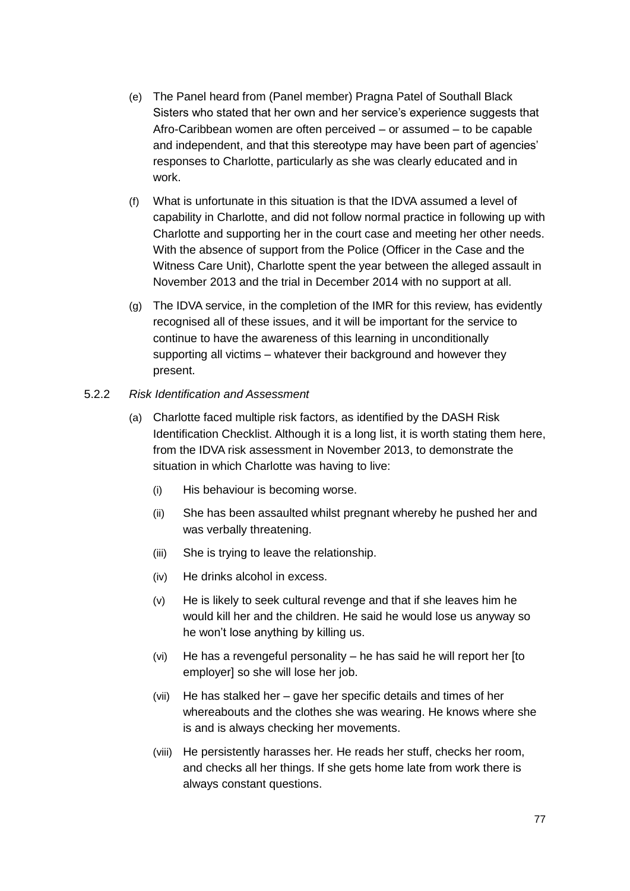(e) The Panel heard from (Panel member) Pragna Patel of Southall Black Sisters who stated that her own and her service's experience suggests that Afro-Caribbean women are often perceived – or assumed – to be capable and independent, and that this stereotype may have been part of agencies' responses to Charlotte, particularly as she was clearly educated and in work.

(f) What is unfortunate in this situation is that the IDVA assumed a level of capability in Charlotte, and did not follow normal practice in following up with Charlotte and supporting her in the court case and meeting her other needs. With the absence of support from the Police (Officer in the Case and the Witness Care Unit), Charlotte spent the year between the alleged assault in November 2013 and the trial in December 2014 with no support at all.

(g) The IDVA service, in the completion of the IMR for this review, has evidently recognised all of these issues, and it will be important for the service to continue to have the awareness of this learning in unconditionally supporting all victims – whatever their background and however they present.

5.2.2 *Risk Identification and Assessment*

(a) Charlotte faced multiple risk factors, as identified by the DASH Risk Identification Checklist. Although it is a long list, it is worth stating them here, from the IDVA risk assessment in November 2013, to demonstrate the situation in which Charlotte was having to live:

(i) His behaviour is becoming worse.

(ii) She has been assaulted whilst pregnant whereby he pushed her and was verbally threatening.

(iii) She is trying to leave the relationship.

(iv) He drinks alcohol in excess.

(v) He is likely to seek cultural revenge and that if she leaves him he would kill her and the children. He said he would lose us anyway so he won't lose anything by killing us.

(vi) He has a revengeful personality – he has said he will report her [to employer] so she will lose her job.

(vii) He has stalked her – gave her specific details and times of her whereabouts and the clothes she was wearing. He knows where she is and is always checking her movements.

(viii) He persistently harasses her. He reads her stuff, checks her room, and checks all her things. If she gets home late from work there is always constant questions.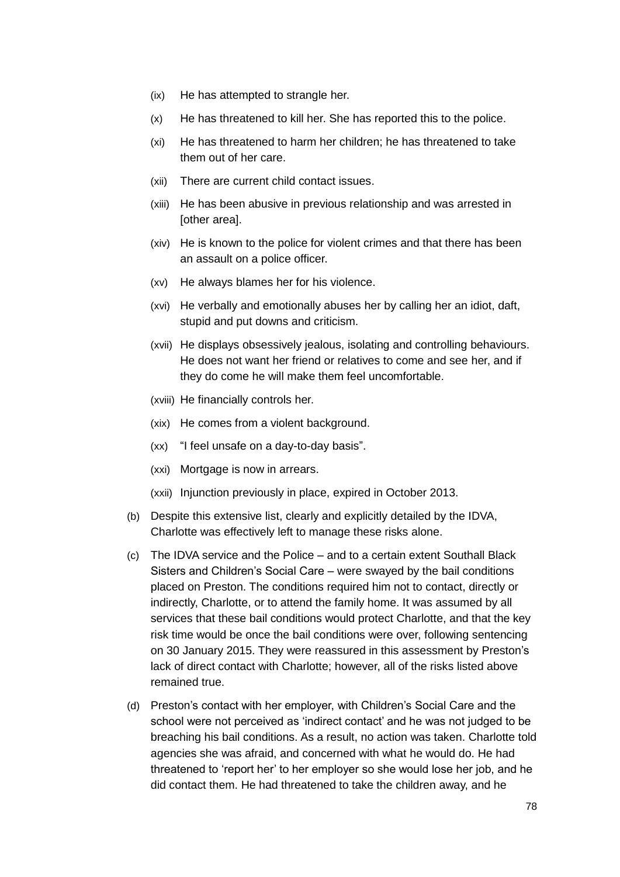(ix) He has attempted to strangle her.

(x) He has threatened to kill her. She has reported this to the police.

(xi) He has threatened to harm her children; he has threatened to take them out of her care.

(xii) There are current child contact issues.

(xiii) He has been abusive in previous relationship and was arrested in [other area].

(xiv) He is known to the police for violent crimes and that there has been an assault on a police officer.

(xv) He always blames her for his violence.

(xvi) He verbally and emotionally abuses her by calling her an idiot, daft, stupid and put downs and criticism.

(xvii) He displays obsessively jealous, isolating and controlling behaviours. He does not want her friend or relatives to come and see her, and if they do come he will make them feel uncomfortable.

(xviii) He financially controls her.

(xix) He comes from a violent background.

(xx) "I feel unsafe on a day-to-day basis".

(xxi) Mortgage is now in arrears.

(xxii) Injunction previously in place, expired in October 2013.

(b) Despite this extensive list, clearly and explicitly detailed by the IDVA, Charlotte was effectively left to manage these risks alone.

(c) The IDVA service and the Police – and to a certain extent Southall Black Sisters and Children's Social Care – were swayed by the bail conditions placed on Preston. The conditions required him not to contact, directly or indirectly, Charlotte, or to attend the family home. It was assumed by all services that these bail conditions would protect Charlotte, and that the key risk time would be once the bail conditions were over, following sentencing on 30 January 2015. They were reassured in this assessment by Preston's lack of direct contact with Charlotte; however, all of the risks listed above remained true.

(d) Preston's contact with her employer, with Children's Social Care and the school were not perceived as 'indirect contact' and he was not judged to be breaching his bail conditions. As a result, no action was taken. Charlotte told agencies she was afraid, and concerned with what he would do. He had threatened to 'report her' to her employer so she would lose her job, and he did contact them. He had threatened to take the children away, and he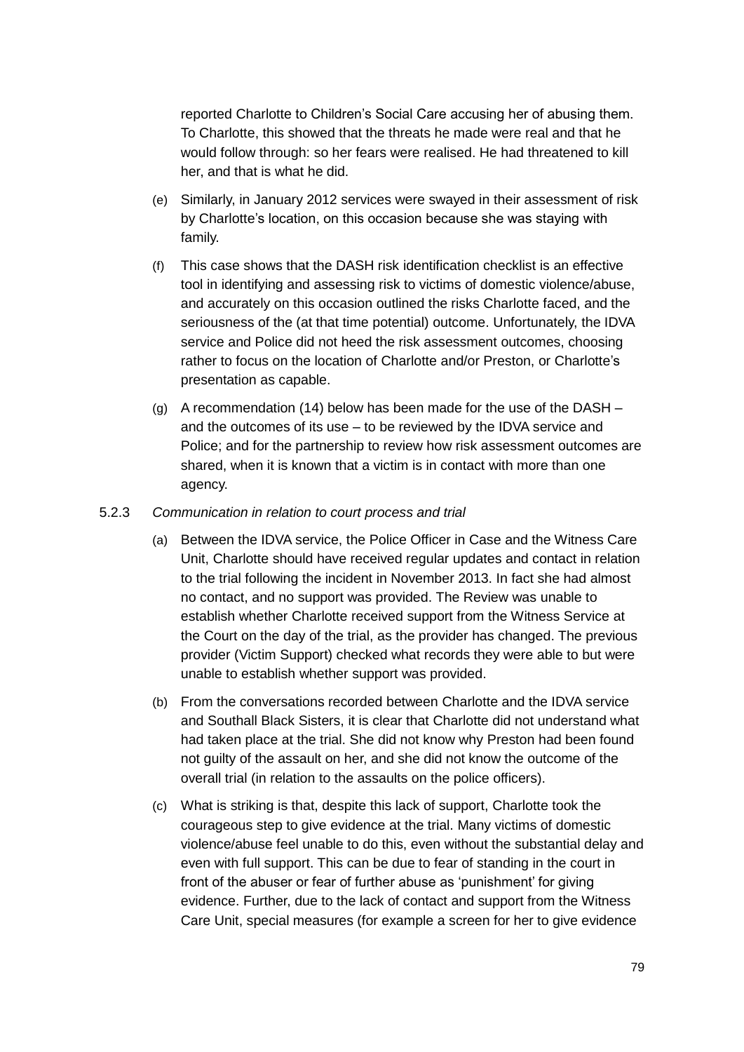reported Charlotte to Children's Social Care accusing her of abusing them. To Charlotte, this showed that the threats he made were real and that he would follow through: so her fears were realised. He had threatened to kill her, and that is what he did.

(e) Similarly, in January 2012 services were swayed in their assessment of risk by Charlotte's location, on this occasion because she was staying with family.

(f) This case shows that the DASH risk identification checklist is an effective tool in identifying and assessing risk to victims of domestic violence/abuse, and accurately on this occasion outlined the risks Charlotte faced, and the seriousness of the (at that time potential) outcome. Unfortunately, the IDVA service and Police did not heed the risk assessment outcomes, choosing rather to focus on the location of Charlotte and/or Preston, or Charlotte's presentation as capable.

(g) A recommendation (14) below has been made for the use of the DASH – and the outcomes of its use – to be reviewed by the IDVA service and Police; and for the partnership to review how risk assessment outcomes are shared, when it is known that a victim is in contact with more than one agency.

5.2.3 *Communication in relation to court process and trial*

(a) Between the IDVA service, the Police Officer in Case and the Witness Care Unit, Charlotte should have received regular updates and contact in relation to the trial following the incident in November 2013. In fact she had almost no contact, and no support was provided. The Review was unable to establish whether Charlotte received support from the Witness Service at the Court on the day of the trial, as the provider has changed. The previous provider (Victim Support) checked what records they were able to but were unable to establish whether support was provided.

(b) From the conversations recorded between Charlotte and the IDVA service and Southall Black Sisters, it is clear that Charlotte did not understand what had taken place at the trial. She did not know why Preston had been found not guilty of the assault on her, and she did not know the outcome of the overall trial (in relation to the assaults on the police officers).

(c) What is striking is that, despite this lack of support, Charlotte took the courageous step to give evidence at the trial. Many victims of domestic violence/abuse feel unable to do this, even without the substantial delay and even with full support. This can be due to fear of standing in the court in front of the abuser or fear of further abuse as 'punishment' for giving evidence. Further, due to the lack of contact and support from the Witness Care Unit, special measures (for example a screen for her to give evidence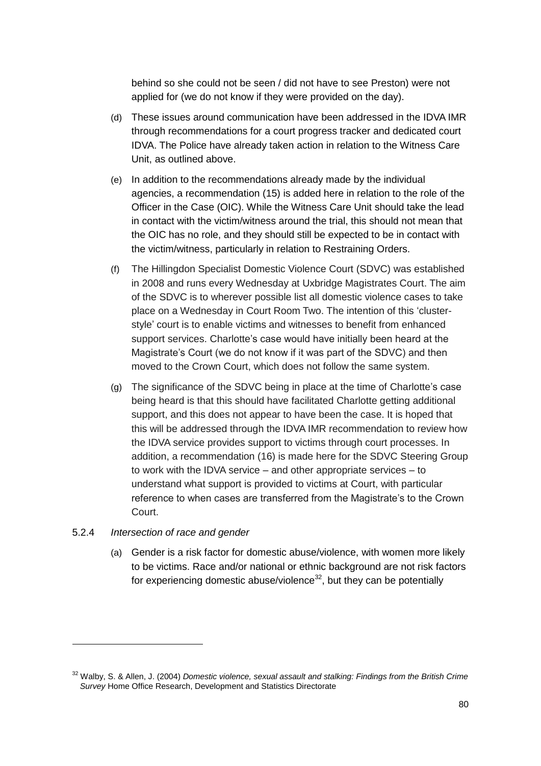behind so she could not be seen / did not have to see Preston) were not applied for (we do not know if they were provided on the day).

(d) These issues around communication have been addressed in the IDVA IMR through recommendations for a court progress tracker and dedicated court IDVA. The Police have already taken action in relation to the Witness Care Unit, as outlined above.

(e) In addition to the recommendations already made by the individual agencies, a recommendation (15) is added here in relation to the role of the Officer in the Case (OIC). While the Witness Care Unit should take the lead in contact with the victim/witness around the trial, this should not mean that the OIC has no role, and they should still be expected to be in contact with the victim/witness, particularly in relation to Restraining Orders.

(f) The Hillingdon Specialist Domestic Violence Court (SDVC) was established in 2008 and runs every Wednesday at Uxbridge Magistrates Court. The aim of the SDVC is to wherever possible list all domestic violence cases to take place on a Wednesday in Court Room Two. The intention of this 'cluster-style' court is to enable victims and witnesses to benefit from enhanced support services. Charlotte's case would have initially been heard at the Magistrate's Court (we do not know if it was part of the SDVC) and then moved to the Crown Court, which does not follow the same system.

(g) The significance of the SDVC being in place at the time of Charlotte's case being heard is that this should have facilitated Charlotte getting additional support, and this does not appear to have been the case. It is hoped that this will be addressed through the IDVA IMR recommendation to review how the IDVA service provides support to victims through court processes. In addition, a recommendation (16) is made here for the SDVC Steering Group to work with the IDVA service – and other appropriate services – to understand what support is provided to victims at Court, with particular reference to when cases are transferred from the Magistrate's to the Crown Court.

5.2.4 *Intersection of race and gender*

(a) Gender is a risk factor for domestic abuse/violence, with women more likely to be victims. Race and/or national or ethnic background are not risk factors for experiencing domestic abuse/violence[32], but they can be potentially

---

[32] Walby, S. & Allen, J. (2004) *Domestic violence, sexual assault and stalking: Findings from the British Crime Survey* Home Office Research, Development and Statistics Directorate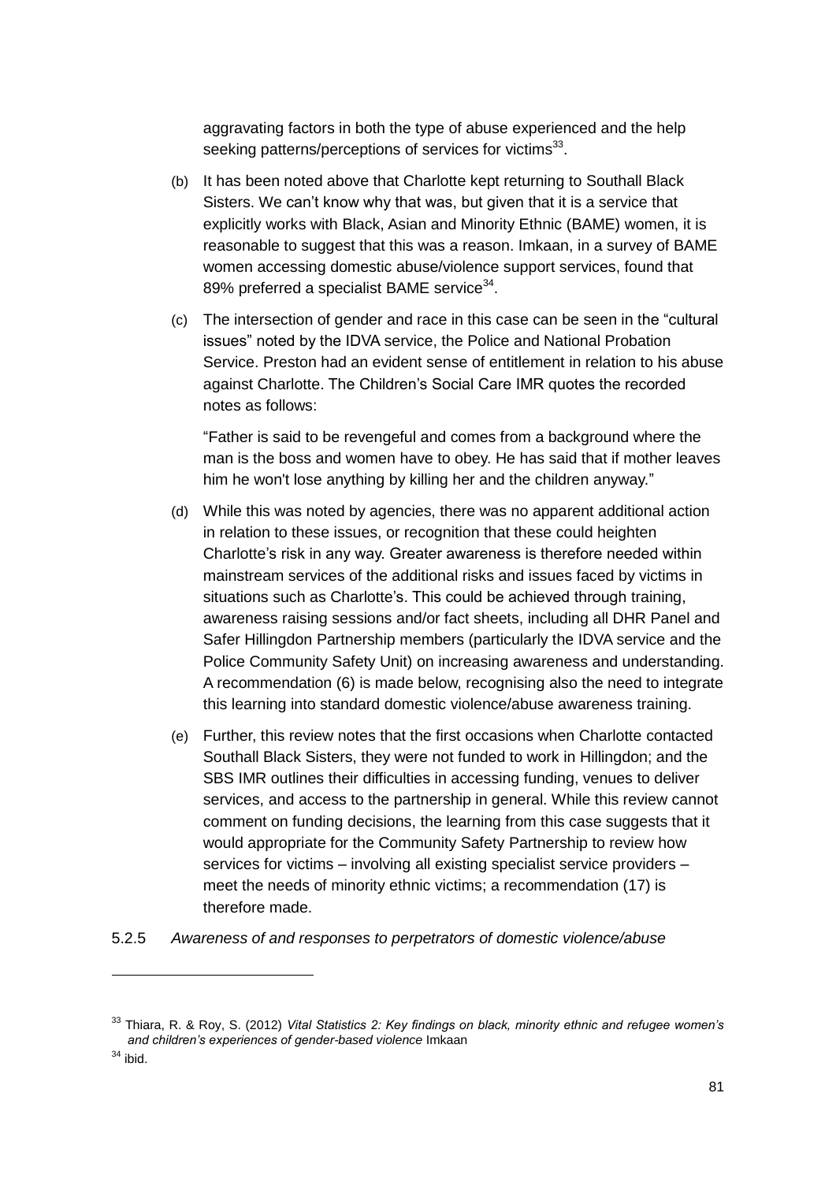aggravating factors in both the type of abuse experienced and the help seeking patterns/perceptions of services for victims[33].

(b) It has been noted above that Charlotte kept returning to Southall Black Sisters. We can't know why that was, but given that it is a service that explicitly works with Black, Asian and Minority Ethnic (BAME) women, it is reasonable to suggest that this was a reason. Imkaan, in a survey of BAME women accessing domestic abuse/violence support services, found that 89% preferred a specialist BAME service[34].

(c) The intersection of gender and race in this case can be seen in the "cultural issues" noted by the IDVA service, the Police and National Probation Service. Preston had an evident sense of entitlement in relation to his abuse against Charlotte. The Children's Social Care IMR quotes the recorded notes as follows:

"Father is said to be revengeful and comes from a background where the man is the boss and women have to obey. He has said that if mother leaves him he won't lose anything by killing her and the children anyway."

(d) While this was noted by agencies, there was no apparent additional action in relation to these issues, or recognition that these could heighten Charlotte's risk in any way. Greater awareness is therefore needed within mainstream services of the additional risks and issues faced by victims in situations such as Charlotte's. This could be achieved through training, awareness raising sessions and/or fact sheets, including all DHR Panel and Safer Hillingdon Partnership members (particularly the IDVA service and the Police Community Safety Unit) on increasing awareness and understanding. A recommendation (6) is made below, recognising also the need to integrate this learning into standard domestic violence/abuse awareness training.

(e) Further, this review notes that the first occasions when Charlotte contacted Southall Black Sisters, they were not funded to work in Hillingdon; and the SBS IMR outlines their difficulties in accessing funding, venues to deliver services, and access to the partnership in general. While this review cannot comment on funding decisions, the learning from this case suggests that it would appropriate for the Community Safety Partnership to review how services for victims – involving all existing specialist service providers – meet the needs of minority ethnic victims; a recommendation (17) is therefore made.

5.2.5 *Awareness of and responses to perpetrators of domestic violence/abuse*

---

[33] Thiara, R. & Roy, S. (2012) *Vital Statistics 2: Key findings on black, minority ethnic and refugee women's and children's experiences of gender-based violence* Imkaan

[34] ibid.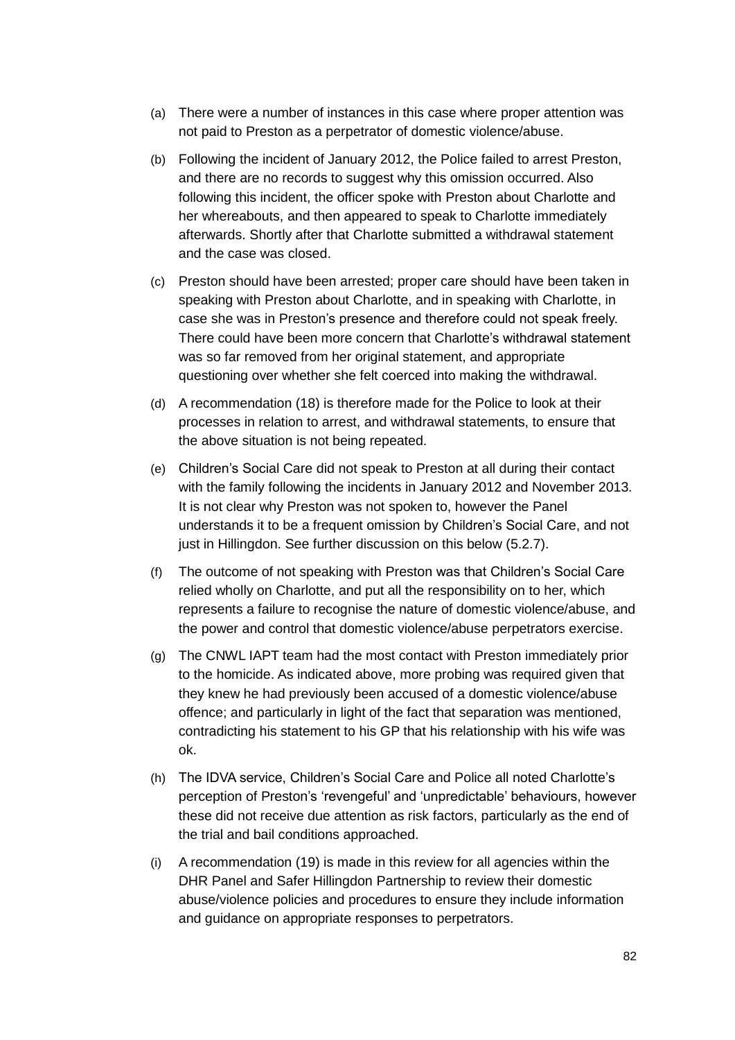(a) There were a number of instances in this case where proper attention was not paid to Preston as a perpetrator of domestic violence/abuse.

(b) Following the incident of January 2012, the Police failed to arrest Preston, and there are no records to suggest why this omission occurred. Also following this incident, the officer spoke with Preston about Charlotte and her whereabouts, and then appeared to speak to Charlotte immediately afterwards. Shortly after that Charlotte submitted a withdrawal statement and the case was closed.

(c) Preston should have been arrested; proper care should have been taken in speaking with Preston about Charlotte, and in speaking with Charlotte, in case she was in Preston's presence and therefore could not speak freely. There could have been more concern that Charlotte's withdrawal statement was so far removed from her original statement, and appropriate questioning over whether she felt coerced into making the withdrawal.

(d) A recommendation (18) is therefore made for the Police to look at their processes in relation to arrest, and withdrawal statements, to ensure that the above situation is not being repeated.

(e) Children's Social Care did not speak to Preston at all during their contact with the family following the incidents in January 2012 and November 2013. It is not clear why Preston was not spoken to, however the Panel understands it to be a frequent omission by Children's Social Care, and not just in Hillingdon. See further discussion on this below (5.2.7).

(f) The outcome of not speaking with Preston was that Children's Social Care relied wholly on Charlotte, and put all the responsibility on to her, which represents a failure to recognise the nature of domestic violence/abuse, and the power and control that domestic violence/abuse perpetrators exercise.

(g) The CNWL IAPT team had the most contact with Preston immediately prior to the homicide. As indicated above, more probing was required given that they knew he had previously been accused of a domestic violence/abuse offence; and particularly in light of the fact that separation was mentioned, contradicting his statement to his GP that his relationship with his wife was ok.

(h) The IDVA service, Children's Social Care and Police all noted Charlotte's perception of Preston's 'revengeful' and 'unpredictable' behaviours, however these did not receive due attention as risk factors, particularly as the end of the trial and bail conditions approached.

(i) A recommendation (19) is made in this review for all agencies within the DHR Panel and Safer Hillingdon Partnership to review their domestic abuse/violence policies and procedures to ensure they include information and guidance on appropriate responses to perpetrators.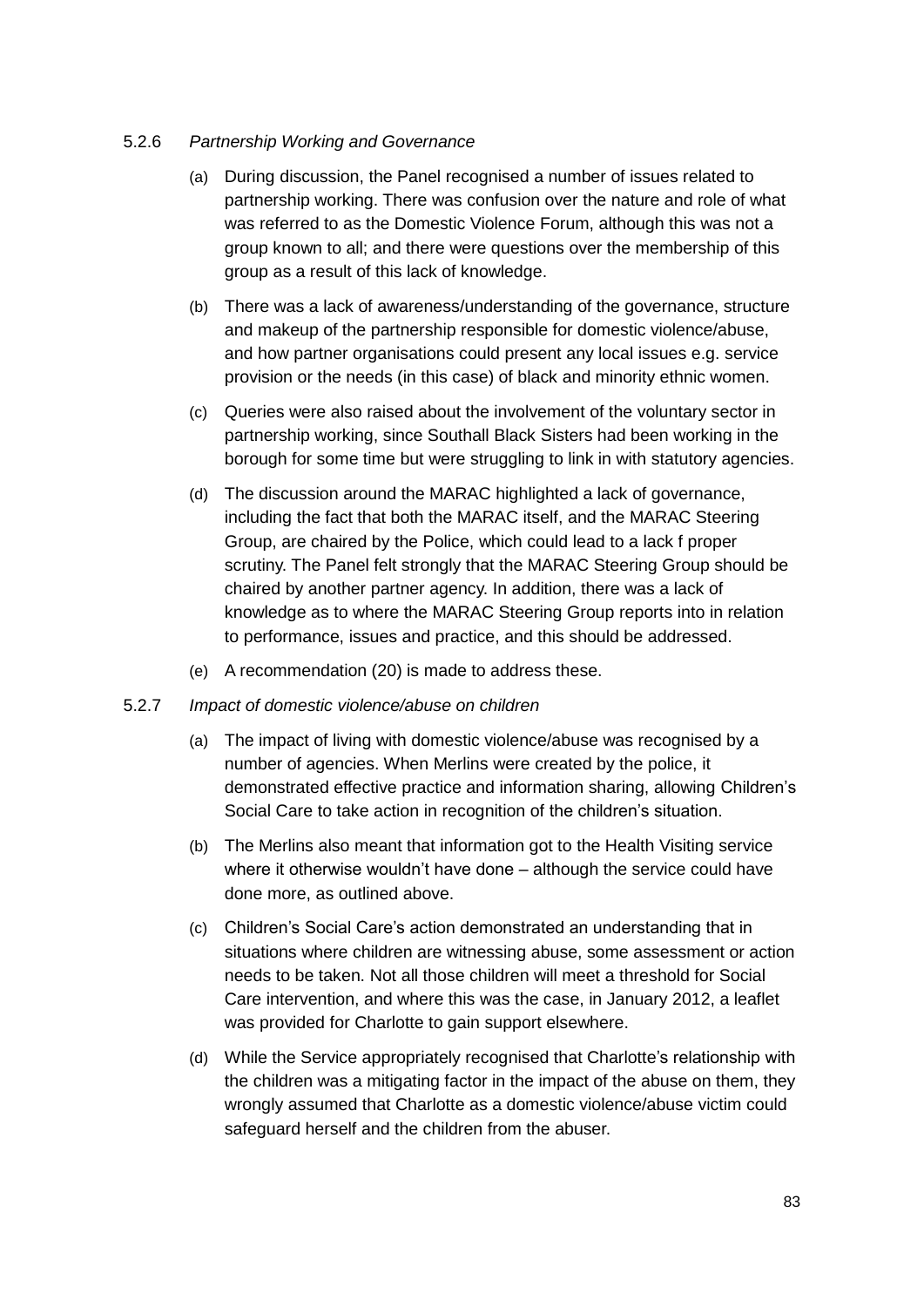5.2.6 *Partnership Working and Governance*

(a) During discussion, the Panel recognised a number of issues related to partnership working. There was confusion over the nature and role of what was referred to as the Domestic Violence Forum, although this was not a group known to all; and there were questions over the membership of this group as a result of this lack of knowledge.

(b) There was a lack of awareness/understanding of the governance, structure and makeup of the partnership responsible for domestic violence/abuse, and how partner organisations could present any local issues e.g. service provision or the needs (in this case) of black and minority ethnic women.

(c) Queries were also raised about the involvement of the voluntary sector in partnership working, since Southall Black Sisters had been working in the borough for some time but were struggling to link in with statutory agencies.

(d) The discussion around the MARAC highlighted a lack of governance, including the fact that both the MARAC itself, and the MARAC Steering Group, are chaired by the Police, which could lead to a lack f proper scrutiny. The Panel felt strongly that the MARAC Steering Group should be chaired by another partner agency. In addition, there was a lack of knowledge as to where the MARAC Steering Group reports into in relation to performance, issues and practice, and this should be addressed.

(e) A recommendation (20) is made to address these.

5.2.7 *Impact of domestic violence/abuse on children*

(a) The impact of living with domestic violence/abuse was recognised by a number of agencies. When Merlins were created by the police, it demonstrated effective practice and information sharing, allowing Children's Social Care to take action in recognition of the children's situation.

(b) The Merlins also meant that information got to the Health Visiting service where it otherwise wouldn't have done – although the service could have done more, as outlined above.

(c) Children's Social Care's action demonstrated an understanding that in situations where children are witnessing abuse, some assessment or action needs to be taken. Not all those children will meet a threshold for Social Care intervention, and where this was the case, in January 2012, a leaflet was provided for Charlotte to gain support elsewhere.

(d) While the Service appropriately recognised that Charlotte's relationship with the children was a mitigating factor in the impact of the abuse on them, they wrongly assumed that Charlotte as a domestic violence/abuse victim could safeguard herself and the children from the abuser.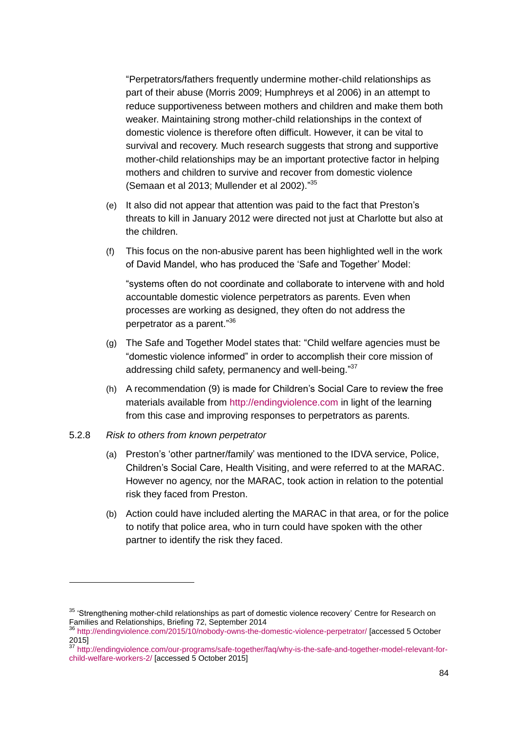"Perpetrators/fathers frequently undermine mother-child relationships as part of their abuse (Morris 2009; Humphreys et al 2006) in an attempt to reduce supportiveness between mothers and children and make them both weaker. Maintaining strong mother-child relationships in the context of domestic violence is therefore often difficult. However, it can be vital to survival and recovery. Much research suggests that strong and supportive mother-child relationships may be an important protective factor in helping mothers and children to survive and recover from domestic violence (Semaan et al 2013; Mullender et al 2002)."[35]

(e) It also did not appear that attention was paid to the fact that Preston's threats to kill in January 2012 were directed not just at Charlotte but also at the children.

(f) This focus on the non-abusive parent has been highlighted well in the work of David Mandel, who has produced the 'Safe and Together' Model:

"systems often do not coordinate and collaborate to intervene with and hold accountable domestic violence perpetrators as parents. Even when processes are working as designed, they often do not address the perpetrator as a parent."[36]

(g) The Safe and Together Model states that: "Child welfare agencies must be "domestic violence informed" in order to accomplish their core mission of addressing child safety, permanency and well-being."[37]

(h) A recommendation (9) is made for Children's Social Care to review the free materials available from http://endingviolence.com in light of the learning from this case and improving responses to perpetrators as parents.

5.2.8 *Risk to others from known perpetrator*

(a) Preston's 'other partner/family' was mentioned to the IDVA service, Police, Children's Social Care, Health Visiting, and were referred to at the MARAC. However no agency, nor the MARAC, took action in relation to the potential risk they faced from Preston.

(b) Action could have included alerting the MARAC in that area, or for the police to notify that police area, who in turn could have spoken with the other partner to identify the risk they faced.

---

[35] 'Strengthening mother-child relationships as part of domestic violence recovery' Centre for Research on Families and Relationships, Briefing 72, September 2014

[36] http://endingviolence.com/2015/10/nobody-owns-the-domestic-violence-perpetrator/ [accessed 5 October 2015]

[37] http://endingviolence.com/our-programs/safe-together/faq/why-is-the-safe-and-together-model-relevant-for-child-welfare-workers-2/ [accessed 5 October 2015]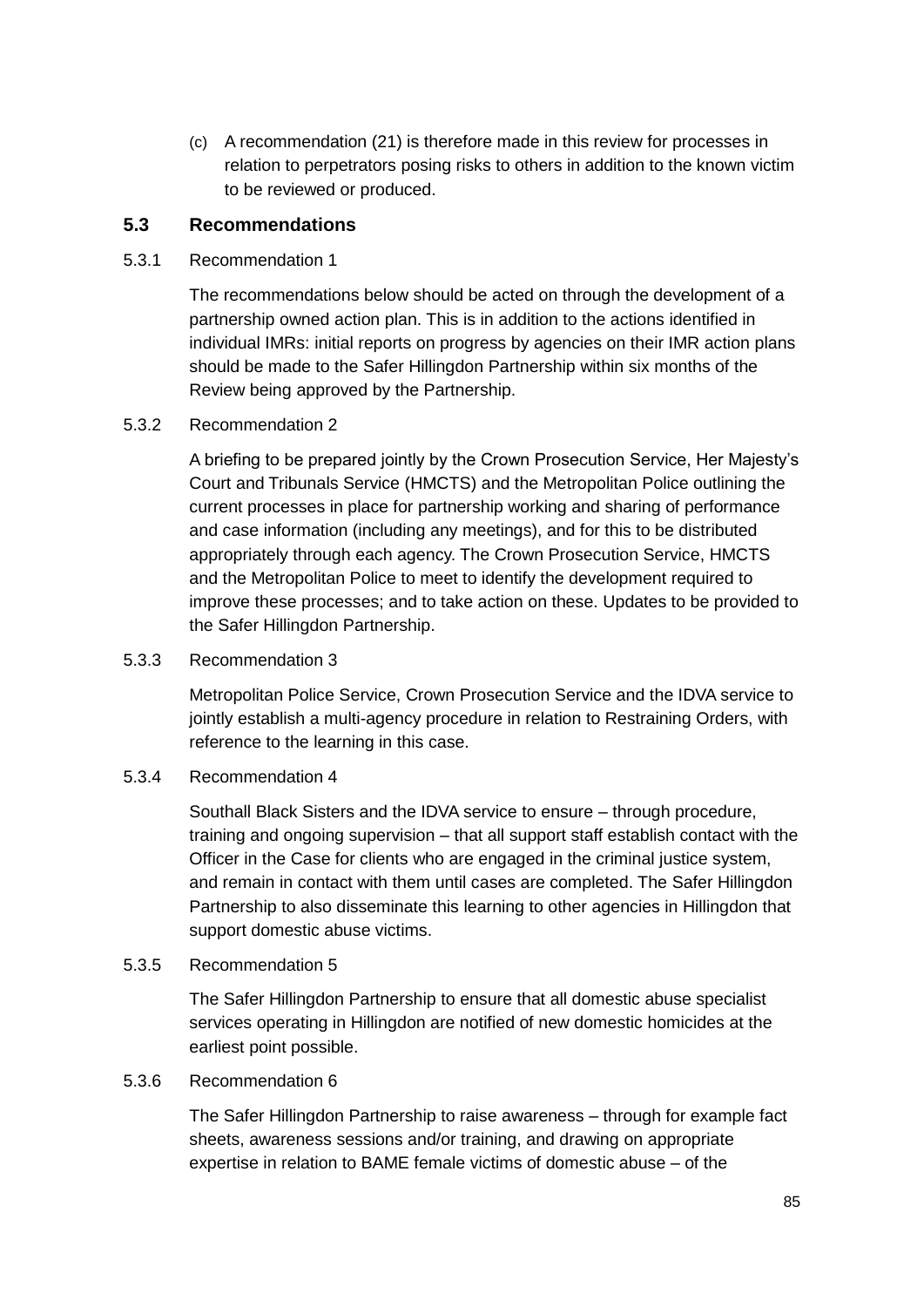(c) A recommendation (21) is therefore made in this review for processes in relation to perpetrators posing risks to others in addition to the known victim to be reviewed or produced.

### 5.3 Recommendations

5.3.1 Recommendation 1

The recommendations below should be acted on through the development of a partnership owned action plan. This is in addition to the actions identified in individual IMRs: initial reports on progress by agencies on their IMR action plans should be made to the Safer Hillingdon Partnership within six months of the Review being approved by the Partnership.

5.3.2 Recommendation 2

A briefing to be prepared jointly by the Crown Prosecution Service, Her Majesty's Court and Tribunals Service (HMCTS) and the Metropolitan Police outlining the current processes in place for partnership working and sharing of performance and case information (including any meetings), and for this to be distributed appropriately through each agency. The Crown Prosecution Service, HMCTS and the Metropolitan Police to meet to identify the development required to improve these processes; and to take action on these. Updates to be provided to the Safer Hillingdon Partnership.

5.3.3 Recommendation 3

Metropolitan Police Service, Crown Prosecution Service and the IDVA service to jointly establish a multi-agency procedure in relation to Restraining Orders, with reference to the learning in this case.

5.3.4 Recommendation 4

Southall Black Sisters and the IDVA service to ensure – through procedure, training and ongoing supervision – that all support staff establish contact with the Officer in the Case for clients who are engaged in the criminal justice system, and remain in contact with them until cases are completed. The Safer Hillingdon Partnership to also disseminate this learning to other agencies in Hillingdon that support domestic abuse victims.

5.3.5 Recommendation 5

The Safer Hillingdon Partnership to ensure that all domestic abuse specialist services operating in Hillingdon are notified of new domestic homicides at the earliest point possible.

5.3.6 Recommendation 6

The Safer Hillingdon Partnership to raise awareness – through for example fact sheets, awareness sessions and/or training, and drawing on appropriate expertise in relation to BAME female victims of domestic abuse – of the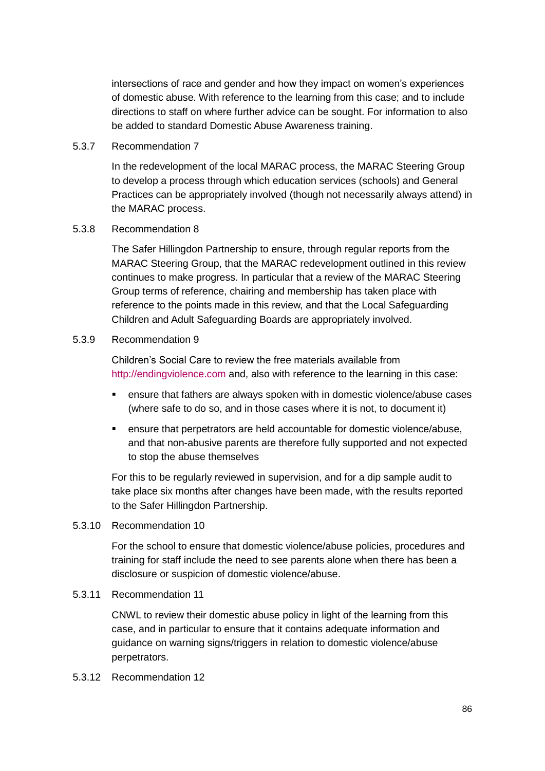intersections of race and gender and how they impact on women's experiences of domestic abuse. With reference to the learning from this case; and to include directions to staff on where further advice can be sought. For information to also be added to standard Domestic Abuse Awareness training.

5.3.7 Recommendation 7

In the redevelopment of the local MARAC process, the MARAC Steering Group to develop a process through which education services (schools) and General Practices can be appropriately involved (though not necessarily always attend) in the MARAC process.

5.3.8 Recommendation 8

The Safer Hillingdon Partnership to ensure, through regular reports from the MARAC Steering Group, that the MARAC redevelopment outlined in this review continues to make progress. In particular that a review of the MARAC Steering Group terms of reference, chairing and membership has taken place with reference to the points made in this review, and that the Local Safeguarding Children and Adult Safeguarding Boards are appropriately involved.

5.3.9 Recommendation 9

Children's Social Care to review the free materials available from http://endingviolence.com and, also with reference to the learning in this case:

- ensure that fathers are always spoken with in domestic violence/abuse cases (where safe to do so, and in those cases where it is not, to document it)
- ensure that perpetrators are held accountable for domestic violence/abuse, and that non-abusive parents are therefore fully supported and not expected to stop the abuse themselves

For this to be regularly reviewed in supervision, and for a dip sample audit to take place six months after changes have been made, with the results reported to the Safer Hillingdon Partnership.

5.3.10 Recommendation 10

For the school to ensure that domestic violence/abuse policies, procedures and training for staff include the need to see parents alone when there has been a disclosure or suspicion of domestic violence/abuse.

5.3.11 Recommendation 11

CNWL to review their domestic abuse policy in light of the learning from this case, and in particular to ensure that it contains adequate information and guidance on warning signs/triggers in relation to domestic violence/abuse perpetrators.

5.3.12 Recommendation 12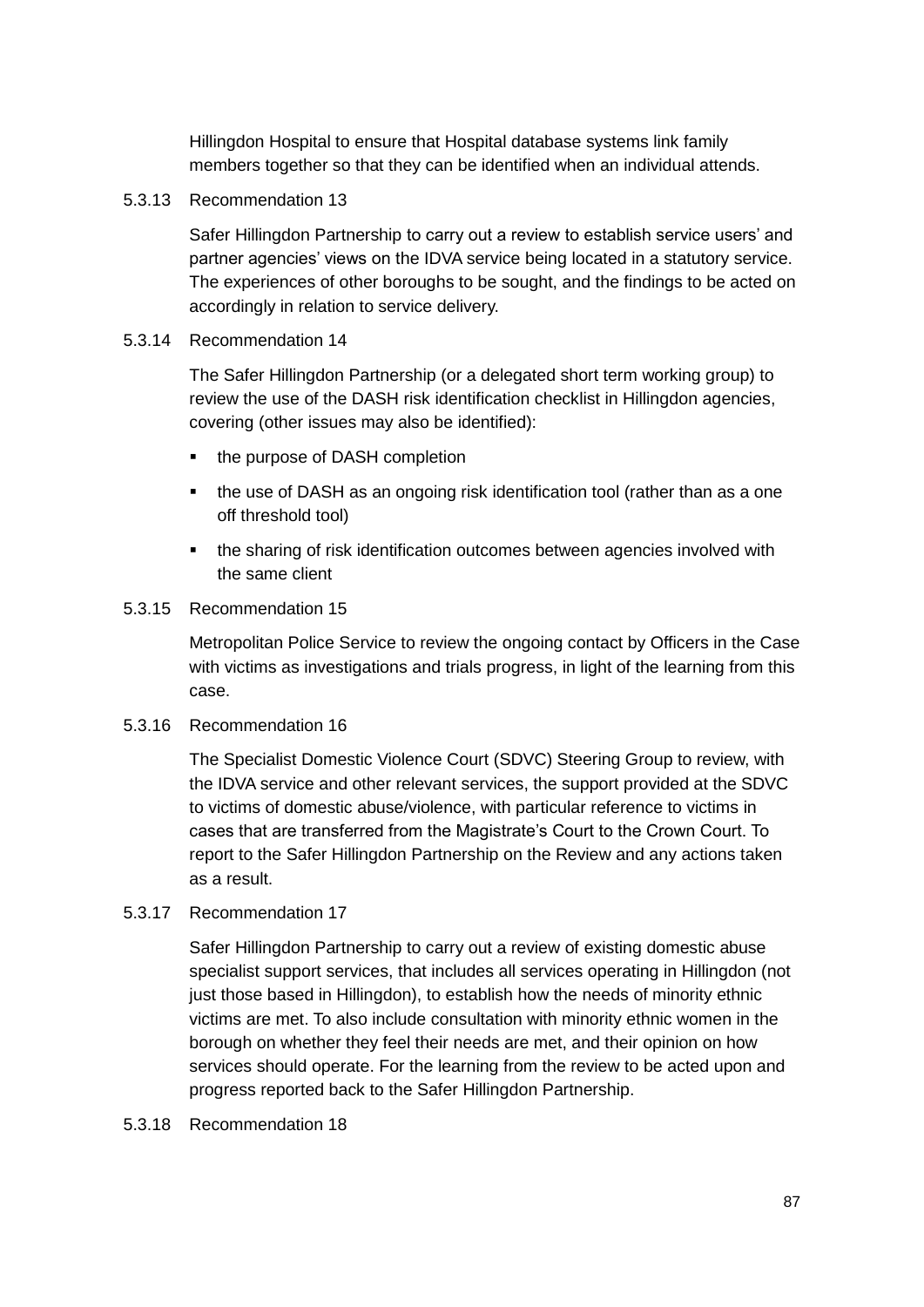Hillingdon Hospital to ensure that Hospital database systems link family members together so that they can be identified when an individual attends.

5.3.13 Recommendation 13

Safer Hillingdon Partnership to carry out a review to establish service users' and partner agencies' views on the IDVA service being located in a statutory service. The experiences of other boroughs to be sought, and the findings to be acted on accordingly in relation to service delivery.

5.3.14 Recommendation 14

The Safer Hillingdon Partnership (or a delegated short term working group) to review the use of the DASH risk identification checklist in Hillingdon agencies, covering (other issues may also be identified):

- the purpose of DASH completion
- the use of DASH as an ongoing risk identification tool (rather than as a one off threshold tool)
- the sharing of risk identification outcomes between agencies involved with the same client

5.3.15 Recommendation 15

Metropolitan Police Service to review the ongoing contact by Officers in the Case with victims as investigations and trials progress, in light of the learning from this case.

5.3.16 Recommendation 16

The Specialist Domestic Violence Court (SDVC) Steering Group to review, with the IDVA service and other relevant services, the support provided at the SDVC to victims of domestic abuse/violence, with particular reference to victims in cases that are transferred from the Magistrate's Court to the Crown Court. To report to the Safer Hillingdon Partnership on the Review and any actions taken as a result.

5.3.17 Recommendation 17

Safer Hillingdon Partnership to carry out a review of existing domestic abuse specialist support services, that includes all services operating in Hillingdon (not just those based in Hillingdon), to establish how the needs of minority ethnic victims are met. To also include consultation with minority ethnic women in the borough on whether they feel their needs are met, and their opinion on how services should operate. For the learning from the review to be acted upon and progress reported back to the Safer Hillingdon Partnership.

5.3.18 Recommendation 18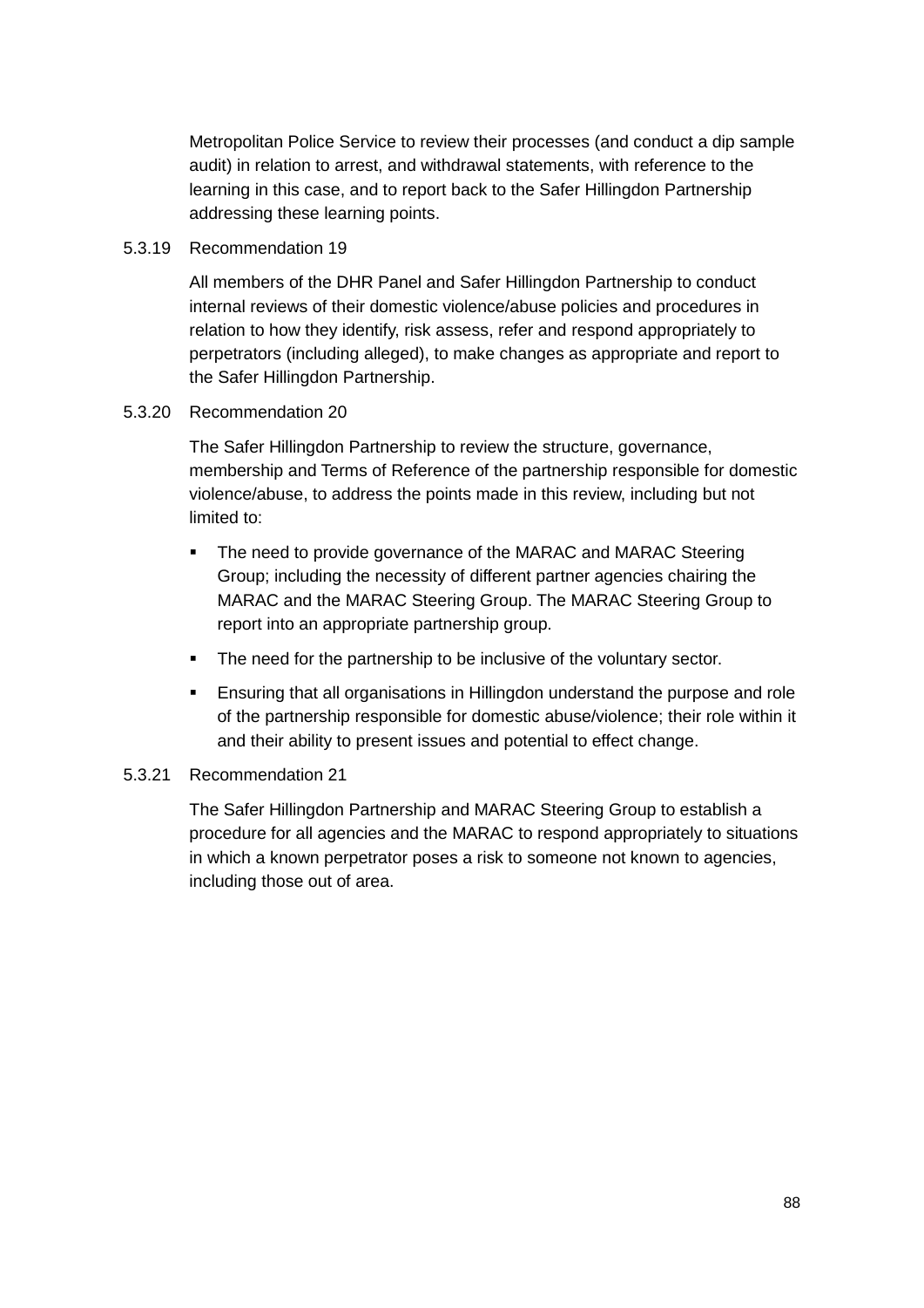Metropolitan Police Service to review their processes (and conduct a dip sample audit) in relation to arrest, and withdrawal statements, with reference to the learning in this case, and to report back to the Safer Hillingdon Partnership addressing these learning points.

5.3.19 Recommendation 19

All members of the DHR Panel and Safer Hillingdon Partnership to conduct internal reviews of their domestic violence/abuse policies and procedures in relation to how they identify, risk assess, refer and respond appropriately to perpetrators (including alleged), to make changes as appropriate and report to the Safer Hillingdon Partnership.

5.3.20 Recommendation 20

The Safer Hillingdon Partnership to review the structure, governance, membership and Terms of Reference of the partnership responsible for domestic violence/abuse, to address the points made in this review, including but not limited to:

- The need to provide governance of the MARAC and MARAC Steering Group; including the necessity of different partner agencies chairing the MARAC and the MARAC Steering Group. The MARAC Steering Group to report into an appropriate partnership group.
- The need for the partnership to be inclusive of the voluntary sector.
- Ensuring that all organisations in Hillingdon understand the purpose and role of the partnership responsible for domestic abuse/violence; their role within it and their ability to present issues and potential to effect change.

5.3.21 Recommendation 21

The Safer Hillingdon Partnership and MARAC Steering Group to establish a procedure for all agencies and the MARAC to respond appropriately to situations in which a known perpetrator poses a risk to someone not known to agencies, including those out of area.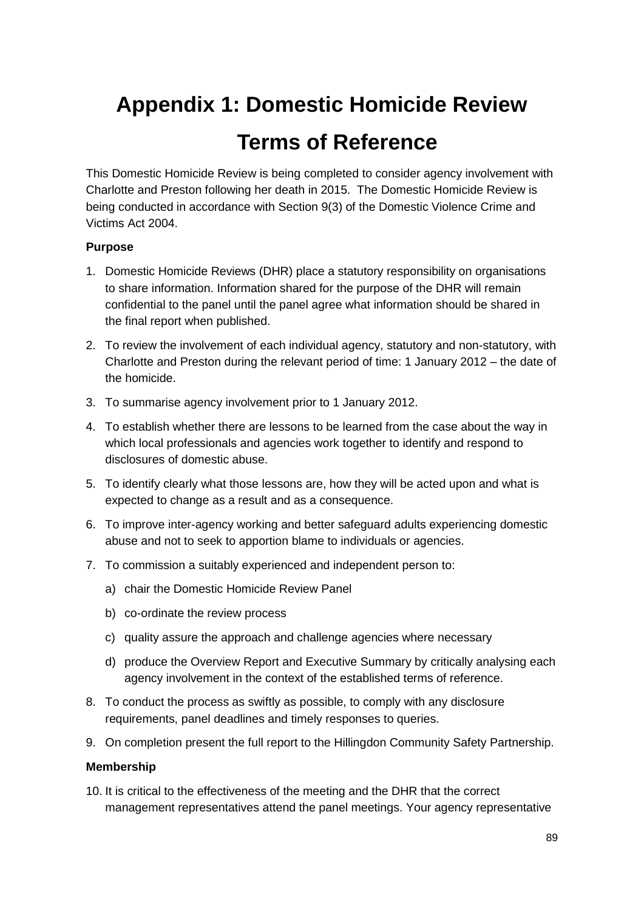# Appendix 1: Domestic Homicide Review Terms of Reference

This Domestic Homicide Review is being completed to consider agency involvement with Charlotte and Preston following her death in 2015. The Domestic Homicide Review is being conducted in accordance with Section 9(3) of the Domestic Violence Crime and Victims Act 2004.

**Purpose**

1. Domestic Homicide Reviews (DHR) place a statutory responsibility on organisations to share information. Information shared for the purpose of the DHR will remain confidential to the panel until the panel agree what information should be shared in the final report when published.
2. To review the involvement of each individual agency, statutory and non-statutory, with Charlotte and Preston during the relevant period of time: 1 January 2012 – the date of the homicide.
3. To summarise agency involvement prior to 1 January 2012.
4. To establish whether there are lessons to be learned from the case about the way in which local professionals and agencies work together to identify and respond to disclosures of domestic abuse.
5. To identify clearly what those lessons are, how they will be acted upon and what is expected to change as a result and as a consequence.
6. To improve inter-agency working and better safeguard adults experiencing domestic abuse and not to seek to apportion blame to individuals or agencies.
7. To commission a suitably experienced and independent person to:
   a) chair the Domestic Homicide Review Panel
   b) co-ordinate the review process
   c) quality assure the approach and challenge agencies where necessary
   d) produce the Overview Report and Executive Summary by critically analysing each agency involvement in the context of the established terms of reference.
8. To conduct the process as swiftly as possible, to comply with any disclosure requirements, panel deadlines and timely responses to queries.
9. On completion present the full report to the Hillingdon Community Safety Partnership.

**Membership**

10. It is critical to the effectiveness of the meeting and the DHR that the correct management representatives attend the panel meetings. Your agency representative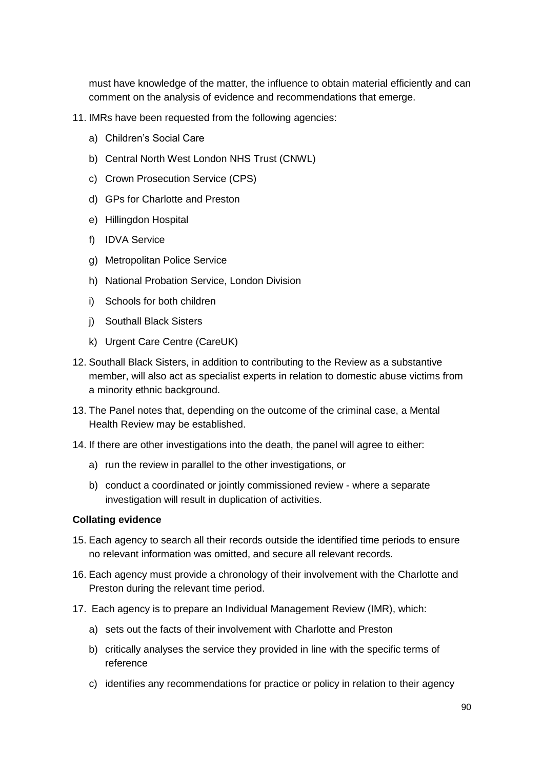must have knowledge of the matter, the influence to obtain material efficiently and can comment on the analysis of evidence and recommendations that emerge.

11. IMRs have been requested from the following agencies:
    a) Children's Social Care
    b) Central North West London NHS Trust (CNWL)
    c) Crown Prosecution Service (CPS)
    d) GPs for Charlotte and Preston
    e) Hillingdon Hospital
    f) IDVA Service
    g) Metropolitan Police Service
    h) National Probation Service, London Division
    i) Schools for both children
    j) Southall Black Sisters
    k) Urgent Care Centre (CareUK)
12. Southall Black Sisters, in addition to contributing to the Review as a substantive member, will also act as specialist experts in relation to domestic abuse victims from a minority ethnic background.
13. The Panel notes that, depending on the outcome of the criminal case, a Mental Health Review may be established.
14. If there are other investigations into the death, the panel will agree to either:
    a) run the review in parallel to the other investigations, or
    b) conduct a coordinated or jointly commissioned review - where a separate investigation will result in duplication of activities.

**Collating evidence**

15. Each agency to search all their records outside the identified time periods to ensure no relevant information was omitted, and secure all relevant records.
16. Each agency must provide a chronology of their involvement with the Charlotte and Preston during the relevant time period.
17. Each agency is to prepare an Individual Management Review (IMR), which:
    a) sets out the facts of their involvement with Charlotte and Preston
    b) critically analyses the service they provided in line with the specific terms of reference
    c) identifies any recommendations for practice or policy in relation to their agency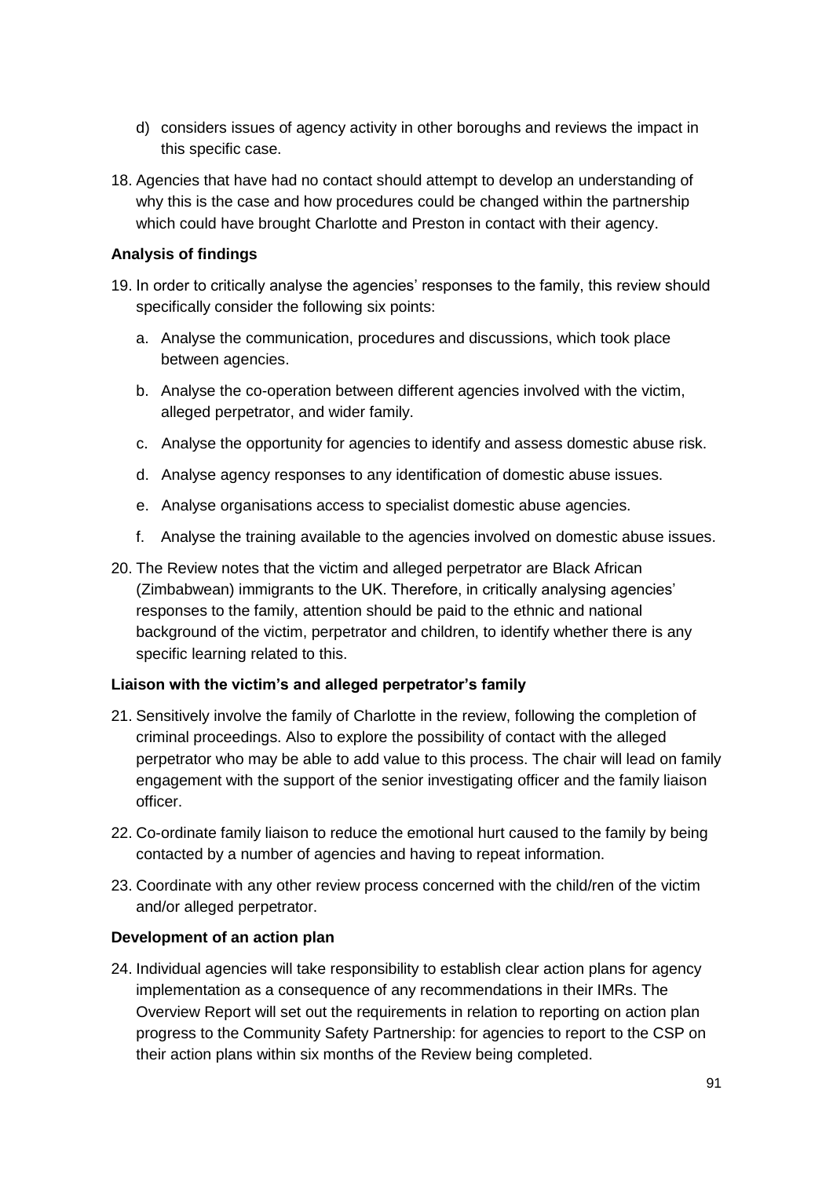d) considers issues of agency activity in other boroughs and reviews the impact in this specific case.

18. Agencies that have had no contact should attempt to develop an understanding of why this is the case and how procedures could be changed within the partnership which could have brought Charlotte and Preston in contact with their agency.

**Analysis of findings**

19. In order to critically analyse the agencies' responses to the family, this review should specifically consider the following six points:

    a. Analyse the communication, procedures and discussions, which took place between agencies.

    b. Analyse the co-operation between different agencies involved with the victim, alleged perpetrator, and wider family.

    c. Analyse the opportunity for agencies to identify and assess domestic abuse risk.

    d. Analyse agency responses to any identification of domestic abuse issues.

    e. Analyse organisations access to specialist domestic abuse agencies.

    f. Analyse the training available to the agencies involved on domestic abuse issues.

20. The Review notes that the victim and alleged perpetrator are Black African (Zimbabwean) immigrants to the UK. Therefore, in critically analysing agencies' responses to the family, attention should be paid to the ethnic and national background of the victim, perpetrator and children, to identify whether there is any specific learning related to this.

**Liaison with the victim's and alleged perpetrator's family**

21. Sensitively involve the family of Charlotte in the review, following the completion of criminal proceedings. Also to explore the possibility of contact with the alleged perpetrator who may be able to add value to this process. The chair will lead on family engagement with the support of the senior investigating officer and the family liaison officer.

22. Co-ordinate family liaison to reduce the emotional hurt caused to the family by being contacted by a number of agencies and having to repeat information.

23. Coordinate with any other review process concerned with the child/ren of the victim and/or alleged perpetrator.

**Development of an action plan**

24. Individual agencies will take responsibility to establish clear action plans for agency implementation as a consequence of any recommendations in their IMRs. The Overview Report will set out the requirements in relation to reporting on action plan progress to the Community Safety Partnership: for agencies to report to the CSP on their action plans within six months of the Review being completed.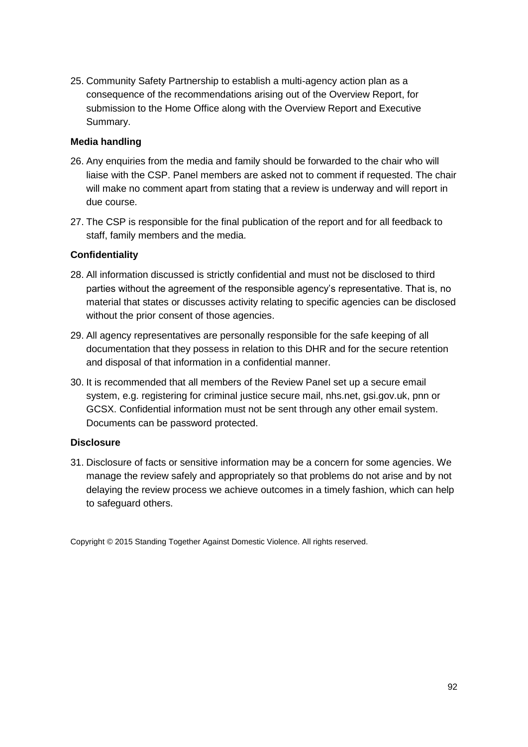25. Community Safety Partnership to establish a multi-agency action plan as a consequence of the recommendations arising out of the Overview Report, for submission to the Home Office along with the Overview Report and Executive Summary.

**Media handling**

26. Any enquiries from the media and family should be forwarded to the chair who will liaise with the CSP. Panel members are asked not to comment if requested. The chair will make no comment apart from stating that a review is underway and will report in due course.

27. The CSP is responsible for the final publication of the report and for all feedback to staff, family members and the media.

**Confidentiality**

28. All information discussed is strictly confidential and must not be disclosed to third parties without the agreement of the responsible agency's representative. That is, no material that states or discusses activity relating to specific agencies can be disclosed without the prior consent of those agencies.

29. All agency representatives are personally responsible for the safe keeping of all documentation that they possess in relation to this DHR and for the secure retention and disposal of that information in a confidential manner.

30. It is recommended that all members of the Review Panel set up a secure email system, e.g. registering for criminal justice secure mail, nhs.net, gsi.gov.uk, pnn or GCSX. Confidential information must not be sent through any other email system. Documents can be password protected.

**Disclosure**

31. Disclosure of facts or sensitive information may be a concern for some agencies. We manage the review safely and appropriately so that problems do not arise and by not delaying the review process we achieve outcomes in a timely fashion, which can help to safeguard others.

Copyright © 2015 Standing Together Against Domestic Violence. All rights reserved.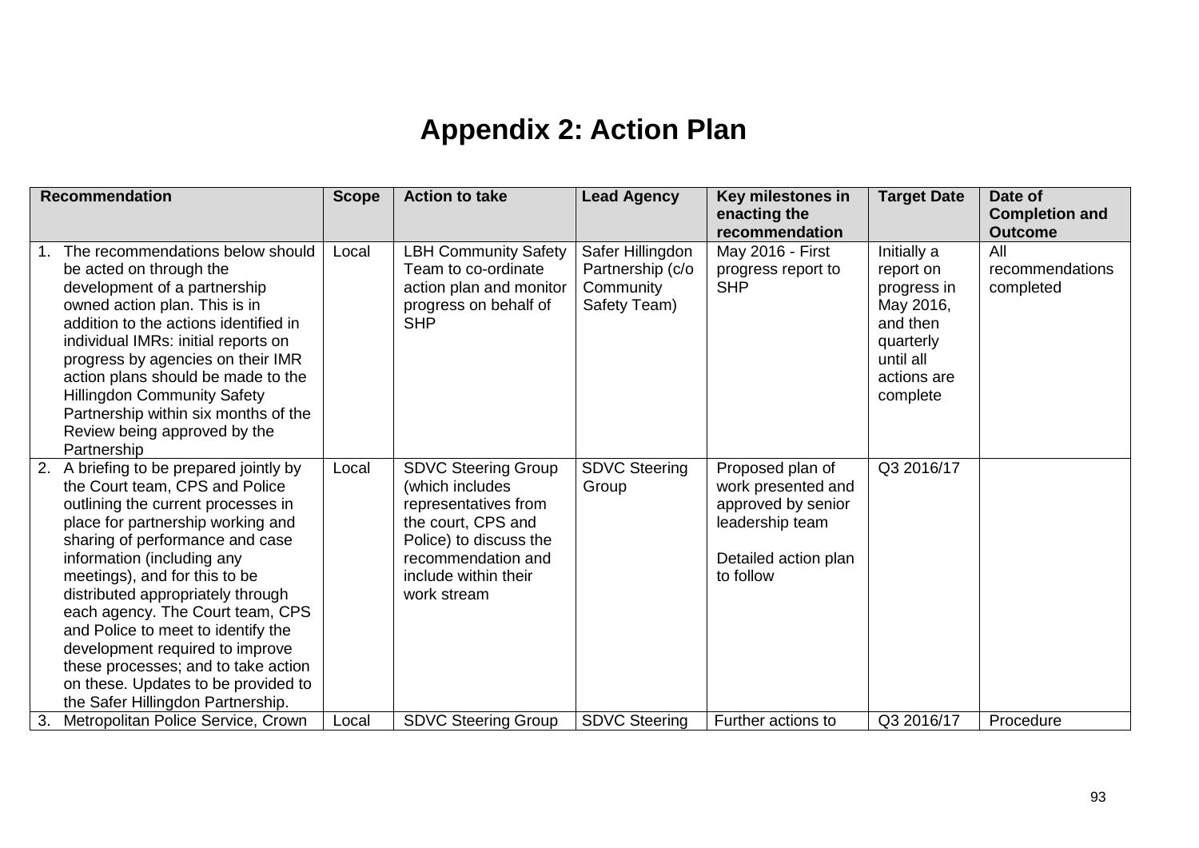# Appendix 2: Action Plan

| Recommendation | Scope | Action to take | Lead Agency | Key milestones in enacting the recommendation | Target Date | Date of Completion and Outcome |
|---|---|---|---|---|---|---|
| 1. The recommendations below should be acted on through the development of a partnership owned action plan. This is in addition to the actions identified in individual IMRs: initial reports on progress by agencies on their IMR action plans should be made to the Hillingdon Community Safety Partnership within six months of the Review being approved by the Partnership | Local | LBH Community Safety Team to co-ordinate action plan and monitor progress on behalf of SHP | Safer Hillingdon Partnership (c/o Community Safety Team) | May 2016 - First progress report to SHP | Initially a report on progress in May 2016, and then quarterly until all actions are complete | All recommendations completed |
| 2. A briefing to be prepared jointly by the Court team, CPS and Police outlining the current processes in place for partnership working and sharing of performance and case information (including any meetings), and for this to be distributed appropriately through each agency. The Court team, CPS and Police to meet to identify the development required to improve these processes; and to take action on these. Updates to be provided to the Safer Hillingdon Partnership. | Local | SDVC Steering Group (which includes representatives from the court, CPS and Police) to discuss the recommendation and include within their work stream | SDVC Steering Group | Proposed plan of work presented and approved by senior leadership team<br><br>Detailed action plan to follow | Q3 2016/17 | |
| 3. Metropolitan Police Service, Crown | Local | SDVC Steering Group | SDVC Steering | Further actions to | Q3 2016/17 | Procedure |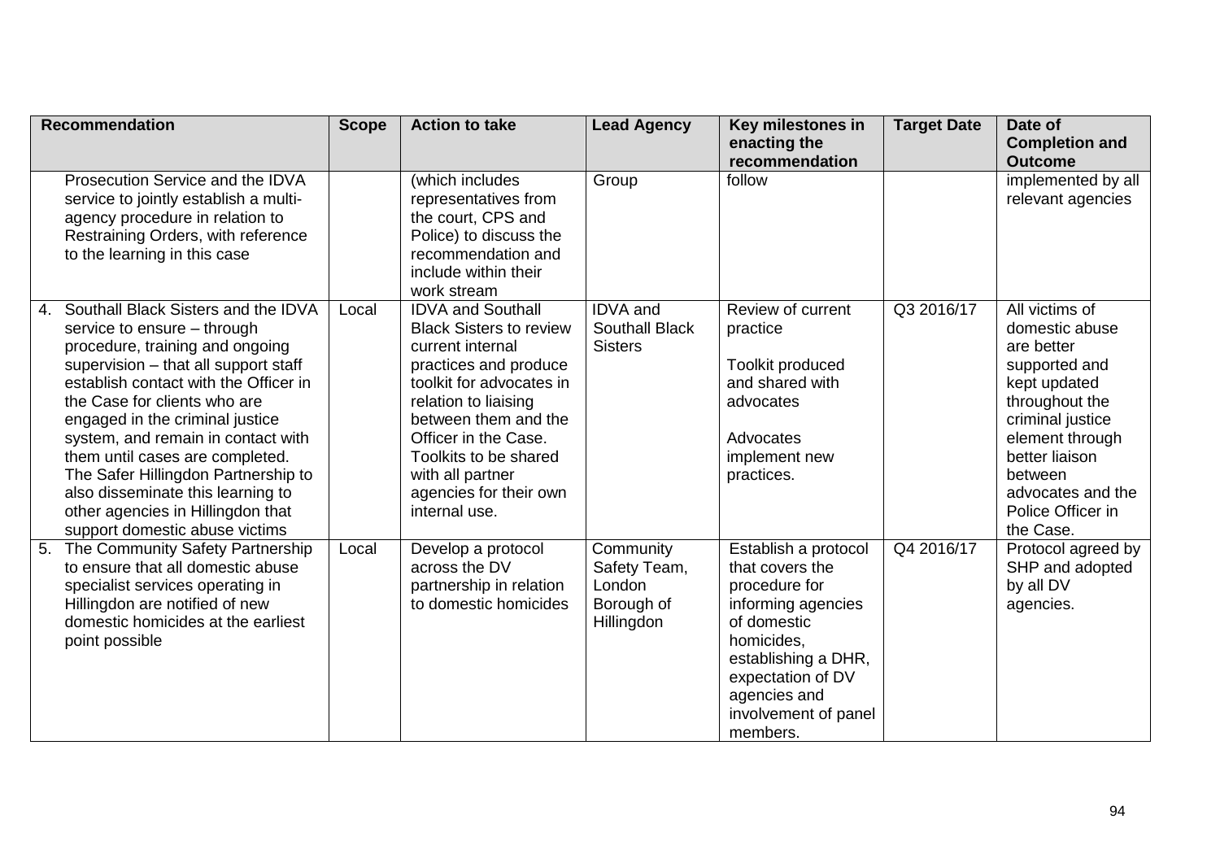| Recommendation | Scope | Action to take | Lead Agency | Key milestones in enacting the recommendation | Target Date | Date of Completion and Outcome |
|---|---|---|---|---|---|---|
| Prosecution Service and the IDVA service to jointly establish a multi-agency procedure in relation to Restraining Orders, with reference to the learning in this case | | (which includes representatives from the court, CPS and Police) to discuss the recommendation and include within their work stream | Group | follow | | implemented by all relevant agencies |
| 4. Southall Black Sisters and the IDVA service to ensure – through procedure, training and ongoing supervision – that all support staff establish contact with the Officer in the Case for clients who are engaged in the criminal justice system, and remain in contact with them until cases are completed. The Safer Hillingdon Partnership to also disseminate this learning to other agencies in Hillingdon that support domestic abuse victims | Local | IDVA and Southall Black Sisters to review current internal practices and produce toolkit for advocates in relation to liaising between them and the Officer in the Case. Toolkits to be shared with all partner agencies for their own internal use. | IDVA and Southall Black Sisters | Review of current practice<br><br>Toolkit produced and shared with advocates<br><br>Advocates implement new practices. | Q3 2016/17 | All victims of domestic abuse are better supported and kept updated throughout the criminal justice element through better liaison between advocates and the Police Officer in the Case. |
| 5. The Community Safety Partnership to ensure that all domestic abuse specialist services operating in Hillingdon are notified of new domestic homicides at the earliest point possible | Local | Develop a protocol across the DV partnership in relation to domestic homicides | Community Safety Team, London Borough of Hillingdon | Establish a protocol that covers the procedure for informing agencies of domestic homicides, establishing a DHR, expectation of DV agencies and involvement of panel members. | Q4 2016/17 | Protocol agreed by SHP and adopted by all DV agencies. |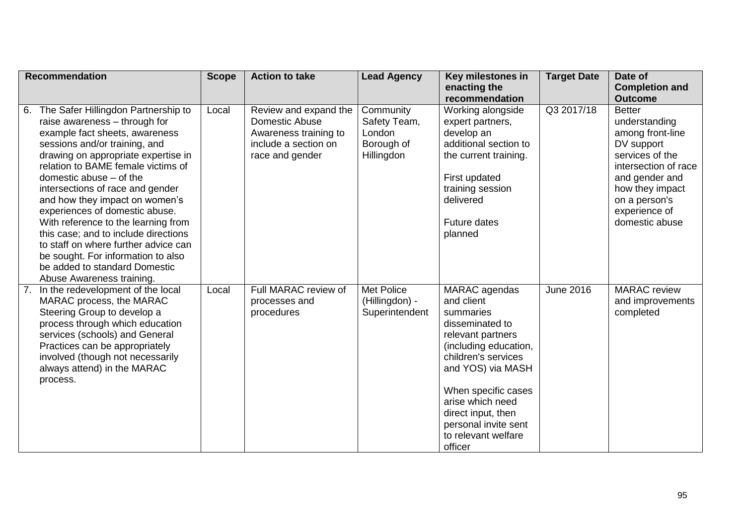| Recommendation | Scope | Action to take | Lead Agency | Key milestones in enacting the recommendation | Target Date | Date of Completion and Outcome |
|---|---|---|---|---|---|---|
| 6. The Safer Hillingdon Partnership to raise awareness – through for example fact sheets, awareness sessions and/or training, and drawing on appropriate expertise in relation to BAME female victims of domestic abuse – of the intersections of race and gender and how they impact on women's experiences of domestic abuse. With reference to the learning from this case; and to include directions to staff on where further advice can be sought. For information to also be added to standard Domestic Abuse Awareness training. | Local | Review and expand the Domestic Abuse Awareness training to include a section on race and gender | Community Safety Team, London Borough of Hillingdon | Working alongside expert partners, develop an additional section to the current training.<br><br>First updated training session delivered<br><br>Future dates planned | Q3 2017/18 | Better understanding among front-line DV support services of the intersection of race and gender and how they impact on a person's experience of domestic abuse |
| 7. In the redevelopment of the local MARAC process, the MARAC Steering Group to develop a process through which education services (schools) and General Practices can be appropriately involved (though not necessarily always attend) in the MARAC process. | Local | Full MARAC review of processes and procedures | Met Police (Hillingdon) - Superintendent | MARAC agendas and client summaries disseminated to relevant partners (including education, children's services and YOS) via MASH<br><br>When specific cases arise which need direct input, then personal invite sent to relevant welfare officer | June 2016 | MARAC review and improvements completed |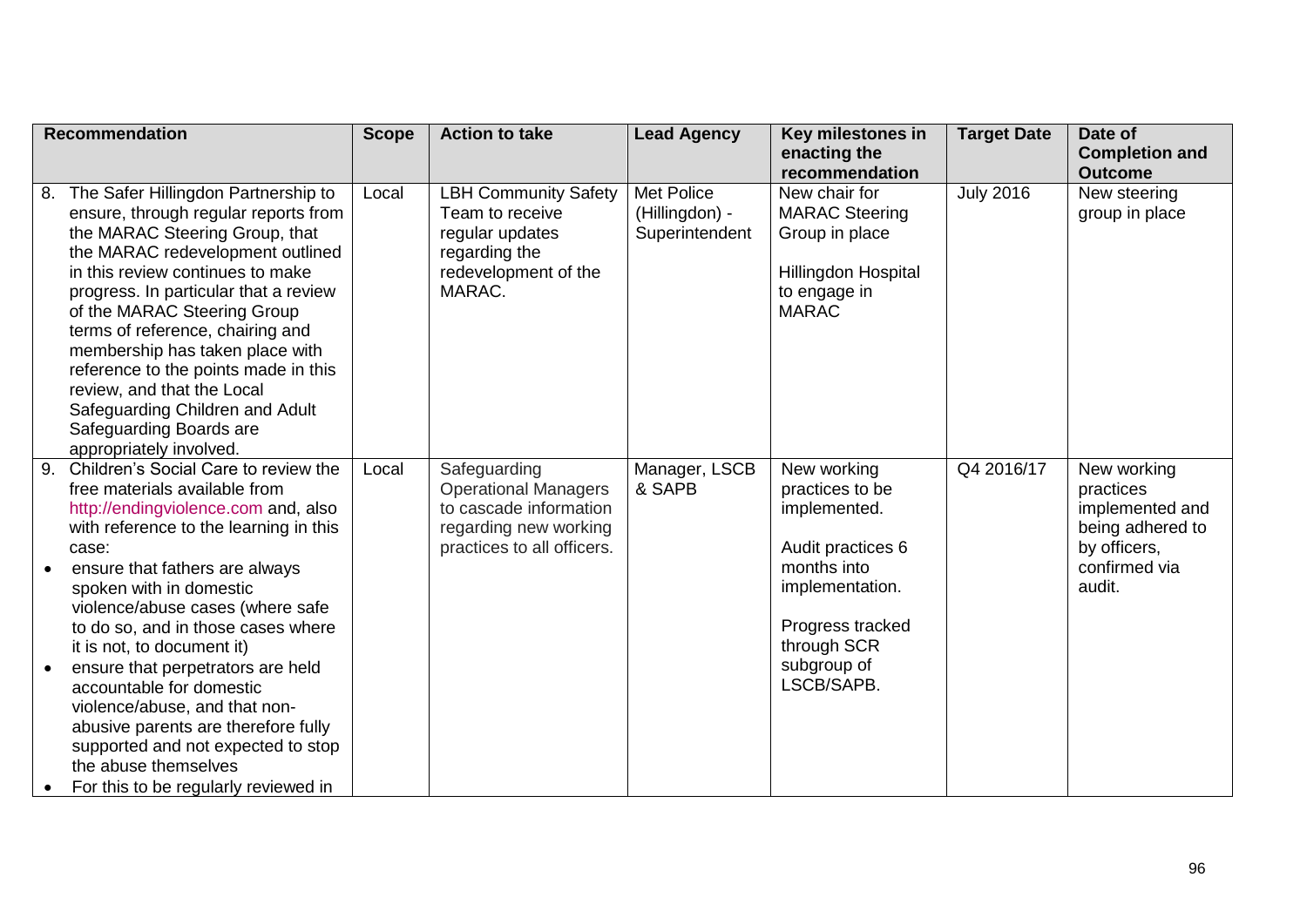| Recommendation | Scope | Action to take | Lead Agency | Key milestones in enacting the recommendation | Target Date | Date of Completion and Outcome |
|---|---|---|---|---|---|---|
| 8. The Safer Hillingdon Partnership to ensure, through regular reports from the MARAC Steering Group, that the MARAC redevelopment outlined in this review continues to make progress. In particular that a review of the MARAC Steering Group terms of reference, chairing and membership has taken place with reference to the points made in this review, and that the Local Safeguarding Children and Adult Safeguarding Boards are appropriately involved. | Local | LBH Community Safety Team to receive regular updates regarding the redevelopment of the MARAC. | Met Police (Hillingdon) - Superintendent | New chair for MARAC Steering Group in place<br><br>Hillingdon Hospital to engage in MARAC | July 2016 | New steering group in place |
| 9. Children's Social Care to review the free materials available from http://endingviolence.com and, also with reference to the learning in this case:<br>• ensure that fathers are always spoken with in domestic violence/abuse cases (where safe to do so, and in those cases where it is not, to document it)<br>• ensure that perpetrators are held accountable for domestic violence/abuse, and that non-abusive parents are therefore fully supported and not expected to stop the abuse themselves<br>• For this to be regularly reviewed in | Local | Safeguarding Operational Managers to cascade information regarding new working practices to all officers. | Manager, LSCB & SAPB | New working practices to be implemented.<br><br>Audit practices 6 months into implementation.<br><br>Progress tracked through SCR subgroup of LSCB/SAPB. | Q4 2016/17 | New working practices implemented and being adhered to by officers, confirmed via audit. |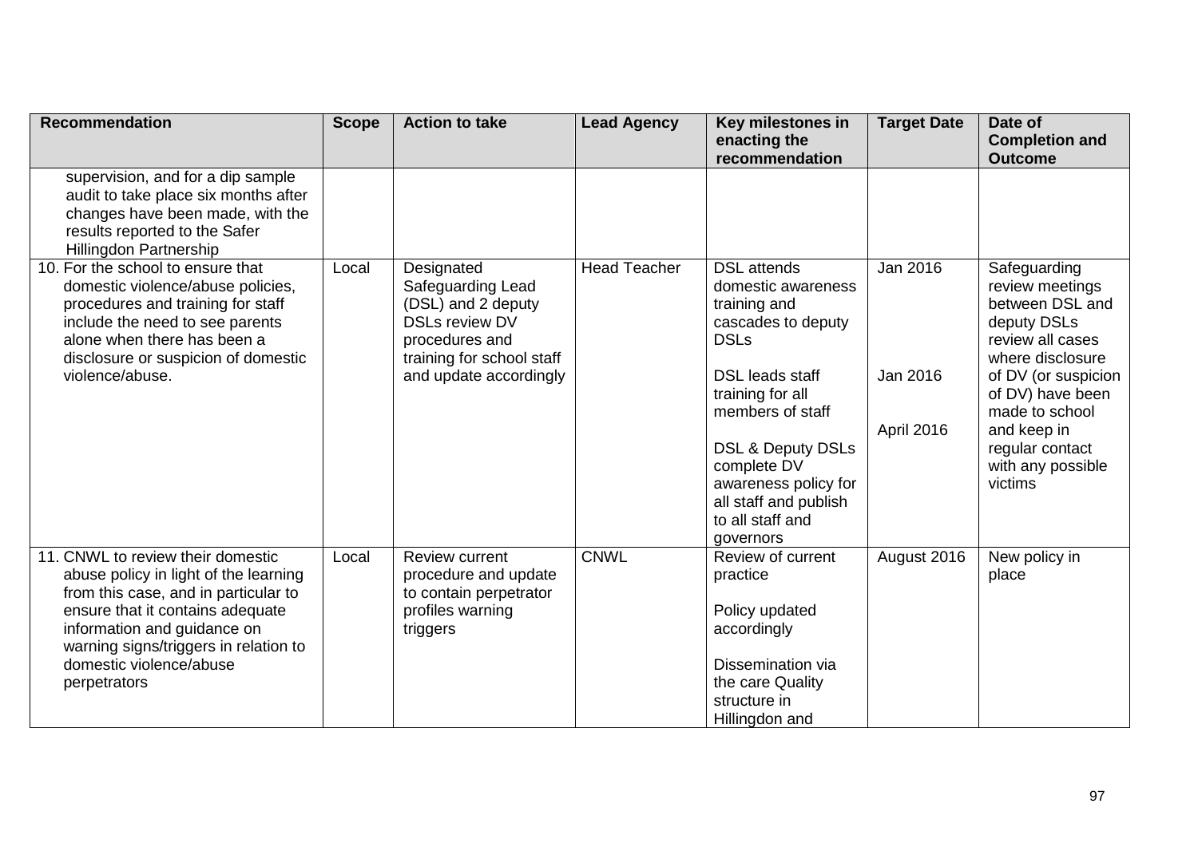| Recommendation | Scope | Action to take | Lead Agency | Key milestones in enacting the recommendation | Target Date | Date of Completion and Outcome |
|---|---|---|---|---|---|---|
| supervision, and for a dip sample audit to take place six months after changes have been made, with the results reported to the Safer Hillingdon Partnership | | | | | | |
| 10. For the school to ensure that domestic violence/abuse policies, procedures and training for staff include the need to see parents alone when there has been a disclosure or suspicion of domestic violence/abuse. | Local | Designated Safeguarding Lead (DSL) and 2 deputy DSLs review DV procedures and training for school staff and update accordingly | Head Teacher | DSL attends domestic awareness training and cascades to deputy DSLs<br><br>DSL leads staff training for all members of staff<br><br>DSL & Deputy DSLs complete DV awareness policy for all staff and publish to all staff and governors | Jan 2016<br><br>Jan 2016<br><br>April 2016 | Safeguarding review meetings between DSL and deputy DSLs review all cases where disclosure of DV (or suspicion of DV) have been made to school and keep in regular contact with any possible victims |
| 11. CNWL to review their domestic abuse policy in light of the learning from this case, and in particular to ensure that it contains adequate information and guidance on warning signs/triggers in relation to domestic violence/abuse perpetrators | Local | Review current procedure and update to contain perpetrator profiles warning triggers | CNWL | Review of current practice<br><br>Policy updated accordingly<br><br>Dissemination via the care Quality structure in Hillingdon and | August 2016 | New policy in place |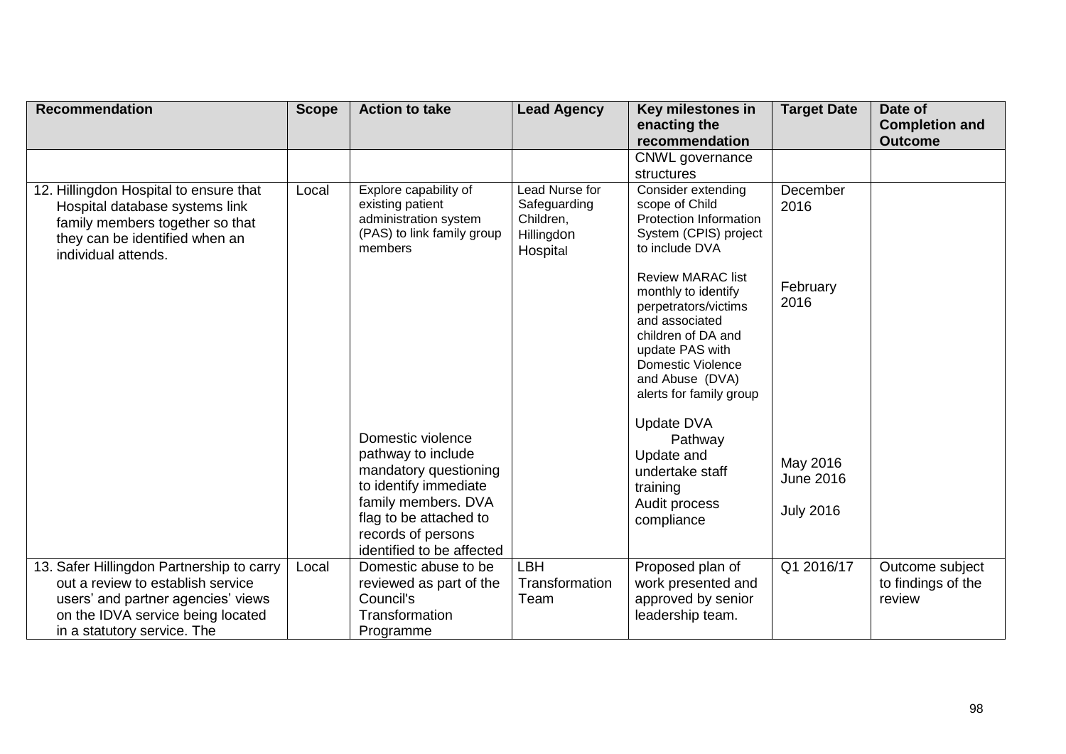| Recommendation | Scope | Action to take | Lead Agency | Key milestones in enacting the recommendation | Target Date | Date of Completion and Outcome |
|---|---|---|---|---|---|---|
| | | | | CNWL governance structures | | |
| 12. Hillingdon Hospital to ensure that Hospital database systems link family members together so that they can be identified when an individual attends. | Local | Explore capability of existing patient administration system (PAS) to link family group members<br><br>Domestic violence pathway to include mandatory questioning to identify immediate family members. DVA flag to be attached to records of persons identified to be affected | Lead Nurse for Safeguarding Children, Hillingdon Hospital | Consider extending scope of Child Protection Information System (CPIS) project to include DVA<br><br>Review MARAC list monthly to identify perpetrators/victims and associated children of DA and update PAS with Domestic Violence and Abuse (DVA) alerts for family group<br><br>Update DVA Pathway<br>Update and undertake staff training<br>Audit process compliance | December 2016<br><br>February 2016<br><br>May 2016<br>June 2016<br><br>July 2016 | |
| 13. Safer Hillingdon Partnership to carry out a review to establish service users' and partner agencies' views on the IDVA service being located in a statutory service. The | Local | Domestic abuse to be reviewed as part of the Council's Transformation Programme | LBH Transformation Team | Proposed plan of work presented and approved by senior leadership team. | Q1 2016/17 | Outcome subject to findings of the review |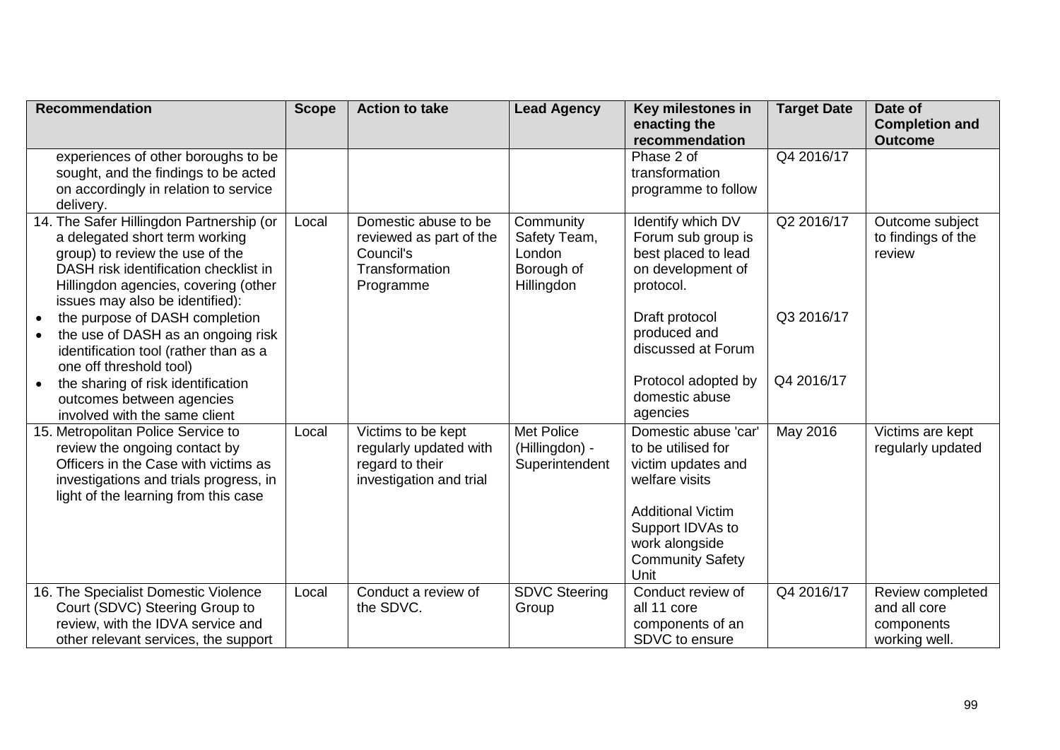| Recommendation | Scope | Action to take | Lead Agency | Key milestones in enacting the recommendation | Target Date | Date of Completion and Outcome |
|---|---|---|---|---|---|---|
| experiences of other boroughs to be sought, and the findings to be acted on accordingly in relation to service delivery. | | | | Phase 2 of transformation programme to follow | Q4 2016/17 | |
| 14. The Safer Hillingdon Partnership (or a delegated short term working group) to review the use of the DASH risk identification checklist in Hillingdon agencies, covering (other issues may also be identified):<br>• the purpose of DASH completion<br>• the use of DASH as an ongoing risk identification tool (rather than as a one off threshold tool)<br>• the sharing of risk identification outcomes between agencies involved with the same client | Local | Domestic abuse to be reviewed as part of the Council's Transformation Programme | Community Safety Team, London Borough of Hillingdon | Identify which DV Forum sub group is best placed to lead on development of protocol.<br><br>Draft protocol produced and discussed at Forum<br><br>Protocol adopted by domestic abuse agencies | Q2 2016/17<br><br>Q3 2016/17<br><br>Q4 2016/17 | Outcome subject to findings of the review |
| 15. Metropolitan Police Service to review the ongoing contact by Officers in the Case with victims as investigations and trials progress, in light of the learning from this case | Local | Victims to be kept regularly updated with regard to their investigation and trial | Met Police (Hillingdon) - Superintendent | Domestic abuse 'car' to be utilised for victim updates and welfare visits<br><br>Additional Victim Support IDVAs to work alongside Community Safety Unit | May 2016 | Victims are kept regularly updated |
| 16. The Specialist Domestic Violence Court (SDVC) Steering Group to review, with the IDVA service and other relevant services, the support | Local | Conduct a review of the SDVC. | SDVC Steering Group | Conduct review of all 11 core components of an SDVC to ensure | Q4 2016/17 | Review completed and all core components working well. |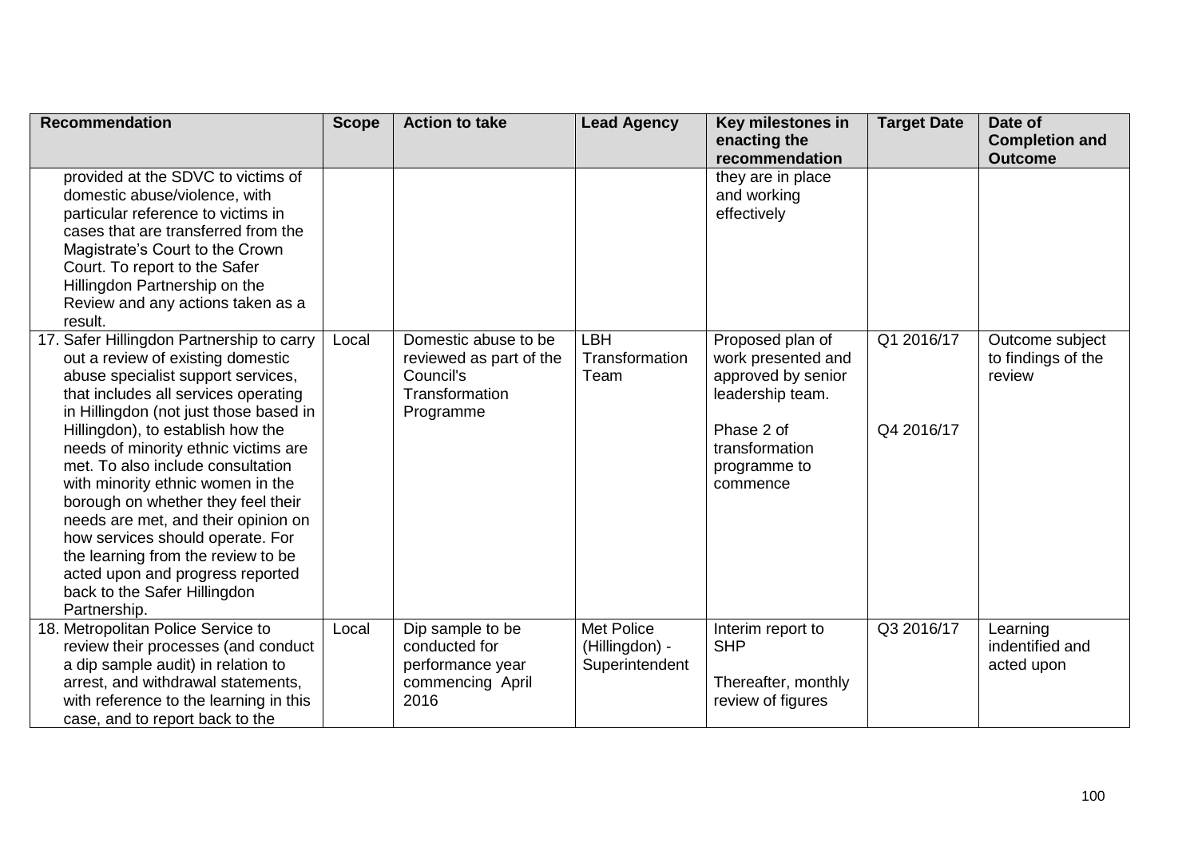| Recommendation | Scope | Action to take | Lead Agency | Key milestones in enacting the recommendation | Target Date | Date of Completion and Outcome |
|---|---|---|---|---|---|---|
| provided at the SDVC to victims of domestic abuse/violence, with particular reference to victims in cases that are transferred from the Magistrate's Court to the Crown Court. To report to the Safer Hillingdon Partnership on the Review and any actions taken as a result. | | | | they are in place and working effectively | | |
| 17. Safer Hillingdon Partnership to carry out a review of existing domestic abuse specialist support services, that includes all services operating in Hillingdon (not just those based in Hillingdon), to establish how the needs of minority ethnic victims are met. To also include consultation with minority ethnic women in the borough on whether they feel their needs are met, and their opinion on how services should operate. For the learning from the review to be acted upon and progress reported back to the Safer Hillingdon Partnership. | Local | Domestic abuse to be reviewed as part of the Council's Transformation Programme | LBH Transformation Team | Proposed plan of work presented and approved by senior leadership team.<br><br>Phase 2 of transformation programme to commence | Q1 2016/17<br><br>Q4 2016/17 | Outcome subject to findings of the review |
| 18. Metropolitan Police Service to review their processes (and conduct a dip sample audit) in relation to arrest, and withdrawal statements, with reference to the learning in this case, and to report back to the | Local | Dip sample to be conducted for performance year commencing April 2016 | Met Police (Hillingdon) - Superintendent | Interim report to SHP<br><br>Thereafter, monthly review of figures | Q3 2016/17 | Learning indentified and acted upon |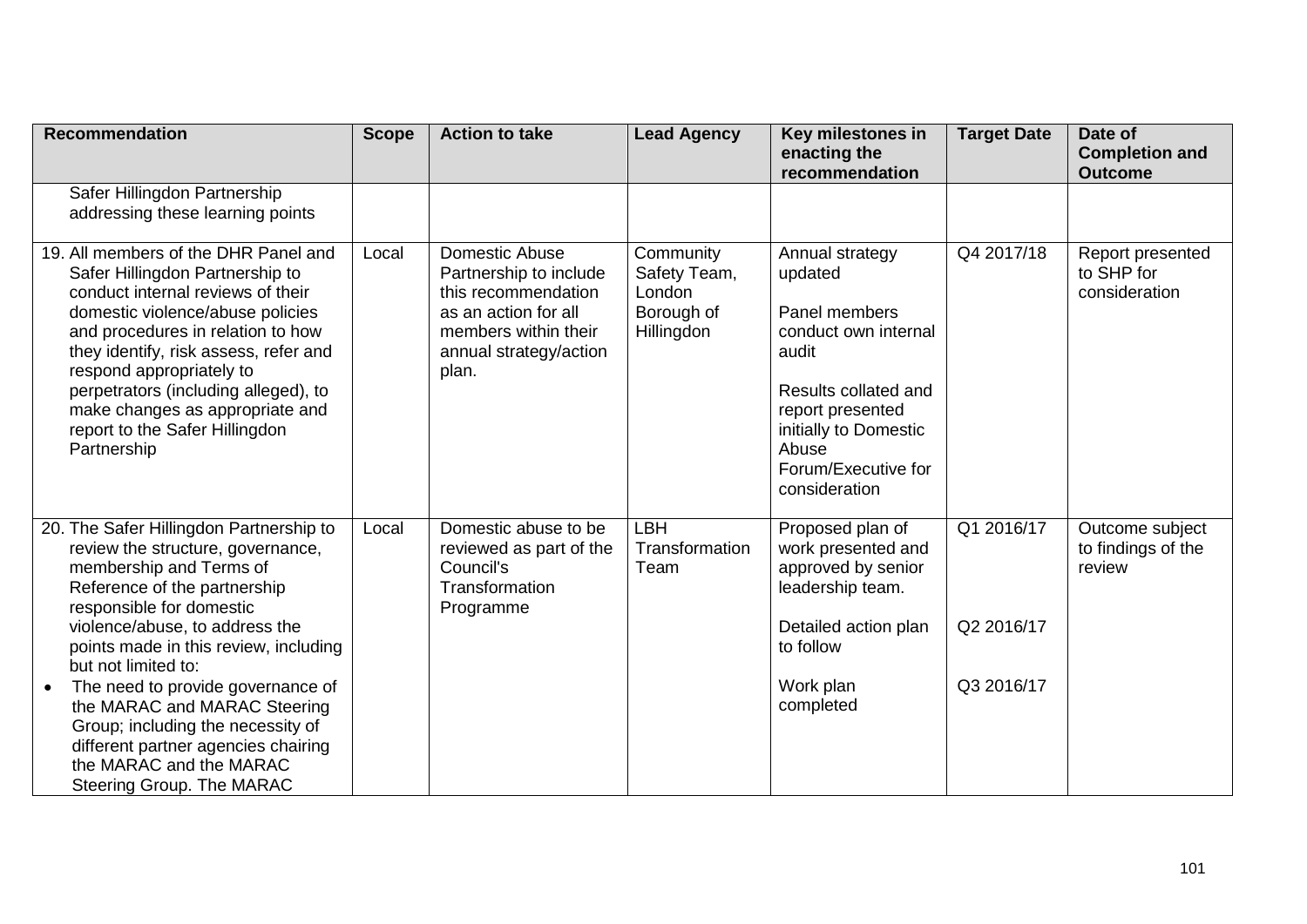| Recommendation | Scope | Action to take | Lead Agency | Key milestones in enacting the recommendation | Target Date | Date of Completion and Outcome |
|---|---|---|---|---|---|---|
| Safer Hillingdon Partnership addressing these learning points | | | | | | |
| 19. All members of the DHR Panel and Safer Hillingdon Partnership to conduct internal reviews of their domestic violence/abuse policies and procedures in relation to how they identify, risk assess, refer and respond appropriately to perpetrators (including alleged), to make changes as appropriate and report to the Safer Hillingdon Partnership | Local | Domestic Abuse Partnership to include this recommendation as an action for all members within their annual strategy/action plan. | Community Safety Team, London Borough of Hillingdon | Annual strategy updated<br><br>Panel members conduct own internal audit<br><br>Results collated and report presented initially to Domestic Abuse Forum/Executive for consideration | Q4 2017/18 | Report presented to SHP for consideration |
| 20. The Safer Hillingdon Partnership to review the structure, governance, membership and Terms of Reference of the partnership responsible for domestic violence/abuse, to address the points made in this review, including but not limited to:<br>• The need to provide governance of the MARAC and MARAC Steering Group; including the necessity of different partner agencies chairing the MARAC and the MARAC Steering Group. The MARAC | Local | Domestic abuse to be reviewed as part of the Council's Transformation Programme | LBH Transformation Team | Proposed plan of work presented and approved by senior leadership team.<br><br>Detailed action plan to follow<br><br>Work plan completed | Q1 2016/17<br><br>Q2 2016/17<br><br>Q3 2016/17 | Outcome subject to findings of the review |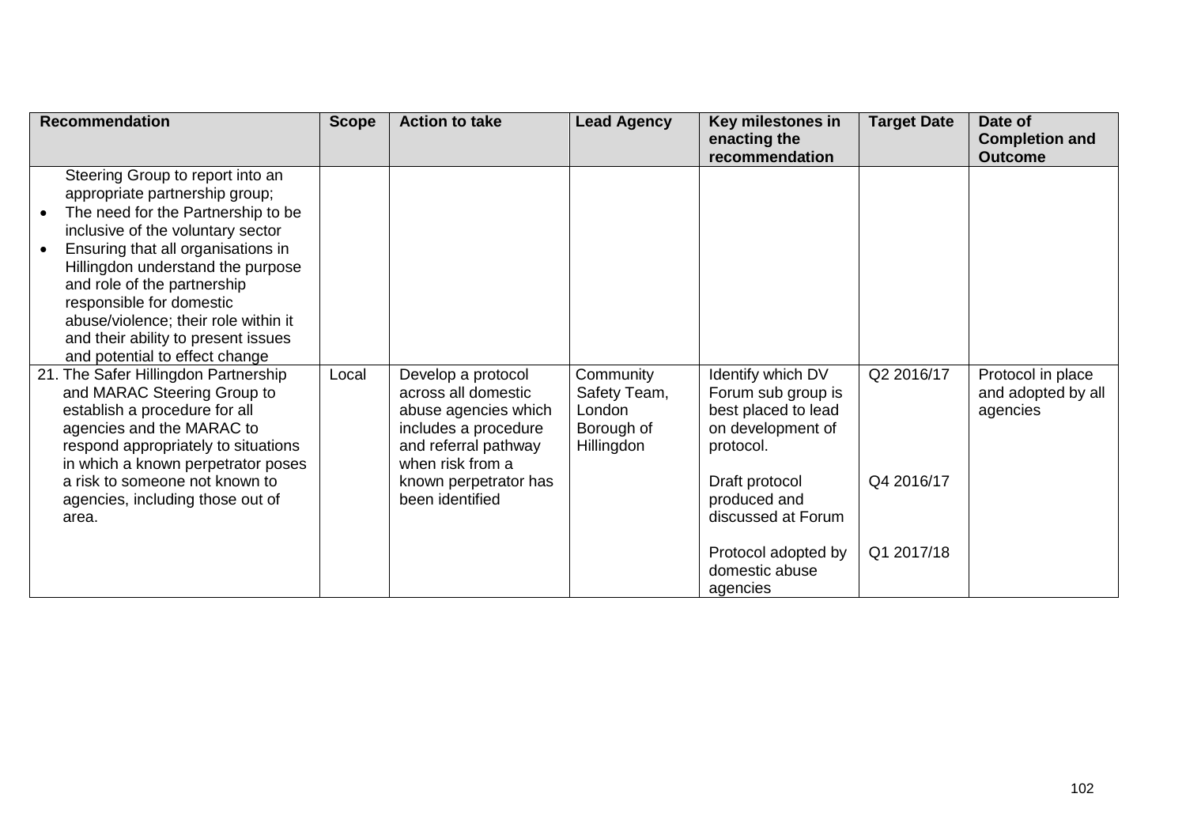| Recommendation | Scope | Action to take | Lead Agency | Key milestones in enacting the recommendation | Target Date | Date of Completion and Outcome |
|---|---|---|---|---|---|---|
| Steering Group to report into an appropriate partnership group;<br>• The need for the Partnership to be inclusive of the voluntary sector<br>• Ensuring that all organisations in Hillingdon understand the purpose and role of the partnership responsible for domestic abuse/violence; their role within it and their ability to present issues and potential to effect change | | | | | | |
| 21. The Safer Hillingdon Partnership and MARAC Steering Group to establish a procedure for all agencies and the MARAC to respond appropriately to situations in which a known perpetrator poses a risk to someone not known to agencies, including those out of area. | Local | Develop a protocol across all domestic abuse agencies which includes a procedure and referral pathway when risk from a known perpetrator has been identified | Community Safety Team, London Borough of Hillingdon | Identify which DV Forum sub group is best placed to lead on development of protocol.<br><br>Draft protocol produced and discussed at Forum<br><br>Protocol adopted by domestic abuse agencies | Q2 2016/17<br><br>Q4 2016/17<br><br>Q1 2017/18 | Protocol in place and adopted by all agencies |